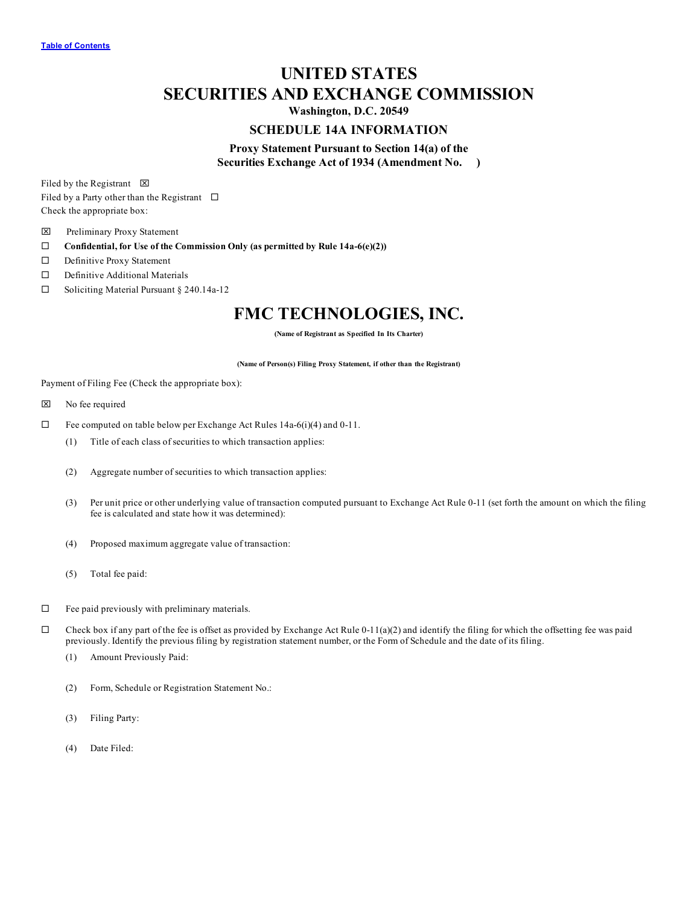Table of Contents

# UNITED STATES
# SECURITIES AND EXCHANGE COMMISSION

**Washington, D.C. 20549**

## SCHEDULE 14A INFORMATION

**Proxy Statement Pursuant to Section 14(a) of the Securities Exchange Act of 1934 (Amendment No. )**

Filed by the Registrant ☒

Filed by a Party other than the Registrant ☐

Check the appropriate box:

☒ Preliminary Proxy Statement

☐ **Confidential, for Use of the Commission Only (as permitted by Rule 14a-6(e)(2))**

☐ Definitive Proxy Statement

☐ Definitive Additional Materials

☐ Soliciting Material Pursuant § 240.14a-12

# FMC TECHNOLOGIES, INC.

**(Name of Registrant as Specified In Its Charter)**

**(Name of Person(s) Filing Proxy Statement, if other than the Registrant)**

Payment of Filing Fee (Check the appropriate box):

☒ No fee required

☐ Fee computed on table below per Exchange Act Rules 14a-6(i)(4) and 0-11.

(1) Title of each class of securities to which transaction applies:

(2) Aggregate number of securities to which transaction applies:

(3) Per unit price or other underlying value of transaction computed pursuant to Exchange Act Rule 0-11 (set forth the amount on which the filing fee is calculated and state how it was determined):

(4) Proposed maximum aggregate value of transaction:

(5) Total fee paid:

☐ Fee paid previously with preliminary materials.

☐ Check box if any part of the fee is offset as provided by Exchange Act Rule 0-11(a)(2) and identify the filing for which the offsetting fee was paid previously. Identify the previous filing by registration statement number, or the Form of Schedule and the date of its filing.

(1) Amount Previously Paid:

(2) Form, Schedule or Registration Statement No.:

(3) Filing Party:

(4) Date Filed: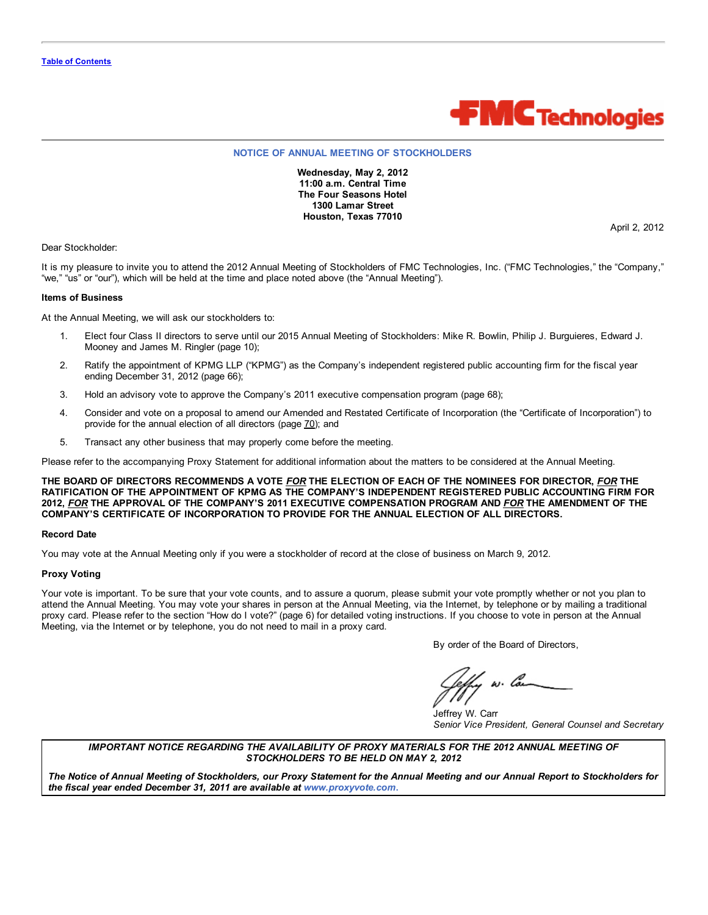# NOTICE OF ANNUAL MEETING OF STOCKHOLDERS

**Wednesday, May 2, 2012**
**11:00 a.m. Central Time**
**The Four Seasons Hotel**
**1300 Lamar Street**
**Houston, Texas 77010**

April 2, 2012

Dear Stockholder:

It is my pleasure to invite you to attend the 2012 Annual Meeting of Stockholders of FMC Technologies, Inc. ("FMC Technologies," the "Company," "we," "us" or "our"), which will be held at the time and place noted above (the "Annual Meeting").

**Items of Business**

At the Annual Meeting, we will ask our stockholders to:

1. Elect four Class II directors to serve until our 2015 Annual Meeting of Stockholders: Mike R. Bowlin, Philip J. Burguieres, Edward J. Mooney and James M. Ringler (page 10);
2. Ratify the appointment of KPMG LLP ("KPMG") as the Company's independent registered public accounting firm for the fiscal year ending December 31, 2012 (page 66);
3. Hold an advisory vote to approve the Company's 2011 executive compensation program (page 68);
4. Consider and vote on a proposal to amend our Amended and Restated Certificate of Incorporation (the "Certificate of Incorporation") to provide for the annual election of all directors (page 70); and
5. Transact any other business that may properly come before the meeting.

Please refer to the accompanying Proxy Statement for additional information about the matters to be considered at the Annual Meeting.

**THE BOARD OF DIRECTORS RECOMMENDS A VOTE *FOR* THE ELECTION OF EACH OF THE NOMINEES FOR DIRECTOR, *FOR* THE RATIFICATION OF THE APPOINTMENT OF KPMG AS THE COMPANY'S INDEPENDENT REGISTERED PUBLIC ACCOUNTING FIRM FOR 2012, *FOR* THE APPROVAL OF THE COMPANY'S 2011 EXECUTIVE COMPENSATION PROGRAM AND *FOR* THE AMENDMENT OF THE COMPANY'S CERTIFICATE OF INCORPORATION TO PROVIDE FOR THE ANNUAL ELECTION OF ALL DIRECTORS.**

**Record Date**

You may vote at the Annual Meeting only if you were a stockholder of record at the close of business on March 9, 2012.

**Proxy Voting**

Your vote is important. To be sure that your vote counts, and to assure a quorum, please submit your vote promptly whether or not you plan to attend the Annual Meeting. You may vote your shares in person at the Annual Meeting, via the Internet, by telephone or by mailing a traditional proxy card. Please refer to the section "How do I vote?" (page 6) for detailed voting instructions. If you choose to vote in person at the Annual Meeting, via the Internet or by telephone, you do not need to mail in a proxy card.

By order of the Board of Directors,

Jeffrey W. Carr
*Senior Vice President, General Counsel and Secretary*

***IMPORTANT NOTICE REGARDING THE AVAILABILITY OF PROXY MATERIALS FOR THE 2012 ANNUAL MEETING OF STOCKHOLDERS TO BE HELD ON MAY 2, 2012***

***The Notice of Annual Meeting of Stockholders, our Proxy Statement for the Annual Meeting and our Annual Report to Stockholders for the fiscal year ended December 31, 2011 are available at www.proxyvote.com.***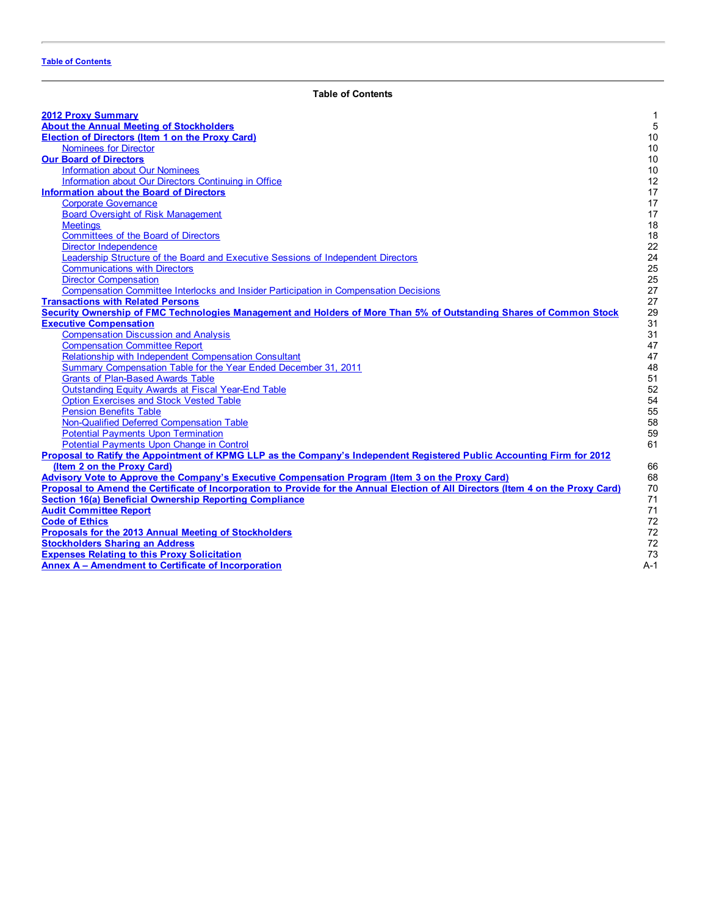## Table of Contents

| | |
|---|---|
| **2012 Proxy Summary** | 1 |
| **About the Annual Meeting of Stockholders** | 5 |
| **Election of Directors (Item 1 on the Proxy Card)** | 10 |
| Nominees for Director | 10 |
| **Our Board of Directors** | 10 |
| Information about Our Nominees | 10 |
| Information about Our Directors Continuing in Office | 12 |
| **Information about the Board of Directors** | 17 |
| Corporate Governance | 17 |
| Board Oversight of Risk Management | 17 |
| Meetings | 18 |
| Committees of the Board of Directors | 18 |
| Director Independence | 22 |
| Leadership Structure of the Board and Executive Sessions of Independent Directors | 24 |
| Communications with Directors | 25 |
| Director Compensation | 25 |
| Compensation Committee Interlocks and Insider Participation in Compensation Decisions | 27 |
| **Transactions with Related Persons** | 27 |
| **Security Ownership of FMC Technologies Management and Holders of More Than 5% of Outstanding Shares of Common Stock** | 29 |
| **Executive Compensation** | 31 |
| Compensation Discussion and Analysis | 31 |
| Compensation Committee Report | 47 |
| Relationship with Independent Compensation Consultant | 47 |
| Summary Compensation Table for the Year Ended December 31, 2011 | 48 |
| Grants of Plan-Based Awards Table | 51 |
| Outstanding Equity Awards at Fiscal Year-End Table | 52 |
| Option Exercises and Stock Vested Table | 54 |
| Pension Benefits Table | 55 |
| Non-Qualified Deferred Compensation Table | 58 |
| Potential Payments Upon Termination | 59 |
| Potential Payments Upon Change in Control | 61 |
| **Proposal to Ratify the Appointment of KPMG LLP as the Company's Independent Registered Public Accounting Firm for 2012 (Item 2 on the Proxy Card)** | 66 |
| **Advisory Vote to Approve the Company's Executive Compensation Program (Item 3 on the Proxy Card)** | 68 |
| **Proposal to Amend the Certificate of Incorporation to Provide for the Annual Election of All Directors (Item 4 on the Proxy Card)** | 70 |
| **Section 16(a) Beneficial Ownership Reporting Compliance** | 71 |
| **Audit Committee Report** | 71 |
| **Code of Ethics** | 72 |
| **Proposals for the 2013 Annual Meeting of Stockholders** | 72 |
| **Stockholders Sharing an Address** | 72 |
| **Expenses Relating to this Proxy Solicitation** | 73 |
| **Annex A – Amendment to Certificate of Incorporation** | A-1 |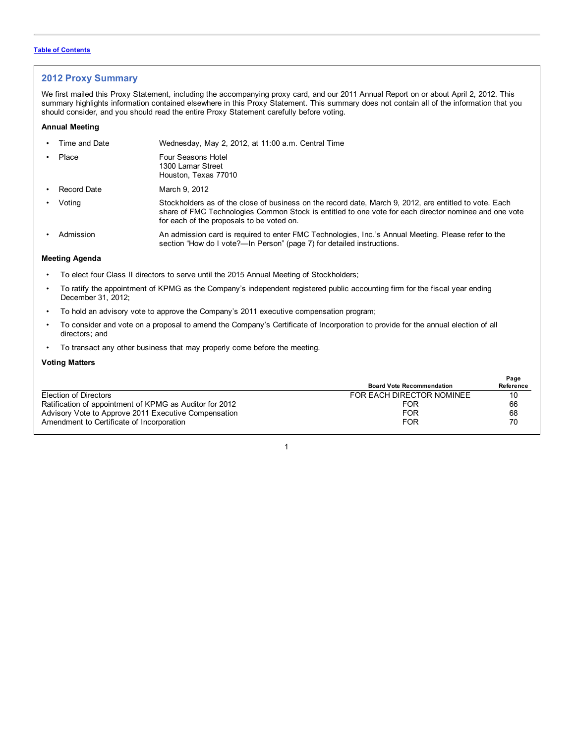[Table of Contents](#)

## 2012 Proxy Summary

We first mailed this Proxy Statement, including the accompanying proxy card, and our 2011 Annual Report on or about April 2, 2012. This summary highlights information contained elsewhere in this Proxy Statement. This summary does not contain all of the information that you should consider, and you should read the entire Proxy Statement carefully before voting.

**Annual Meeting**

- Time and Date: Wednesday, May 2, 2012, at 11:00 a.m. Central Time
- Place: Four Seasons Hotel
  1300 Lamar Street
  Houston, Texas 77010
- Record Date: March 9, 2012
- Voting: Stockholders as of the close of business on the record date, March 9, 2012, are entitled to vote. Each share of FMC Technologies Common Stock is entitled to one vote for each director nominee and one vote for each of the proposals to be voted on.
- Admission: An admission card is required to enter FMC Technologies, Inc.'s Annual Meeting. Please refer to the section "How do I vote?—In Person" (page 7) for detailed instructions.

**Meeting Agenda**

- To elect four Class II directors to serve until the 2015 Annual Meeting of Stockholders;
- To ratify the appointment of KPMG as the Company's independent registered public accounting firm for the fiscal year ending December 31, 2012;
- To hold an advisory vote to approve the Company's 2011 executive compensation program;
- To consider and vote on a proposal to amend the Company's Certificate of Incorporation to provide for the annual election of all directors; and
- To transact any other business that may properly come before the meeting.

**Voting Matters**

| | Board Vote Recommendation | Page Reference |
|---|---|---|
| Election of Directors | FOR EACH DIRECTOR NOMINEE | 10 |
| Ratification of appointment of KPMG as Auditor for 2012 | FOR | 66 |
| Advisory Vote to Approve 2011 Executive Compensation | FOR | 68 |
| Amendment to Certificate of Incorporation | FOR | 70 |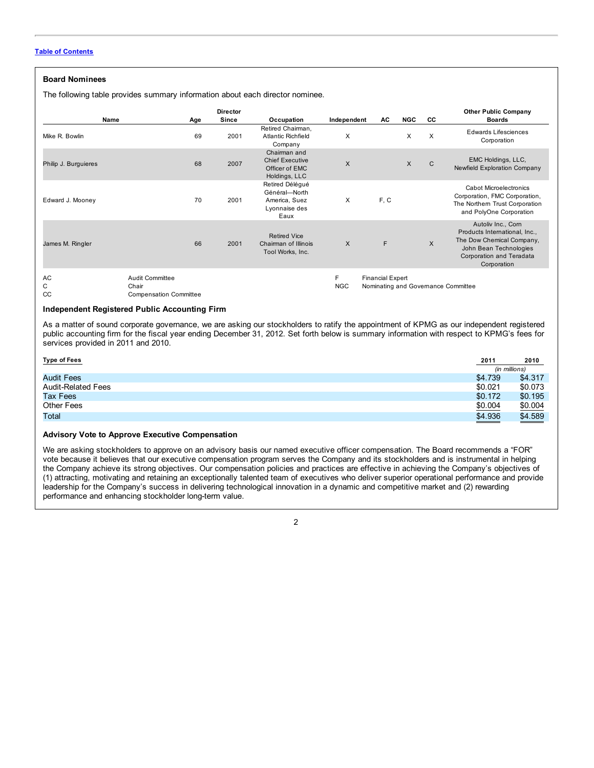[Table of Contents](#)

### Board Nominees

The following table provides summary information about each director nominee.

| Name | Age | Director Since | Occupation | Independent | AC | NGC | CC | Other Public Company Boards |
|---|---|---|---|---|---|---|---|---|
| Mike R. Bowlin | 69 | 2001 | Retired Chairman, Atlantic Richfield Company | X | | X | X | Edwards Lifesciences Corporation |
| Philip J. Burguieres | 68 | 2007 | Chairman and Chief Executive Officer of EMC Holdings, LLC | X | | X | C | EMC Holdings, LLC, Newfield Exploration Company |
| Edward J. Mooney | 70 | 2001 | Retired Délégué Général—North America, Suez Lyonnaise des Eaux | X | F, C | | | Cabot Microelectronics Corporation, FMC Corporation, The Northern Trust Corporation and PolyOne Corporation |
| James M. Ringler | 66 | 2001 | Retired Vice Chairman of Illinois Tool Works, Inc. | X | F | | X | Autoliv Inc., Corn Products International, Inc., The Dow Chemical Company, John Bean Technologies Corporation and Teradata Corporation |

AC Audit Committee
C Chair
CC Compensation Committee
F Financial Expert
NGC Nominating and Governance Committee

### Independent Registered Public Accounting Firm

As a matter of sound corporate governance, we are asking our stockholders to ratify the appointment of KPMG as our independent registered public accounting firm for the fiscal year ending December 31, 2012. Set forth below is summary information with respect to KPMG's fees for services provided in 2011 and 2010.

| Type of Fees | 2011 | 2010 |
|---|---|---|
| | *(in millions)* | |
| Audit Fees | $4.739 | $4.317 |
| Audit-Related Fees | $0.021 | $0.073 |
| Tax Fees | $0.172 | $0.195 |
| Other Fees | $0.004 | $0.004 |
| Total | $4.936 | $4.589 |

### Advisory Vote to Approve Executive Compensation

We are asking stockholders to approve on an advisory basis our named executive officer compensation. The Board recommends a "FOR" vote because it believes that our executive compensation program serves the Company and its stockholders and is instrumental in helping the Company achieve its strong objectives. Our compensation policies and practices are effective in achieving the Company's objectives of (1) attracting, motivating and retaining an exceptionally talented team of executives who deliver superior operational performance and provide leadership for the Company's success in delivering technological innovation in a dynamic and competitive market and (2) rewarding performance and enhancing stockholder long-term value.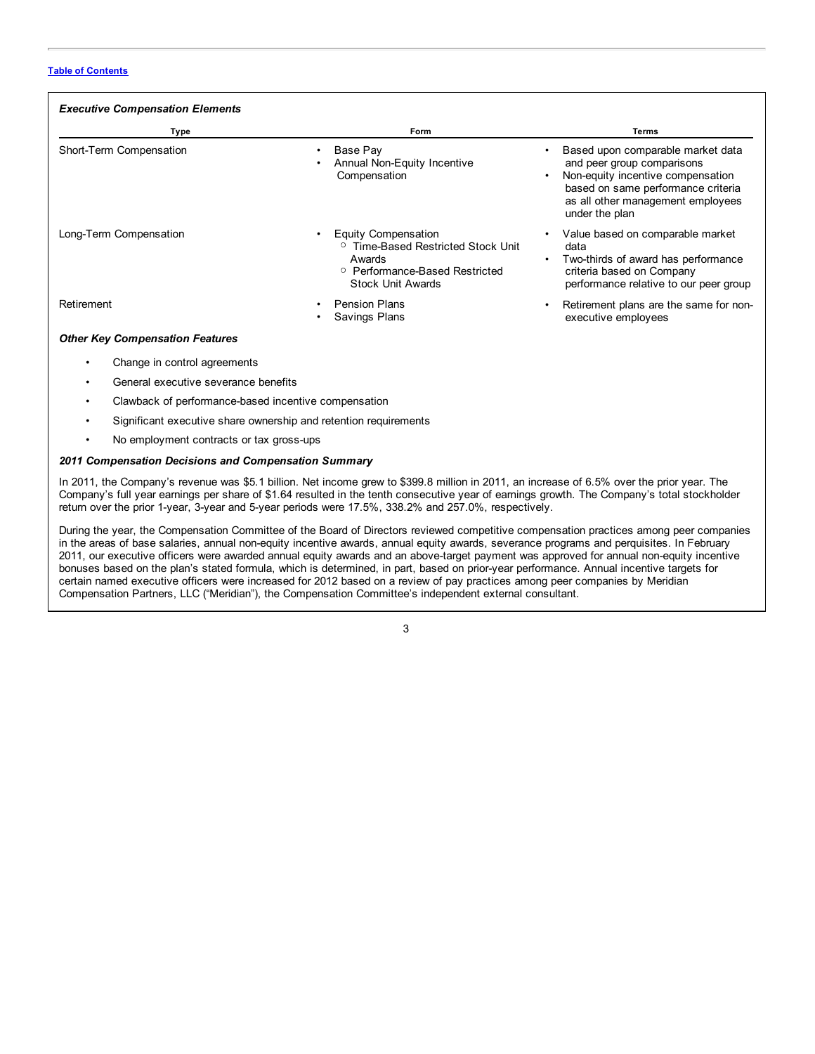**Table of Contents**

***Executive Compensation Elements***

| Type | Form | Terms |
|---|---|---|
| Short-Term Compensation | • Base Pay<br>• Annual Non-Equity Incentive Compensation | • Based upon comparable market data and peer group comparisons<br>• Non-equity incentive compensation based on same performance criteria as all other management employees under the plan |
| Long-Term Compensation | • Equity Compensation<br>○ Time-Based Restricted Stock Unit Awards<br>○ Performance-Based Restricted Stock Unit Awards | • Value based on comparable market data<br>• Two-thirds of award has performance criteria based on Company performance relative to our peer group |
| Retirement | • Pension Plans<br>• Savings Plans | • Retirement plans are the same for non-executive employees |

***Other Key Compensation Features***

- Change in control agreements
- General executive severance benefits
- Clawback of performance-based incentive compensation
- Significant executive share ownership and retention requirements
- No employment contracts or tax gross-ups

***2011 Compensation Decisions and Compensation Summary***

In 2011, the Company's revenue was $5.1 billion. Net income grew to $399.8 million in 2011, an increase of 6.5% over the prior year. The Company's full year earnings per share of $1.64 resulted in the tenth consecutive year of earnings growth. The Company's total stockholder return over the prior 1-year, 3-year and 5-year periods were 17.5%, 338.2% and 257.0%, respectively.

During the year, the Compensation Committee of the Board of Directors reviewed competitive compensation practices among peer companies in the areas of base salaries, annual non-equity incentive awards, annual equity awards, severance programs and perquisites. In February 2011, our executive officers were awarded annual equity awards and an above-target payment was approved for annual non-equity incentive bonuses based on the plan's stated formula, which is determined, in part, based on prior-year performance. Annual incentive targets for certain named executive officers were increased for 2012 based on a review of pay practices among peer companies by Meridian Compensation Partners, LLC ("Meridian"), the Compensation Committee's independent external consultant.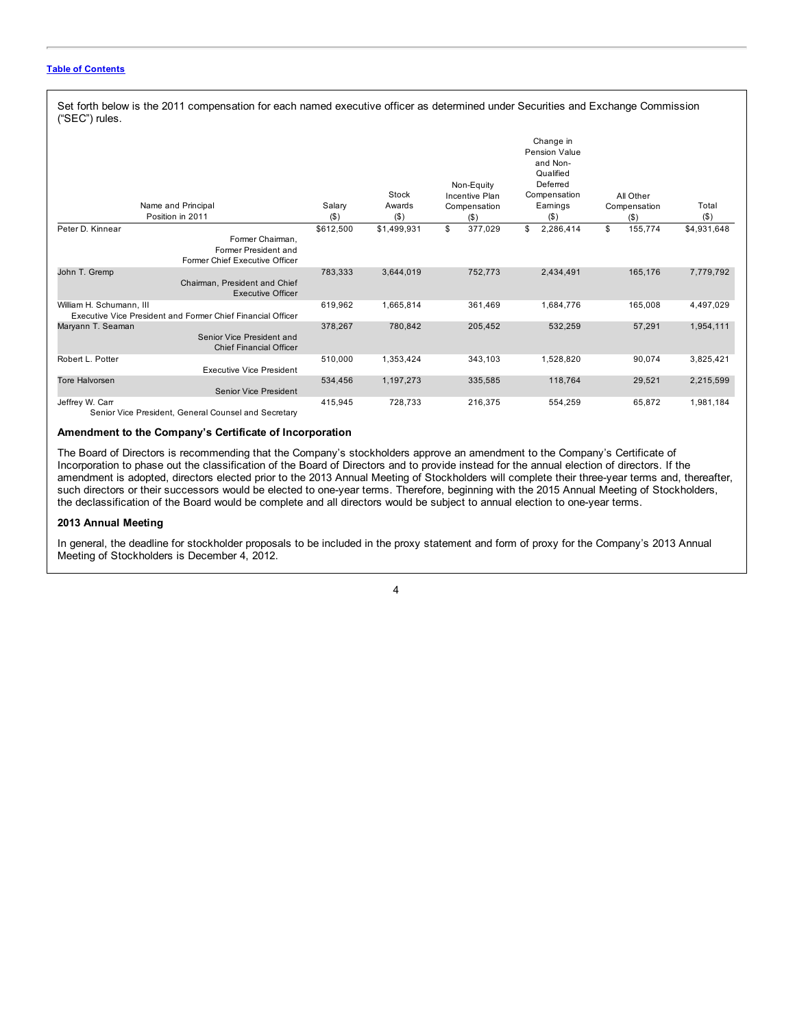Table of Contents

Set forth below is the 2011 compensation for each named executive officer as determined under Securities and Exchange Commission ("SEC") rules.

| Name and Principal Position in 2011 | Salary ($) | Stock Awards ($) | Non-Equity Incentive Plan Compensation ($) | Change in Pension Value and Non-Qualified Deferred Compensation Earnings ($) | All Other Compensation ($) | Total ($) |
|---|---|---|---|---|---|---|
| Peter D. Kinnear<br>Former Chairman, Former President and Former Chief Executive Officer | $612,500 | $1,499,931 | $ 377,029 | $ 2,286,414 | $ 155,774 | $4,931,648 |
| John T. Gremp<br>Chairman, President and Chief Executive Officer | 783,333 | 3,644,019 | 752,773 | 2,434,491 | 165,176 | 7,779,792 |
| William H. Schumann, III<br>Executive Vice President and Former Chief Financial Officer | 619,962 | 1,665,814 | 361,469 | 1,684,776 | 165,008 | 4,497,029 |
| Maryann T. Seaman<br>Senior Vice President and Chief Financial Officer | 378,267 | 780,842 | 205,452 | 532,259 | 57,291 | 1,954,111 |
| Robert L. Potter<br>Executive Vice President | 510,000 | 1,353,424 | 343,103 | 1,528,820 | 90,074 | 3,825,421 |
| Tore Halvorsen<br>Senior Vice President | 534,456 | 1,197,273 | 335,585 | 118,764 | 29,521 | 2,215,599 |
| Jeffrey W. Carr<br>Senior Vice President, General Counsel and Secretary | 415,945 | 728,733 | 216,375 | 554,259 | 65,872 | 1,981,184 |

### Amendment to the Company's Certificate of Incorporation

The Board of Directors is recommending that the Company's stockholders approve an amendment to the Company's Certificate of Incorporation to phase out the classification of the Board of Directors and to provide instead for the annual election of directors. If the amendment is adopted, directors elected prior to the 2013 Annual Meeting of Stockholders will complete their three-year terms and, thereafter, such directors or their successors would be elected to one-year terms. Therefore, beginning with the 2015 Annual Meeting of Stockholders, the declassification of the Board would be complete and all directors would be subject to annual election to one-year terms.

### 2013 Annual Meeting

In general, the deadline for stockholder proposals to be included in the proxy statement and form of proxy for the Company's 2013 Annual Meeting of Stockholders is December 4, 2012.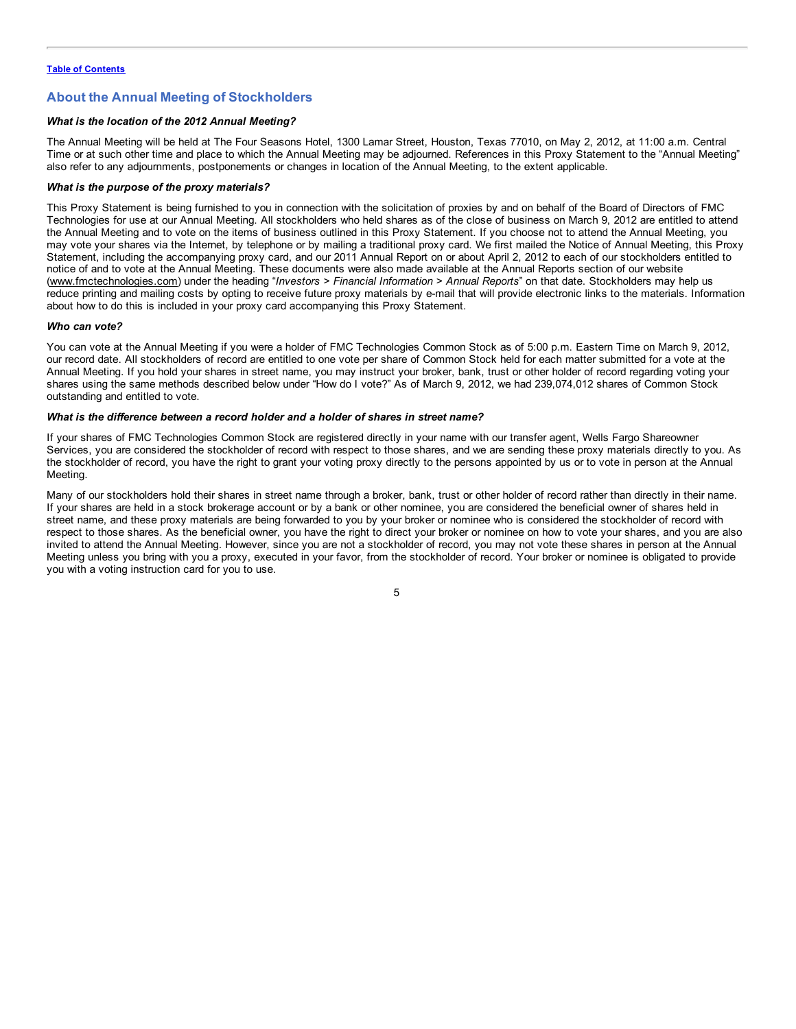[Table of Contents](#)

## About the Annual Meeting of Stockholders

***What is the location of the 2012 Annual Meeting?***

The Annual Meeting will be held at The Four Seasons Hotel, 1300 Lamar Street, Houston, Texas 77010, on May 2, 2012, at 11:00 a.m. Central Time or at such other time and place to which the Annual Meeting may be adjourned. References in this Proxy Statement to the "Annual Meeting" also refer to any adjournments, postponements or changes in location of the Annual Meeting, to the extent applicable.

***What is the purpose of the proxy materials?***

This Proxy Statement is being furnished to you in connection with the solicitation of proxies by and on behalf of the Board of Directors of FMC Technologies for use at our Annual Meeting. All stockholders who held shares as of the close of business on March 9, 2012 are entitled to attend the Annual Meeting and to vote on the items of business outlined in this Proxy Statement. If you choose not to attend the Annual Meeting, you may vote your shares via the Internet, by telephone or by mailing a traditional proxy card. We first mailed the Notice of Annual Meeting, this Proxy Statement, including the accompanying proxy card, and our 2011 Annual Report on or about April 2, 2012 to each of our stockholders entitled to notice of and to vote at the Annual Meeting. These documents were also made available at the Annual Reports section of our website (www.fmctechnologies.com) under the heading "*Investors > Financial Information > Annual Reports*" on that date. Stockholders may help us reduce printing and mailing costs by opting to receive future proxy materials by e-mail that will provide electronic links to the materials. Information about how to do this is included in your proxy card accompanying this Proxy Statement.

***Who can vote?***

You can vote at the Annual Meeting if you were a holder of FMC Technologies Common Stock as of 5:00 p.m. Eastern Time on March 9, 2012, our record date. All stockholders of record are entitled to one vote per share of Common Stock held for each matter submitted for a vote at the Annual Meeting. If you hold your shares in street name, you may instruct your broker, bank, trust or other holder of record regarding voting your shares using the same methods described below under "How do I vote?" As of March 9, 2012, we had 239,074,012 shares of Common Stock outstanding and entitled to vote.

***What is the difference between a record holder and a holder of shares in street name?***

If your shares of FMC Technologies Common Stock are registered directly in your name with our transfer agent, Wells Fargo Shareowner Services, you are considered the stockholder of record with respect to those shares, and we are sending these proxy materials directly to you. As the stockholder of record, you have the right to grant your voting proxy directly to the persons appointed by us or to vote in person at the Annual Meeting.

Many of our stockholders hold their shares in street name through a broker, bank, trust or other holder of record rather than directly in their name. If your shares are held in a stock brokerage account or by a bank or other nominee, you are considered the beneficial owner of shares held in street name, and these proxy materials are being forwarded to you by your broker or nominee who is considered the stockholder of record with respect to those shares. As the beneficial owner, you have the right to direct your broker or nominee on how to vote your shares, and you are also invited to attend the Annual Meeting. However, since you are not a stockholder of record, you may not vote these shares in person at the Annual Meeting unless you bring with you a proxy, executed in your favor, from the stockholder of record. Your broker or nominee is obligated to provide you with a voting instruction card for you to use.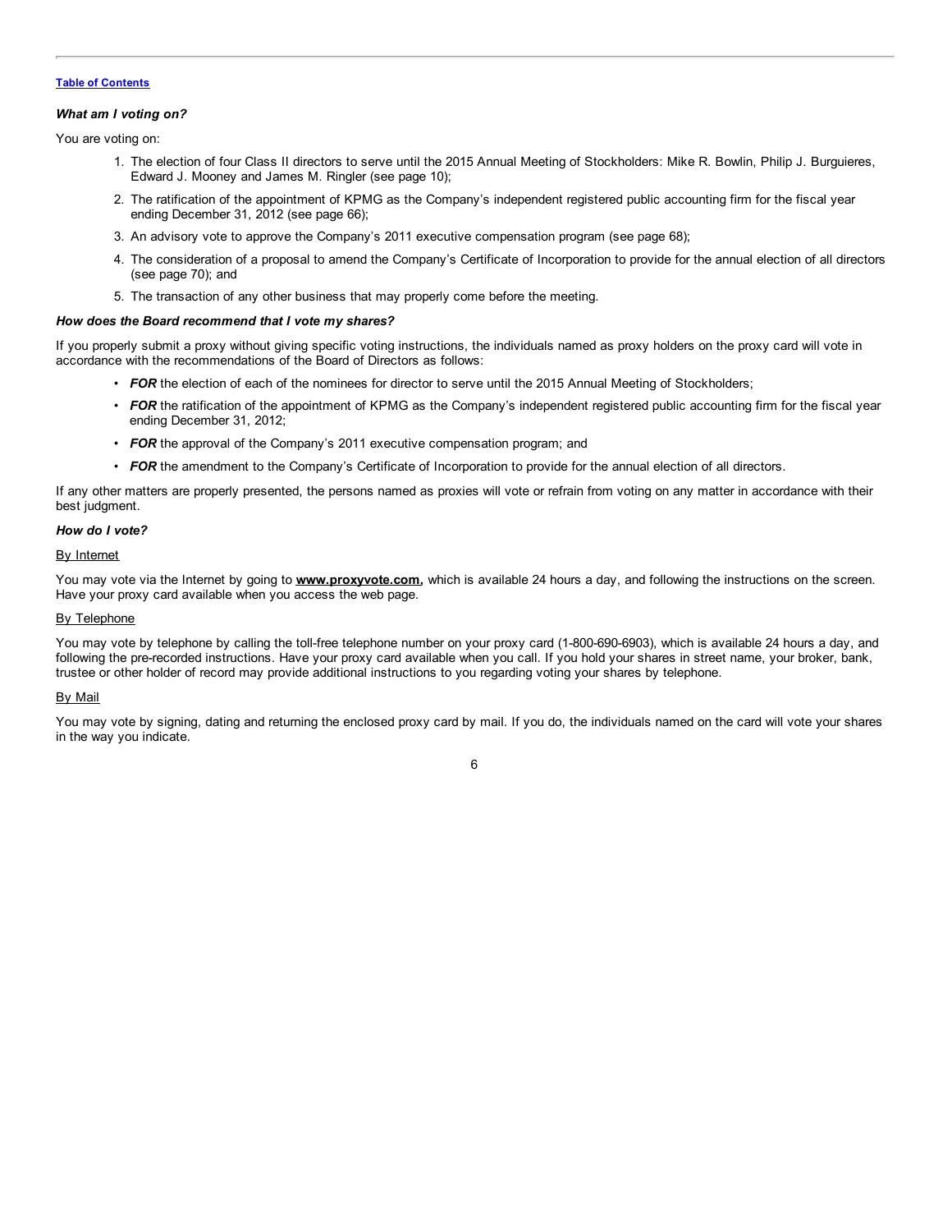***What am I voting on?***

You are voting on:

1. The election of four Class II directors to serve until the 2015 Annual Meeting of Stockholders: Mike R. Bowlin, Philip J. Burguieres, Edward J. Mooney and James M. Ringler (see page 10);
2. The ratification of the appointment of KPMG as the Company's independent registered public accounting firm for the fiscal year ending December 31, 2012 (see page 66);
3. An advisory vote to approve the Company's 2011 executive compensation program (see page 68);
4. The consideration of a proposal to amend the Company's Certificate of Incorporation to provide for the annual election of all directors (see page 70); and
5. The transaction of any other business that may properly come before the meeting.

***How does the Board recommend that I vote my shares?***

If you properly submit a proxy without giving specific voting instructions, the individuals named as proxy holders on the proxy card will vote in accordance with the recommendations of the Board of Directors as follows:

- ***FOR*** the election of each of the nominees for director to serve until the 2015 Annual Meeting of Stockholders;
- ***FOR*** the ratification of the appointment of KPMG as the Company's independent registered public accounting firm for the fiscal year ending December 31, 2012;
- ***FOR*** the approval of the Company's 2011 executive compensation program; and
- ***FOR*** the amendment to the Company's Certificate of Incorporation to provide for the annual election of all directors.

If any other matters are properly presented, the persons named as proxies will vote or refrain from voting on any matter in accordance with their best judgment.

***How do I vote?***

By Internet

You may vote via the Internet by going to **www.proxyvote.com,** which is available 24 hours a day, and following the instructions on the screen. Have your proxy card available when you access the web page.

By Telephone

You may vote by telephone by calling the toll-free telephone number on your proxy card (1-800-690-6903), which is available 24 hours a day, and following the pre-recorded instructions. Have your proxy card available when you call. If you hold your shares in street name, your broker, bank, trustee or other holder of record may provide additional instructions to you regarding voting your shares by telephone.

By Mail

You may vote by signing, dating and returning the enclosed proxy card by mail. If you do, the individuals named on the card will vote your shares in the way you indicate.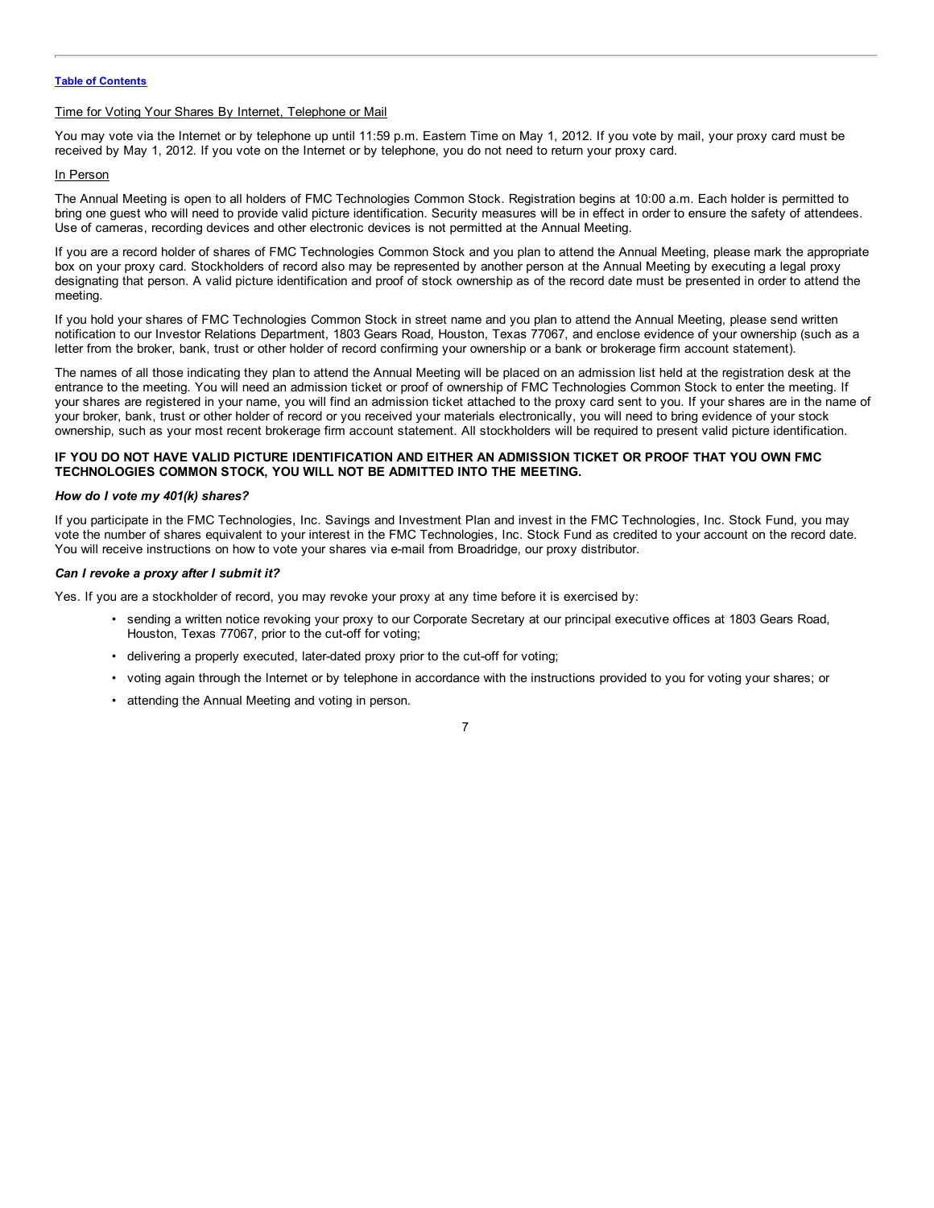Time for Voting Your Shares By Internet, Telephone or Mail

You may vote via the Internet or by telephone up until 11:59 p.m. Eastern Time on May 1, 2012. If you vote by mail, your proxy card must be received by May 1, 2012. If you vote on the Internet or by telephone, you do not need to return your proxy card.

In Person

The Annual Meeting is open to all holders of FMC Technologies Common Stock. Registration begins at 10:00 a.m. Each holder is permitted to bring one guest who will need to provide valid picture identification. Security measures will be in effect in order to ensure the safety of attendees. Use of cameras, recording devices and other electronic devices is not permitted at the Annual Meeting.

If you are a record holder of shares of FMC Technologies Common Stock and you plan to attend the Annual Meeting, please mark the appropriate box on your proxy card. Stockholders of record also may be represented by another person at the Annual Meeting by executing a legal proxy designating that person. A valid picture identification and proof of stock ownership as of the record date must be presented in order to attend the meeting.

If you hold your shares of FMC Technologies Common Stock in street name and you plan to attend the Annual Meeting, please send written notification to our Investor Relations Department, 1803 Gears Road, Houston, Texas 77067, and enclose evidence of your ownership (such as a letter from the broker, bank, trust or other holder of record confirming your ownership or a bank or brokerage firm account statement).

The names of all those indicating they plan to attend the Annual Meeting will be placed on an admission list held at the registration desk at the entrance to the meeting. You will need an admission ticket or proof of ownership of FMC Technologies Common Stock to enter the meeting. If your shares are registered in your name, you will find an admission ticket attached to the proxy card sent to you. If your shares are in the name of your broker, bank, trust or other holder of record or you received your materials electronically, you will need to bring evidence of your stock ownership, such as your most recent brokerage firm account statement. All stockholders will be required to present valid picture identification.

**IF YOU DO NOT HAVE VALID PICTURE IDENTIFICATION AND EITHER AN ADMISSION TICKET OR PROOF THAT YOU OWN FMC TECHNOLOGIES COMMON STOCK, YOU WILL NOT BE ADMITTED INTO THE MEETING.**

***How do I vote my 401(k) shares?***

If you participate in the FMC Technologies, Inc. Savings and Investment Plan and invest in the FMC Technologies, Inc. Stock Fund, you may vote the number of shares equivalent to your interest in the FMC Technologies, Inc. Stock Fund as credited to your account on the record date. You will receive instructions on how to vote your shares via e-mail from Broadridge, our proxy distributor.

***Can I revoke a proxy after I submit it?***

Yes. If you are a stockholder of record, you may revoke your proxy at any time before it is exercised by:

- sending a written notice revoking your proxy to our Corporate Secretary at our principal executive offices at 1803 Gears Road, Houston, Texas 77067, prior to the cut-off for voting;
- delivering a properly executed, later-dated proxy prior to the cut-off for voting;
- voting again through the Internet or by telephone in accordance with the instructions provided to you for voting your shares; or
- attending the Annual Meeting and voting in person.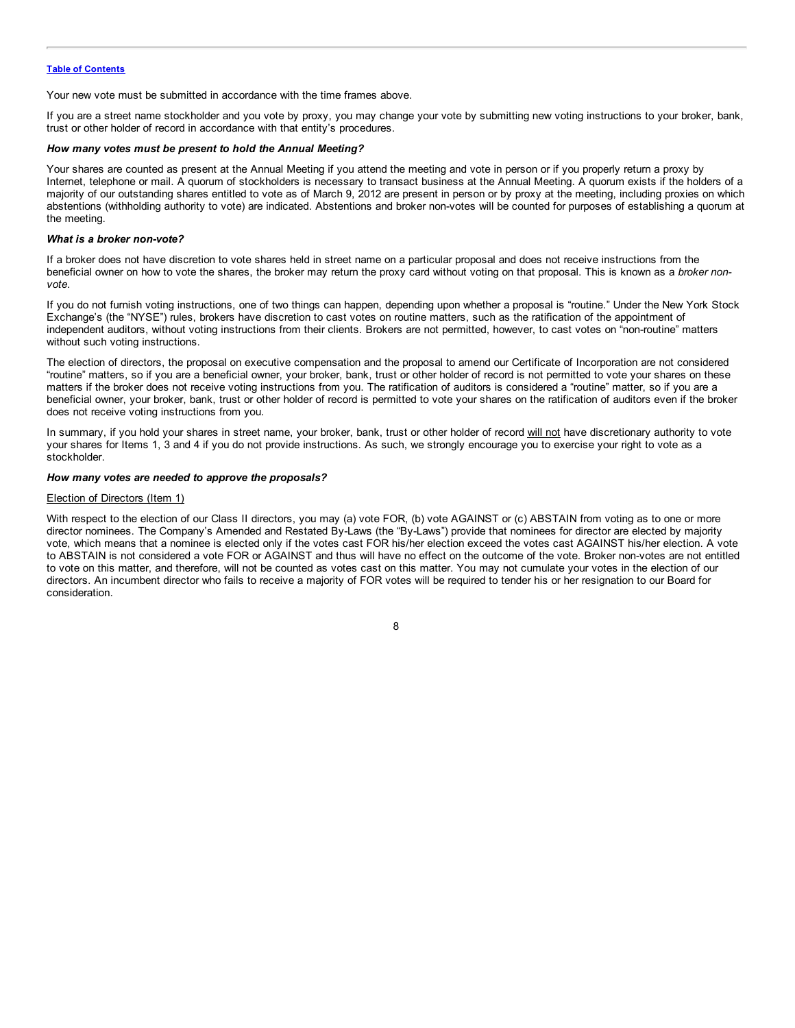Your new vote must be submitted in accordance with the time frames above.

If you are a street name stockholder and you vote by proxy, you may change your vote by submitting new voting instructions to your broker, bank, trust or other holder of record in accordance with that entity's procedures.

***How many votes must be present to hold the Annual Meeting?***

Your shares are counted as present at the Annual Meeting if you attend the meeting and vote in person or if you properly return a proxy by Internet, telephone or mail. A quorum of stockholders is necessary to transact business at the Annual Meeting. A quorum exists if the holders of a majority of our outstanding shares entitled to vote as of March 9, 2012 are present in person or by proxy at the meeting, including proxies on which abstentions (withholding authority to vote) are indicated. Abstentions and broker non-votes will be counted for purposes of establishing a quorum at the meeting.

***What is a broker non-vote?***

If a broker does not have discretion to vote shares held in street name on a particular proposal and does not receive instructions from the beneficial owner on how to vote the shares, the broker may return the proxy card without voting on that proposal. This is known as a *broker non-vote*.

If you do not furnish voting instructions, one of two things can happen, depending upon whether a proposal is "routine." Under the New York Stock Exchange's (the "NYSE") rules, brokers have discretion to cast votes on routine matters, such as the ratification of the appointment of independent auditors, without voting instructions from their clients. Brokers are not permitted, however, to cast votes on "non-routine" matters without such voting instructions.

The election of directors, the proposal on executive compensation and the proposal to amend our Certificate of Incorporation are not considered "routine" matters, so if you are a beneficial owner, your broker, bank, trust or other holder of record is not permitted to vote your shares on these matters if the broker does not receive voting instructions from you. The ratification of auditors is considered a "routine" matter, so if you are a beneficial owner, your broker, bank, trust or other holder of record is permitted to vote your shares on the ratification of auditors even if the broker does not receive voting instructions from you.

In summary, if you hold your shares in street name, your broker, bank, trust or other holder of record will not have discretionary authority to vote your shares for Items 1, 3 and 4 if you do not provide instructions. As such, we strongly encourage you to exercise your right to vote as a stockholder.

***How many votes are needed to approve the proposals?***

Election of Directors (Item 1)

With respect to the election of our Class II directors, you may (a) vote FOR, (b) vote AGAINST or (c) ABSTAIN from voting as to one or more director nominees. The Company's Amended and Restated By-Laws (the "By-Laws") provide that nominees for director are elected by majority vote, which means that a nominee is elected only if the votes cast FOR his/her election exceed the votes cast AGAINST his/her election. A vote to ABSTAIN is not considered a vote FOR or AGAINST and thus will have no effect on the outcome of the vote. Broker non-votes are not entitled to vote on this matter, and therefore, will not be counted as votes cast on this matter. You may not cumulate your votes in the election of our directors. An incumbent director who fails to receive a majority of FOR votes will be required to tender his or her resignation to our Board for consideration.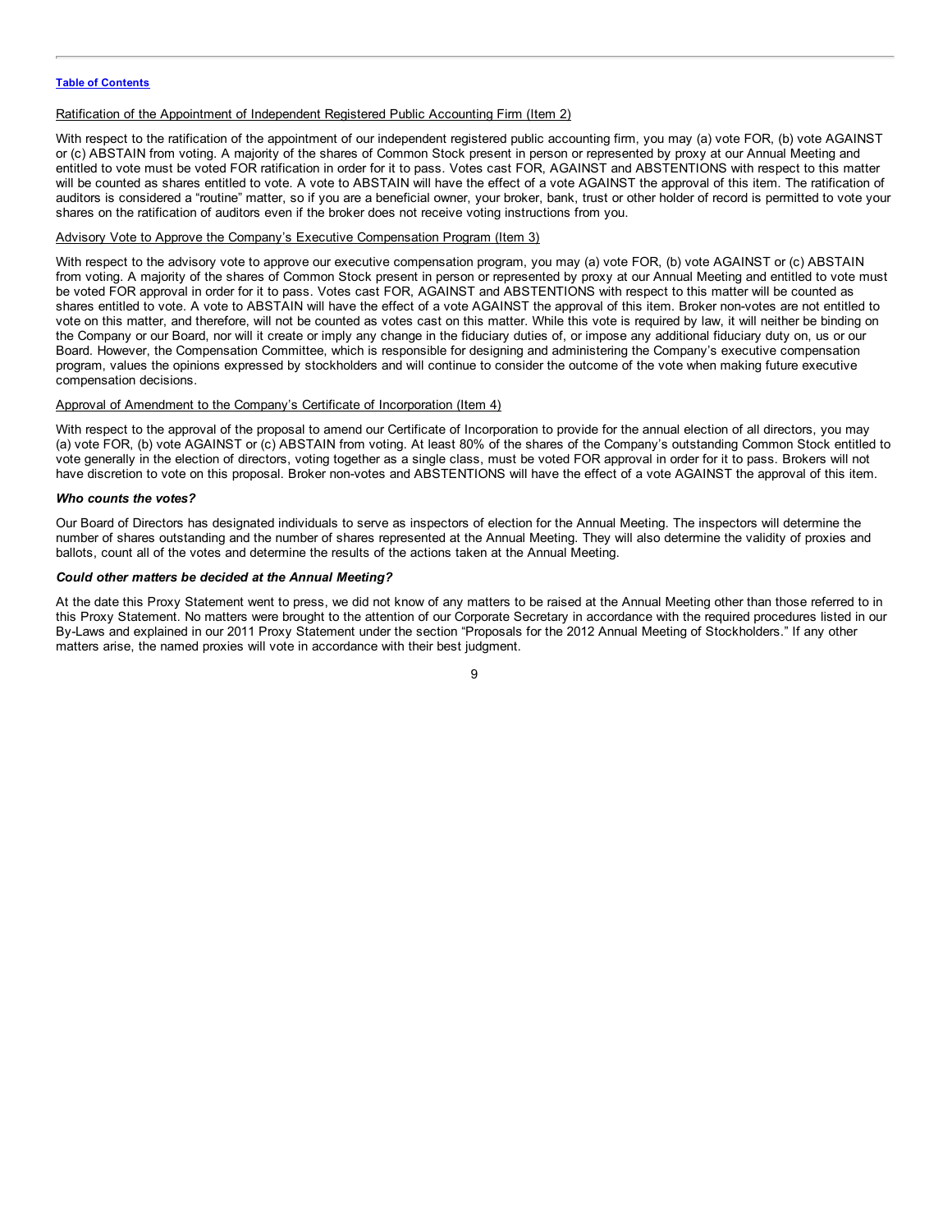Ratification of the Appointment of Independent Registered Public Accounting Firm (Item 2)

With respect to the ratification of the appointment of our independent registered public accounting firm, you may (a) vote FOR, (b) vote AGAINST or (c) ABSTAIN from voting. A majority of the shares of Common Stock present in person or represented by proxy at our Annual Meeting and entitled to vote must be voted FOR ratification in order for it to pass. Votes cast FOR, AGAINST and ABSTENTIONS with respect to this matter will be counted as shares entitled to vote. A vote to ABSTAIN will have the effect of a vote AGAINST the approval of this item. The ratification of auditors is considered a "routine" matter, so if you are a beneficial owner, your broker, bank, trust or other holder of record is permitted to vote your shares on the ratification of auditors even if the broker does not receive voting instructions from you.

Advisory Vote to Approve the Company's Executive Compensation Program (Item 3)

With respect to the advisory vote to approve our executive compensation program, you may (a) vote FOR, (b) vote AGAINST or (c) ABSTAIN from voting. A majority of the shares of Common Stock present in person or represented by proxy at our Annual Meeting and entitled to vote must be voted FOR approval in order for it to pass. Votes cast FOR, AGAINST and ABSTENTIONS with respect to this matter will be counted as shares entitled to vote. A vote to ABSTAIN will have the effect of a vote AGAINST the approval of this item. Broker non-votes are not entitled to vote on this matter, and therefore, will not be counted as votes cast on this matter. While this vote is required by law, it will neither be binding on the Company or our Board, nor will it create or imply any change in the fiduciary duties of, or impose any additional fiduciary duty on, us or our Board. However, the Compensation Committee, which is responsible for designing and administering the Company's executive compensation program, values the opinions expressed by stockholders and will continue to consider the outcome of the vote when making future executive compensation decisions.

Approval of Amendment to the Company's Certificate of Incorporation (Item 4)

With respect to the approval of the proposal to amend our Certificate of Incorporation to provide for the annual election of all directors, you may (a) vote FOR, (b) vote AGAINST or (c) ABSTAIN from voting. At least 80% of the shares of the Company's outstanding Common Stock entitled to vote generally in the election of directors, voting together as a single class, must be voted FOR approval in order for it to pass. Brokers will not have discretion to vote on this proposal. Broker non-votes and ABSTENTIONS will have the effect of a vote AGAINST the approval of this item.

***Who counts the votes?***

Our Board of Directors has designated individuals to serve as inspectors of election for the Annual Meeting. The inspectors will determine the number of shares outstanding and the number of shares represented at the Annual Meeting. They will also determine the validity of proxies and ballots, count all of the votes and determine the results of the actions taken at the Annual Meeting.

***Could other matters be decided at the Annual Meeting?***

At the date this Proxy Statement went to press, we did not know of any matters to be raised at the Annual Meeting other than those referred to in this Proxy Statement. No matters were brought to the attention of our Corporate Secretary in accordance with the required procedures listed in our By-Laws and explained in our 2011 Proxy Statement under the section "Proposals for the 2012 Annual Meeting of Stockholders." If any other matters arise, the named proxies will vote in accordance with their best judgment.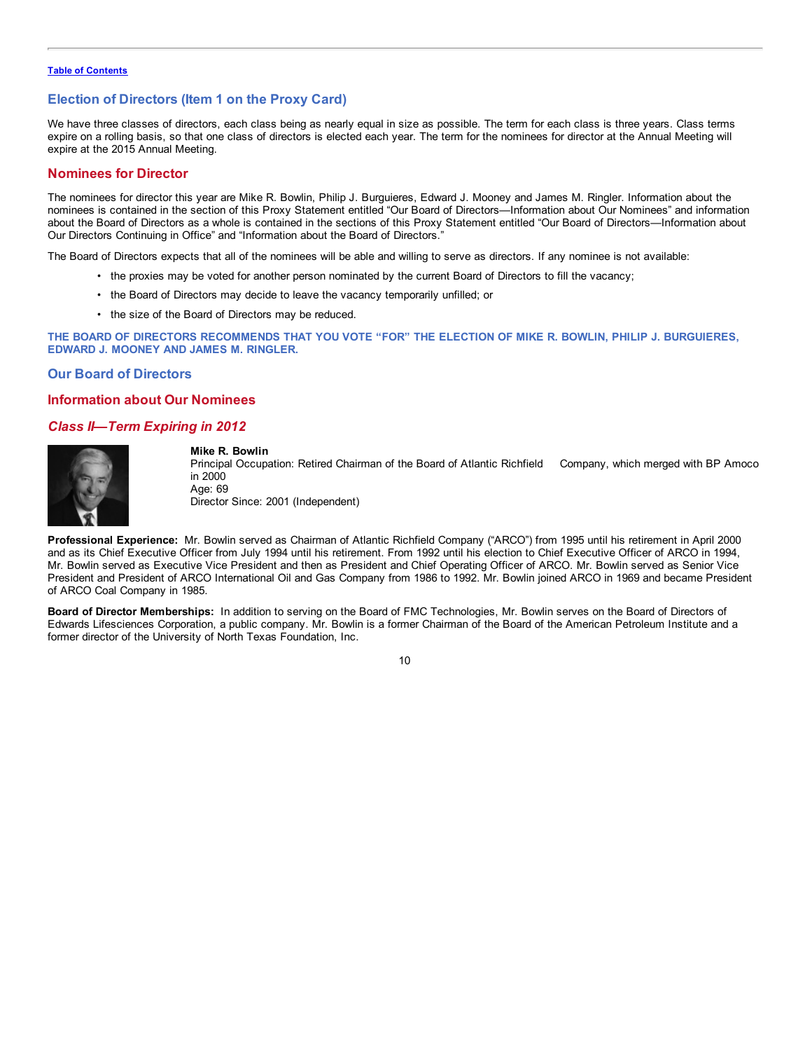[Table of Contents](#)

## Election of Directors (Item 1 on the Proxy Card)

We have three classes of directors, each class being as nearly equal in size as possible. The term for each class is three years. Class terms expire on a rolling basis, so that one class of directors is elected each year. The term for the nominees for director at the Annual Meeting will expire at the 2015 Annual Meeting.

### Nominees for Director

The nominees for director this year are Mike R. Bowlin, Philip J. Burguieres, Edward J. Mooney and James M. Ringler. Information about the nominees is contained in the section of this Proxy Statement entitled "Our Board of Directors—Information about Our Nominees" and information about the Board of Directors as a whole is contained in the sections of this Proxy Statement entitled "Our Board of Directors—Information about Our Directors Continuing in Office" and "Information about the Board of Directors."

The Board of Directors expects that all of the nominees will be able and willing to serve as directors. If any nominee is not available:

- the proxies may be voted for another person nominated by the current Board of Directors to fill the vacancy;
- the Board of Directors may decide to leave the vacancy temporarily unfilled; or
- the size of the Board of Directors may be reduced.

**THE BOARD OF DIRECTORS RECOMMENDS THAT YOU VOTE "FOR" THE ELECTION OF MIKE R. BOWLIN, PHILIP J. BURGUIERES, EDWARD J. MOONEY AND JAMES M. RINGLER.**

## Our Board of Directors

### Information about Our Nominees

#### *Class II—Term Expiring in 2012*

**Mike R. Bowlin**
Principal Occupation: Retired Chairman of the Board of Atlantic Richfield Company, which merged with BP Amoco in 2000
Age: 69
Director Since: 2001 (Independent)

**Professional Experience:** Mr. Bowlin served as Chairman of Atlantic Richfield Company ("ARCO") from 1995 until his retirement in April 2000 and as its Chief Executive Officer from July 1994 until his retirement. From 1992 until his election to Chief Executive Officer of ARCO in 1994, Mr. Bowlin served as Executive Vice President and then as President and Chief Operating Officer of ARCO. Mr. Bowlin served as Senior Vice President and President of ARCO International Oil and Gas Company from 1986 to 1992. Mr. Bowlin joined ARCO in 1969 and became President of ARCO Coal Company in 1985.

**Board of Director Memberships:** In addition to serving on the Board of FMC Technologies, Mr. Bowlin serves on the Board of Directors of Edwards Lifesciences Corporation, a public company. Mr. Bowlin is a former Chairman of the Board of the American Petroleum Institute and a former director of the University of North Texas Foundation, Inc.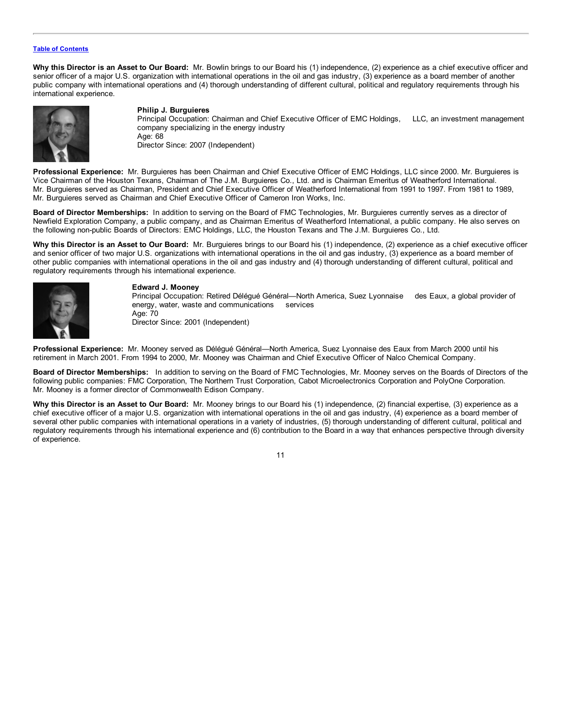**Why this Director is an Asset to Our Board:** Mr. Bowlin brings to our Board his (1) independence, (2) experience as a chief executive officer and senior officer of a major U.S. organization with international operations in the oil and gas industry, (3) experience as a board member of another public company with international operations and (4) thorough understanding of different cultural, political and regulatory requirements through his international experience.

**Philip J. Burguieres**
Principal Occupation: Chairman and Chief Executive Officer of EMC Holdings, LLC, an investment management company specializing in the energy industry
Age: 68
Director Since: 2007 (Independent)

**Professional Experience:** Mr. Burguieres has been Chairman and Chief Executive Officer of EMC Holdings, LLC since 2000. Mr. Burguieres is Vice Chairman of the Houston Texans, Chairman of The J.M. Burguieres Co., Ltd. and is Chairman Emeritus of Weatherford International. Mr. Burguieres served as Chairman, President and Chief Executive Officer of Weatherford International from 1991 to 1997. From 1981 to 1989, Mr. Burguieres served as Chairman and Chief Executive Officer of Cameron Iron Works, Inc.

**Board of Director Memberships:** In addition to serving on the Board of FMC Technologies, Mr. Burguieres currently serves as a director of Newfield Exploration Company, a public company, and as Chairman Emeritus of Weatherford International, a public company. He also serves on the following non-public Boards of Directors: EMC Holdings, LLC, the Houston Texans and The J.M. Burguieres Co., Ltd.

**Why this Director is an Asset to Our Board:** Mr. Burguieres brings to our Board his (1) independence, (2) experience as a chief executive officer and senior officer of two major U.S. organizations with international operations in the oil and gas industry, (3) experience as a board member of other public companies with international operations in the oil and gas industry and (4) thorough understanding of different cultural, political and regulatory requirements through his international experience.

**Edward J. Mooney**
Principal Occupation: Retired Délégué Général—North America, Suez Lyonnaise des Eaux, a global provider of energy, water, waste and communications services
Age: 70
Director Since: 2001 (Independent)

**Professional Experience:** Mr. Mooney served as Délégué Général—North America, Suez Lyonnaise des Eaux from March 2000 until his retirement in March 2001. From 1994 to 2000, Mr. Mooney was Chairman and Chief Executive Officer of Nalco Chemical Company.

**Board of Director Memberships:** In addition to serving on the Board of FMC Technologies, Mr. Mooney serves on the Boards of Directors of the following public companies: FMC Corporation, The Northern Trust Corporation, Cabot Microelectronics Corporation and PolyOne Corporation. Mr. Mooney is a former director of Commonwealth Edison Company.

**Why this Director is an Asset to Our Board:** Mr. Mooney brings to our Board his (1) independence, (2) financial expertise, (3) experience as a chief executive officer of a major U.S. organization with international operations in the oil and gas industry, (4) experience as a board member of several other public companies with international operations in a variety of industries, (5) thorough understanding of different cultural, political and regulatory requirements through his international experience and (6) contribution to the Board in a way that enhances perspective through diversity of experience.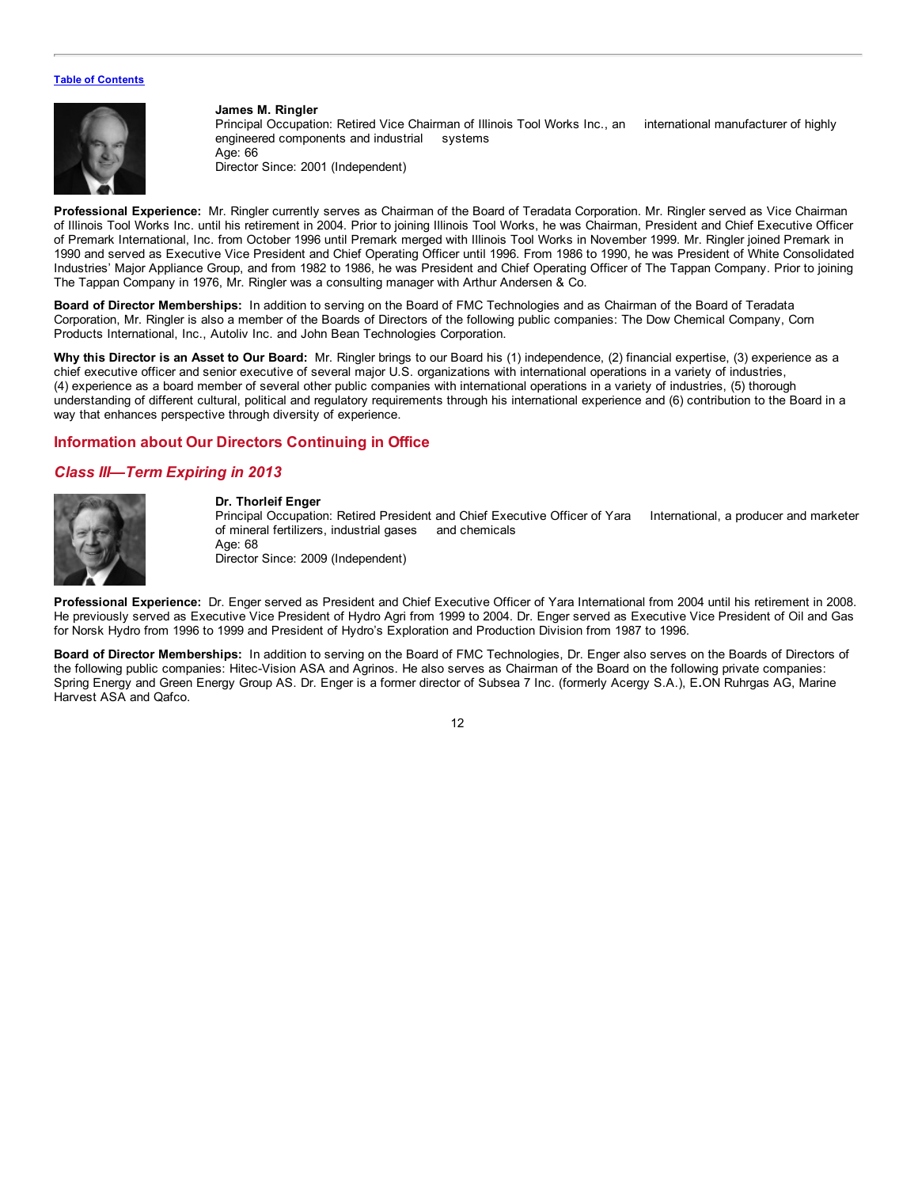[Table of Contents](#)

**James M. Ringler**
Principal Occupation: Retired Vice Chairman of Illinois Tool Works Inc., an international manufacturer of highly engineered components and industrial systems
Age: 66
Director Since: 2001 (Independent)

**Professional Experience:** Mr. Ringler currently serves as Chairman of the Board of Teradata Corporation. Mr. Ringler served as Vice Chairman of Illinois Tool Works Inc. until his retirement in 2004. Prior to joining Illinois Tool Works, he was Chairman, President and Chief Executive Officer of Premark International, Inc. from October 1996 until Premark merged with Illinois Tool Works in November 1999. Mr. Ringler joined Premark in 1990 and served as Executive Vice President and Chief Operating Officer until 1996. From 1986 to 1990, he was President of White Consolidated Industries' Major Appliance Group, and from 1982 to 1986, he was President and Chief Operating Officer of The Tappan Company. Prior to joining The Tappan Company in 1976, Mr. Ringler was a consulting manager with Arthur Andersen & Co.

**Board of Director Memberships:** In addition to serving on the Board of FMC Technologies and as Chairman of the Board of Teradata Corporation, Mr. Ringler is also a member of the Boards of Directors of the following public companies: The Dow Chemical Company, Corn Products International, Inc., Autoliv Inc. and John Bean Technologies Corporation.

**Why this Director is an Asset to Our Board:** Mr. Ringler brings to our Board his (1) independence, (2) financial expertise, (3) experience as a chief executive officer and senior executive of several major U.S. organizations with international operations in a variety of industries, (4) experience as a board member of several other public companies with international operations in a variety of industries, (5) thorough understanding of different cultural, political and regulatory requirements through his international experience and (6) contribution to the Board in a way that enhances perspective through diversity of experience.

## Information about Our Directors Continuing in Office

### *Class III—Term Expiring in 2013*

**Dr. Thorleif Enger**
Principal Occupation: Retired President and Chief Executive Officer of Yara International, a producer and marketer of mineral fertilizers, industrial gases and chemicals
Age: 68
Director Since: 2009 (Independent)

**Professional Experience:** Dr. Enger served as President and Chief Executive Officer of Yara International from 2004 until his retirement in 2008. He previously served as Executive Vice President of Hydro Agri from 1999 to 2004. Dr. Enger served as Executive Vice President of Oil and Gas for Norsk Hydro from 1996 to 1999 and President of Hydro's Exploration and Production Division from 1987 to 1996.

**Board of Director Memberships:** In addition to serving on the Board of FMC Technologies, Dr. Enger also serves on the Boards of Directors of the following public companies: Hitec-Vision ASA and Agrinos. He also serves as Chairman of the Board on the following private companies: Spring Energy and Green Energy Group AS. Dr. Enger is a former director of Subsea 7 Inc. (formerly Acergy S.A.), E.ON Ruhrgas AG, Marine Harvest ASA and Qafco.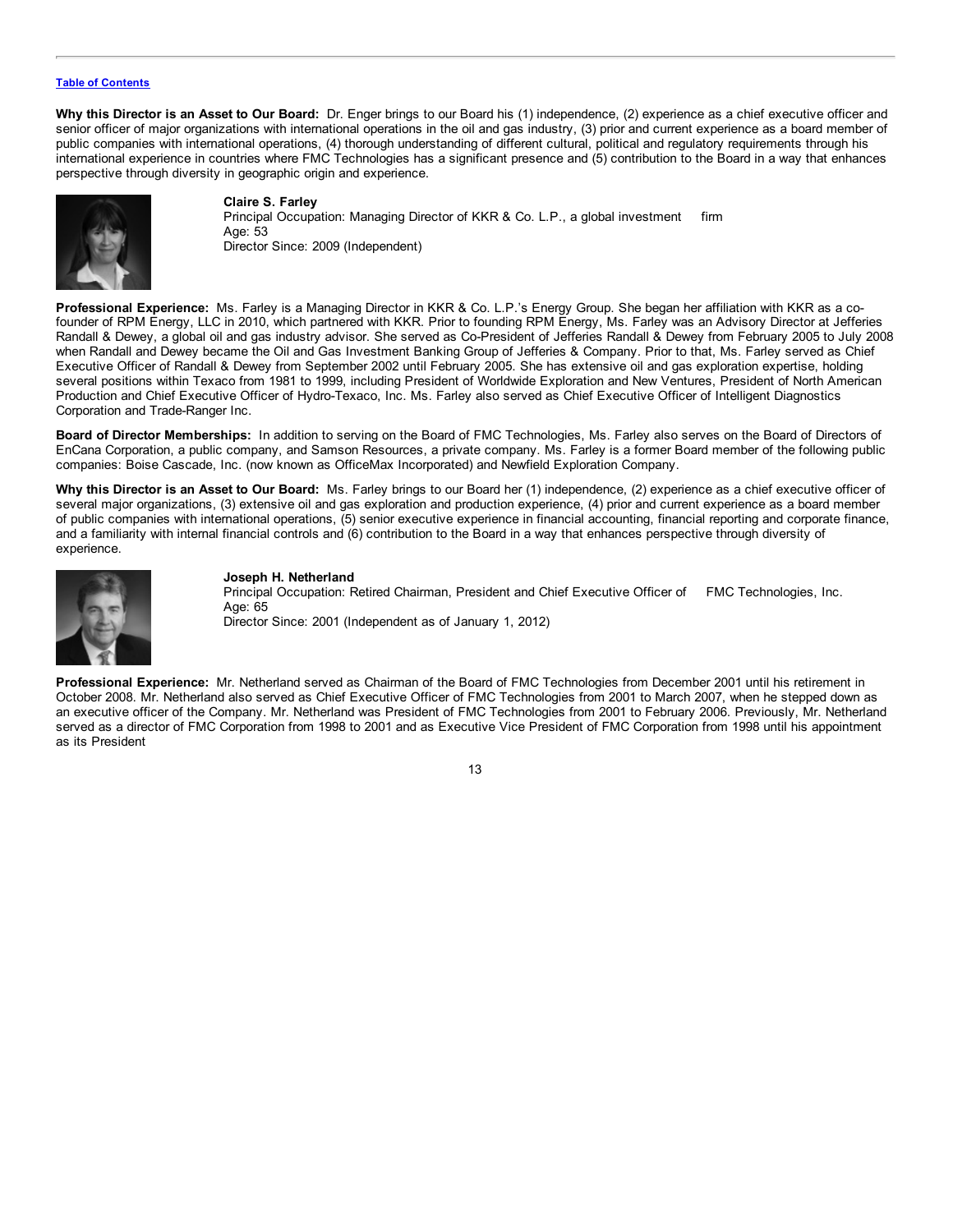**Why this Director is an Asset to Our Board:** Dr. Enger brings to our Board his (1) independence, (2) experience as a chief executive officer and senior officer of major organizations with international operations in the oil and gas industry, (3) prior and current experience as a board member of public companies with international operations, (4) thorough understanding of different cultural, political and regulatory requirements through his international experience in countries where FMC Technologies has a significant presence and (5) contribution to the Board in a way that enhances perspective through diversity in geographic origin and experience.

**Claire S. Farley**
Principal Occupation: Managing Director of KKR & Co. L.P., a global investment firm
Age: 53
Director Since: 2009 (Independent)

**Professional Experience:** Ms. Farley is a Managing Director in KKR & Co. L.P.'s Energy Group. She began her affiliation with KKR as a co-founder of RPM Energy, LLC in 2010, which partnered with KKR. Prior to founding RPM Energy, Ms. Farley was an Advisory Director at Jefferies Randall & Dewey, a global oil and gas industry advisor. She served as Co-President of Jefferies Randall & Dewey from February 2005 to July 2008 when Randall and Dewey became the Oil and Gas Investment Banking Group of Jefferies & Company. Prior to that, Ms. Farley served as Chief Executive Officer of Randall & Dewey from September 2002 until February 2005. She has extensive oil and gas exploration expertise, holding several positions within Texaco from 1981 to 1999, including President of Worldwide Exploration and New Ventures, President of North American Production and Chief Executive Officer of Hydro-Texaco, Inc. Ms. Farley also served as Chief Executive Officer of Intelligent Diagnostics Corporation and Trade-Ranger Inc.

**Board of Director Memberships:** In addition to serving on the Board of FMC Technologies, Ms. Farley also serves on the Board of Directors of EnCana Corporation, a public company, and Samson Resources, a private company. Ms. Farley is a former Board member of the following public companies: Boise Cascade, Inc. (now known as OfficeMax Incorporated) and Newfield Exploration Company.

**Why this Director is an Asset to Our Board:** Ms. Farley brings to our Board her (1) independence, (2) experience as a chief executive officer of several major organizations, (3) extensive oil and gas exploration and production experience, (4) prior and current experience as a board member of public companies with international operations, (5) senior executive experience in financial accounting, financial reporting and corporate finance, and a familiarity with internal financial controls and (6) contribution to the Board in a way that enhances perspective through diversity of experience.

**Joseph H. Netherland**
Principal Occupation: Retired Chairman, President and Chief Executive Officer of FMC Technologies, Inc.
Age: 65
Director Since: 2001 (Independent as of January 1, 2012)

**Professional Experience:** Mr. Netherland served as Chairman of the Board of FMC Technologies from December 2001 until his retirement in October 2008. Mr. Netherland also served as Chief Executive Officer of FMC Technologies from 2001 to March 2007, when he stepped down as an executive officer of the Company. Mr. Netherland was President of FMC Technologies from 2001 to February 2006. Previously, Mr. Netherland served as a director of FMC Corporation from 1998 to 2001 and as Executive Vice President of FMC Corporation from 1998 until his appointment as its President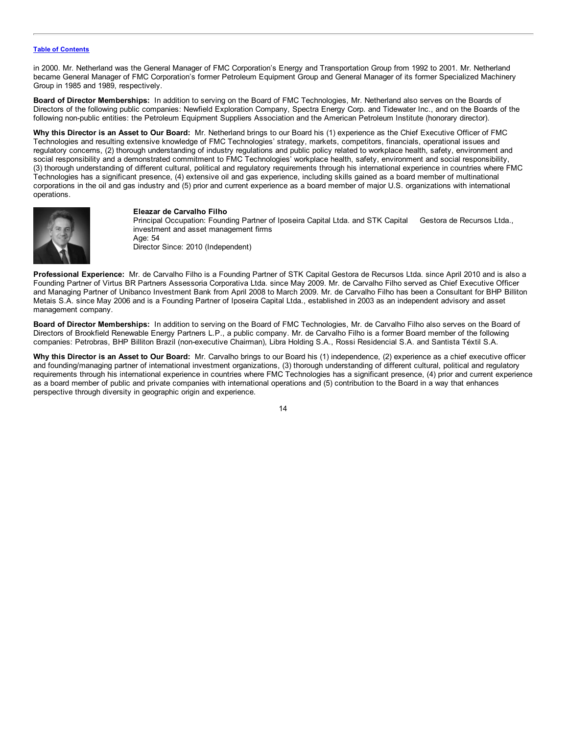in 2000. Mr. Netherland was the General Manager of FMC Corporation's Energy and Transportation Group from 1992 to 2001. Mr. Netherland became General Manager of FMC Corporation's former Petroleum Equipment Group and General Manager of its former Specialized Machinery Group in 1985 and 1989, respectively.

**Board of Director Memberships:** In addition to serving on the Board of FMC Technologies, Mr. Netherland also serves on the Boards of Directors of the following public companies: Newfield Exploration Company, Spectra Energy Corp. and Tidewater Inc., and on the Boards of the following non-public entities: the Petroleum Equipment Suppliers Association and the American Petroleum Institute (honorary director).

**Why this Director is an Asset to Our Board:** Mr. Netherland brings to our Board his (1) experience as the Chief Executive Officer of FMC Technologies and resulting extensive knowledge of FMC Technologies' strategy, markets, competitors, financials, operational issues and regulatory concerns, (2) thorough understanding of industry regulations and public policy related to workplace health, safety, environment and social responsibility and a demonstrated commitment to FMC Technologies' workplace health, safety, environment and social responsibility, (3) thorough understanding of different cultural, political and regulatory requirements through his international experience in countries where FMC Technologies has a significant presence, (4) extensive oil and gas experience, including skills gained as a board member of multinational corporations in the oil and gas industry and (5) prior and current experience as a board member of major U.S. organizations with international operations.

**Eleazar de Carvalho Filho**
Principal Occupation: Founding Partner of Iposeira Capital Ltda. and STK Capital Gestora de Recursos Ltda., investment and asset management firms
Age: 54
Director Since: 2010 (Independent)

**Professional Experience:** Mr. de Carvalho Filho is a Founding Partner of STK Capital Gestora de Recursos Ltda. since April 2010 and is also a Founding Partner of Virtus BR Partners Assessoria Corporativa Ltda. since May 2009. Mr. de Carvalho Filho served as Chief Executive Officer and Managing Partner of Unibanco Investment Bank from April 2008 to March 2009. Mr. de Carvalho Filho has been a Consultant for BHP Billiton Metais S.A. since May 2006 and is a Founding Partner of Iposeira Capital Ltda., established in 2003 as an independent advisory and asset management company.

**Board of Director Memberships:** In addition to serving on the Board of FMC Technologies, Mr. de Carvalho Filho also serves on the Board of Directors of Brookfield Renewable Energy Partners L.P., a public company. Mr. de Carvalho Filho is a former Board member of the following companies: Petrobras, BHP Billiton Brazil (non-executive Chairman), Libra Holding S.A., Rossi Residencial S.A. and Santista Téxtil S.A.

**Why this Director is an Asset to Our Board:** Mr. Carvalho brings to our Board his (1) independence, (2) experience as a chief executive officer and founding/managing partner of international investment organizations, (3) thorough understanding of different cultural, political and regulatory requirements through his international experience in countries where FMC Technologies has a significant presence, (4) prior and current experience as a board member of public and private companies with international operations and (5) contribution to the Board in a way that enhances perspective through diversity in geographic origin and experience.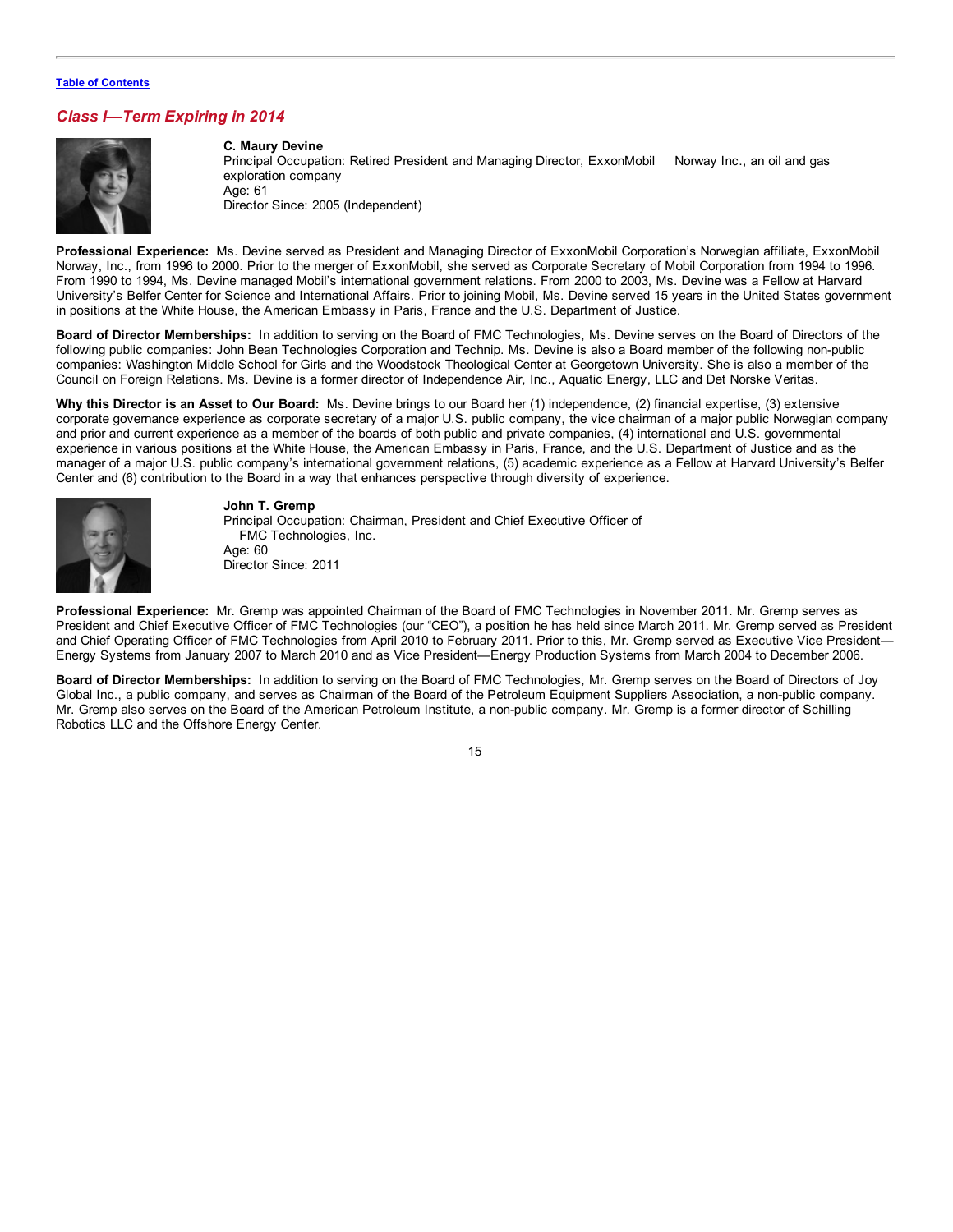[Table of Contents](#)

## *Class I—Term Expiring in 2014*

**C. Maury Devine**
Principal Occupation: Retired President and Managing Director, ExxonMobil Norway Inc., an oil and gas exploration company
Age: 61
Director Since: 2005 (Independent)

**Professional Experience:** Ms. Devine served as President and Managing Director of ExxonMobil Corporation's Norwegian affiliate, ExxonMobil Norway, Inc., from 1996 to 2000. Prior to the merger of ExxonMobil, she served as Corporate Secretary of Mobil Corporation from 1994 to 1996. From 1990 to 1994, Ms. Devine managed Mobil's international government relations. From 2000 to 2003, Ms. Devine was a Fellow at Harvard University's Belfer Center for Science and International Affairs. Prior to joining Mobil, Ms. Devine served 15 years in the United States government in positions at the White House, the American Embassy in Paris, France and the U.S. Department of Justice.

**Board of Director Memberships:** In addition to serving on the Board of FMC Technologies, Ms. Devine serves on the Board of Directors of the following public companies: John Bean Technologies Corporation and Technip. Ms. Devine is also a Board member of the following non-public companies: Washington Middle School for Girls and the Woodstock Theological Center at Georgetown University. She is also a member of the Council on Foreign Relations. Ms. Devine is a former director of Independence Air, Inc., Aquatic Energy, LLC and Det Norske Veritas.

**Why this Director is an Asset to Our Board:** Ms. Devine brings to our Board her (1) independence, (2) financial expertise, (3) extensive corporate governance experience as corporate secretary of a major U.S. public company, the vice chairman of a major public Norwegian company and prior and current experience as a member of the boards of both public and private companies, (4) international and U.S. governmental experience in various positions at the White House, the American Embassy in Paris, France, and the U.S. Department of Justice and as the manager of a major U.S. public company's international government relations, (5) academic experience as a Fellow at Harvard University's Belfer Center and (6) contribution to the Board in a way that enhances perspective through diversity of experience.

**John T. Gremp**
Principal Occupation: Chairman, President and Chief Executive Officer of FMC Technologies, Inc.
Age: 60
Director Since: 2011

**Professional Experience:** Mr. Gremp was appointed Chairman of the Board of FMC Technologies in November 2011. Mr. Gremp serves as President and Chief Executive Officer of FMC Technologies (our "CEO"), a position he has held since March 2011. Mr. Gremp served as President and Chief Operating Officer of FMC Technologies from April 2010 to February 2011. Prior to this, Mr. Gremp served as Executive Vice President—Energy Systems from January 2007 to March 2010 and as Vice President—Energy Production Systems from March 2004 to December 2006.

**Board of Director Memberships:** In addition to serving on the Board of FMC Technologies, Mr. Gremp serves on the Board of Directors of Joy Global Inc., a public company, and serves as Chairman of the Board of the Petroleum Equipment Suppliers Association, a non-public company. Mr. Gremp also serves on the Board of the American Petroleum Institute, a non-public company. Mr. Gremp is a former director of Schilling Robotics LLC and the Offshore Energy Center.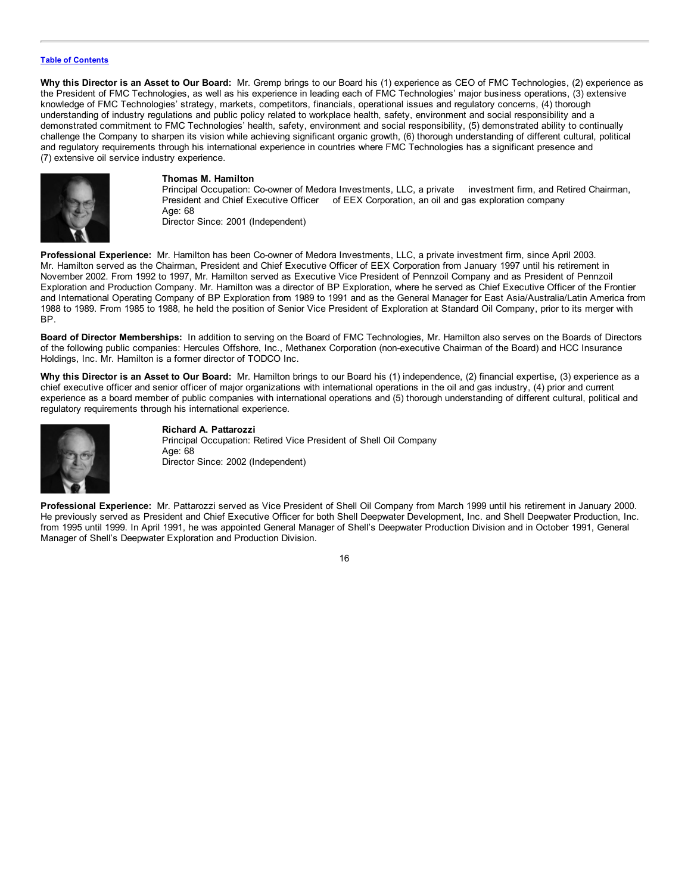[Table of Contents](#)

**Why this Director is an Asset to Our Board:** Mr. Gremp brings to our Board his (1) experience as CEO of FMC Technologies, (2) experience as the President of FMC Technologies, as well as his experience in leading each of FMC Technologies' major business operations, (3) extensive knowledge of FMC Technologies' strategy, markets, competitors, financials, operational issues and regulatory concerns, (4) thorough understanding of industry regulations and public policy related to workplace health, safety, environment and social responsibility and a demonstrated commitment to FMC Technologies' health, safety, environment and social responsibility, (5) demonstrated ability to continually challenge the Company to sharpen its vision while achieving significant organic growth, (6) thorough understanding of different cultural, political and regulatory requirements through his international experience in countries where FMC Technologies has a significant presence and (7) extensive oil service industry experience.

**Thomas M. Hamilton**
Principal Occupation: Co-owner of Medora Investments, LLC, a private investment firm, and Retired Chairman, President and Chief Executive Officer of EEX Corporation, an oil and gas exploration company
Age: 68
Director Since: 2001 (Independent)

**Professional Experience:** Mr. Hamilton has been Co-owner of Medora Investments, LLC, a private investment firm, since April 2003. Mr. Hamilton served as the Chairman, President and Chief Executive Officer of EEX Corporation from January 1997 until his retirement in November 2002. From 1992 to 1997, Mr. Hamilton served as Executive Vice President of Pennzoil Company and as President of Pennzoil Exploration and Production Company. Mr. Hamilton was a director of BP Exploration, where he served as Chief Executive Officer of the Frontier and International Operating Company of BP Exploration from 1989 to 1991 and as the General Manager for East Asia/Australia/Latin America from 1988 to 1989. From 1985 to 1988, he held the position of Senior Vice President of Exploration at Standard Oil Company, prior to its merger with BP.

**Board of Director Memberships:** In addition to serving on the Board of FMC Technologies, Mr. Hamilton also serves on the Boards of Directors of the following public companies: Hercules Offshore, Inc., Methanex Corporation (non-executive Chairman of the Board) and HCC Insurance Holdings, Inc. Mr. Hamilton is a former director of TODCO Inc.

**Why this Director is an Asset to Our Board:** Mr. Hamilton brings to our Board his (1) independence, (2) financial expertise, (3) experience as a chief executive officer and senior officer of major organizations with international operations in the oil and gas industry, (4) prior and current experience as a board member of public companies with international operations and (5) thorough understanding of different cultural, political and regulatory requirements through his international experience.

**Richard A. Pattarozzi**
Principal Occupation: Retired Vice President of Shell Oil Company
Age: 68
Director Since: 2002 (Independent)

**Professional Experience:** Mr. Pattarozzi served as Vice President of Shell Oil Company from March 1999 until his retirement in January 2000. He previously served as President and Chief Executive Officer for both Shell Deepwater Development, Inc. and Shell Deepwater Production, Inc. from 1995 until 1999. In April 1991, he was appointed General Manager of Shell's Deepwater Production Division and in October 1991, General Manager of Shell's Deepwater Exploration and Production Division.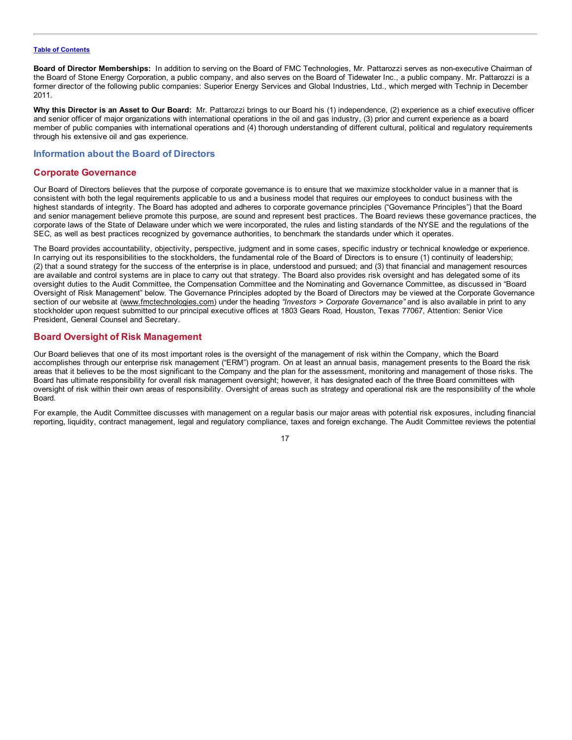**Board of Director Memberships:** In addition to serving on the Board of FMC Technologies, Mr. Pattarozzi serves as non-executive Chairman of the Board of Stone Energy Corporation, a public company, and also serves on the Board of Tidewater Inc., a public company. Mr. Pattarozzi is a former director of the following public companies: Superior Energy Services and Global Industries, Ltd., which merged with Technip in December 2011.

**Why this Director is an Asset to Our Board:** Mr. Pattarozzi brings to our Board his (1) independence, (2) experience as a chief executive officer and senior officer of major organizations with international operations in the oil and gas industry, (3) prior and current experience as a board member of public companies with international operations and (4) thorough understanding of different cultural, political and regulatory requirements through his extensive oil and gas experience.

## Information about the Board of Directors

## Corporate Governance

Our Board of Directors believes that the purpose of corporate governance is to ensure that we maximize stockholder value in a manner that is consistent with both the legal requirements applicable to us and a business model that requires our employees to conduct business with the highest standards of integrity. The Board has adopted and adheres to corporate governance principles ("Governance Principles") that the Board and senior management believe promote this purpose, are sound and represent best practices. The Board reviews these governance practices, the corporate laws of the State of Delaware under which we were incorporated, the rules and listing standards of the NYSE and the regulations of the SEC, as well as best practices recognized by governance authorities, to benchmark the standards under which it operates.

The Board provides accountability, objectivity, perspective, judgment and in some cases, specific industry or technical knowledge or experience. In carrying out its responsibilities to the stockholders, the fundamental role of the Board of Directors is to ensure (1) continuity of leadership; (2) that a sound strategy for the success of the enterprise is in place, understood and pursued; and (3) that financial and management resources are available and control systems are in place to carry out that strategy. The Board also provides risk oversight and has delegated some of its oversight duties to the Audit Committee, the Compensation Committee and the Nominating and Governance Committee, as discussed in "Board Oversight of Risk Management" below. The Governance Principles adopted by the Board of Directors may be viewed at the Corporate Governance section of our website at (www.fmctechnologies.com) under the heading *"Investors > Corporate Governance"* and is also available in print to any stockholder upon request submitted to our principal executive offices at 1803 Gears Road, Houston, Texas 77067, Attention: Senior Vice President, General Counsel and Secretary.

## Board Oversight of Risk Management

Our Board believes that one of its most important roles is the oversight of the management of risk within the Company, which the Board accomplishes through our enterprise risk management ("ERM") program. On at least an annual basis, management presents to the Board the risk areas that it believes to be the most significant to the Company and the plan for the assessment, monitoring and management of those risks. The Board has ultimate responsibility for overall risk management oversight; however, it has designated each of the three Board committees with oversight of risk within their own areas of responsibility. Oversight of areas such as strategy and operational risk are the responsibility of the whole Board.

For example, the Audit Committee discusses with management on a regular basis our major areas with potential risk exposures, including financial reporting, liquidity, contract management, legal and regulatory compliance, taxes and foreign exchange. The Audit Committee reviews the potential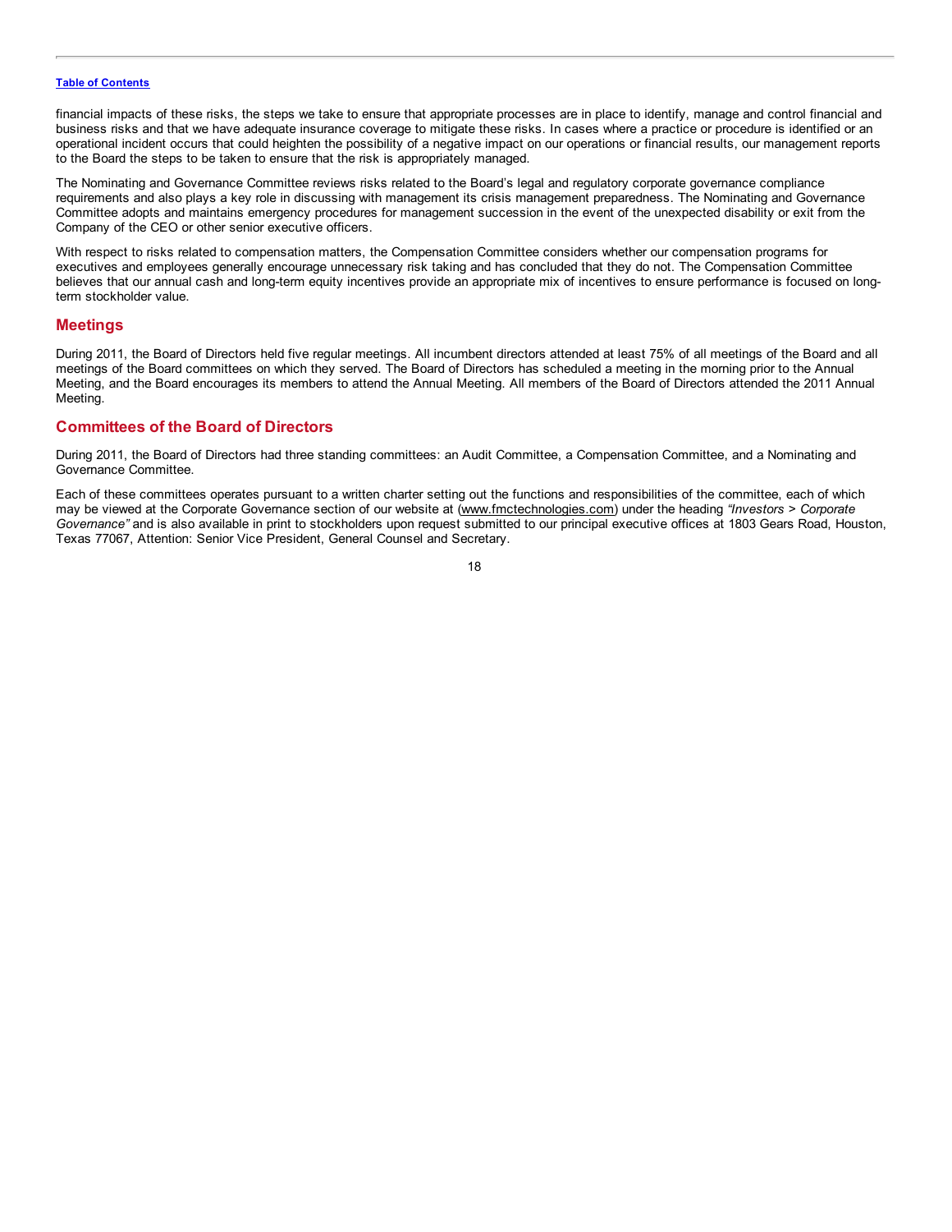financial impacts of these risks, the steps we take to ensure that appropriate processes are in place to identify, manage and control financial and business risks and that we have adequate insurance coverage to mitigate these risks. In cases where a practice or procedure is identified or an operational incident occurs that could heighten the possibility of a negative impact on our operations or financial results, our management reports to the Board the steps to be taken to ensure that the risk is appropriately managed.

The Nominating and Governance Committee reviews risks related to the Board's legal and regulatory corporate governance compliance requirements and also plays a key role in discussing with management its crisis management preparedness. The Nominating and Governance Committee adopts and maintains emergency procedures for management succession in the event of the unexpected disability or exit from the Company of the CEO or other senior executive officers.

With respect to risks related to compensation matters, the Compensation Committee considers whether our compensation programs for executives and employees generally encourage unnecessary risk taking and has concluded that they do not. The Compensation Committee believes that our annual cash and long-term equity incentives provide an appropriate mix of incentives to ensure performance is focused on long-term stockholder value.

## Meetings

During 2011, the Board of Directors held five regular meetings. All incumbent directors attended at least 75% of all meetings of the Board and all meetings of the Board committees on which they served. The Board of Directors has scheduled a meeting in the morning prior to the Annual Meeting, and the Board encourages its members to attend the Annual Meeting. All members of the Board of Directors attended the 2011 Annual Meeting.

## Committees of the Board of Directors

During 2011, the Board of Directors had three standing committees: an Audit Committee, a Compensation Committee, and a Nominating and Governance Committee.

Each of these committees operates pursuant to a written charter setting out the functions and responsibilities of the committee, each of which may be viewed at the Corporate Governance section of our website at (www.fmctechnologies.com) under the heading *"Investors > Corporate Governance"* and is also available in print to stockholders upon request submitted to our principal executive offices at 1803 Gears Road, Houston, Texas 77067, Attention: Senior Vice President, General Counsel and Secretary.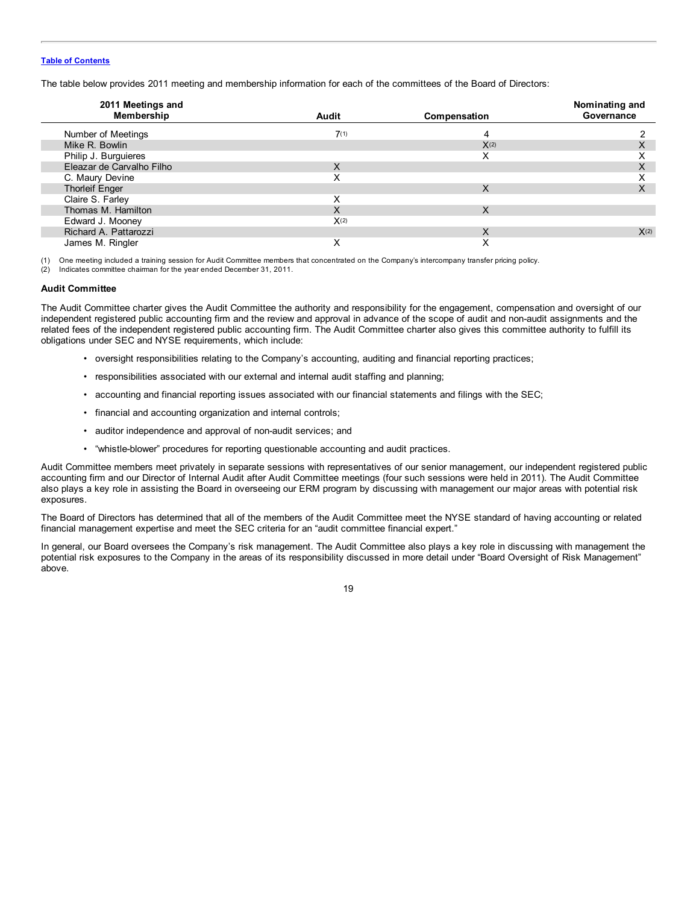[Table of Contents](#)

The table below provides 2011 meeting and membership information for each of the committees of the Board of Directors:

| 2011 Meetings and Membership | Audit | Compensation | Nominating and Governance |
| --- | --- | --- | --- |
| Number of Meetings | 7(1) | 4 | 2 |
| Mike R. Bowlin | | X(2) | X |
| Philip J. Burguieres | | X | X |
| Eleazar de Carvalho Filho | X | | X |
| C. Maury Devine | X | | X |
| Thorleif Enger | | X | X |
| Claire S. Farley | X | | |
| Thomas M. Hamilton | X | X | |
| Edward J. Mooney | X(2) | | |
| Richard A. Pattarozzi | | X | X(2) |
| James M. Ringler | X | X | |

(1) One meeting included a training session for Audit Committee members that concentrated on the Company's intercompany transfer pricing policy.
(2) Indicates committee chairman for the year ended December 31, 2011.

**Audit Committee**

The Audit Committee charter gives the Audit Committee the authority and responsibility for the engagement, compensation and oversight of our independent registered public accounting firm and the review and approval in advance of the scope of audit and non-audit assignments and the related fees of the independent registered public accounting firm. The Audit Committee charter also gives this committee authority to fulfill its obligations under SEC and NYSE requirements, which include:

- oversight responsibilities relating to the Company's accounting, auditing and financial reporting practices;
- responsibilities associated with our external and internal audit staffing and planning;
- accounting and financial reporting issues associated with our financial statements and filings with the SEC;
- financial and accounting organization and internal controls;
- auditor independence and approval of non-audit services; and
- "whistle-blower" procedures for reporting questionable accounting and audit practices.

Audit Committee members meet privately in separate sessions with representatives of our senior management, our independent registered public accounting firm and our Director of Internal Audit after Audit Committee meetings (four such sessions were held in 2011). The Audit Committee also plays a key role in assisting the Board in overseeing our ERM program by discussing with management our major areas with potential risk exposures.

The Board of Directors has determined that all of the members of the Audit Committee meet the NYSE standard of having accounting or related financial management expertise and meet the SEC criteria for an "audit committee financial expert."

In general, our Board oversees the Company's risk management. The Audit Committee also plays a key role in discussing with management the potential risk exposures to the Company in the areas of its responsibility discussed in more detail under "Board Oversight of Risk Management" above.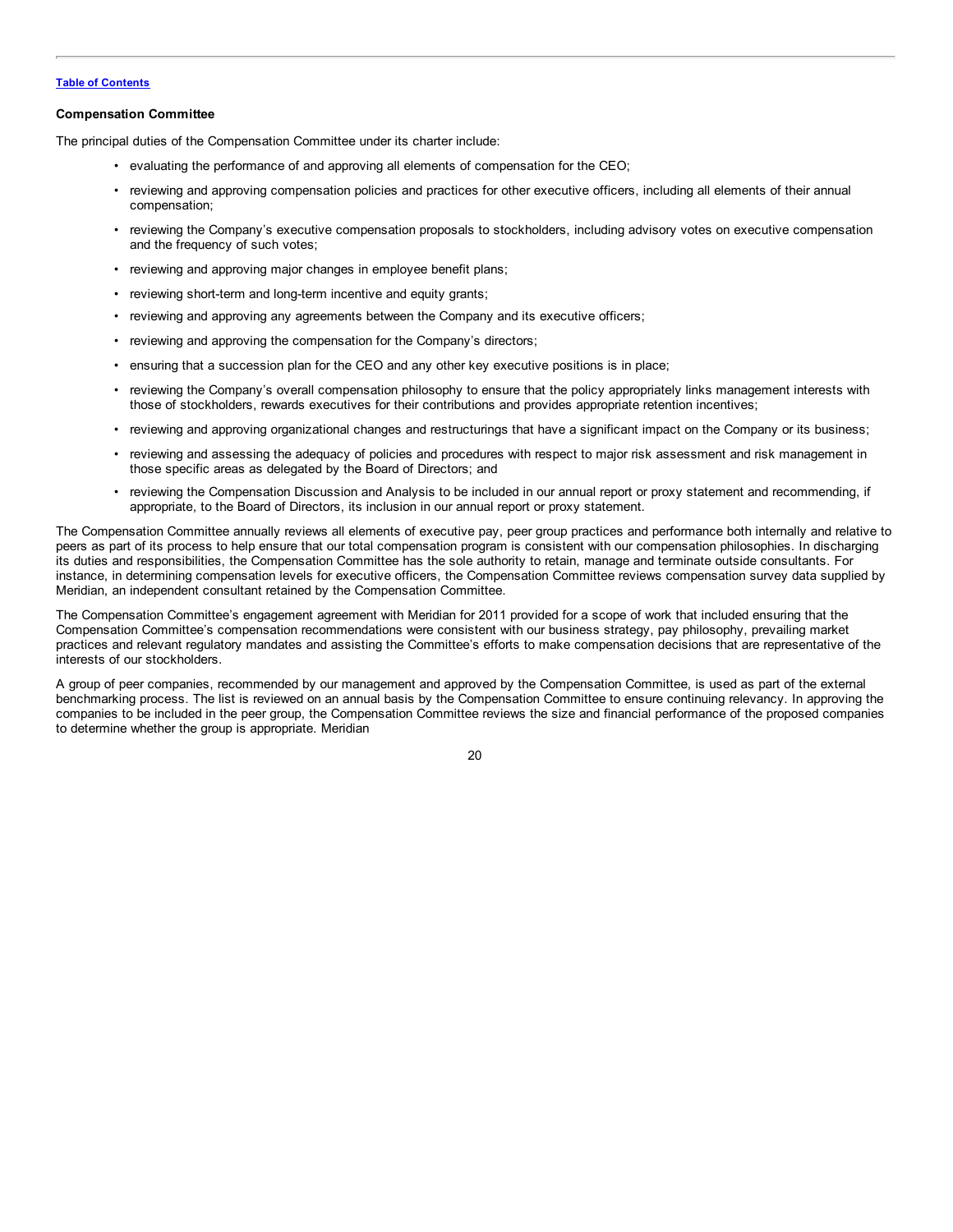## Compensation Committee

The principal duties of the Compensation Committee under its charter include:

- evaluating the performance of and approving all elements of compensation for the CEO;
- reviewing and approving compensation policies and practices for other executive officers, including all elements of their annual compensation;
- reviewing the Company's executive compensation proposals to stockholders, including advisory votes on executive compensation and the frequency of such votes;
- reviewing and approving major changes in employee benefit plans;
- reviewing short-term and long-term incentive and equity grants;
- reviewing and approving any agreements between the Company and its executive officers;
- reviewing and approving the compensation for the Company's directors;
- ensuring that a succession plan for the CEO and any other key executive positions is in place;
- reviewing the Company's overall compensation philosophy to ensure that the policy appropriately links management interests with those of stockholders, rewards executives for their contributions and provides appropriate retention incentives;
- reviewing and approving organizational changes and restructurings that have a significant impact on the Company or its business;
- reviewing and assessing the adequacy of policies and procedures with respect to major risk assessment and risk management in those specific areas as delegated by the Board of Directors; and
- reviewing the Compensation Discussion and Analysis to be included in our annual report or proxy statement and recommending, if appropriate, to the Board of Directors, its inclusion in our annual report or proxy statement.

The Compensation Committee annually reviews all elements of executive pay, peer group practices and performance both internally and relative to peers as part of its process to help ensure that our total compensation program is consistent with our compensation philosophies. In discharging its duties and responsibilities, the Compensation Committee has the sole authority to retain, manage and terminate outside consultants. For instance, in determining compensation levels for executive officers, the Compensation Committee reviews compensation survey data supplied by Meridian, an independent consultant retained by the Compensation Committee.

The Compensation Committee's engagement agreement with Meridian for 2011 provided for a scope of work that included ensuring that the Compensation Committee's compensation recommendations were consistent with our business strategy, pay philosophy, prevailing market practices and relevant regulatory mandates and assisting the Committee's efforts to make compensation decisions that are representative of the interests of our stockholders.

A group of peer companies, recommended by our management and approved by the Compensation Committee, is used as part of the external benchmarking process. The list is reviewed on an annual basis by the Compensation Committee to ensure continuing relevancy. In approving the companies to be included in the peer group, the Compensation Committee reviews the size and financial performance of the proposed companies to determine whether the group is appropriate. Meridian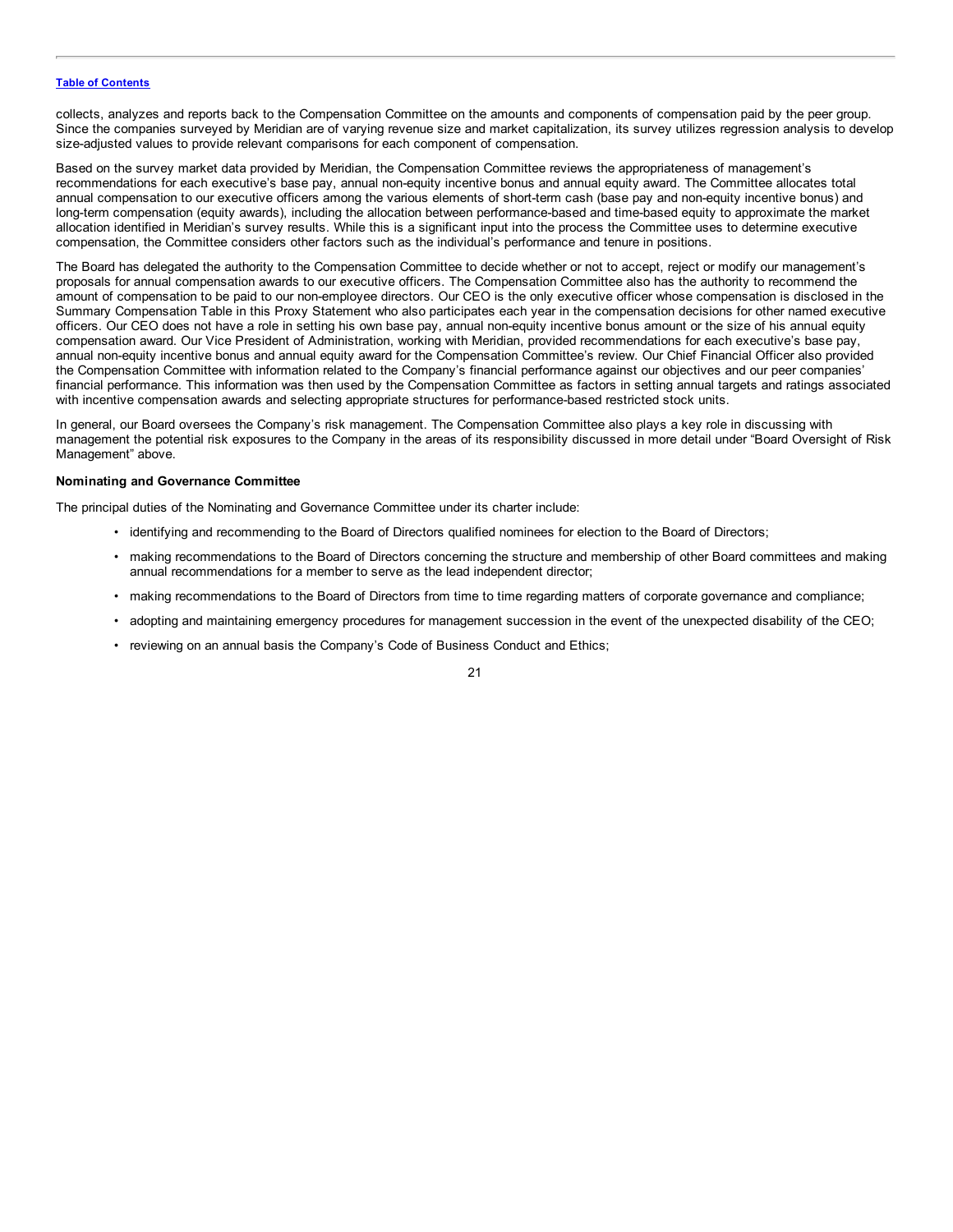collects, analyzes and reports back to the Compensation Committee on the amounts and components of compensation paid by the peer group. Since the companies surveyed by Meridian are of varying revenue size and market capitalization, its survey utilizes regression analysis to develop size-adjusted values to provide relevant comparisons for each component of compensation.

Based on the survey market data provided by Meridian, the Compensation Committee reviews the appropriateness of management's recommendations for each executive's base pay, annual non-equity incentive bonus and annual equity award. The Committee allocates total annual compensation to our executive officers among the various elements of short-term cash (base pay and non-equity incentive bonus) and long-term compensation (equity awards), including the allocation between performance-based and time-based equity to approximate the market allocation identified in Meridian's survey results. While this is a significant input into the process the Committee uses to determine executive compensation, the Committee considers other factors such as the individual's performance and tenure in positions.

The Board has delegated the authority to the Compensation Committee to decide whether or not to accept, reject or modify our management's proposals for annual compensation awards to our executive officers. The Compensation Committee also has the authority to recommend the amount of compensation to be paid to our non-employee directors. Our CEO is the only executive officer whose compensation is disclosed in the Summary Compensation Table in this Proxy Statement who also participates each year in the compensation decisions for other named executive officers. Our CEO does not have a role in setting his own base pay, annual non-equity incentive bonus amount or the size of his annual equity compensation award. Our Vice President of Administration, working with Meridian, provided recommendations for each executive's base pay, annual non-equity incentive bonus and annual equity award for the Compensation Committee's review. Our Chief Financial Officer also provided the Compensation Committee with information related to the Company's financial performance against our objectives and our peer companies' financial performance. This information was then used by the Compensation Committee as factors in setting annual targets and ratings associated with incentive compensation awards and selecting appropriate structures for performance-based restricted stock units.

In general, our Board oversees the Company's risk management. The Compensation Committee also plays a key role in discussing with management the potential risk exposures to the Company in the areas of its responsibility discussed in more detail under "Board Oversight of Risk Management" above.

**Nominating and Governance Committee**

The principal duties of the Nominating and Governance Committee under its charter include:

- identifying and recommending to the Board of Directors qualified nominees for election to the Board of Directors;
- making recommendations to the Board of Directors concerning the structure and membership of other Board committees and making annual recommendations for a member to serve as the lead independent director;
- making recommendations to the Board of Directors from time to time regarding matters of corporate governance and compliance;
- adopting and maintaining emergency procedures for management succession in the event of the unexpected disability of the CEO;
- reviewing on an annual basis the Company's Code of Business Conduct and Ethics;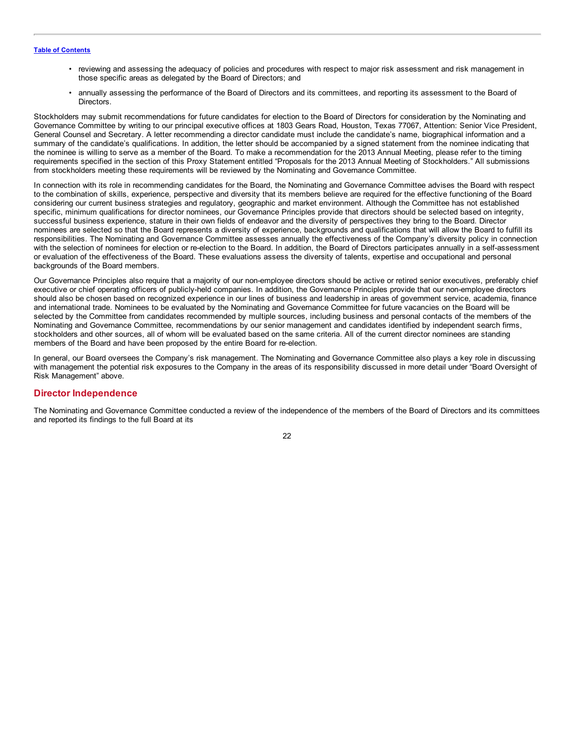- reviewing and assessing the adequacy of policies and procedures with respect to major risk assessment and risk management in those specific areas as delegated by the Board of Directors; and
- annually assessing the performance of the Board of Directors and its committees, and reporting its assessment to the Board of Directors.

Stockholders may submit recommendations for future candidates for election to the Board of Directors for consideration by the Nominating and Governance Committee by writing to our principal executive offices at 1803 Gears Road, Houston, Texas 77067, Attention: Senior Vice President, General Counsel and Secretary. A letter recommending a director candidate must include the candidate's name, biographical information and a summary of the candidate's qualifications. In addition, the letter should be accompanied by a signed statement from the nominee indicating that the nominee is willing to serve as a member of the Board. To make a recommendation for the 2013 Annual Meeting, please refer to the timing requirements specified in the section of this Proxy Statement entitled "Proposals for the 2013 Annual Meeting of Stockholders." All submissions from stockholders meeting these requirements will be reviewed by the Nominating and Governance Committee.

In connection with its role in recommending candidates for the Board, the Nominating and Governance Committee advises the Board with respect to the combination of skills, experience, perspective and diversity that its members believe are required for the effective functioning of the Board considering our current business strategies and regulatory, geographic and market environment. Although the Committee has not established specific, minimum qualifications for director nominees, our Governance Principles provide that directors should be selected based on integrity, successful business experience, stature in their own fields of endeavor and the diversity of perspectives they bring to the Board. Director nominees are selected so that the Board represents a diversity of experience, backgrounds and qualifications that will allow the Board to fulfill its responsibilities. The Nominating and Governance Committee assesses annually the effectiveness of the Company's diversity policy in connection with the selection of nominees for election or re-election to the Board. In addition, the Board of Directors participates annually in a self-assessment or evaluation of the effectiveness of the Board. These evaluations assess the diversity of talents, expertise and occupational and personal backgrounds of the Board members.

Our Governance Principles also require that a majority of our non-employee directors should be active or retired senior executives, preferably chief executive or chief operating officers of publicly-held companies. In addition, the Governance Principles provide that our non-employee directors should also be chosen based on recognized experience in our lines of business and leadership in areas of government service, academia, finance and international trade. Nominees to be evaluated by the Nominating and Governance Committee for future vacancies on the Board will be selected by the Committee from candidates recommended by multiple sources, including business and personal contacts of the members of the Nominating and Governance Committee, recommendations by our senior management and candidates identified by independent search firms, stockholders and other sources, all of whom will be evaluated based on the same criteria. All of the current director nominees are standing members of the Board and have been proposed by the entire Board for re-election.

In general, our Board oversees the Company's risk management. The Nominating and Governance Committee also plays a key role in discussing with management the potential risk exposures to the Company in the areas of its responsibility discussed in more detail under "Board Oversight of Risk Management" above.

## Director Independence

The Nominating and Governance Committee conducted a review of the independence of the members of the Board of Directors and its committees and reported its findings to the full Board at its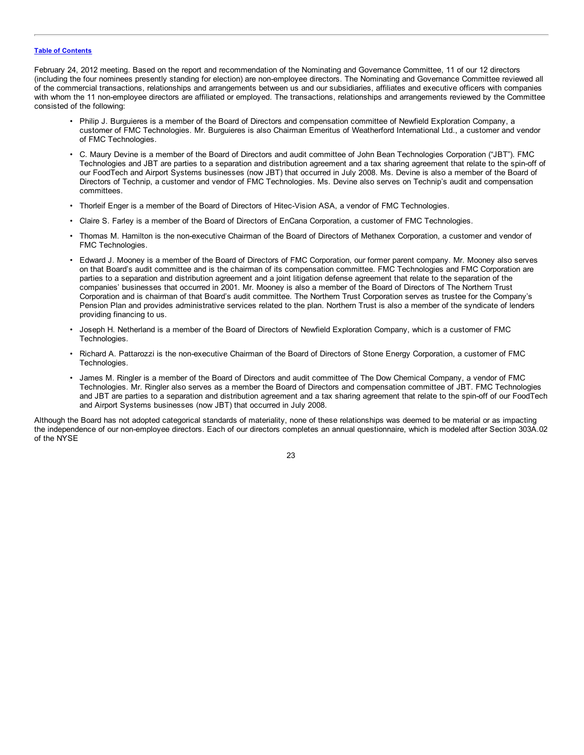February 24, 2012 meeting. Based on the report and recommendation of the Nominating and Governance Committee, 11 of our 12 directors (including the four nominees presently standing for election) are non-employee directors. The Nominating and Governance Committee reviewed all of the commercial transactions, relationships and arrangements between us and our subsidiaries, affiliates and executive officers with companies with whom the 11 non-employee directors are affiliated or employed. The transactions, relationships and arrangements reviewed by the Committee consisted of the following:

- Philip J. Burguieres is a member of the Board of Directors and compensation committee of Newfield Exploration Company, a customer of FMC Technologies. Mr. Burguieres is also Chairman Emeritus of Weatherford International Ltd., a customer and vendor of FMC Technologies.
- C. Maury Devine is a member of the Board of Directors and audit committee of John Bean Technologies Corporation ("JBT"). FMC Technologies and JBT are parties to a separation and distribution agreement and a tax sharing agreement that relate to the spin-off of our FoodTech and Airport Systems businesses (now JBT) that occurred in July 2008. Ms. Devine is also a member of the Board of Directors of Technip, a customer and vendor of FMC Technologies. Ms. Devine also serves on Technip's audit and compensation committees.
- Thorleif Enger is a member of the Board of Directors of Hitec-Vision ASA, a vendor of FMC Technologies.
- Claire S. Farley is a member of the Board of Directors of EnCana Corporation, a customer of FMC Technologies.
- Thomas M. Hamilton is the non-executive Chairman of the Board of Directors of Methanex Corporation, a customer and vendor of FMC Technologies.
- Edward J. Mooney is a member of the Board of Directors of FMC Corporation, our former parent company. Mr. Mooney also serves on that Board's audit committee and is the chairman of its compensation committee. FMC Technologies and FMC Corporation are parties to a separation and distribution agreement and a joint litigation defense agreement that relate to the separation of the companies' businesses that occurred in 2001. Mr. Mooney is also a member of the Board of Directors of The Northern Trust Corporation and is chairman of that Board's audit committee. The Northern Trust Corporation serves as trustee for the Company's Pension Plan and provides administrative services related to the plan. Northern Trust is also a member of the syndicate of lenders providing financing to us.
- Joseph H. Netherland is a member of the Board of Directors of Newfield Exploration Company, which is a customer of FMC Technologies.
- Richard A. Pattarozzi is the non-executive Chairman of the Board of Directors of Stone Energy Corporation, a customer of FMC Technologies.
- James M. Ringler is a member of the Board of Directors and audit committee of The Dow Chemical Company, a vendor of FMC Technologies. Mr. Ringler also serves as a member the Board of Directors and compensation committee of JBT. FMC Technologies and JBT are parties to a separation and distribution agreement and a tax sharing agreement that relate to the spin-off of our FoodTech and Airport Systems businesses (now JBT) that occurred in July 2008.

Although the Board has not adopted categorical standards of materiality, none of these relationships was deemed to be material or as impacting the independence of our non-employee directors. Each of our directors completes an annual questionnaire, which is modeled after Section 303A.02 of the NYSE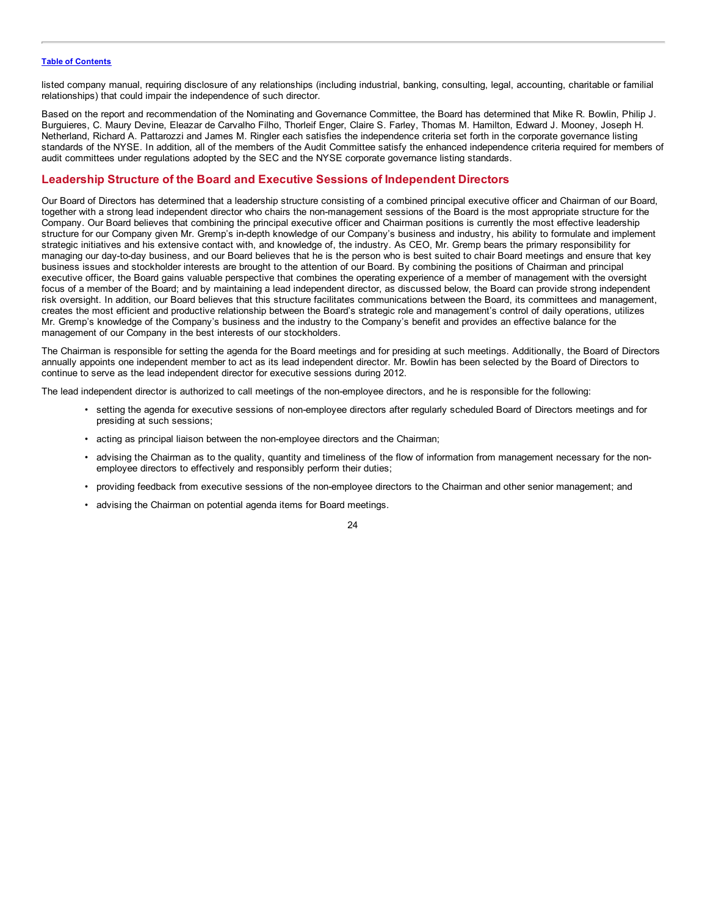listed company manual, requiring disclosure of any relationships (including industrial, banking, consulting, legal, accounting, charitable or familial relationships) that could impair the independence of such director.

Based on the report and recommendation of the Nominating and Governance Committee, the Board has determined that Mike R. Bowlin, Philip J. Burguieres, C. Maury Devine, Eleazar de Carvalho Filho, Thorleif Enger, Claire S. Farley, Thomas M. Hamilton, Edward J. Mooney, Joseph H. Netherland, Richard A. Pattarozzi and James M. Ringler each satisfies the independence criteria set forth in the corporate governance listing standards of the NYSE. In addition, all of the members of the Audit Committee satisfy the enhanced independence criteria required for members of audit committees under regulations adopted by the SEC and the NYSE corporate governance listing standards.

## Leadership Structure of the Board and Executive Sessions of Independent Directors

Our Board of Directors has determined that a leadership structure consisting of a combined principal executive officer and Chairman of our Board, together with a strong lead independent director who chairs the non-management sessions of the Board is the most appropriate structure for the Company. Our Board believes that combining the principal executive officer and Chairman positions is currently the most effective leadership structure for our Company given Mr. Gremp's in-depth knowledge of our Company's business and industry, his ability to formulate and implement strategic initiatives and his extensive contact with, and knowledge of, the industry. As CEO, Mr. Gremp bears the primary responsibility for managing our day-to-day business, and our Board believes that he is the person who is best suited to chair Board meetings and ensure that key business issues and stockholder interests are brought to the attention of our Board. By combining the positions of Chairman and principal executive officer, the Board gains valuable perspective that combines the operating experience of a member of management with the oversight focus of a member of the Board; and by maintaining a lead independent director, as discussed below, the Board can provide strong independent risk oversight. In addition, our Board believes that this structure facilitates communications between the Board, its committees and management, creates the most efficient and productive relationship between the Board's strategic role and management's control of daily operations, utilizes Mr. Gremp's knowledge of the Company's business and the industry to the Company's benefit and provides an effective balance for the management of our Company in the best interests of our stockholders.

The Chairman is responsible for setting the agenda for the Board meetings and for presiding at such meetings. Additionally, the Board of Directors annually appoints one independent member to act as its lead independent director. Mr. Bowlin has been selected by the Board of Directors to continue to serve as the lead independent director for executive sessions during 2012.

The lead independent director is authorized to call meetings of the non-employee directors, and he is responsible for the following:

- setting the agenda for executive sessions of non-employee directors after regularly scheduled Board of Directors meetings and for presiding at such sessions;
- acting as principal liaison between the non-employee directors and the Chairman;
- advising the Chairman as to the quality, quantity and timeliness of the flow of information from management necessary for the non-employee directors to effectively and responsibly perform their duties;
- providing feedback from executive sessions of the non-employee directors to the Chairman and other senior management; and
- advising the Chairman on potential agenda items for Board meetings.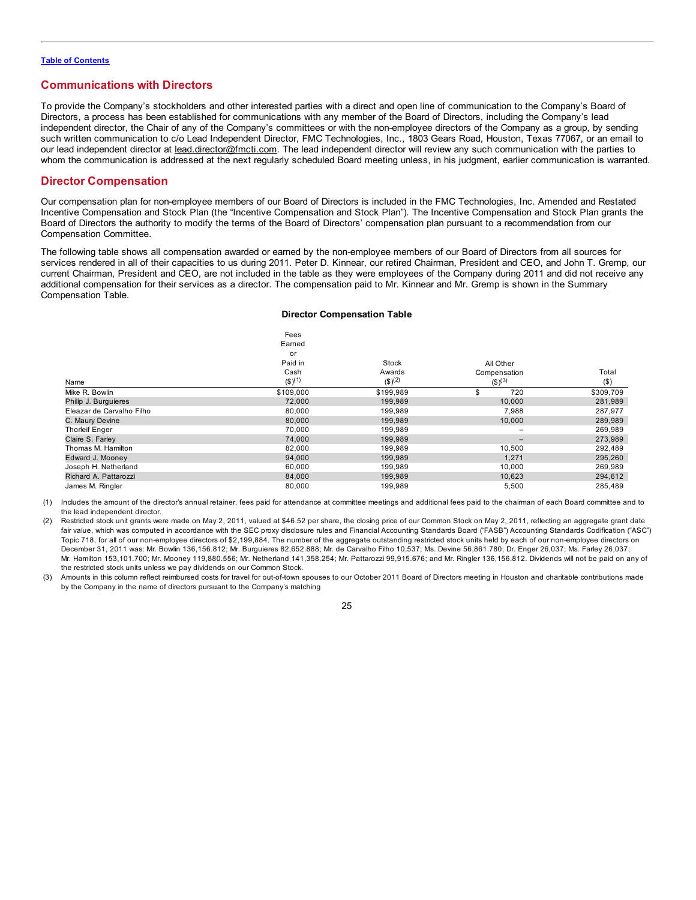Table of Contents

## Communications with Directors

To provide the Company's stockholders and other interested parties with a direct and open line of communication to the Company's Board of Directors, a process has been established for communications with any member of the Board of Directors, including the Company's lead independent director, the Chair of any of the Company's committees or with the non-employee directors of the Company as a group, by sending such written communication to c/o Lead Independent Director, FMC Technologies, Inc., 1803 Gears Road, Houston, Texas 77067, or an email to our lead independent director at lead.director@fmcti.com. The lead independent director will review any such communication with the parties to whom the communication is addressed at the next regularly scheduled Board meeting unless, in his judgment, earlier communication is warranted.

## Director Compensation

Our compensation plan for non-employee members of our Board of Directors is included in the FMC Technologies, Inc. Amended and Restated Incentive Compensation and Stock Plan (the "Incentive Compensation and Stock Plan"). The Incentive Compensation and Stock Plan grants the Board of Directors the authority to modify the terms of the Board of Directors' compensation plan pursuant to a recommendation from our Compensation Committee.

The following table shows all compensation awarded or earned by the non-employee members of our Board of Directors from all sources for services rendered in all of their capacities to us during 2011. Peter D. Kinnear, our retired Chairman, President and CEO, and John T. Gremp, our current Chairman, President and CEO, are not included in the table as they were employees of the Company during 2011 and did not receive any additional compensation for their services as a director. The compensation paid to Mr. Kinnear and Mr. Gremp is shown in the Summary Compensation Table.

**Director Compensation Table**

| Name | Fees Earned or Paid in Cash ($)[1] | Stock Awards ($)[2] | All Other Compensation ($)[3] | Total ($) |
|---|---|---|---|---|
| Mike R. Bowlin | $109,000 | $199,989 | $ 720 | $309,709 |
| Philip J. Burguieres | 72,000 | 199,989 | 10,000 | 281,989 |
| Eleazar de Carvalho Filho | 80,000 | 199,989 | 7,988 | 287,977 |
| C. Maury Devine | 80,000 | 199,989 | 10,000 | 289,989 |
| Thorleif Enger | 70,000 | 199,989 | – | 269,989 |
| Claire S. Farley | 74,000 | 199,989 | – | 273,989 |
| Thomas M. Hamilton | 82,000 | 199,989 | 10,500 | 292,489 |
| Edward J. Mooney | 94,000 | 199,989 | 1,271 | 295,260 |
| Joseph H. Netherland | 60,000 | 199,989 | 10,000 | 269,989 |
| Richard A. Pattarozzi | 84,000 | 199,989 | 10,623 | 294,612 |
| James M. Ringler | 80,000 | 199,989 | 5,500 | 285,489 |

(1) Includes the amount of the director's annual retainer, fees paid for attendance at committee meetings and additional fees paid to the chairman of each Board committee and to the lead independent director.

(2) Restricted stock unit grants were made on May 2, 2011, valued at $46.52 per share, the closing price of our Common Stock on May 2, 2011, reflecting an aggregate grant date fair value, which was computed in accordance with the SEC proxy disclosure rules and Financial Accounting Standards Board ("FASB") Accounting Standards Codification ("ASC") Topic 718, for all of our non-employee directors of $2,199,884. The number of the aggregate outstanding restricted stock units held by each of our non-employee directors on December 31, 2011 was: Mr. Bowlin 136,156.812; Mr. Burguieres 82,652.888; Mr. de Carvalho Filho 10,537; Ms. Devine 56,861.780; Dr. Enger 26,037; Ms. Farley 26,037; Mr. Hamilton 153,101.700; Mr. Mooney 119,880.556; Mr. Netherland 141,358.254; Mr. Pattarozzi 99,915.676; and Mr. Ringler 136,156.812. Dividends will not be paid on any of the restricted stock units unless we pay dividends on our Common Stock.

(3) Amounts in this column reflect reimbursed costs for travel for out-of-town spouses to our October 2011 Board of Directors meeting in Houston and charitable contributions made by the Company in the name of directors pursuant to the Company's matching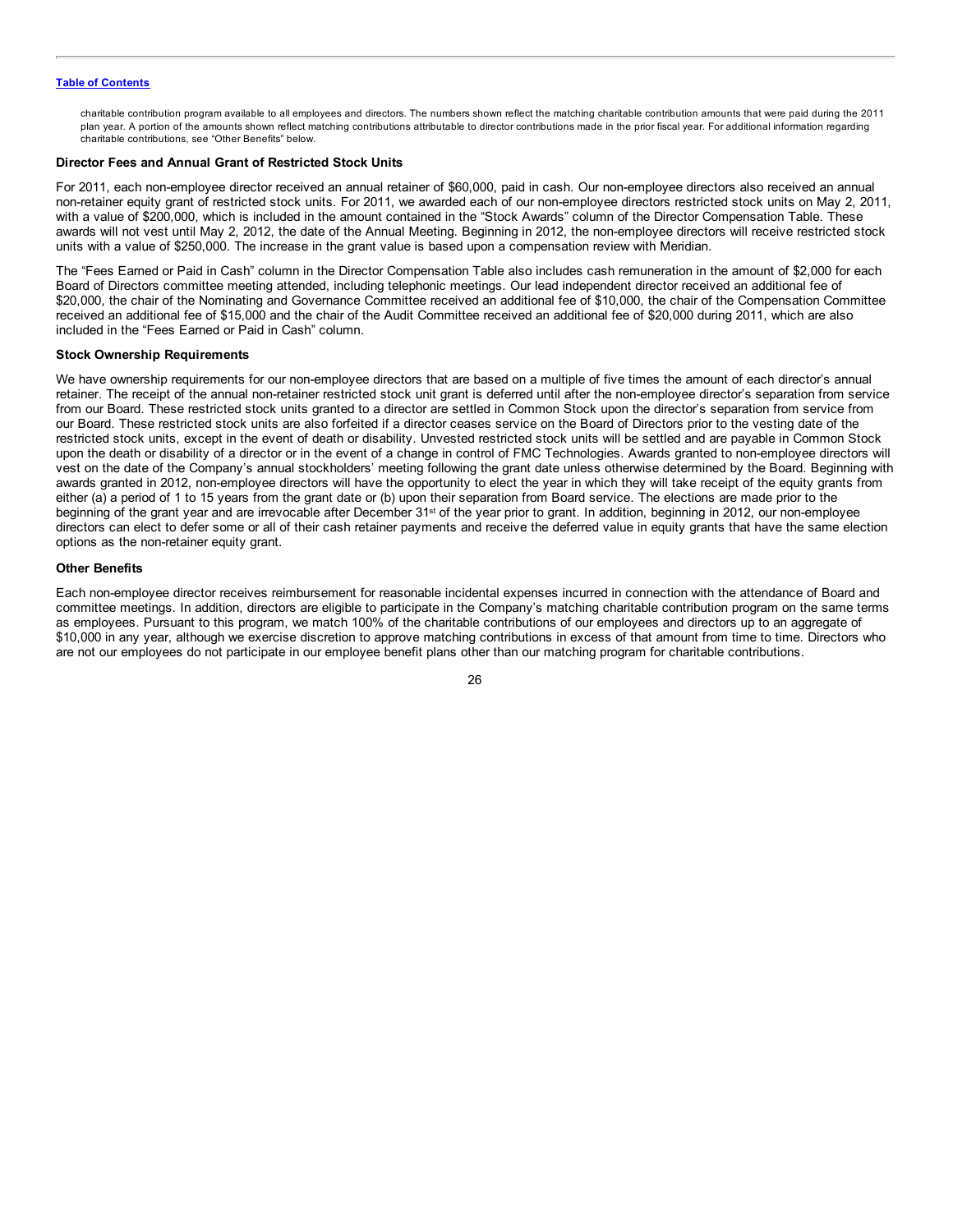charitable contribution program available to all employees and directors. The numbers shown reflect the matching charitable contribution amounts that were paid during the 2011 plan year. A portion of the amounts shown reflect matching contributions attributable to director contributions made in the prior fiscal year. For additional information regarding charitable contributions, see "Other Benefits" below.

**Director Fees and Annual Grant of Restricted Stock Units**

For 2011, each non-employee director received an annual retainer of $60,000, paid in cash. Our non-employee directors also received an annual non-retainer equity grant of restricted stock units. For 2011, we awarded each of our non-employee directors restricted stock units on May 2, 2011, with a value of $200,000, which is included in the amount contained in the "Stock Awards" column of the Director Compensation Table. These awards will not vest until May 2, 2012, the date of the Annual Meeting. Beginning in 2012, the non-employee directors will receive restricted stock units with a value of $250,000. The increase in the grant value is based upon a compensation review with Meridian.

The "Fees Earned or Paid in Cash" column in the Director Compensation Table also includes cash remuneration in the amount of $2,000 for each Board of Directors committee meeting attended, including telephonic meetings. Our lead independent director received an additional fee of $20,000, the chair of the Nominating and Governance Committee received an additional fee of $10,000, the chair of the Compensation Committee received an additional fee of $15,000 and the chair of the Audit Committee received an additional fee of $20,000 during 2011, which are also included in the "Fees Earned or Paid in Cash" column.

**Stock Ownership Requirements**

We have ownership requirements for our non-employee directors that are based on a multiple of five times the amount of each director's annual retainer. The receipt of the annual non-retainer restricted stock unit grant is deferred until after the non-employee director's separation from service from our Board. These restricted stock units granted to a director are settled in Common Stock upon the director's separation from service from our Board. These restricted stock units are also forfeited if a director ceases service on the Board of Directors prior to the vesting date of the restricted stock units, except in the event of death or disability. Unvested restricted stock units will be settled and are payable in Common Stock upon the death or disability of a director or in the event of a change in control of FMC Technologies. Awards granted to non-employee directors will vest on the date of the Company's annual stockholders' meeting following the grant date unless otherwise determined by the Board. Beginning with awards granted in 2012, non-employee directors will have the opportunity to elect the year in which they will take receipt of the equity grants from either (a) a period of 1 to 15 years from the grant date or (b) upon their separation from Board service. The elections are made prior to the beginning of the grant year and are irrevocable after December 31st of the year prior to grant. In addition, beginning in 2012, our non-employee directors can elect to defer some or all of their cash retainer payments and receive the deferred value in equity grants that have the same election options as the non-retainer equity grant.

**Other Benefits**

Each non-employee director receives reimbursement for reasonable incidental expenses incurred in connection with the attendance of Board and committee meetings. In addition, directors are eligible to participate in the Company's matching charitable contribution program on the same terms as employees. Pursuant to this program, we match 100% of the charitable contributions of our employees and directors up to an aggregate of $10,000 in any year, although we exercise discretion to approve matching contributions in excess of that amount from time to time. Directors who are not our employees do not participate in our employee benefit plans other than our matching program for charitable contributions.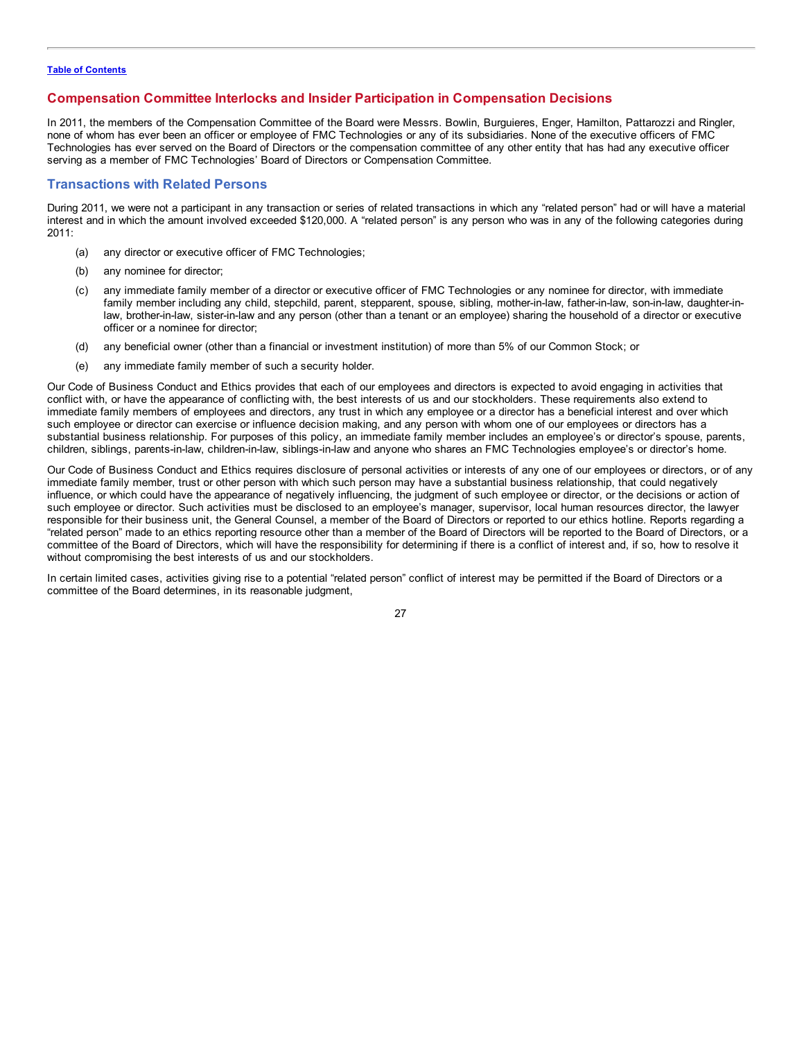## Compensation Committee Interlocks and Insider Participation in Compensation Decisions

In 2011, the members of the Compensation Committee of the Board were Messrs. Bowlin, Burguieres, Enger, Hamilton, Pattarozzi and Ringler, none of whom has ever been an officer or employee of FMC Technologies or any of its subsidiaries. None of the executive officers of FMC Technologies has ever served on the Board of Directors or the compensation committee of any other entity that has had any executive officer serving as a member of FMC Technologies' Board of Directors or Compensation Committee.

## Transactions with Related Persons

During 2011, we were not a participant in any transaction or series of related transactions in which any "related person" had or will have a material interest and in which the amount involved exceeded $120,000. A "related person" is any person who was in any of the following categories during 2011:

(a) any director or executive officer of FMC Technologies;

(b) any nominee for director;

(c) any immediate family member of a director or executive officer of FMC Technologies or any nominee for director, with immediate family member including any child, stepchild, parent, stepparent, spouse, sibling, mother-in-law, father-in-law, son-in-law, daughter-in-law, brother-in-law, sister-in-law and any person (other than a tenant or an employee) sharing the household of a director or executive officer or a nominee for director;

(d) any beneficial owner (other than a financial or investment institution) of more than 5% of our Common Stock; or

(e) any immediate family member of such a security holder.

Our Code of Business Conduct and Ethics provides that each of our employees and directors is expected to avoid engaging in activities that conflict with, or have the appearance of conflicting with, the best interests of us and our stockholders. These requirements also extend to immediate family members of employees and directors, any trust in which any employee or a director has a beneficial interest and over which such employee or director can exercise or influence decision making, and any person with whom one of our employees or directors has a substantial business relationship. For purposes of this policy, an immediate family member includes an employee's or director's spouse, parents, children, siblings, parents-in-law, children-in-law, siblings-in-law and anyone who shares an FMC Technologies employee's or director's home.

Our Code of Business Conduct and Ethics requires disclosure of personal activities or interests of any one of our employees or directors, or of any immediate family member, trust or other person with which such person may have a substantial business relationship, that could negatively influence, or which could have the appearance of negatively influencing, the judgment of such employee or director, or the decisions or action of such employee or director. Such activities must be disclosed to an employee's manager, supervisor, local human resources director, the lawyer responsible for their business unit, the General Counsel, a member of the Board of Directors or reported to our ethics hotline. Reports regarding a "related person" made to an ethics reporting resource other than a member of the Board of Directors will be reported to the Board of Directors, or a committee of the Board of Directors, which will have the responsibility for determining if there is a conflict of interest and, if so, how to resolve it without compromising the best interests of us and our stockholders.

In certain limited cases, activities giving rise to a potential "related person" conflict of interest may be permitted if the Board of Directors or a committee of the Board determines, in its reasonable judgment,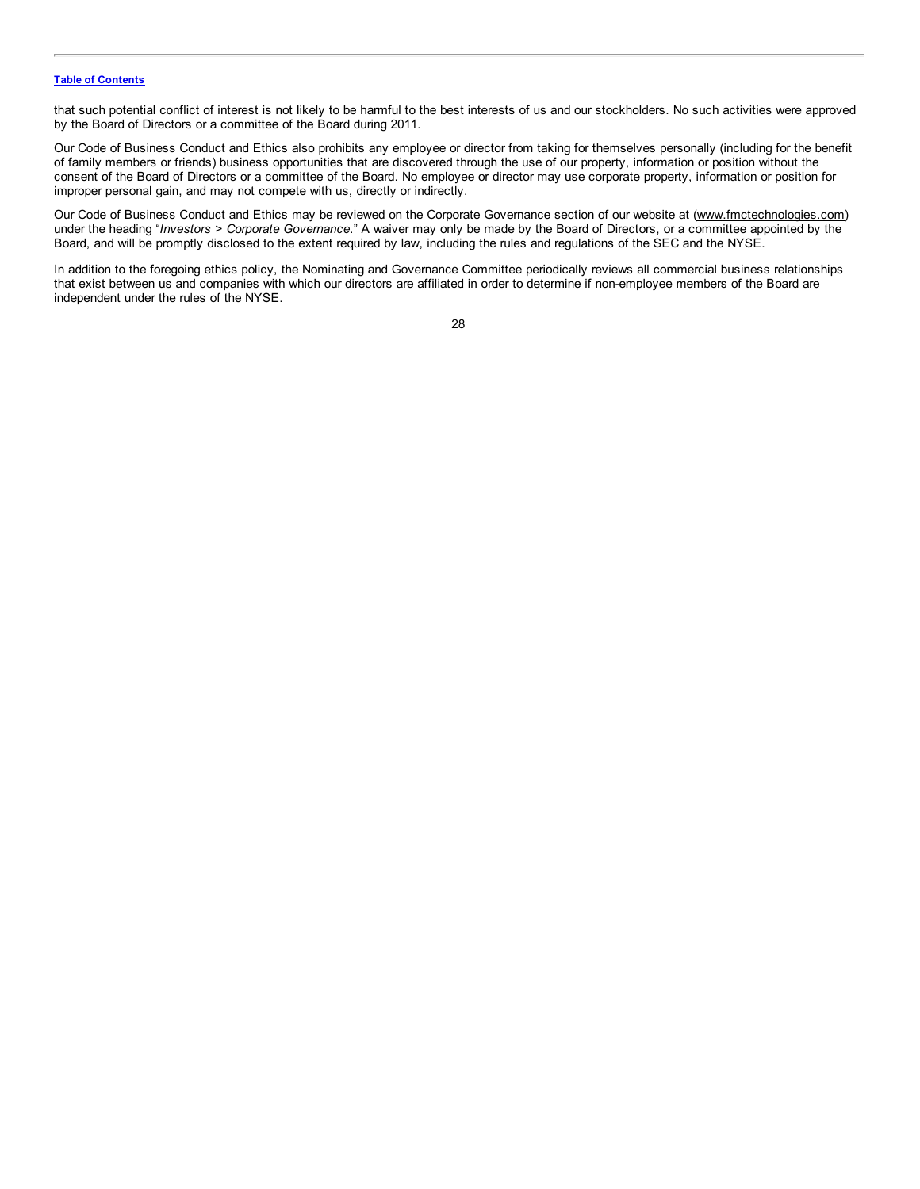that such potential conflict of interest is not likely to be harmful to the best interests of us and our stockholders. No such activities were approved by the Board of Directors or a committee of the Board during 2011.

Our Code of Business Conduct and Ethics also prohibits any employee or director from taking for themselves personally (including for the benefit of family members or friends) business opportunities that are discovered through the use of our property, information or position without the consent of the Board of Directors or a committee of the Board. No employee or director may use corporate property, information or position for improper personal gain, and may not compete with us, directly or indirectly.

Our Code of Business Conduct and Ethics may be reviewed on the Corporate Governance section of our website at (www.fmctechnologies.com) under the heading "*Investors > Corporate Governance*." A waiver may only be made by the Board of Directors, or a committee appointed by the Board, and will be promptly disclosed to the extent required by law, including the rules and regulations of the SEC and the NYSE.

In addition to the foregoing ethics policy, the Nominating and Governance Committee periodically reviews all commercial business relationships that exist between us and companies with which our directors are affiliated in order to determine if non-employee members of the Board are independent under the rules of the NYSE.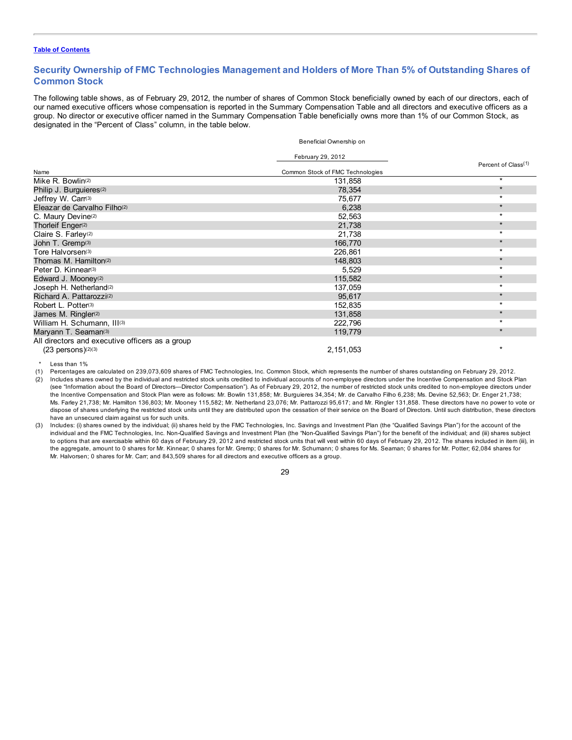[Table of Contents](#)

## Security Ownership of FMC Technologies Management and Holders of More Than 5% of Outstanding Shares of Common Stock

The following table shows, as of February 29, 2012, the number of shares of Common Stock beneficially owned by each of our directors, each of our named executive officers whose compensation is reported in the Summary Compensation Table and all directors and executive officers as a group. No director or executive officer named in the Summary Compensation Table beneficially owns more than 1% of our Common Stock, as designated in the "Percent of Class" column, in the table below.

| Name | Beneficial Ownership on February 29, 2012 Common Stock of FMC Technologies | Percent of Class[1] |
|---|---|---|
| Mike R. Bowlin[2] | 131,858 | * |
| Philip J. Burguieres[2] | 78,354 | * |
| Jeffrey W. Carr[3] | 75,677 | * |
| Eleazar de Carvalho Filho[2] | 6,238 | * |
| C. Maury Devine[2] | 52,563 | * |
| Thorleif Enger[2] | 21,738 | * |
| Claire S. Farley[2] | 21,738 | * |
| John T. Gremp[3] | 166,770 | * |
| Tore Halvorsen[3] | 226,861 | * |
| Thomas M. Hamilton[2] | 148,803 | * |
| Peter D. Kinnear[3] | 5,529 | * |
| Edward J. Mooney[2] | 115,582 | * |
| Joseph H. Netherland[2] | 137,059 | * |
| Richard A. Pattarozzi[2] | 95,617 | * |
| Robert L. Potter[3] | 152,835 | * |
| James M. Ringler[2] | 131,858 | * |
| William H. Schumann, III[3] | 222,796 | * |
| Maryann T. Seaman[3] | 119,779 | * |
| All directors and executive officers as a group (23 persons)[2][3] | 2,151,053 | * |

\* Less than 1%

(1) Percentages are calculated on 239,073,609 shares of FMC Technologies, Inc. Common Stock, which represents the number of shares outstanding on February 29, 2012.

(2) Includes shares owned by the individual and restricted stock units credited to individual accounts of non-employee directors under the Incentive Compensation and Stock Plan (see "Information about the Board of Directors—Director Compensation"). As of February 29, 2012, the number of restricted stock units credited to non-employee directors under the Incentive Compensation and Stock Plan were as follows: Mr. Bowlin 131,858; Mr. Burguieres 34,354; Mr. de Carvalho Filho 6,238; Ms. Devine 52,563; Dr. Enger 21,738; Ms. Farley 21,738; Mr. Hamilton 136,803; Mr. Mooney 115,582; Mr. Netherland 23,076; Mr. Pattarozzi 95,617; and Mr. Ringler 131,858. These directors have no power to vote or dispose of shares underlying the restricted stock units until they are distributed upon the cessation of their service on the Board of Directors. Until such distribution, these directors have an unsecured claim against us for such units.

(3) Includes: (i) shares owned by the individual; (ii) shares held by the FMC Technologies, Inc. Savings and Investment Plan (the "Qualified Savings Plan") for the account of the individual and the FMC Technologies, Inc. Non-Qualified Savings and Investment Plan (the "Non-Qualified Savings Plan") for the benefit of the individual; and (iii) shares subject to options that are exercisable within 60 days of February 29, 2012 and restricted stock units that will vest within 60 days of February 29, 2012. The shares included in item (iii), in the aggregate, amount to 0 shares for Mr. Kinnear; 0 shares for Mr. Gremp; 0 shares for Mr. Schumann; 0 shares for Ms. Seaman; 0 shares for Mr. Potter; 62,084 shares for Mr. Halvorsen; 0 shares for Mr. Carr; and 843,509 shares for all directors and executive officers as a group.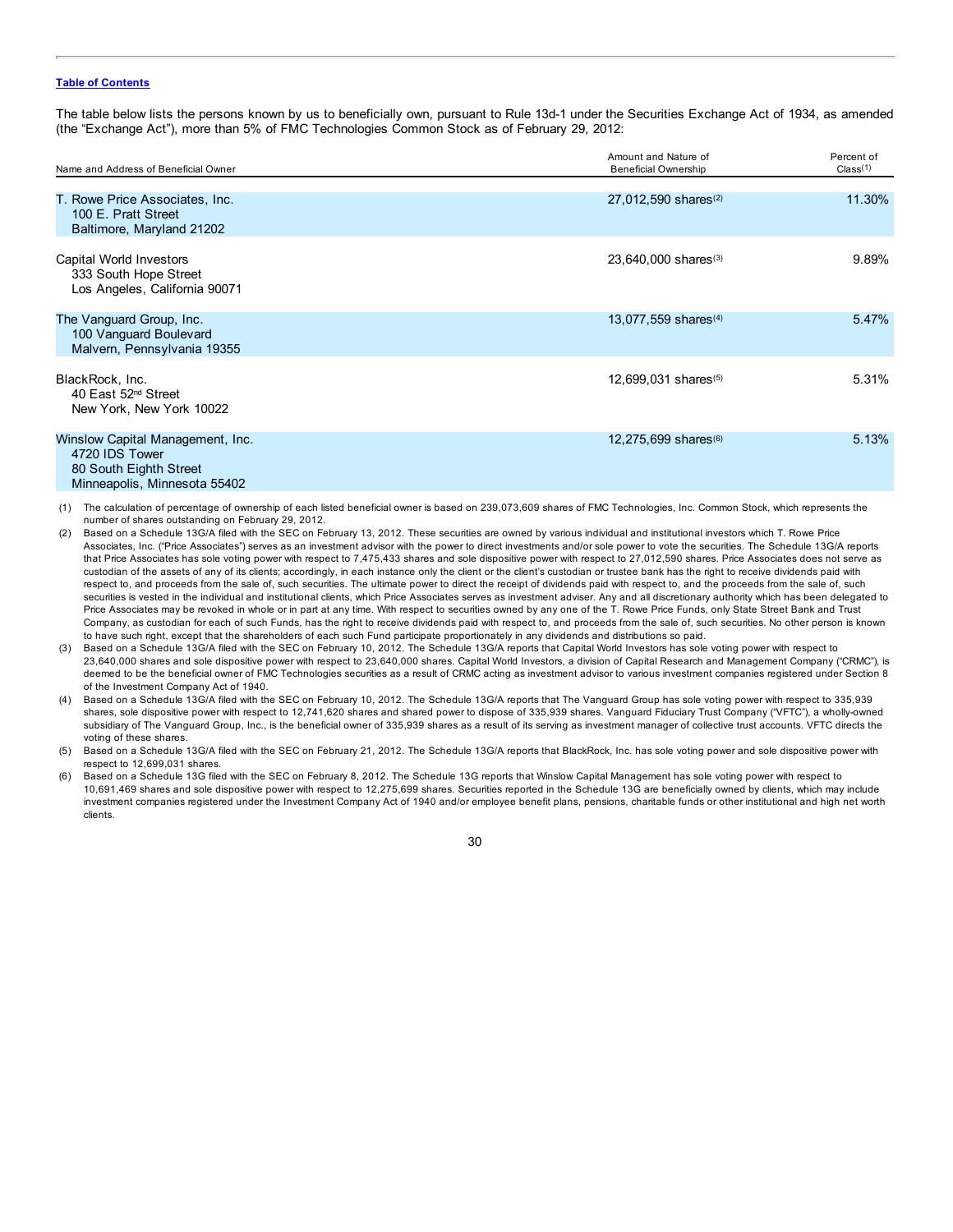[Table of Contents](#)

The table below lists the persons known by us to beneficially own, pursuant to Rule 13d-1 under the Securities Exchange Act of 1934, as amended (the "Exchange Act"), more than 5% of FMC Technologies Common Stock as of February 29, 2012:

| Name and Address of Beneficial Owner | Amount and Nature of Beneficial Ownership | Percent of Class[(1)] |
|---|---|---|
| T. Rowe Price Associates, Inc.<br>100 E. Pratt Street<br>Baltimore, Maryland 21202 | 27,012,590 shares[(2)] | 11.30% |
| Capital World Investors<br>333 South Hope Street<br>Los Angeles, California 90071 | 23,640,000 shares[(3)] | 9.89% |
| The Vanguard Group, Inc.<br>100 Vanguard Boulevard<br>Malvern, Pennsylvania 19355 | 13,077,559 shares[(4)] | 5.47% |
| BlackRock, Inc.<br>40 East 52nd Street<br>New York, New York 10022 | 12,699,031 shares[(5)] | 5.31% |
| Winslow Capital Management, Inc.<br>4720 IDS Tower<br>80 South Eighth Street<br>Minneapolis, Minnesota 55402 | 12,275,699 shares[(6)] | 5.13% |

(1) The calculation of percentage of ownership of each listed beneficial owner is based on 239,073,609 shares of FMC Technologies, Inc. Common Stock, which represents the number of shares outstanding on February 29, 2012.

(2) Based on a Schedule 13G/A filed with the SEC on February 13, 2012. These securities are owned by various individual and institutional investors which T. Rowe Price Associates, Inc. ("Price Associates") serves as an investment advisor with the power to direct investments and/or sole power to vote the securities. The Schedule 13G/A reports that Price Associates has sole voting power with respect to 7,475,433 shares and sole dispositive power with respect to 27,012,590 shares. Price Associates does not serve as custodian of the assets of any of its clients; accordingly, in each instance only the client or the client's custodian or trustee bank has the right to receive dividends paid with respect to, and proceeds from the sale of, such securities. The ultimate power to direct the receipt of dividends paid with respect to, and the proceeds from the sale of, such securities is vested in the individual and institutional clients, which Price Associates serves as investment adviser. Any and all discretionary authority which has been delegated to Price Associates may be revoked in whole or in part at any time. With respect to securities owned by any one of the T. Rowe Price Funds, only State Street Bank and Trust Company, as custodian for each of such Funds, has the right to receive dividends paid with respect to, and proceeds from the sale of, such securities. No other person is known to have such right, except that the shareholders of each such Fund participate proportionately in any dividends and distributions so paid.

(3) Based on a Schedule 13G/A filed with the SEC on February 10, 2012. The Schedule 13G/A reports that Capital World Investors has sole voting power with respect to 23,640,000 shares and sole dispositive power with respect to 23,640,000 shares. Capital World Investors, a division of Capital Research and Management Company ("CRMC"), is deemed to be the beneficial owner of FMC Technologies securities as a result of CRMC acting as investment advisor to various investment companies registered under Section 8 of the Investment Company Act of 1940.

(4) Based on a Schedule 13G/A filed with the SEC on February 10, 2012. The Schedule 13G/A reports that The Vanguard Group has sole voting power with respect to 335,939 shares, sole dispositive power with respect to 12,741,620 shares and shared power to dispose of 335,939 shares. Vanguard Fiduciary Trust Company ("VFTC"), a wholly-owned subsidiary of The Vanguard Group, Inc., is the beneficial owner of 335,939 shares as a result of its serving as investment manager of collective trust accounts. VFTC directs the voting of these shares.

(5) Based on a Schedule 13G/A filed with the SEC on February 21, 2012. The Schedule 13G/A reports that BlackRock, Inc. has sole voting power and sole dispositive power with respect to 12,699,031 shares.

(6) Based on a Schedule 13G filed with the SEC on February 8, 2012. The Schedule 13G reports that Winslow Capital Management has sole voting power with respect to 10,691,469 shares and sole dispositive power with respect to 12,275,699 shares. Securities reported in the Schedule 13G are beneficially owned by clients, which may include investment companies registered under the Investment Company Act of 1940 and/or employee benefit plans, pensions, charitable funds or other institutional and high net worth clients.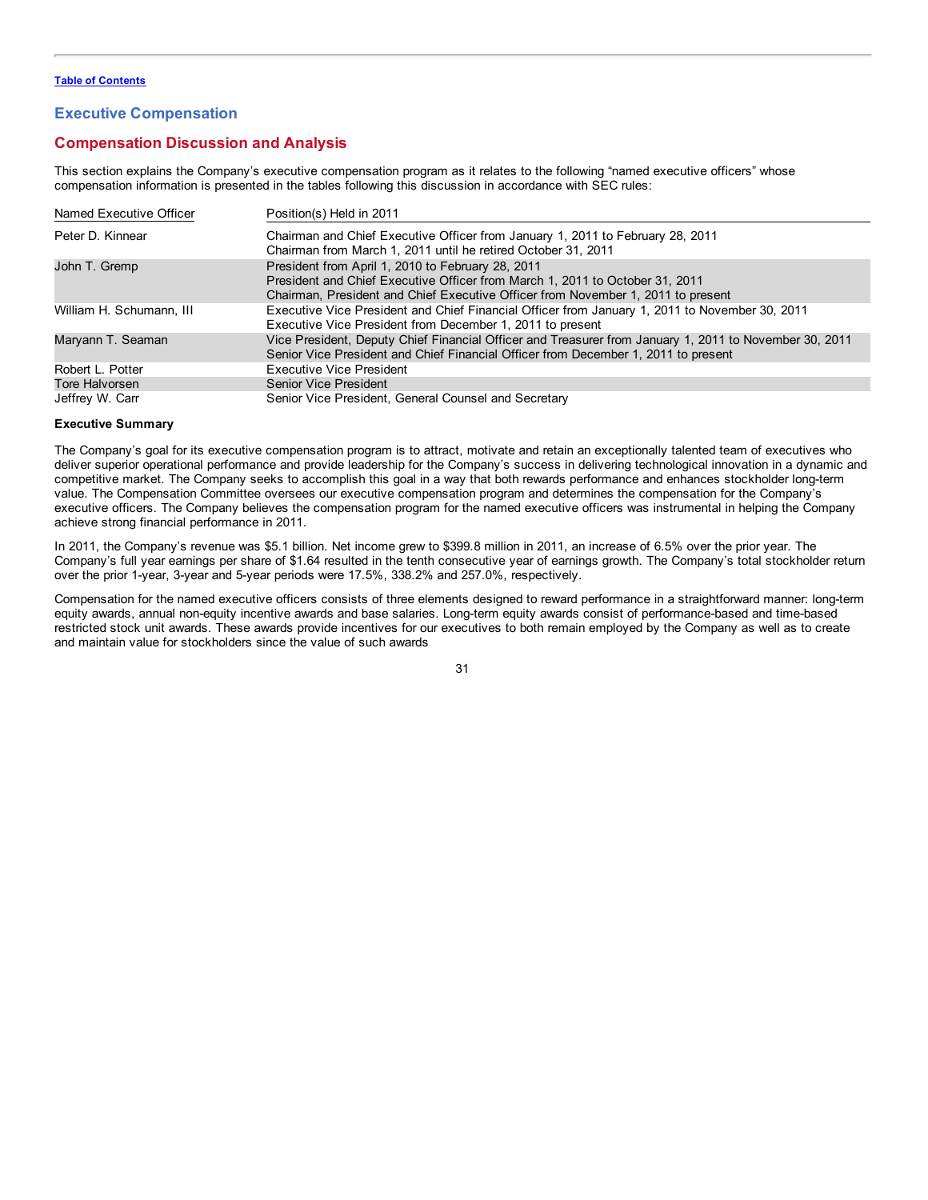[Table of Contents](#)

# Executive Compensation

## Compensation Discussion and Analysis

This section explains the Company's executive compensation program as it relates to the following "named executive officers" whose compensation information is presented in the tables following this discussion in accordance with SEC rules:

| Named Executive Officer | Position(s) Held in 2011 |
| --- | --- |
| Peter D. Kinnear | Chairman and Chief Executive Officer from January 1, 2011 to February 28, 2011<br>Chairman from March 1, 2011 until he retired October 31, 2011 |
| John T. Gremp | President from April 1, 2010 to February 28, 2011<br>President and Chief Executive Officer from March 1, 2011 to October 31, 2011<br>Chairman, President and Chief Executive Officer from November 1, 2011 to present |
| William H. Schumann, III | Executive Vice President and Chief Financial Officer from January 1, 2011 to November 30, 2011<br>Executive Vice President from December 1, 2011 to present |
| Maryann T. Seaman | Vice President, Deputy Chief Financial Officer and Treasurer from January 1, 2011 to November 30, 2011<br>Senior Vice President and Chief Financial Officer from December 1, 2011 to present |
| Robert L. Potter | Executive Vice President |
| Tore Halvorsen | Senior Vice President |
| Jeffrey W. Carr | Senior Vice President, General Counsel and Secretary |

**Executive Summary**

The Company's goal for its executive compensation program is to attract, motivate and retain an exceptionally talented team of executives who deliver superior operational performance and provide leadership for the Company's success in delivering technological innovation in a dynamic and competitive market. The Company seeks to accomplish this goal in a way that both rewards performance and enhances stockholder long-term value. The Compensation Committee oversees our executive compensation program and determines the compensation for the Company's executive officers. The Company believes the compensation program for the named executive officers was instrumental in helping the Company achieve strong financial performance in 2011.

In 2011, the Company's revenue was $5.1 billion. Net income grew to $399.8 million in 2011, an increase of 6.5% over the prior year. The Company's full year earnings per share of $1.64 resulted in the tenth consecutive year of earnings growth. The Company's total stockholder return over the prior 1-year, 3-year and 5-year periods were 17.5%, 338.2% and 257.0%, respectively.

Compensation for the named executive officers consists of three elements designed to reward performance in a straightforward manner: long-term equity awards, annual non-equity incentive awards and base salaries. Long-term equity awards consist of performance-based and time-based restricted stock unit awards. These awards provide incentives for our executives to both remain employed by the Company as well as to create and maintain value for stockholders since the value of such awards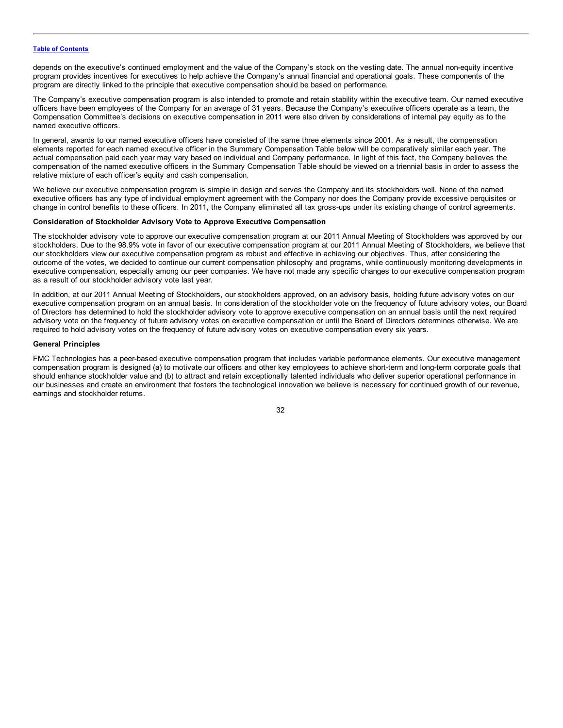depends on the executive's continued employment and the value of the Company's stock on the vesting date. The annual non-equity incentive program provides incentives for executives to help achieve the Company's annual financial and operational goals. These components of the program are directly linked to the principle that executive compensation should be based on performance.

The Company's executive compensation program is also intended to promote and retain stability within the executive team. Our named executive officers have been employees of the Company for an average of 31 years. Because the Company's executive officers operate as a team, the Compensation Committee's decisions on executive compensation in 2011 were also driven by considerations of internal pay equity as to the named executive officers.

In general, awards to our named executive officers have consisted of the same three elements since 2001. As a result, the compensation elements reported for each named executive officer in the Summary Compensation Table below will be comparatively similar each year. The actual compensation paid each year may vary based on individual and Company performance. In light of this fact, the Company believes the compensation of the named executive officers in the Summary Compensation Table should be viewed on a triennial basis in order to assess the relative mixture of each officer's equity and cash compensation.

We believe our executive compensation program is simple in design and serves the Company and its stockholders well. None of the named executive officers has any type of individual employment agreement with the Company nor does the Company provide excessive perquisites or change in control benefits to these officers. In 2011, the Company eliminated all tax gross-ups under its existing change of control agreements.

**Consideration of Stockholder Advisory Vote to Approve Executive Compensation**

The stockholder advisory vote to approve our executive compensation program at our 2011 Annual Meeting of Stockholders was approved by our stockholders. Due to the 98.9% vote in favor of our executive compensation program at our 2011 Annual Meeting of Stockholders, we believe that our stockholders view our executive compensation program as robust and effective in achieving our objectives. Thus, after considering the outcome of the votes, we decided to continue our current compensation philosophy and programs, while continuously monitoring developments in executive compensation, especially among our peer companies. We have not made any specific changes to our executive compensation program as a result of our stockholder advisory vote last year.

In addition, at our 2011 Annual Meeting of Stockholders, our stockholders approved, on an advisory basis, holding future advisory votes on our executive compensation program on an annual basis. In consideration of the stockholder vote on the frequency of future advisory votes, our Board of Directors has determined to hold the stockholder advisory vote to approve executive compensation on an annual basis until the next required advisory vote on the frequency of future advisory votes on executive compensation or until the Board of Directors determines otherwise. We are required to hold advisory votes on the frequency of future advisory votes on executive compensation every six years.

**General Principles**

FMC Technologies has a peer-based executive compensation program that includes variable performance elements. Our executive management compensation program is designed (a) to motivate our officers and other key employees to achieve short-term and long-term corporate goals that should enhance stockholder value and (b) to attract and retain exceptionally talented individuals who deliver superior operational performance in our businesses and create an environment that fosters the technological innovation we believe is necessary for continued growth of our revenue, earnings and stockholder returns.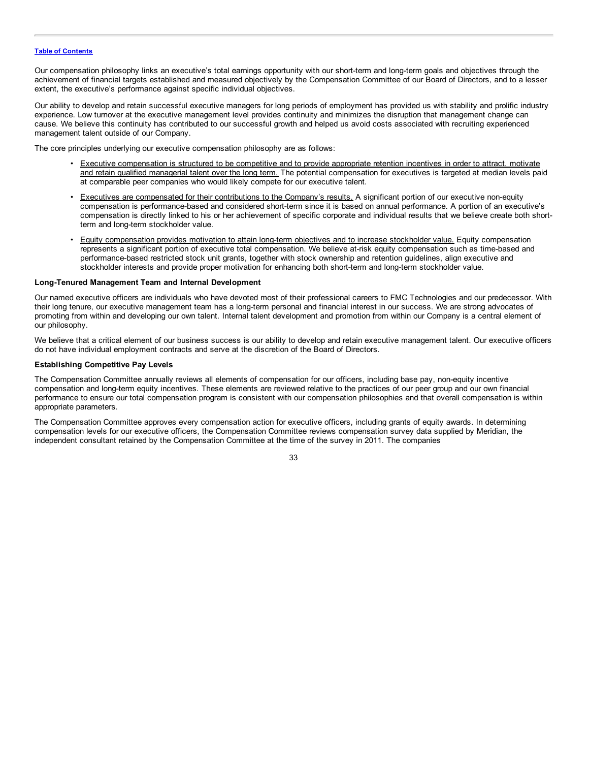Our compensation philosophy links an executive's total earnings opportunity with our short-term and long-term goals and objectives through the achievement of financial targets established and measured objectively by the Compensation Committee of our Board of Directors, and to a lesser extent, the executive's performance against specific individual objectives.

Our ability to develop and retain successful executive managers for long periods of employment has provided us with stability and prolific industry experience. Low turnover at the executive management level provides continuity and minimizes the disruption that management change can cause. We believe this continuity has contributed to our successful growth and helped us avoid costs associated with recruiting experienced management talent outside of our Company.

The core principles underlying our executive compensation philosophy are as follows:

- Executive compensation is structured to be competitive and to provide appropriate retention incentives in order to attract, motivate and retain qualified managerial talent over the long term. The potential compensation for executives is targeted at median levels paid at comparable peer companies who would likely compete for our executive talent.
- Executives are compensated for their contributions to the Company's results. A significant portion of our executive non-equity compensation is performance-based and considered short-term since it is based on annual performance. A portion of an executive's compensation is directly linked to his or her achievement of specific corporate and individual results that we believe create both short-term and long-term stockholder value.
- Equity compensation provides motivation to attain long-term objectives and to increase stockholder value. Equity compensation represents a significant portion of executive total compensation. We believe at-risk equity compensation such as time-based and performance-based restricted stock unit grants, together with stock ownership and retention guidelines, align executive and stockholder interests and provide proper motivation for enhancing both short-term and long-term stockholder value.

**Long-Tenured Management Team and Internal Development**

Our named executive officers are individuals who have devoted most of their professional careers to FMC Technologies and our predecessor. With their long tenure, our executive management team has a long-term personal and financial interest in our success. We are strong advocates of promoting from within and developing our own talent. Internal talent development and promotion from within our Company is a central element of our philosophy.

We believe that a critical element of our business success is our ability to develop and retain executive management talent. Our executive officers do not have individual employment contracts and serve at the discretion of the Board of Directors.

**Establishing Competitive Pay Levels**

The Compensation Committee annually reviews all elements of compensation for our officers, including base pay, non-equity incentive compensation and long-term equity incentives. These elements are reviewed relative to the practices of our peer group and our own financial performance to ensure our total compensation program is consistent with our compensation philosophies and that overall compensation is within appropriate parameters.

The Compensation Committee approves every compensation action for executive officers, including grants of equity awards. In determining compensation levels for our executive officers, the Compensation Committee reviews compensation survey data supplied by Meridian, the independent consultant retained by the Compensation Committee at the time of the survey in 2011. The companies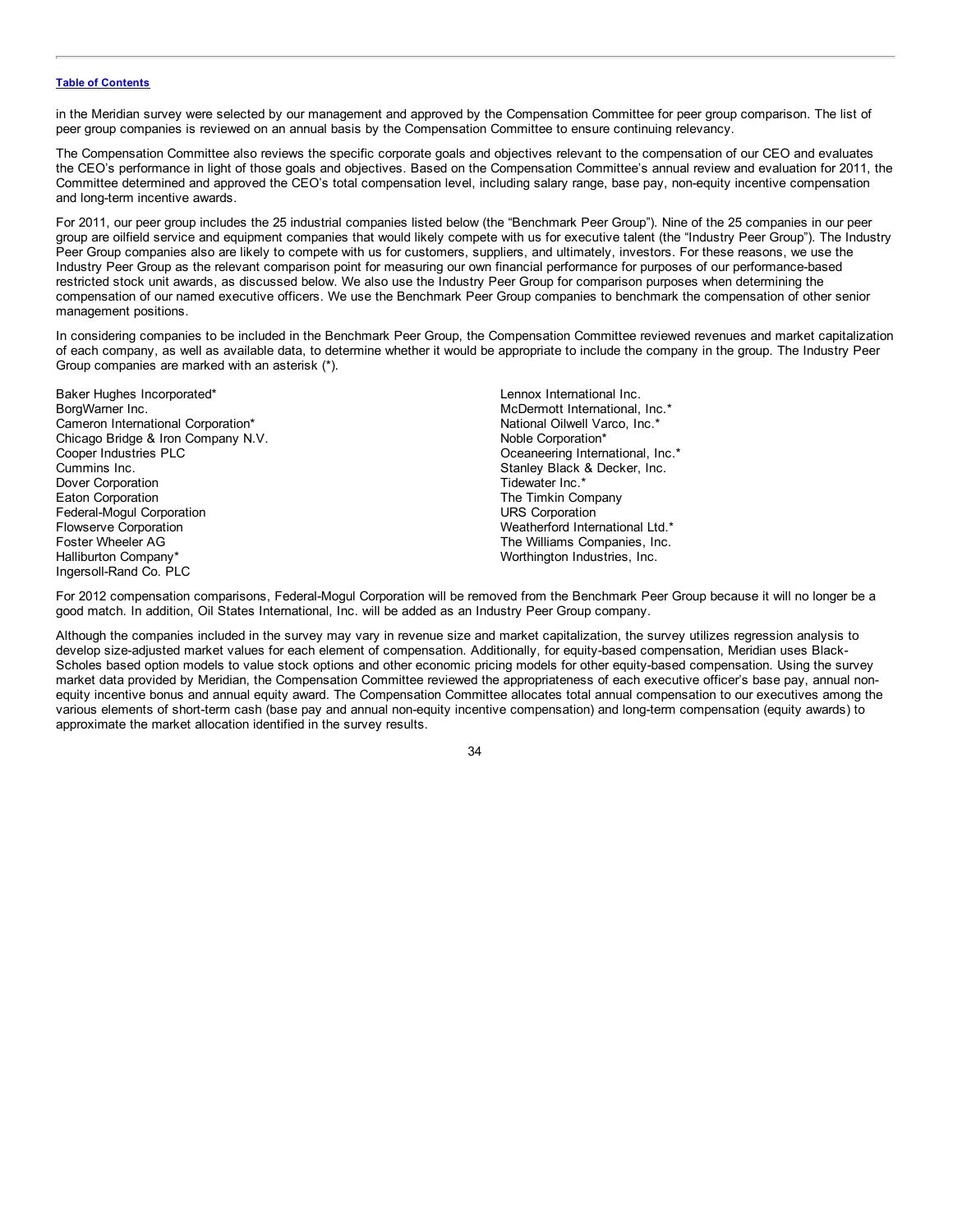in the Meridian survey were selected by our management and approved by the Compensation Committee for peer group comparison. The list of peer group companies is reviewed on an annual basis by the Compensation Committee to ensure continuing relevancy.

The Compensation Committee also reviews the specific corporate goals and objectives relevant to the compensation of our CEO and evaluates the CEO's performance in light of those goals and objectives. Based on the Compensation Committee's annual review and evaluation for 2011, the Committee determined and approved the CEO's total compensation level, including salary range, base pay, non-equity incentive compensation and long-term incentive awards.

For 2011, our peer group includes the 25 industrial companies listed below (the "Benchmark Peer Group"). Nine of the 25 companies in our peer group are oilfield service and equipment companies that would likely compete with us for executive talent (the "Industry Peer Group"). The Industry Peer Group companies also are likely to compete with us for customers, suppliers, and ultimately, investors. For these reasons, we use the Industry Peer Group as the relevant comparison point for measuring our own financial performance for purposes of our performance-based restricted stock unit awards, as discussed below. We also use the Industry Peer Group for comparison purposes when determining the compensation of our named executive officers. We use the Benchmark Peer Group companies to benchmark the compensation of other senior management positions.

In considering companies to be included in the Benchmark Peer Group, the Compensation Committee reviewed revenues and market capitalization of each company, as well as available data, to determine whether it would be appropriate to include the company in the group. The Industry Peer Group companies are marked with an asterisk (*).

Baker Hughes Incorporated*
BorgWarner Inc.
Cameron International Corporation*
Chicago Bridge & Iron Company N.V.
Cooper Industries PLC
Cummins Inc.
Dover Corporation
Eaton Corporation
Federal-Mogul Corporation
Flowserve Corporation
Foster Wheeler AG
Halliburton Company*
Ingersoll-Rand Co. PLC
Lennox International Inc.
McDermott International, Inc.*
National Oilwell Varco, Inc.*
Noble Corporation*
Oceaneering International, Inc.*
Stanley Black & Decker, Inc.
Tidewater Inc.*
The Timkin Company
URS Corporation
Weatherford International Ltd.*
The Williams Companies, Inc.
Worthington Industries, Inc.

For 2012 compensation comparisons, Federal-Mogul Corporation will be removed from the Benchmark Peer Group because it will no longer be a good match. In addition, Oil States International, Inc. will be added as an Industry Peer Group company.

Although the companies included in the survey may vary in revenue size and market capitalization, the survey utilizes regression analysis to develop size-adjusted market values for each element of compensation. Additionally, for equity-based compensation, Meridian uses Black-Scholes based option models to value stock options and other economic pricing models for other equity-based compensation. Using the survey market data provided by Meridian, the Compensation Committee reviewed the appropriateness of each executive officer's base pay, annual non-equity incentive bonus and annual equity award. The Compensation Committee allocates total annual compensation to our executives among the various elements of short-term cash (base pay and annual non-equity incentive compensation) and long-term compensation (equity awards) to approximate the market allocation identified in the survey results.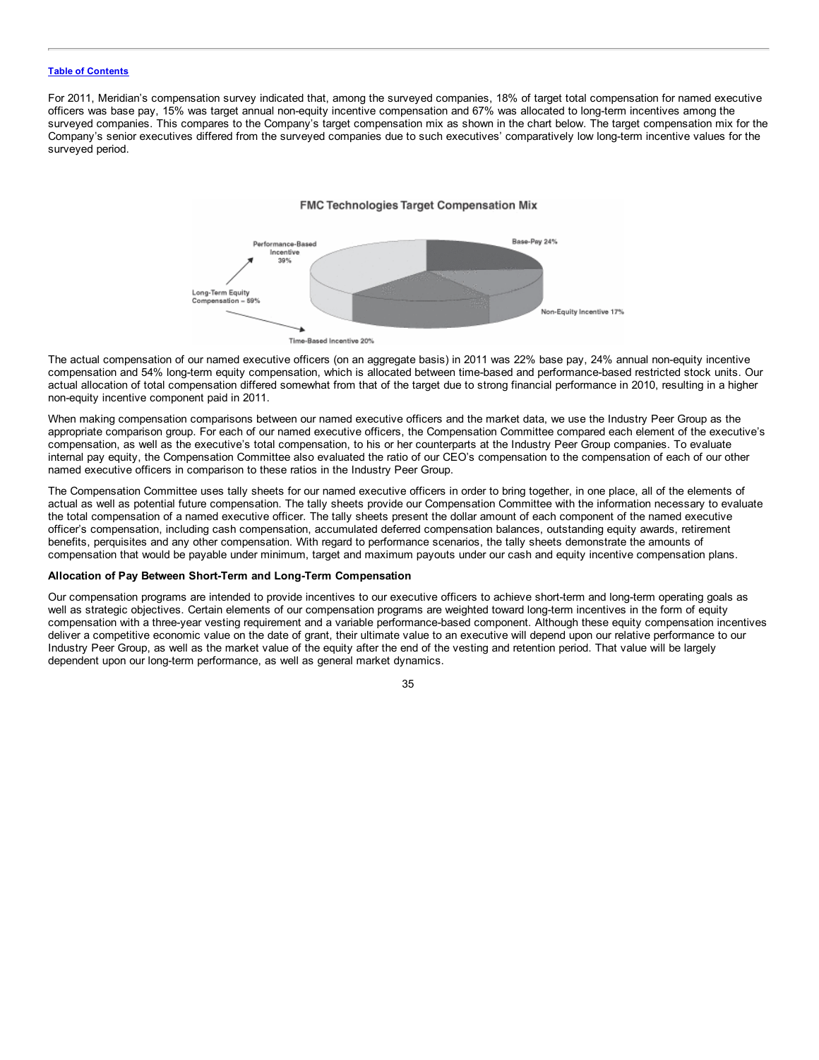For 2011, Meridian's compensation survey indicated that, among the surveyed companies, 18% of target total compensation for named executive officers was base pay, 15% was target annual non-equity incentive compensation and 67% was allocated to long-term incentives among the surveyed companies. This compares to the Company's target compensation mix as shown in the chart below. The target compensation mix for the Company's senior executives differed from the surveyed companies due to such executives' comparatively low long-term incentive values for the surveyed period.

**FMC Technologies Target Compensation Mix**

- Base-Pay 24%
- Non-Equity Incentive 17%
- Long-Term Equity Compensation – 59%
  - Performance-Based Incentive 39%
  - Time-Based Incentive 20%

The actual compensation of our named executive officers (on an aggregate basis) in 2011 was 22% base pay, 24% annual non-equity incentive compensation and 54% long-term equity compensation, which is allocated between time-based and performance-based restricted stock units. Our actual allocation of total compensation differed somewhat from that of the target due to strong financial performance in 2010, resulting in a higher non-equity incentive component paid in 2011.

When making compensation comparisons between our named executive officers and the market data, we use the Industry Peer Group as the appropriate comparison group. For each of our named executive officers, the Compensation Committee compared each element of the executive's compensation, as well as the executive's total compensation, to his or her counterparts at the Industry Peer Group companies. To evaluate internal pay equity, the Compensation Committee also evaluated the ratio of our CEO's compensation to the compensation of each of our other named executive officers in comparison to these ratios in the Industry Peer Group.

The Compensation Committee uses tally sheets for our named executive officers in order to bring together, in one place, all of the elements of actual as well as potential future compensation. The tally sheets provide our Compensation Committee with the information necessary to evaluate the total compensation of a named executive officer. The tally sheets present the dollar amount of each component of the named executive officer's compensation, including cash compensation, accumulated deferred compensation balances, outstanding equity awards, retirement benefits, perquisites and any other compensation. With regard to performance scenarios, the tally sheets demonstrate the amounts of compensation that would be payable under minimum, target and maximum payouts under our cash and equity incentive compensation plans.

**Allocation of Pay Between Short-Term and Long-Term Compensation**

Our compensation programs are intended to provide incentives to our executive officers to achieve short-term and long-term operating goals as well as strategic objectives. Certain elements of our compensation programs are weighted toward long-term incentives in the form of equity compensation with a three-year vesting requirement and a variable performance-based component. Although these equity compensation incentives deliver a competitive economic value on the date of grant, their ultimate value to an executive will depend upon our relative performance to our Industry Peer Group, as well as the market value of the equity after the end of the vesting and retention period. That value will be largely dependent upon our long-term performance, as well as general market dynamics.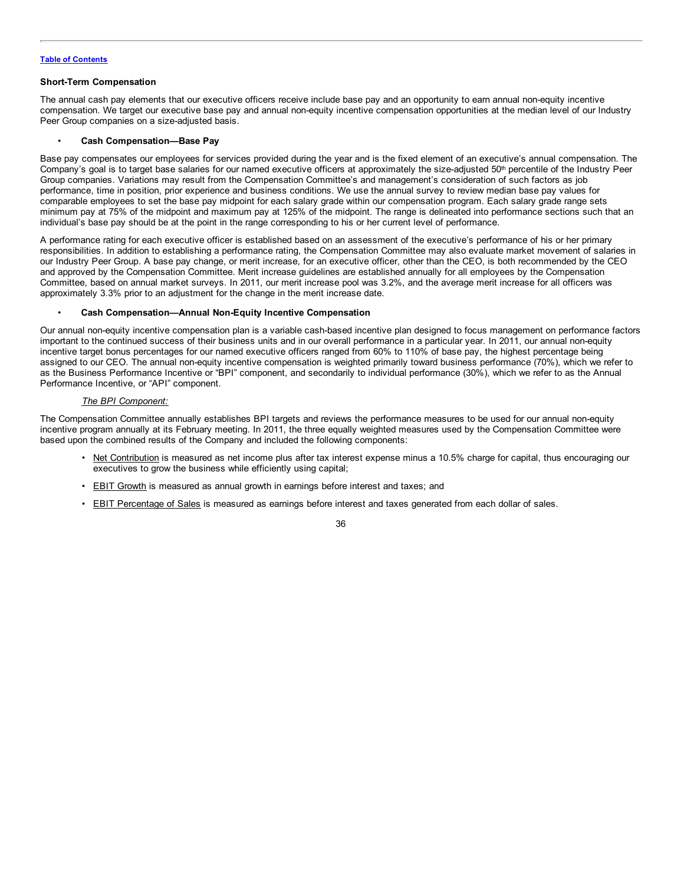[Table of Contents](#)

### Short-Term Compensation

The annual cash pay elements that our executive officers receive include base pay and an opportunity to earn annual non-equity incentive compensation. We target our executive base pay and annual non-equity incentive compensation opportunities at the median level of our Industry Peer Group companies on a size-adjusted basis.

- **Cash Compensation—Base Pay**

Base pay compensates our employees for services provided during the year and is the fixed element of an executive's annual compensation. The Company's goal is to target base salaries for our named executive officers at approximately the size-adjusted 50th percentile of the Industry Peer Group companies. Variations may result from the Compensation Committee's and management's consideration of such factors as job performance, time in position, prior experience and business conditions. We use the annual survey to review median base pay values for comparable employees to set the base pay midpoint for each salary grade within our compensation program. Each salary grade range sets minimum pay at 75% of the midpoint and maximum pay at 125% of the midpoint. The range is delineated into performance sections such that an individual's base pay should be at the point in the range corresponding to his or her current level of performance.

A performance rating for each executive officer is established based on an assessment of the executive's performance of his or her primary responsibilities. In addition to establishing a performance rating, the Compensation Committee may also evaluate market movement of salaries in our Industry Peer Group. A base pay change, or merit increase, for an executive officer, other than the CEO, is both recommended by the CEO and approved by the Compensation Committee. Merit increase guidelines are established annually for all employees by the Compensation Committee, based on annual market surveys. In 2011, our merit increase pool was 3.2%, and the average merit increase for all officers was approximately 3.3% prior to an adjustment for the change in the merit increase date.

- **Cash Compensation—Annual Non-Equity Incentive Compensation**

Our annual non-equity incentive compensation plan is a variable cash-based incentive plan designed to focus management on performance factors important to the continued success of their business units and in our overall performance in a particular year. In 2011, our annual non-equity incentive target bonus percentages for our named executive officers ranged from 60% to 110% of base pay, the highest percentage being assigned to our CEO. The annual non-equity incentive compensation is weighted primarily toward business performance (70%), which we refer to as the Business Performance Incentive or "BPI" component, and secondarily to individual performance (30%), which we refer to as the Annual Performance Incentive, or "API" component.

*The BPI Component:*

The Compensation Committee annually establishes BPI targets and reviews the performance measures to be used for our annual non-equity incentive program annually at its February meeting. In 2011, the three equally weighted measures used by the Compensation Committee were based upon the combined results of the Company and included the following components:

- Net Contribution is measured as net income plus after tax interest expense minus a 10.5% charge for capital, thus encouraging our executives to grow the business while efficiently using capital;
- EBIT Growth is measured as annual growth in earnings before interest and taxes; and
- EBIT Percentage of Sales is measured as earnings before interest and taxes generated from each dollar of sales.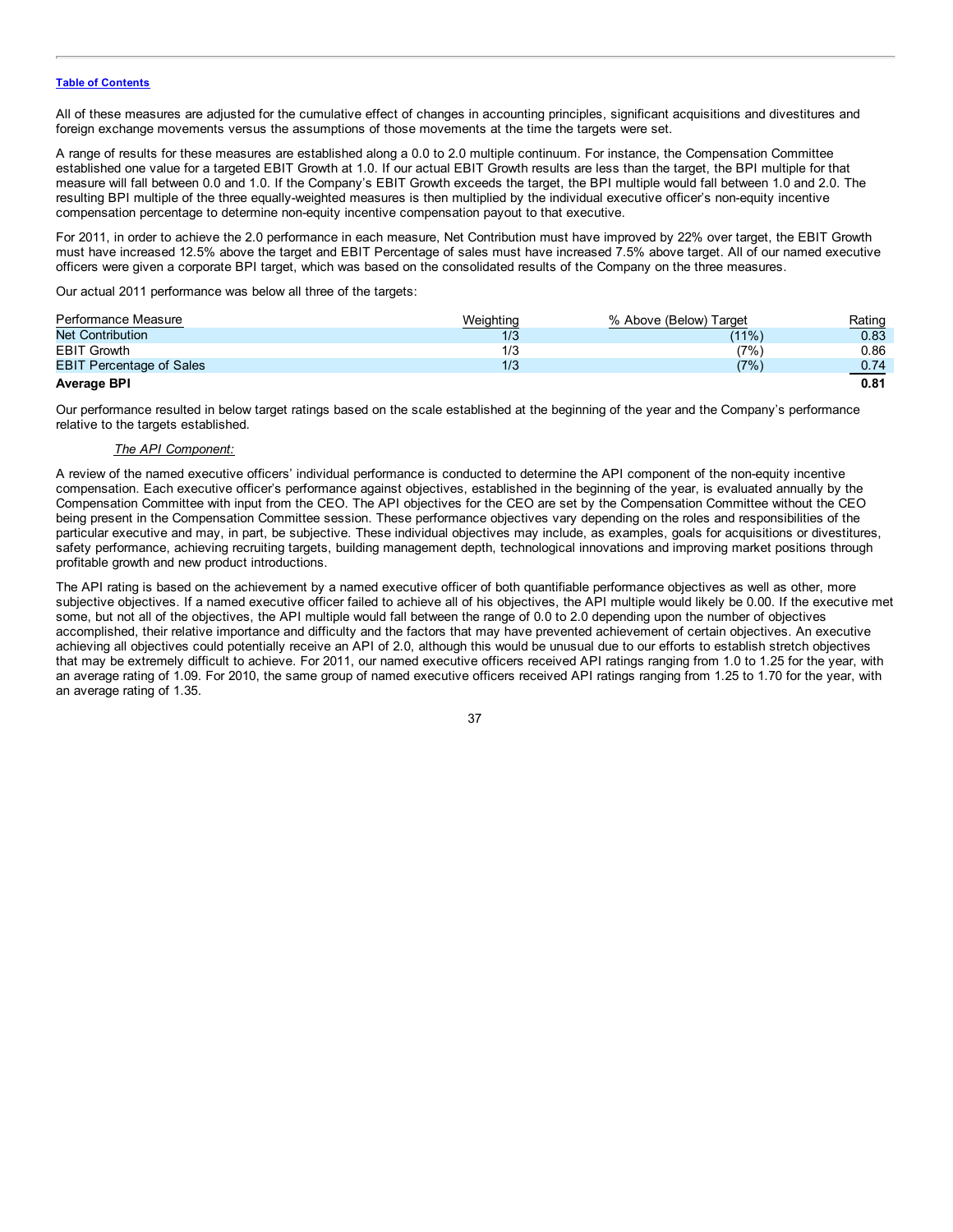All of these measures are adjusted for the cumulative effect of changes in accounting principles, significant acquisitions and divestitures and foreign exchange movements versus the assumptions of those movements at the time the targets were set.

A range of results for these measures are established along a 0.0 to 2.0 multiple continuum. For instance, the Compensation Committee established one value for a targeted EBIT Growth at 1.0. If our actual EBIT Growth results are less than the target, the BPI multiple for that measure will fall between 0.0 and 1.0. If the Company's EBIT Growth exceeds the target, the BPI multiple would fall between 1.0 and 2.0. The resulting BPI multiple of the three equally-weighted measures is then multiplied by the individual executive officer's non-equity incentive compensation percentage to determine non-equity incentive compensation payout to that executive.

For 2011, in order to achieve the 2.0 performance in each measure, Net Contribution must have improved by 22% over target, the EBIT Growth must have increased 12.5% above the target and EBIT Percentage of sales must have increased 7.5% above target. All of our named executive officers were given a corporate BPI target, which was based on the consolidated results of the Company on the three measures.

Our actual 2011 performance was below all three of the targets:

| Performance Measure | Weighting | % Above (Below) Target | Rating |
|---|---|---|---|
| Net Contribution | 1/3 | (11%) | 0.83 |
| EBIT Growth | 1/3 | (7%) | 0.86 |
| EBIT Percentage of Sales | 1/3 | (7%) | 0.74 |
| **Average BPI** | | | **0.81** |

Our performance resulted in below target ratings based on the scale established at the beginning of the year and the Company's performance relative to the targets established.

*The API Component:*

A review of the named executive officers' individual performance is conducted to determine the API component of the non-equity incentive compensation. Each executive officer's performance against objectives, established in the beginning of the year, is evaluated annually by the Compensation Committee with input from the CEO. The API objectives for the CEO are set by the Compensation Committee without the CEO being present in the Compensation Committee session. These performance objectives vary depending on the roles and responsibilities of the particular executive and may, in part, be subjective. These individual objectives may include, as examples, goals for acquisitions or divestitures, safety performance, achieving recruiting targets, building management depth, technological innovations and improving market positions through profitable growth and new product introductions.

The API rating is based on the achievement by a named executive officer of both quantifiable performance objectives as well as other, more subjective objectives. If a named executive officer failed to achieve all of his objectives, the API multiple would likely be 0.00. If the executive met some, but not all of the objectives, the API multiple would fall between the range of 0.0 to 2.0 depending upon the number of objectives accomplished, their relative importance and difficulty and the factors that may have prevented achievement of certain objectives. An executive achieving all objectives could potentially receive an API of 2.0, although this would be unusual due to our efforts to establish stretch objectives that may be extremely difficult to achieve. For 2011, our named executive officers received API ratings ranging from 1.0 to 1.25 for the year, with an average rating of 1.09. For 2010, the same group of named executive officers received API ratings ranging from 1.25 to 1.70 for the year, with an average rating of 1.35.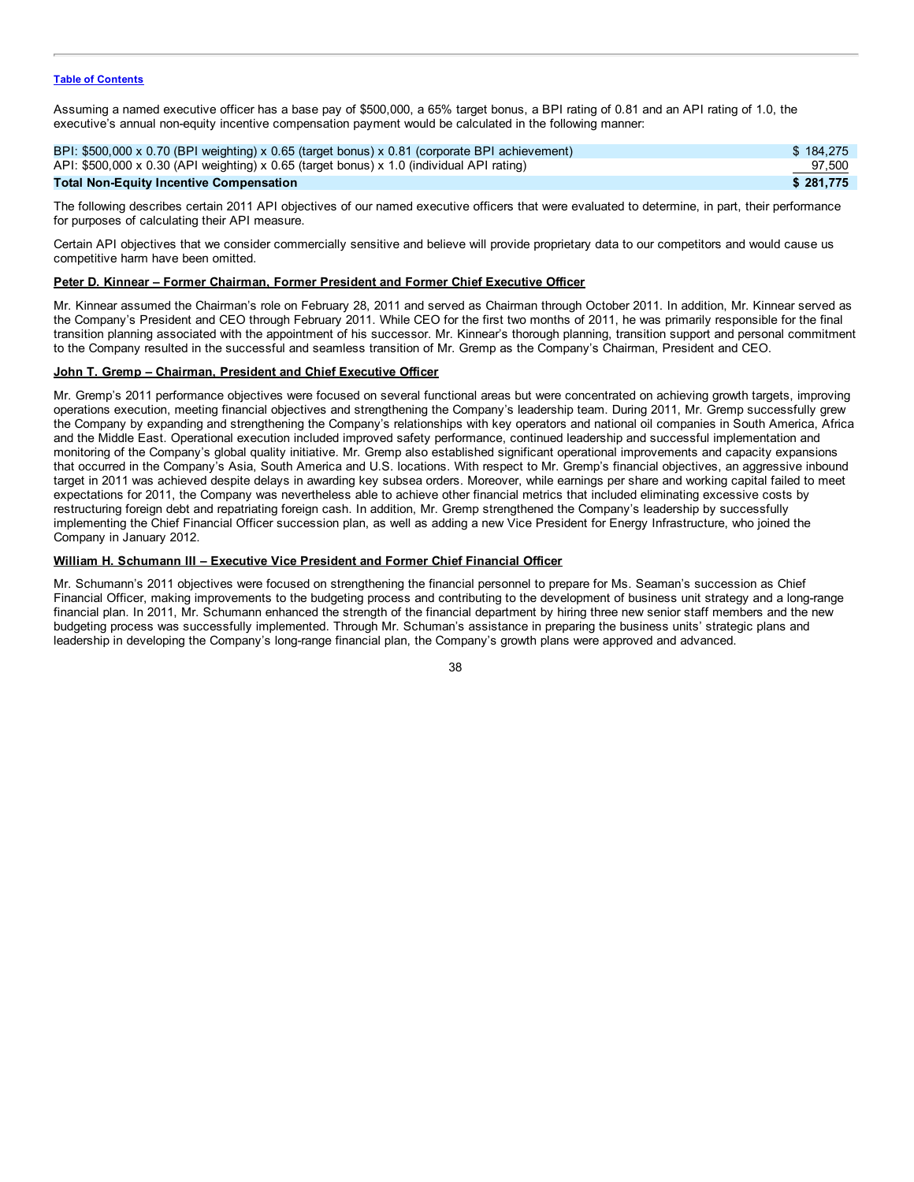Assuming a named executive officer has a base pay of $500,000, a 65% target bonus, a BPI rating of 0.81 and an API rating of 1.0, the executive's annual non-equity incentive compensation payment would be calculated in the following manner:

| | |
|---|---|
| BPI: $500,000 x 0.70 (BPI weighting) x 0.65 (target bonus) x 0.81 (corporate BPI achievement) | $ 184,275 |
| API: $500,000 x 0.30 (API weighting) x 0.65 (target bonus) x 1.0 (individual API rating) | 97,500 |
| **Total Non-Equity Incentive Compensation** | **$ 281,775** |

The following describes certain 2011 API objectives of our named executive officers that were evaluated to determine, in part, their performance for purposes of calculating their API measure.

Certain API objectives that we consider commercially sensitive and believe will provide proprietary data to our competitors and would cause us competitive harm have been omitted.

**Peter D. Kinnear – Former Chairman, Former President and Former Chief Executive Officer**

Mr. Kinnear assumed the Chairman's role on February 28, 2011 and served as Chairman through October 2011. In addition, Mr. Kinnear served as the Company's President and CEO through February 2011. While CEO for the first two months of 2011, he was primarily responsible for the final transition planning associated with the appointment of his successor. Mr. Kinnear's thorough planning, transition support and personal commitment to the Company resulted in the successful and seamless transition of Mr. Gremp as the Company's Chairman, President and CEO.

**John T. Gremp – Chairman, President and Chief Executive Officer**

Mr. Gremp's 2011 performance objectives were focused on several functional areas but were concentrated on achieving growth targets, improving operations execution, meeting financial objectives and strengthening the Company's leadership team. During 2011, Mr. Gremp successfully grew the Company by expanding and strengthening the Company's relationships with key operators and national oil companies in South America, Africa and the Middle East. Operational execution included improved safety performance, continued leadership and successful implementation and monitoring of the Company's global quality initiative. Mr. Gremp also established significant operational improvements and capacity expansions that occurred in the Company's Asia, South America and U.S. locations. With respect to Mr. Gremp's financial objectives, an aggressive inbound target in 2011 was achieved despite delays in awarding key subsea orders. Moreover, while earnings per share and working capital failed to meet expectations for 2011, the Company was nevertheless able to achieve other financial metrics that included eliminating excessive costs by restructuring foreign debt and repatriating foreign cash. In addition, Mr. Gremp strengthened the Company's leadership by successfully implementing the Chief Financial Officer succession plan, as well as adding a new Vice President for Energy Infrastructure, who joined the Company in January 2012.

**William H. Schumann III – Executive Vice President and Former Chief Financial Officer**

Mr. Schumann's 2011 objectives were focused on strengthening the financial personnel to prepare for Ms. Seaman's succession as Chief Financial Officer, making improvements to the budgeting process and contributing to the development of business unit strategy and a long-range financial plan. In 2011, Mr. Schumann enhanced the strength of the financial department by hiring three new senior staff members and the new budgeting process was successfully implemented. Through Mr. Schuman's assistance in preparing the business units' strategic plans and leadership in developing the Company's long-range financial plan, the Company's growth plans were approved and advanced.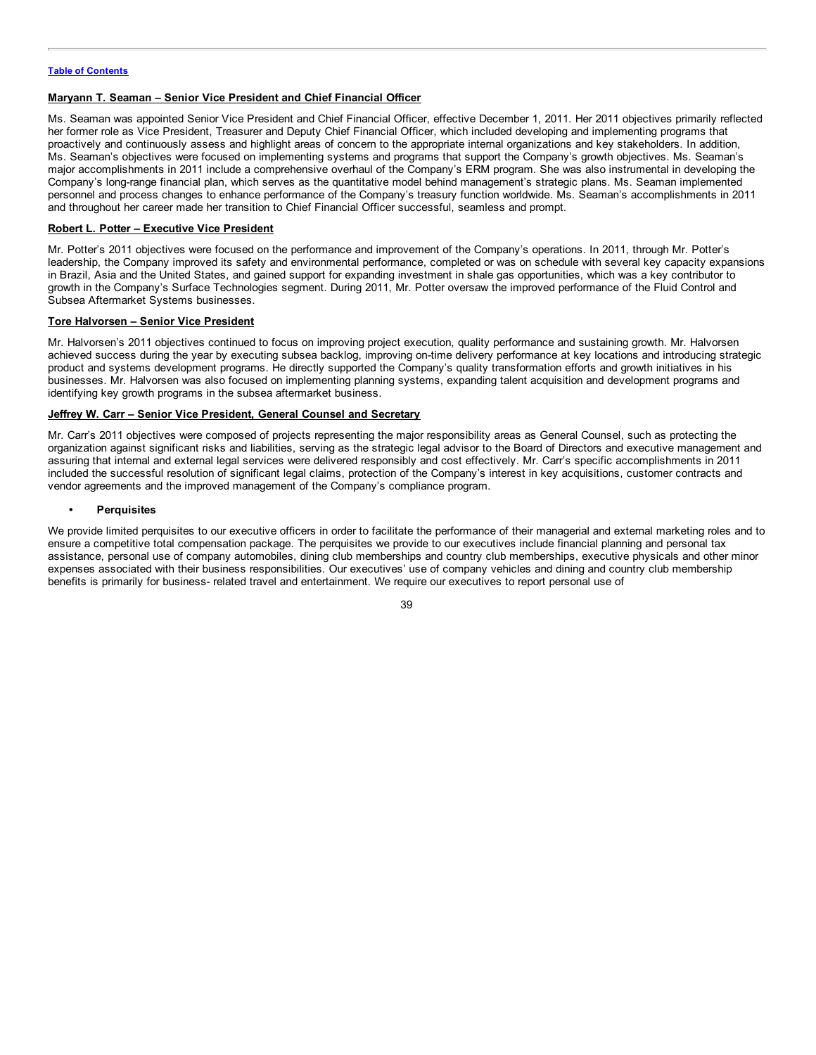**Maryann T. Seaman – Senior Vice President and Chief Financial Officer**

Ms. Seaman was appointed Senior Vice President and Chief Financial Officer, effective December 1, 2011. Her 2011 objectives primarily reflected her former role as Vice President, Treasurer and Deputy Chief Financial Officer, which included developing and implementing programs that proactively and continuously assess and highlight areas of concern to the appropriate internal organizations and key stakeholders. In addition, Ms. Seaman's objectives were focused on implementing systems and programs that support the Company's growth objectives. Ms. Seaman's major accomplishments in 2011 include a comprehensive overhaul of the Company's ERM program. She was also instrumental in developing the Company's long-range financial plan, which serves as the quantitative model behind management's strategic plans. Ms. Seaman implemented personnel and process changes to enhance performance of the Company's treasury function worldwide. Ms. Seaman's accomplishments in 2011 and throughout her career made her transition to Chief Financial Officer successful, seamless and prompt.

**Robert L. Potter – Executive Vice President**

Mr. Potter's 2011 objectives were focused on the performance and improvement of the Company's operations. In 2011, through Mr. Potter's leadership, the Company improved its safety and environmental performance, completed or was on schedule with several key capacity expansions in Brazil, Asia and the United States, and gained support for expanding investment in shale gas opportunities, which was a key contributor to growth in the Company's Surface Technologies segment. During 2011, Mr. Potter oversaw the improved performance of the Fluid Control and Subsea Aftermarket Systems businesses.

**Tore Halvorsen – Senior Vice President**

Mr. Halvorsen's 2011 objectives continued to focus on improving project execution, quality performance and sustaining growth. Mr. Halvorsen achieved success during the year by executing subsea backlog, improving on-time delivery performance at key locations and introducing strategic product and systems development programs. He directly supported the Company's quality transformation efforts and growth initiatives in his businesses. Mr. Halvorsen was also focused on implementing planning systems, expanding talent acquisition and development programs and identifying key growth programs in the subsea aftermarket business.

**Jeffrey W. Carr – Senior Vice President, General Counsel and Secretary**

Mr. Carr's 2011 objectives were composed of projects representing the major responsibility areas as General Counsel, such as protecting the organization against significant risks and liabilities, serving as the strategic legal advisor to the Board of Directors and executive management and assuring that internal and external legal services were delivered responsibly and cost effectively. Mr. Carr's specific accomplishments in 2011 included the successful resolution of significant legal claims, protection of the Company's interest in key acquisitions, customer contracts and vendor agreements and the improved management of the Company's compliance program.

- **Perquisites**

We provide limited perquisites to our executive officers in order to facilitate the performance of their managerial and external marketing roles and to ensure a competitive total compensation package. The perquisites we provide to our executives include financial planning and personal tax assistance, personal use of company automobiles, dining club memberships and country club memberships, executive physicals and other minor expenses associated with their business responsibilities. Our executives' use of company vehicles and dining and country club membership benefits is primarily for business- related travel and entertainment. We require our executives to report personal use of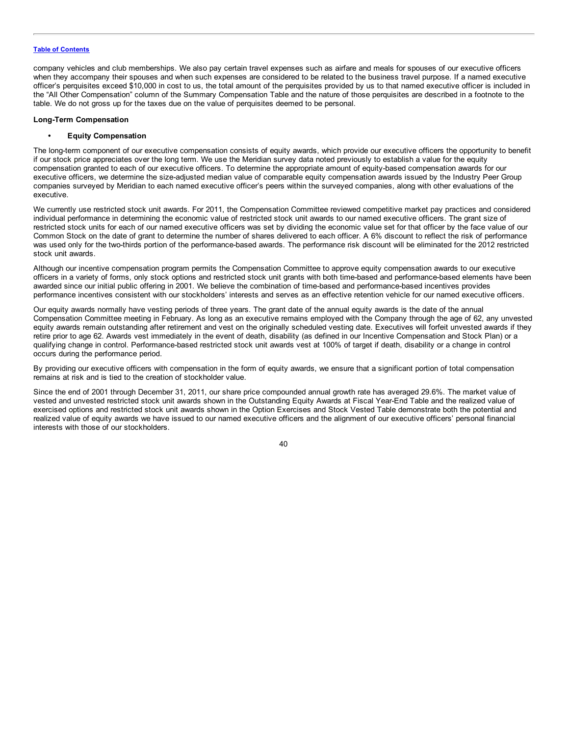company vehicles and club memberships. We also pay certain travel expenses such as airfare and meals for spouses of our executive officers when they accompany their spouses and when such expenses are considered to be related to the business travel purpose. If a named executive officer's perquisites exceed $10,000 in cost to us, the total amount of the perquisites provided by us to that named executive officer is included in the "All Other Compensation" column of the Summary Compensation Table and the nature of those perquisites are described in a footnote to the table. We do not gross up for the taxes due on the value of perquisites deemed to be personal.

**Long-Term Compensation**

- **Equity Compensation**

The long-term component of our executive compensation consists of equity awards, which provide our executive officers the opportunity to benefit if our stock price appreciates over the long term. We use the Meridian survey data noted previously to establish a value for the equity compensation granted to each of our executive officers. To determine the appropriate amount of equity-based compensation awards for our executive officers, we determine the size-adjusted median value of comparable equity compensation awards issued by the Industry Peer Group companies surveyed by Meridian to each named executive officer's peers within the surveyed companies, along with other evaluations of the executive.

We currently use restricted stock unit awards. For 2011, the Compensation Committee reviewed competitive market pay practices and considered individual performance in determining the economic value of restricted stock unit awards to our named executive officers. The grant size of restricted stock units for each of our named executive officers was set by dividing the economic value set for that officer by the face value of our Common Stock on the date of grant to determine the number of shares delivered to each officer. A 6% discount to reflect the risk of performance was used only for the two-thirds portion of the performance-based awards. The performance risk discount will be eliminated for the 2012 restricted stock unit awards.

Although our incentive compensation program permits the Compensation Committee to approve equity compensation awards to our executive officers in a variety of forms, only stock options and restricted stock unit grants with both time-based and performance-based elements have been awarded since our initial public offering in 2001. We believe the combination of time-based and performance-based incentives provides performance incentives consistent with our stockholders' interests and serves as an effective retention vehicle for our named executive officers.

Our equity awards normally have vesting periods of three years. The grant date of the annual equity awards is the date of the annual Compensation Committee meeting in February. As long as an executive remains employed with the Company through the age of 62, any unvested equity awards remain outstanding after retirement and vest on the originally scheduled vesting date. Executives will forfeit unvested awards if they retire prior to age 62. Awards vest immediately in the event of death, disability (as defined in our Incentive Compensation and Stock Plan) or a qualifying change in control. Performance-based restricted stock unit awards vest at 100% of target if death, disability or a change in control occurs during the performance period.

By providing our executive officers with compensation in the form of equity awards, we ensure that a significant portion of total compensation remains at risk and is tied to the creation of stockholder value.

Since the end of 2001 through December 31, 2011, our share price compounded annual growth rate has averaged 29.6%. The market value of vested and unvested restricted stock unit awards shown in the Outstanding Equity Awards at Fiscal Year-End Table and the realized value of exercised options and restricted stock unit awards shown in the Option Exercises and Stock Vested Table demonstrate both the potential and realized value of equity awards we have issued to our named executive officers and the alignment of our executive officers' personal financial interests with those of our stockholders.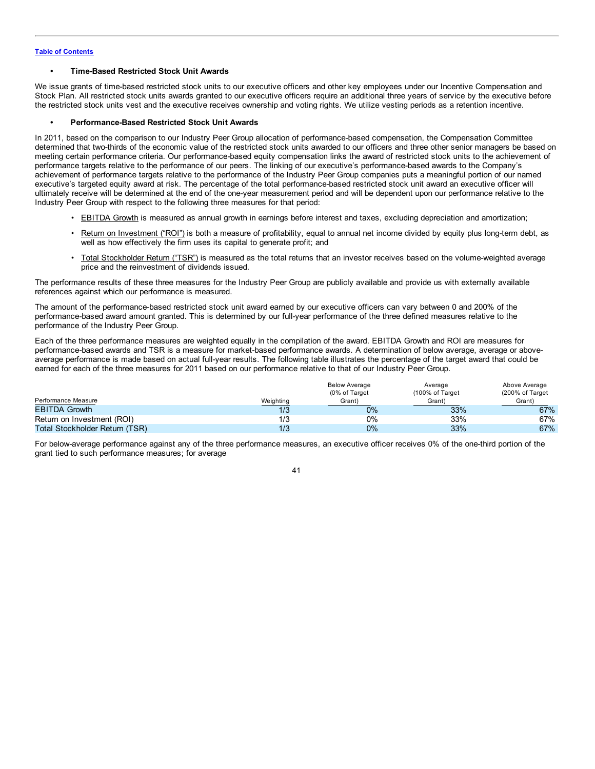[Table of Contents](#)

- **Time-Based Restricted Stock Unit Awards**

We issue grants of time-based restricted stock units to our executive officers and other key employees under our Incentive Compensation and Stock Plan. All restricted stock units awards granted to our executive officers require an additional three years of service by the executive before the restricted stock units vest and the executive receives ownership and voting rights. We utilize vesting periods as a retention incentive.

- **Performance-Based Restricted Stock Unit Awards**

In 2011, based on the comparison to our Industry Peer Group allocation of performance-based compensation, the Compensation Committee determined that two-thirds of the economic value of the restricted stock units awarded to our officers and three other senior managers be based on meeting certain performance criteria. Our performance-based equity compensation links the award of restricted stock units to the achievement of performance targets relative to the performance of our peers. The linking of our executive's performance-based awards to the Company's achievement of performance targets relative to the performance of the Industry Peer Group companies puts a meaningful portion of our named executive's targeted equity award at risk. The percentage of the total performance-based restricted stock unit award an executive officer will ultimately receive will be determined at the end of the one-year measurement period and will be dependent upon our performance relative to the Industry Peer Group with respect to the following three measures for that period:

- EBITDA Growth is measured as annual growth in earnings before interest and taxes, excluding depreciation and amortization;
- Return on Investment ("ROI") is both a measure of profitability, equal to annual net income divided by equity plus long-term debt, as well as how effectively the firm uses its capital to generate profit; and
- Total Stockholder Return ("TSR") is measured as the total returns that an investor receives based on the volume-weighted average price and the reinvestment of dividends issued.

The performance results of these three measures for the Industry Peer Group are publicly available and provide us with externally available references against which our performance is measured.

The amount of the performance-based restricted stock unit award earned by our executive officers can vary between 0 and 200% of the performance-based award amount granted. This is determined by our full-year performance of the three defined measures relative to the performance of the Industry Peer Group.

Each of the three performance measures are weighted equally in the compilation of the award. EBITDA Growth and ROI are measures for performance-based awards and TSR is a measure for market-based performance awards. A determination of below average, average or above-average performance is made based on actual full-year results. The following table illustrates the percentage of the target award that could be earned for each of the three measures for 2011 based on our performance relative to that of our Industry Peer Group.

| Performance Measure | Weighting | Below Average (0% of Target Grant) | Average (100% of Target Grant) | Above Average (200% of Target Grant) |
|---|---|---|---|---|
| EBITDA Growth | 1/3 | 0% | 33% | 67% |
| Return on Investment (ROI) | 1/3 | 0% | 33% | 67% |
| Total Stockholder Return (TSR) | 1/3 | 0% | 33% | 67% |

For below-average performance against any of the three performance measures, an executive officer receives 0% of the one-third portion of the grant tied to such performance measures; for average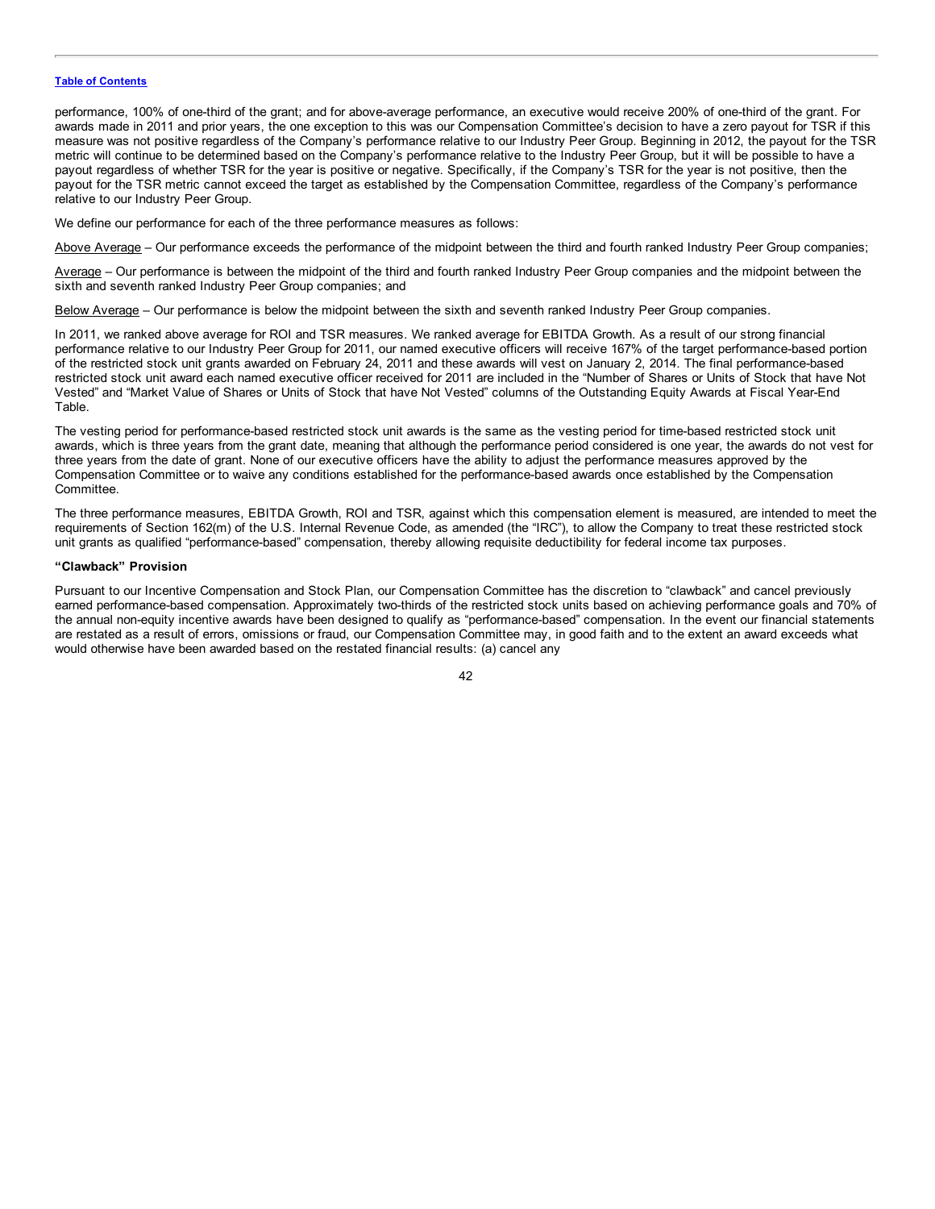performance, 100% of one-third of the grant; and for above-average performance, an executive would receive 200% of one-third of the grant. For awards made in 2011 and prior years, the one exception to this was our Compensation Committee's decision to have a zero payout for TSR if this measure was not positive regardless of the Company's performance relative to our Industry Peer Group. Beginning in 2012, the payout for the TSR metric will continue to be determined based on the Company's performance relative to the Industry Peer Group, but it will be possible to have a payout regardless of whether TSR for the year is positive or negative. Specifically, if the Company's TSR for the year is not positive, then the payout for the TSR metric cannot exceed the target as established by the Compensation Committee, regardless of the Company's performance relative to our Industry Peer Group.

We define our performance for each of the three performance measures as follows:

<u>Above Average</u> – Our performance exceeds the performance of the midpoint between the third and fourth ranked Industry Peer Group companies;

<u>Average</u> – Our performance is between the midpoint of the third and fourth ranked Industry Peer Group companies and the midpoint between the sixth and seventh ranked Industry Peer Group companies; and

<u>Below Average</u> – Our performance is below the midpoint between the sixth and seventh ranked Industry Peer Group companies.

In 2011, we ranked above average for ROI and TSR measures. We ranked average for EBITDA Growth. As a result of our strong financial performance relative to our Industry Peer Group for 2011, our named executive officers will receive 167% of the target performance-based portion of the restricted stock unit grants awarded on February 24, 2011 and these awards will vest on January 2, 2014. The final performance-based restricted stock unit award each named executive officer received for 2011 are included in the "Number of Shares or Units of Stock that have Not Vested" and "Market Value of Shares or Units of Stock that have Not Vested" columns of the Outstanding Equity Awards at Fiscal Year-End Table.

The vesting period for performance-based restricted stock unit awards is the same as the vesting period for time-based restricted stock unit awards, which is three years from the grant date, meaning that although the performance period considered is one year, the awards do not vest for three years from the date of grant. None of our executive officers have the ability to adjust the performance measures approved by the Compensation Committee or to waive any conditions established for the performance-based awards once established by the Compensation Committee.

The three performance measures, EBITDA Growth, ROI and TSR, against which this compensation element is measured, are intended to meet the requirements of Section 162(m) of the U.S. Internal Revenue Code, as amended (the "IRC"), to allow the Company to treat these restricted stock unit grants as qualified "performance-based" compensation, thereby allowing requisite deductibility for federal income tax purposes.

**"Clawback" Provision**

Pursuant to our Incentive Compensation and Stock Plan, our Compensation Committee has the discretion to "clawback" and cancel previously earned performance-based compensation. Approximately two-thirds of the restricted stock units based on achieving performance goals and 70% of the annual non-equity incentive awards have been designed to qualify as "performance-based" compensation. In the event our financial statements are restated as a result of errors, omissions or fraud, our Compensation Committee may, in good faith and to the extent an award exceeds what would otherwise have been awarded based on the restated financial results: (a) cancel any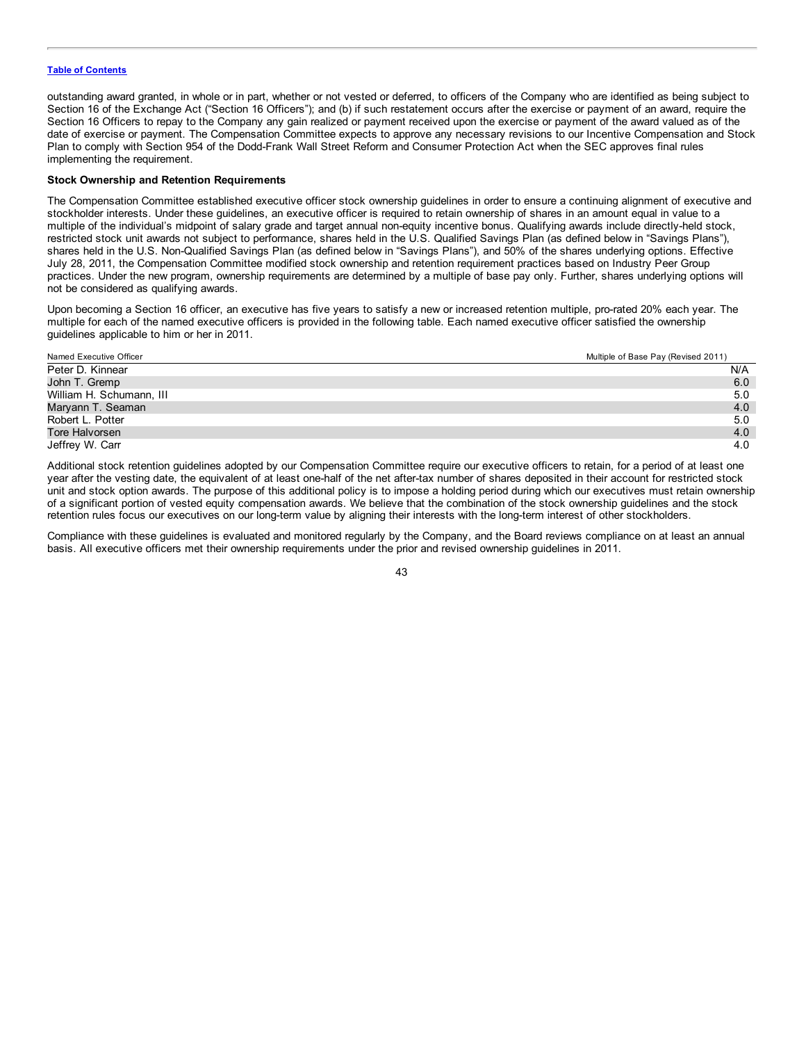outstanding award granted, in whole or in part, whether or not vested or deferred, to officers of the Company who are identified as being subject to Section 16 of the Exchange Act ("Section 16 Officers"); and (b) if such restatement occurs after the exercise or payment of an award, require the Section 16 Officers to repay to the Company any gain realized or payment received upon the exercise or payment of the award valued as of the date of exercise or payment. The Compensation Committee expects to approve any necessary revisions to our Incentive Compensation and Stock Plan to comply with Section 954 of the Dodd-Frank Wall Street Reform and Consumer Protection Act when the SEC approves final rules implementing the requirement.

**Stock Ownership and Retention Requirements**

The Compensation Committee established executive officer stock ownership guidelines in order to ensure a continuing alignment of executive and stockholder interests. Under these guidelines, an executive officer is required to retain ownership of shares in an amount equal in value to a multiple of the individual's midpoint of salary grade and target annual non-equity incentive bonus. Qualifying awards include directly-held stock, restricted stock unit awards not subject to performance, shares held in the U.S. Qualified Savings Plan (as defined below in "Savings Plans"), shares held in the U.S. Non-Qualified Savings Plan (as defined below in "Savings Plans"), and 50% of the shares underlying options. Effective July 28, 2011, the Compensation Committee modified stock ownership and retention requirement practices based on Industry Peer Group practices. Under the new program, ownership requirements are determined by a multiple of base pay only. Further, shares underlying options will not be considered as qualifying awards.

Upon becoming a Section 16 officer, an executive has five years to satisfy a new or increased retention multiple, pro-rated 20% each year. The multiple for each of the named executive officers is provided in the following table. Each named executive officer satisfied the ownership guidelines applicable to him or her in 2011.

| Named Executive Officer | Multiple of Base Pay (Revised 2011) |
|---|---|
| Peter D. Kinnear | N/A |
| John T. Gremp | 6.0 |
| William H. Schumann, III | 5.0 |
| Maryann T. Seaman | 4.0 |
| Robert L. Potter | 5.0 |
| Tore Halvorsen | 4.0 |
| Jeffrey W. Carr | 4.0 |

Additional stock retention guidelines adopted by our Compensation Committee require our executive officers to retain, for a period of at least one year after the vesting date, the equivalent of at least one-half of the net after-tax number of shares deposited in their account for restricted stock unit and stock option awards. The purpose of this additional policy is to impose a holding period during which our executives must retain ownership of a significant portion of vested equity compensation awards. We believe that the combination of the stock ownership guidelines and the stock retention rules focus our executives on our long-term value by aligning their interests with the long-term interest of other stockholders.

Compliance with these guidelines is evaluated and monitored regularly by the Company, and the Board reviews compliance on at least an annual basis. All executive officers met their ownership requirements under the prior and revised ownership guidelines in 2011.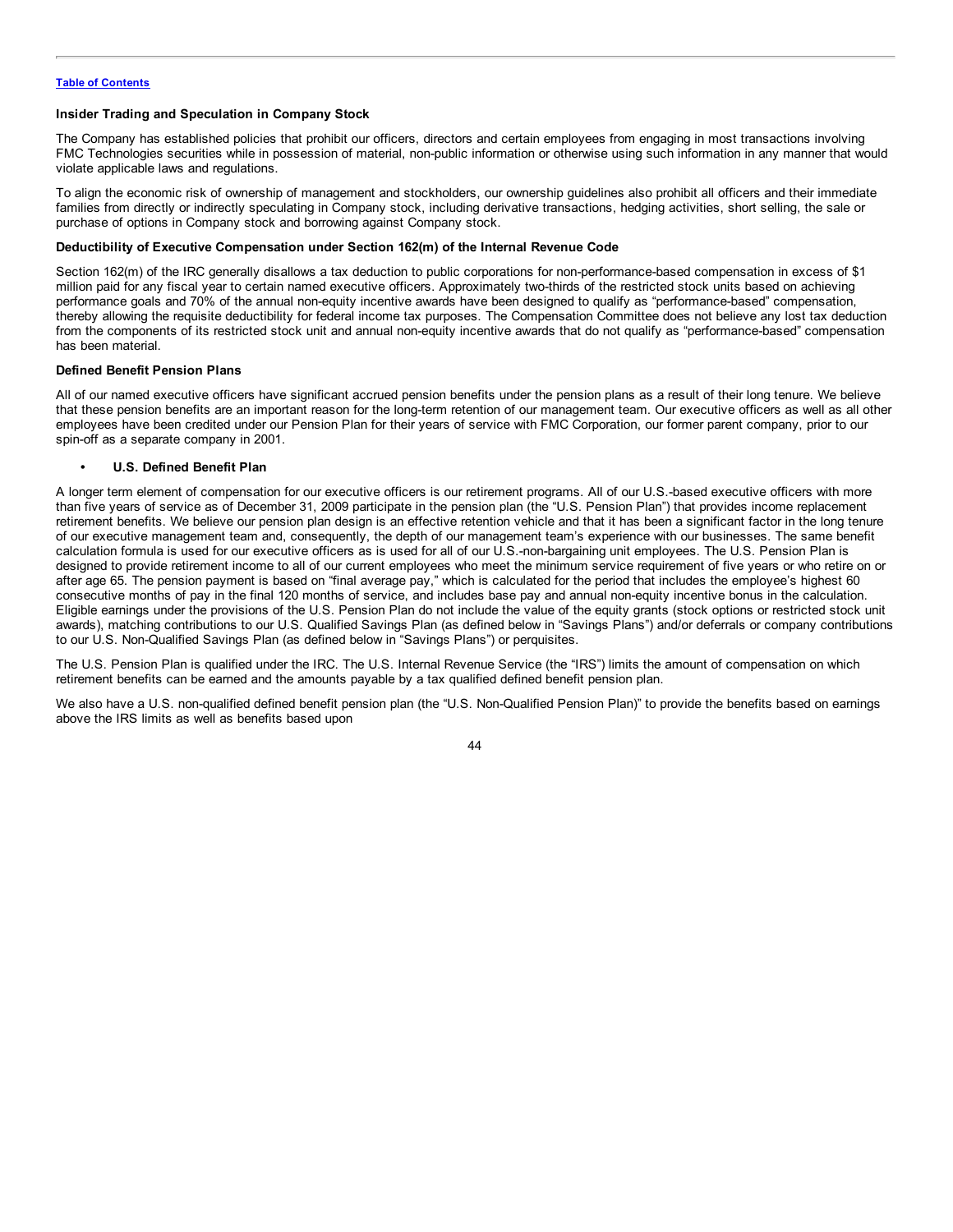### Insider Trading and Speculation in Company Stock

The Company has established policies that prohibit our officers, directors and certain employees from engaging in most transactions involving FMC Technologies securities while in possession of material, non-public information or otherwise using such information in any manner that would violate applicable laws and regulations.

To align the economic risk of ownership of management and stockholders, our ownership guidelines also prohibit all officers and their immediate families from directly or indirectly speculating in Company stock, including derivative transactions, hedging activities, short selling, the sale or purchase of options in Company stock and borrowing against Company stock.

### Deductibility of Executive Compensation under Section 162(m) of the Internal Revenue Code

Section 162(m) of the IRC generally disallows a tax deduction to public corporations for non-performance-based compensation in excess of $1 million paid for any fiscal year to certain named executive officers. Approximately two-thirds of the restricted stock units based on achieving performance goals and 70% of the annual non-equity incentive awards have been designed to qualify as "performance-based" compensation, thereby allowing the requisite deductibility for federal income tax purposes. The Compensation Committee does not believe any lost tax deduction from the components of its restricted stock unit and annual non-equity incentive awards that do not qualify as "performance-based" compensation has been material.

### Defined Benefit Pension Plans

All of our named executive officers have significant accrued pension benefits under the pension plans as a result of their long tenure. We believe that these pension benefits are an important reason for the long-term retention of our management team. Our executive officers as well as all other employees have been credited under our Pension Plan for their years of service with FMC Corporation, our former parent company, prior to our spin-off as a separate company in 2001.

- **U.S. Defined Benefit Plan**

A longer term element of compensation for our executive officers is our retirement programs. All of our U.S.-based executive officers with more than five years of service as of December 31, 2009 participate in the pension plan (the "U.S. Pension Plan") that provides income replacement retirement benefits. We believe our pension plan design is an effective retention vehicle and that it has been a significant factor in the long tenure of our executive management team and, consequently, the depth of our management team's experience with our businesses. The same benefit calculation formula is used for our executive officers as is used for all of our U.S.-non-bargaining unit employees. The U.S. Pension Plan is designed to provide retirement income to all of our current employees who meet the minimum service requirement of five years or who retire on or after age 65. The pension payment is based on "final average pay," which is calculated for the period that includes the employee's highest 60 consecutive months of pay in the final 120 months of service, and includes base pay and annual non-equity incentive bonus in the calculation. Eligible earnings under the provisions of the U.S. Pension Plan do not include the value of the equity grants (stock options or restricted stock unit awards), matching contributions to our U.S. Qualified Savings Plan (as defined below in "Savings Plans") and/or deferrals or company contributions to our U.S. Non-Qualified Savings Plan (as defined below in "Savings Plans") or perquisites.

The U.S. Pension Plan is qualified under the IRC. The U.S. Internal Revenue Service (the "IRS") limits the amount of compensation on which retirement benefits can be earned and the amounts payable by a tax qualified defined benefit pension plan.

We also have a U.S. non-qualified defined benefit pension plan (the "U.S. Non-Qualified Pension Plan)" to provide the benefits based on earnings above the IRS limits as well as benefits based upon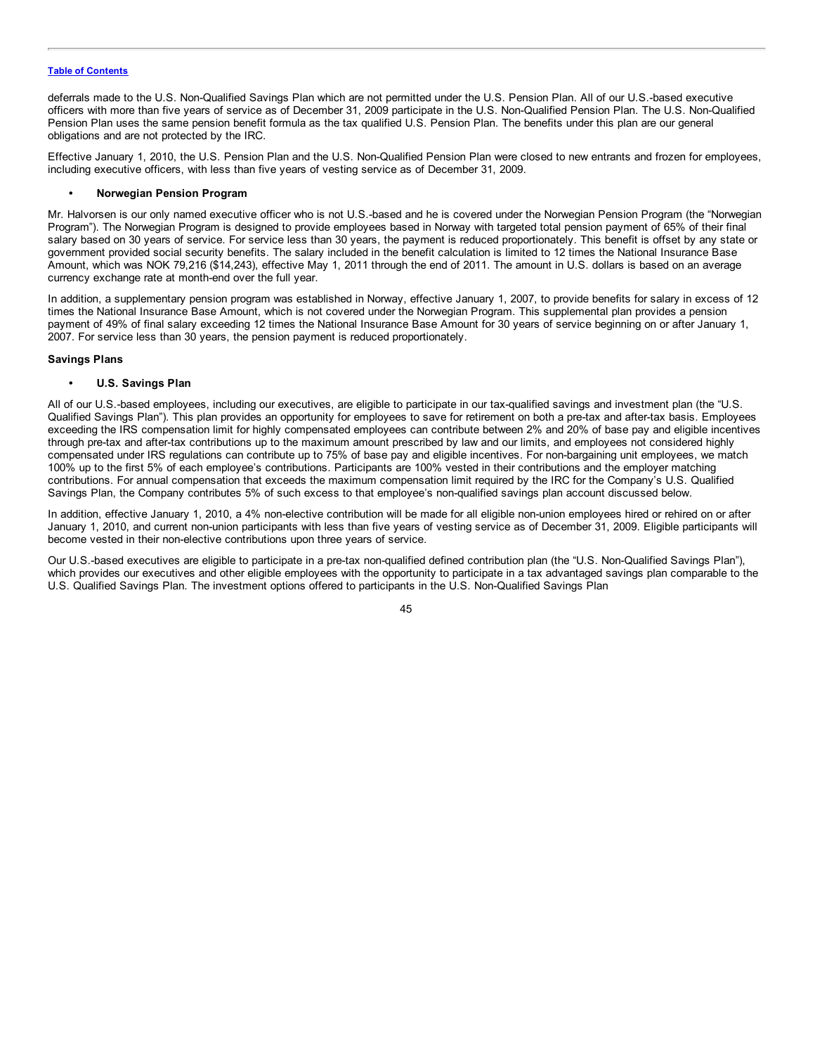deferrals made to the U.S. Non-Qualified Savings Plan which are not permitted under the U.S. Pension Plan. All of our U.S.-based executive officers with more than five years of service as of December 31, 2009 participate in the U.S. Non-Qualified Pension Plan. The U.S. Non-Qualified Pension Plan uses the same pension benefit formula as the tax qualified U.S. Pension Plan. The benefits under this plan are our general obligations and are not protected by the IRC.

Effective January 1, 2010, the U.S. Pension Plan and the U.S. Non-Qualified Pension Plan were closed to new entrants and frozen for employees, including executive officers, with less than five years of vesting service as of December 31, 2009.

- **Norwegian Pension Program**

Mr. Halvorsen is our only named executive officer who is not U.S.-based and he is covered under the Norwegian Pension Program (the "Norwegian Program"). The Norwegian Program is designed to provide employees based in Norway with targeted total pension payment of 65% of their final salary based on 30 years of service. For service less than 30 years, the payment is reduced proportionately. This benefit is offset by any state or government provided social security benefits. The salary included in the benefit calculation is limited to 12 times the National Insurance Base Amount, which was NOK 79,216 ($14,243), effective May 1, 2011 through the end of 2011. The amount in U.S. dollars is based on an average currency exchange rate at month-end over the full year.

In addition, a supplementary pension program was established in Norway, effective January 1, 2007, to provide benefits for salary in excess of 12 times the National Insurance Base Amount, which is not covered under the Norwegian Program. This supplemental plan provides a pension payment of 49% of final salary exceeding 12 times the National Insurance Base Amount for 30 years of service beginning on or after January 1, 2007. For service less than 30 years, the pension payment is reduced proportionately.

**Savings Plans**

- **U.S. Savings Plan**

All of our U.S.-based employees, including our executives, are eligible to participate in our tax-qualified savings and investment plan (the "U.S. Qualified Savings Plan"). This plan provides an opportunity for employees to save for retirement on both a pre-tax and after-tax basis. Employees exceeding the IRS compensation limit for highly compensated employees can contribute between 2% and 20% of base pay and eligible incentives through pre-tax and after-tax contributions up to the maximum amount prescribed by law and our limits, and employees not considered highly compensated under IRS regulations can contribute up to 75% of base pay and eligible incentives. For non-bargaining unit employees, we match 100% up to the first 5% of each employee's contributions. Participants are 100% vested in their contributions and the employer matching contributions. For annual compensation that exceeds the maximum compensation limit required by the IRC for the Company's U.S. Qualified Savings Plan, the Company contributes 5% of such excess to that employee's non-qualified savings plan account discussed below.

In addition, effective January 1, 2010, a 4% non-elective contribution will be made for all eligible non-union employees hired or rehired on or after January 1, 2010, and current non-union participants with less than five years of vesting service as of December 31, 2009. Eligible participants will become vested in their non-elective contributions upon three years of service.

Our U.S.-based executives are eligible to participate in a pre-tax non-qualified defined contribution plan (the "U.S. Non-Qualified Savings Plan"), which provides our executives and other eligible employees with the opportunity to participate in a tax advantaged savings plan comparable to the U.S. Qualified Savings Plan. The investment options offered to participants in the U.S. Non-Qualified Savings Plan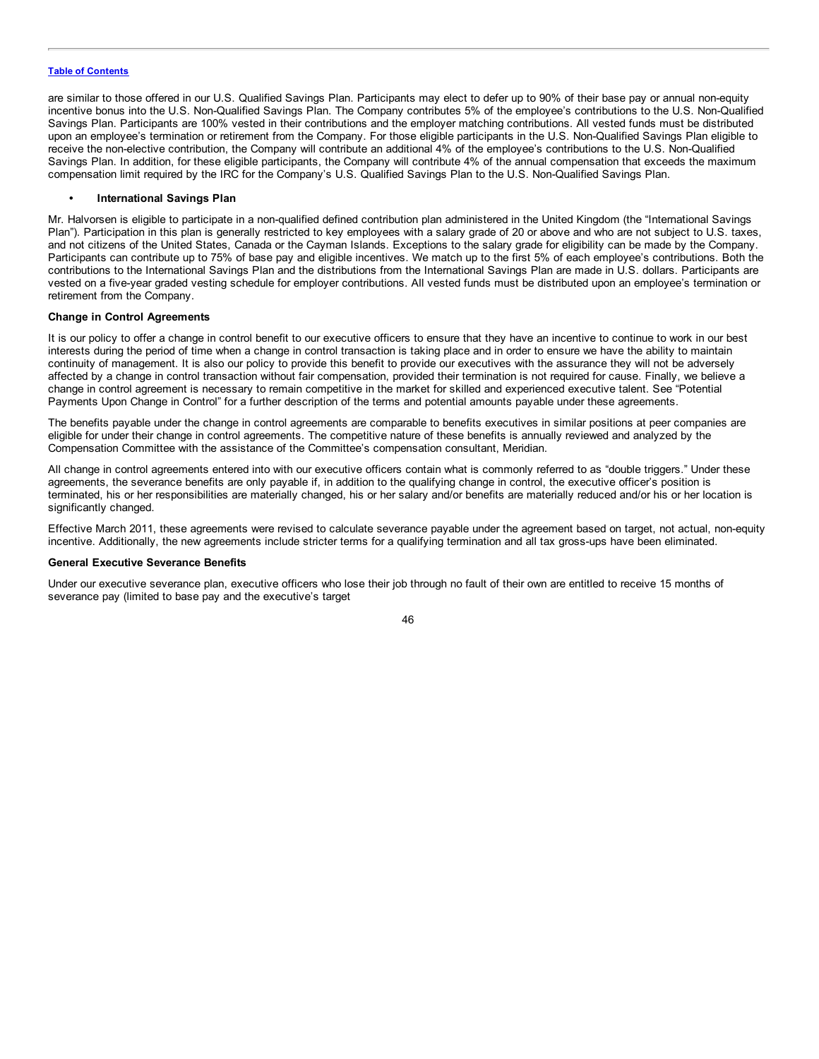are similar to those offered in our U.S. Qualified Savings Plan. Participants may elect to defer up to 90% of their base pay or annual non-equity incentive bonus into the U.S. Non-Qualified Savings Plan. The Company contributes 5% of the employee's contributions to the U.S. Non-Qualified Savings Plan. Participants are 100% vested in their contributions and the employer matching contributions. All vested funds must be distributed upon an employee's termination or retirement from the Company. For those eligible participants in the U.S. Non-Qualified Savings Plan eligible to receive the non-elective contribution, the Company will contribute an additional 4% of the employee's contributions to the U.S. Non-Qualified Savings Plan. In addition, for these eligible participants, the Company will contribute 4% of the annual compensation that exceeds the maximum compensation limit required by the IRC for the Company's U.S. Qualified Savings Plan to the U.S. Non-Qualified Savings Plan.

- **International Savings Plan**

Mr. Halvorsen is eligible to participate in a non-qualified defined contribution plan administered in the United Kingdom (the "International Savings Plan"). Participation in this plan is generally restricted to key employees with a salary grade of 20 or above and who are not subject to U.S. taxes, and not citizens of the United States, Canada or the Cayman Islands. Exceptions to the salary grade for eligibility can be made by the Company. Participants can contribute up to 75% of base pay and eligible incentives. We match up to the first 5% of each employee's contributions. Both the contributions to the International Savings Plan and the distributions from the International Savings Plan are made in U.S. dollars. Participants are vested on a five-year graded vesting schedule for employer contributions. All vested funds must be distributed upon an employee's termination or retirement from the Company.

**Change in Control Agreements**

It is our policy to offer a change in control benefit to our executive officers to ensure that they have an incentive to continue to work in our best interests during the period of time when a change in control transaction is taking place and in order to ensure we have the ability to maintain continuity of management. It is also our policy to provide this benefit to provide our executives with the assurance they will not be adversely affected by a change in control transaction without fair compensation, provided their termination is not required for cause. Finally, we believe a change in control agreement is necessary to remain competitive in the market for skilled and experienced executive talent. See "Potential Payments Upon Change in Control" for a further description of the terms and potential amounts payable under these agreements.

The benefits payable under the change in control agreements are comparable to benefits executives in similar positions at peer companies are eligible for under their change in control agreements. The competitive nature of these benefits is annually reviewed and analyzed by the Compensation Committee with the assistance of the Committee's compensation consultant, Meridian.

All change in control agreements entered into with our executive officers contain what is commonly referred to as "double triggers." Under these agreements, the severance benefits are only payable if, in addition to the qualifying change in control, the executive officer's position is terminated, his or her responsibilities are materially changed, his or her salary and/or benefits are materially reduced and/or his or her location is significantly changed.

Effective March 2011, these agreements were revised to calculate severance payable under the agreement based on target, not actual, non-equity incentive. Additionally, the new agreements include stricter terms for a qualifying termination and all tax gross-ups have been eliminated.

**General Executive Severance Benefits**

Under our executive severance plan, executive officers who lose their job through no fault of their own are entitled to receive 15 months of severance pay (limited to base pay and the executive's target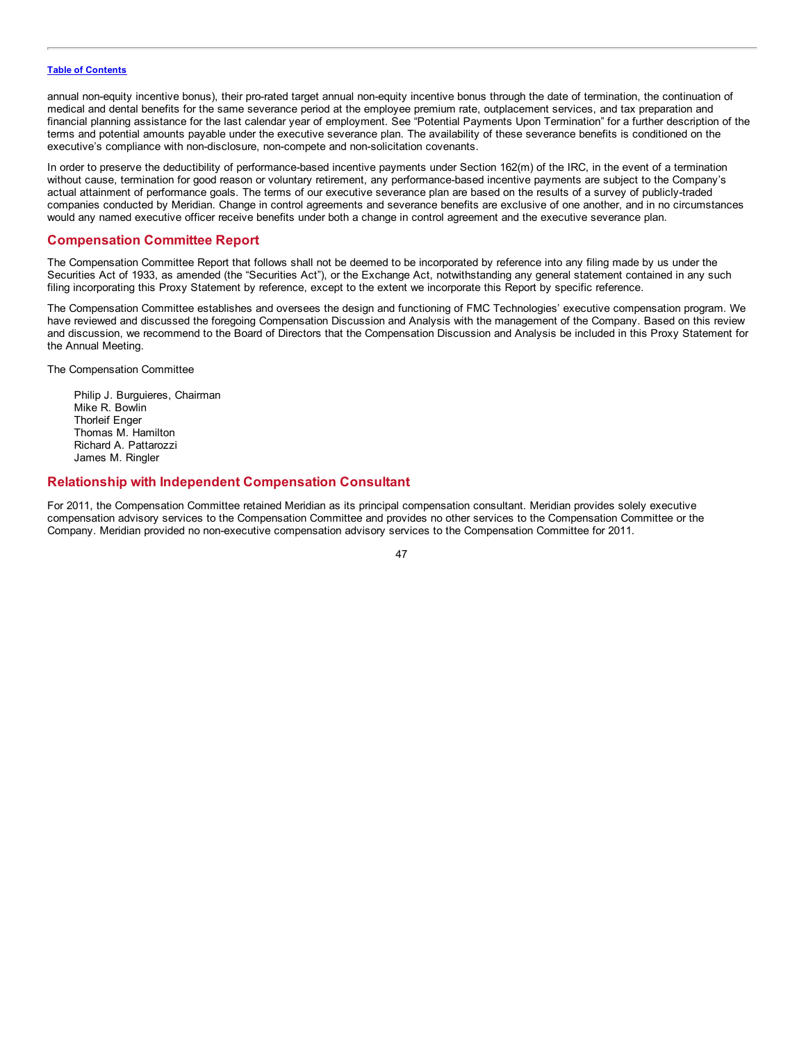annual non-equity incentive bonus), their pro-rated target annual non-equity incentive bonus through the date of termination, the continuation of medical and dental benefits for the same severance period at the employee premium rate, outplacement services, and tax preparation and financial planning assistance for the last calendar year of employment. See "Potential Payments Upon Termination" for a further description of the terms and potential amounts payable under the executive severance plan. The availability of these severance benefits is conditioned on the executive's compliance with non-disclosure, non-compete and non-solicitation covenants.

In order to preserve the deductibility of performance-based incentive payments under Section 162(m) of the IRC, in the event of a termination without cause, termination for good reason or voluntary retirement, any performance-based incentive payments are subject to the Company's actual attainment of performance goals. The terms of our executive severance plan are based on the results of a survey of publicly-traded companies conducted by Meridian. Change in control agreements and severance benefits are exclusive of one another, and in no circumstances would any named executive officer receive benefits under both a change in control agreement and the executive severance plan.

## Compensation Committee Report

The Compensation Committee Report that follows shall not be deemed to be incorporated by reference into any filing made by us under the Securities Act of 1933, as amended (the "Securities Act"), or the Exchange Act, notwithstanding any general statement contained in any such filing incorporating this Proxy Statement by reference, except to the extent we incorporate this Report by specific reference.

The Compensation Committee establishes and oversees the design and functioning of FMC Technologies' executive compensation program. We have reviewed and discussed the foregoing Compensation Discussion and Analysis with the management of the Company. Based on this review and discussion, we recommend to the Board of Directors that the Compensation Discussion and Analysis be included in this Proxy Statement for the Annual Meeting.

The Compensation Committee

Philip J. Burguieres, Chairman
Mike R. Bowlin
Thorleif Enger
Thomas M. Hamilton
Richard A. Pattarozzi
James M. Ringler

## Relationship with Independent Compensation Consultant

For 2011, the Compensation Committee retained Meridian as its principal compensation consultant. Meridian provides solely executive compensation advisory services to the Compensation Committee and provides no other services to the Compensation Committee or the Company. Meridian provided no non-executive compensation advisory services to the Compensation Committee for 2011.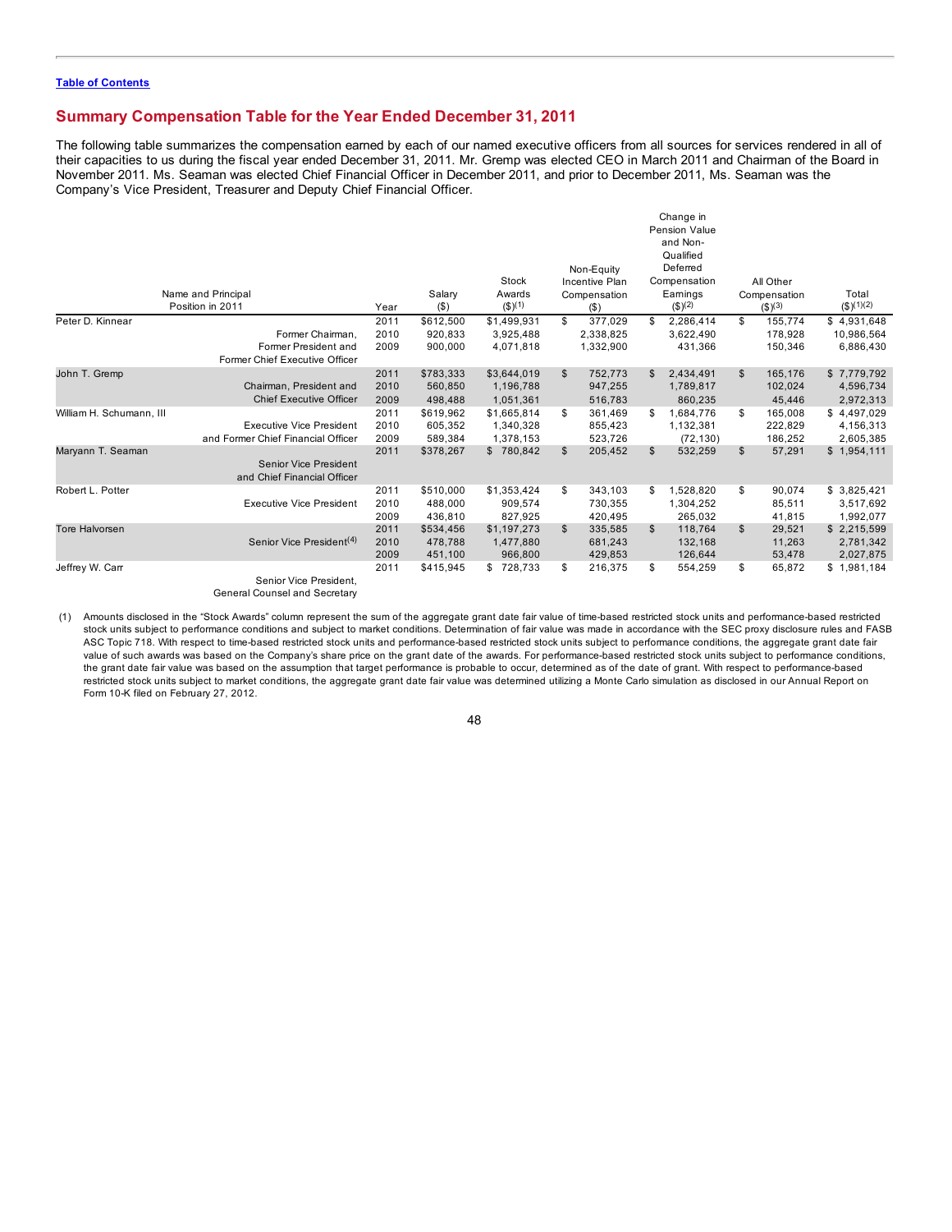[Table of Contents](#)

## Summary Compensation Table for the Year Ended December 31, 2011

The following table summarizes the compensation earned by each of our named executive officers from all sources for services rendered in all of their capacities to us during the fiscal year ended December 31, 2011. Mr. Gremp was elected CEO in March 2011 and Chairman of the Board in November 2011. Ms. Seaman was elected Chief Financial Officer in December 2011, and prior to December 2011, Ms. Seaman was the Company's Vice President, Treasurer and Deputy Chief Financial Officer.

| Name and Principal Position in 2011 | Year | Salary ($) | Stock Awards ($)(1) | Non-Equity Incentive Plan Compensation ($) | Change in Pension Value and Non-Qualified Deferred Compensation Earnings ($)(2) | All Other Compensation ($)(3) | Total ($)(1)(2) |
|---|---|---|---|---|---|---|---|
| Peter D. Kinnear | 2011 | $612,500 | $1,499,931 | $ 377,029 | $ 2,286,414 | $ 155,774 | $ 4,931,648 |
| Former Chairman, | 2010 | 920,833 | 3,925,488 | 2,338,825 | 3,622,490 | 178,928 | 10,986,564 |
| Former President and | 2009 | 900,000 | 4,071,818 | 1,332,900 | 431,366 | 150,346 | 6,886,430 |
| Former Chief Executive Officer | | | | | | | |
| John T. Gremp | 2011 | $783,333 | $3,644,019 | $ 752,773 | $ 2,434,491 | $ 165,176 | $ 7,779,792 |
| Chairman, President and | 2010 | 560,850 | 1,196,788 | 947,255 | 1,789,817 | 102,024 | 4,596,734 |
| Chief Executive Officer | 2009 | 498,488 | 1,051,361 | 516,783 | 860,235 | 45,446 | 2,972,313 |
| William H. Schumann, III | 2011 | $619,962 | $1,665,814 | $ 361,469 | $ 1,684,776 | $ 165,008 | $ 4,497,029 |
| Executive Vice President | 2010 | 605,352 | 1,340,328 | 855,423 | 1,132,381 | 222,829 | 4,156,313 |
| and Former Chief Financial Officer | 2009 | 589,384 | 1,378,153 | 523,726 | (72,130) | 186,252 | 2,605,385 |
| Maryann T. Seaman | 2011 | $378,267 | $ 780,842 | $ 205,452 | $ 532,259 | $ 57,291 | $ 1,954,111 |
| Senior Vice President | | | | | | | |
| and Chief Financial Officer | | | | | | | |
| Robert L. Potter | 2011 | $510,000 | $1,353,424 | $ 343,103 | $ 1,528,820 | $ 90,074 | $ 3,825,421 |
| Executive Vice President | 2010 | 488,000 | 909,574 | 730,355 | 1,304,252 | 85,511 | 3,517,692 |
| | 2009 | 436,810 | 827,925 | 420,495 | 265,032 | 41,815 | 1,992,077 |
| Tore Halvorsen | 2011 | $534,456 | $1,197,273 | $ 335,585 | $ 118,764 | $ 29,521 | $ 2,215,599 |
| Senior Vice President(4) | 2010 | 478,788 | 1,477,880 | 681,243 | 132,168 | 11,263 | 2,781,342 |
| | 2009 | 451,100 | 966,800 | 429,853 | 126,644 | 53,478 | 2,027,875 |
| Jeffrey W. Carr | 2011 | $415,945 | $ 728,733 | $ 216,375 | $ 554,259 | $ 65,872 | $ 1,981,184 |
| Senior Vice President, | | | | | | | |
| General Counsel and Secretary | | | | | | | |

(1) Amounts disclosed in the "Stock Awards" column represent the sum of the aggregate grant date fair value of time-based restricted stock units and performance-based restricted stock units subject to performance conditions and subject to market conditions. Determination of fair value was made in accordance with the SEC proxy disclosure rules and FASB ASC Topic 718. With respect to time-based restricted stock units and performance-based restricted stock units subject to performance conditions, the aggregate grant date fair value of such awards was based on the Company's share price on the grant date of the awards. For performance-based restricted stock units subject to performance conditions, the grant date fair value was based on the assumption that target performance is probable to occur, determined as of the date of grant. With respect to performance-based restricted stock units subject to market conditions, the aggregate grant date fair value was determined utilizing a Monte Carlo simulation as disclosed in our Annual Report on Form 10-K filed on February 27, 2012.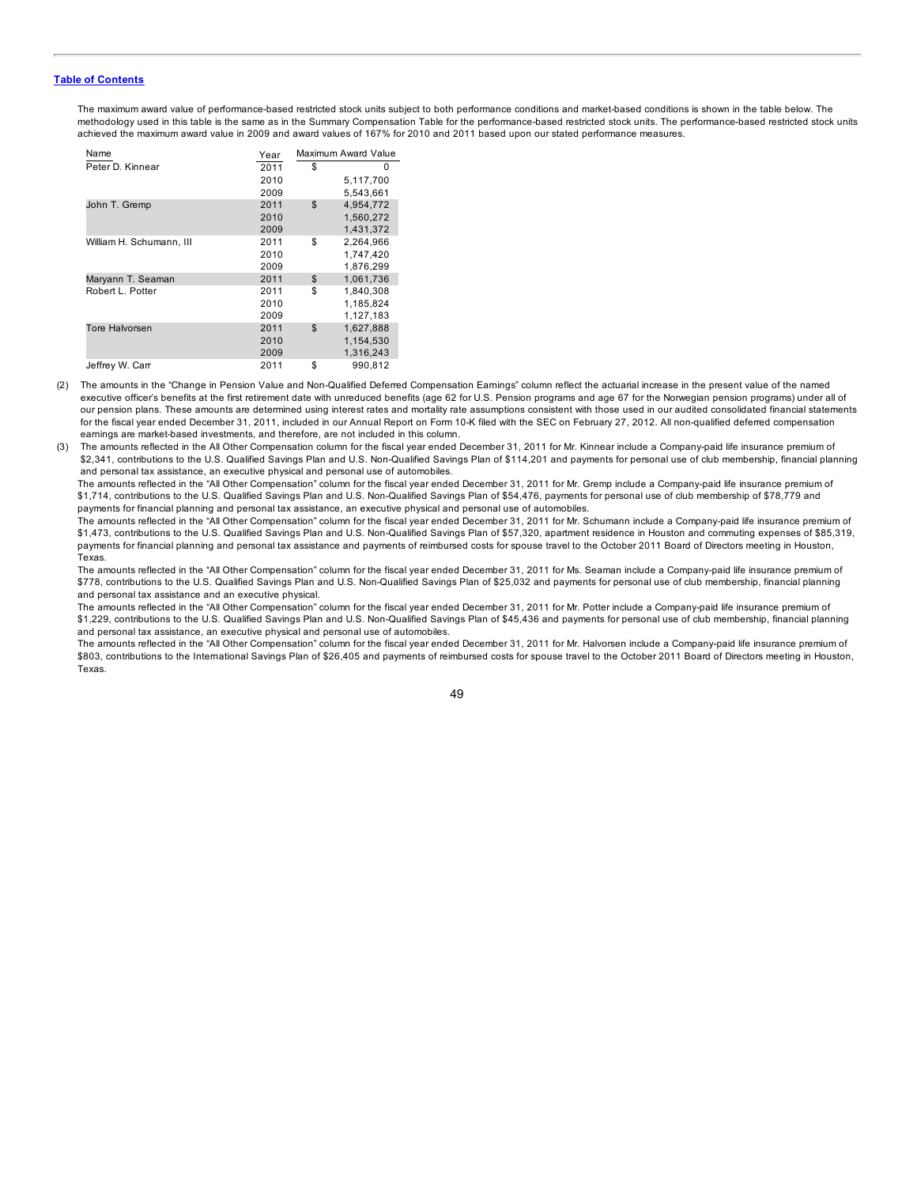[Table of Contents](#)

The maximum award value of performance-based restricted stock units subject to both performance conditions and market-based conditions is shown in the table below. The methodology used in this table is the same as in the Summary Compensation Table for the performance-based restricted stock units. The performance-based restricted stock units achieved the maximum award value in 2009 and award values of 167% for 2010 and 2011 based upon our stated performance measures.

| Name | Year | Maximum Award Value |
|---|---|---|
| Peter D. Kinnear | 2011 | $ 0 |
| | 2010 | 5,117,700 |
| | 2009 | 5,543,661 |
| John T. Gremp | 2011 | $ 4,954,772 |
| | 2010 | 1,560,272 |
| | 2009 | 1,431,372 |
| William H. Schumann, III | 2011 | $ 2,264,966 |
| | 2010 | 1,747,420 |
| | 2009 | 1,876,299 |
| Maryann T. Seaman | 2011 | $ 1,061,736 |
| Robert L. Potter | 2011 | $ 1,840,308 |
| | 2010 | 1,185,824 |
| | 2009 | 1,127,183 |
| Tore Halvorsen | 2011 | $ 1,627,888 |
| | 2010 | 1,154,530 |
| | 2009 | 1,316,243 |
| Jeffrey W. Carr | 2011 | $ 990,812 |

(2) The amounts in the "Change in Pension Value and Non-Qualified Deferred Compensation Earnings" column reflect the actuarial increase in the present value of the named executive officer's benefits at the first retirement date with unreduced benefits (age 62 for U.S. Pension programs and age 67 for the Norwegian pension programs) under all of our pension plans. These amounts are determined using interest rates and mortality rate assumptions consistent with those used in our audited consolidated financial statements for the fiscal year ended December 31, 2011, included in our Annual Report on Form 10-K filed with the SEC on February 27, 2012. All non-qualified deferred compensation earnings are market-based investments, and therefore, are not included in this column.

(3) The amounts reflected in the All Other Compensation column for the fiscal year ended December 31, 2011 for Mr. Kinnear include a Company-paid life insurance premium of $2,341, contributions to the U.S. Qualified Savings Plan and U.S. Non-Qualified Savings Plan of $114,201 and payments for personal use of club membership, financial planning and personal tax assistance, an executive physical and personal use of automobiles.

The amounts reflected in the "All Other Compensation" column for the fiscal year ended December 31, 2011 for Mr. Gremp include a Company-paid life insurance premium of $1,714, contributions to the U.S. Qualified Savings Plan and U.S. Non-Qualified Savings Plan of $54,476, payments for personal use of club membership of $78,779 and payments for financial planning and personal tax assistance, an executive physical and personal use of automobiles.

The amounts reflected in the "All Other Compensation" column for the fiscal year ended December 31, 2011 for Mr. Schumann include a Company-paid life insurance premium of $1,473, contributions to the U.S. Qualified Savings Plan and U.S. Non-Qualified Savings Plan of $57,320, apartment residence in Houston and commuting expenses of $85,319, payments for financial planning and personal tax assistance and payments of reimbursed costs for spouse travel to the October 2011 Board of Directors meeting in Houston, Texas.

The amounts reflected in the "All Other Compensation" column for the fiscal year ended December 31, 2011 for Ms. Seaman include a Company-paid life insurance premium of $778, contributions to the U.S. Qualified Savings Plan and U.S. Non-Qualified Savings Plan of $25,032 and payments for personal use of club membership, financial planning and personal tax assistance and an executive physical.

The amounts reflected in the "All Other Compensation" column for the fiscal year ended December 31, 2011 for Mr. Potter include a Company-paid life insurance premium of $1,229, contributions to the U.S. Qualified Savings Plan and U.S. Non-Qualified Savings Plan of $45,436 and payments for personal use of club membership, financial planning and personal tax assistance, an executive physical and personal use of automobiles.

The amounts reflected in the "All Other Compensation" column for the fiscal year ended December 31, 2011 for Mr. Halvorsen include a Company-paid life insurance premium of $803, contributions to the International Savings Plan of $26,405 and payments of reimbursed costs for spouse travel to the October 2011 Board of Directors meeting in Houston, Texas.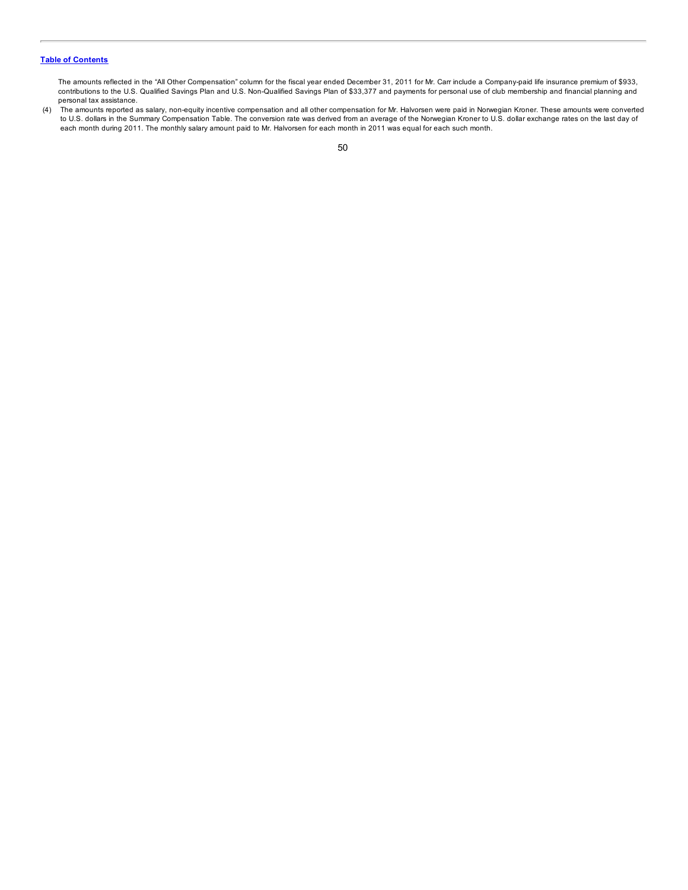The amounts reflected in the "All Other Compensation" column for the fiscal year ended December 31, 2011 for Mr. Carr include a Company-paid life insurance premium of $933, contributions to the U.S. Qualified Savings Plan and U.S. Non-Qualified Savings Plan of $33,377 and payments for personal use of club membership and financial planning and personal tax assistance.

(4) The amounts reported as salary, non-equity incentive compensation and all other compensation for Mr. Halvorsen were paid in Norwegian Kroner. These amounts were converted to U.S. dollars in the Summary Compensation Table. The conversion rate was derived from an average of the Norwegian Kroner to U.S. dollar exchange rates on the last day of each month during 2011. The monthly salary amount paid to Mr. Halvorsen for each month in 2011 was equal for each such month.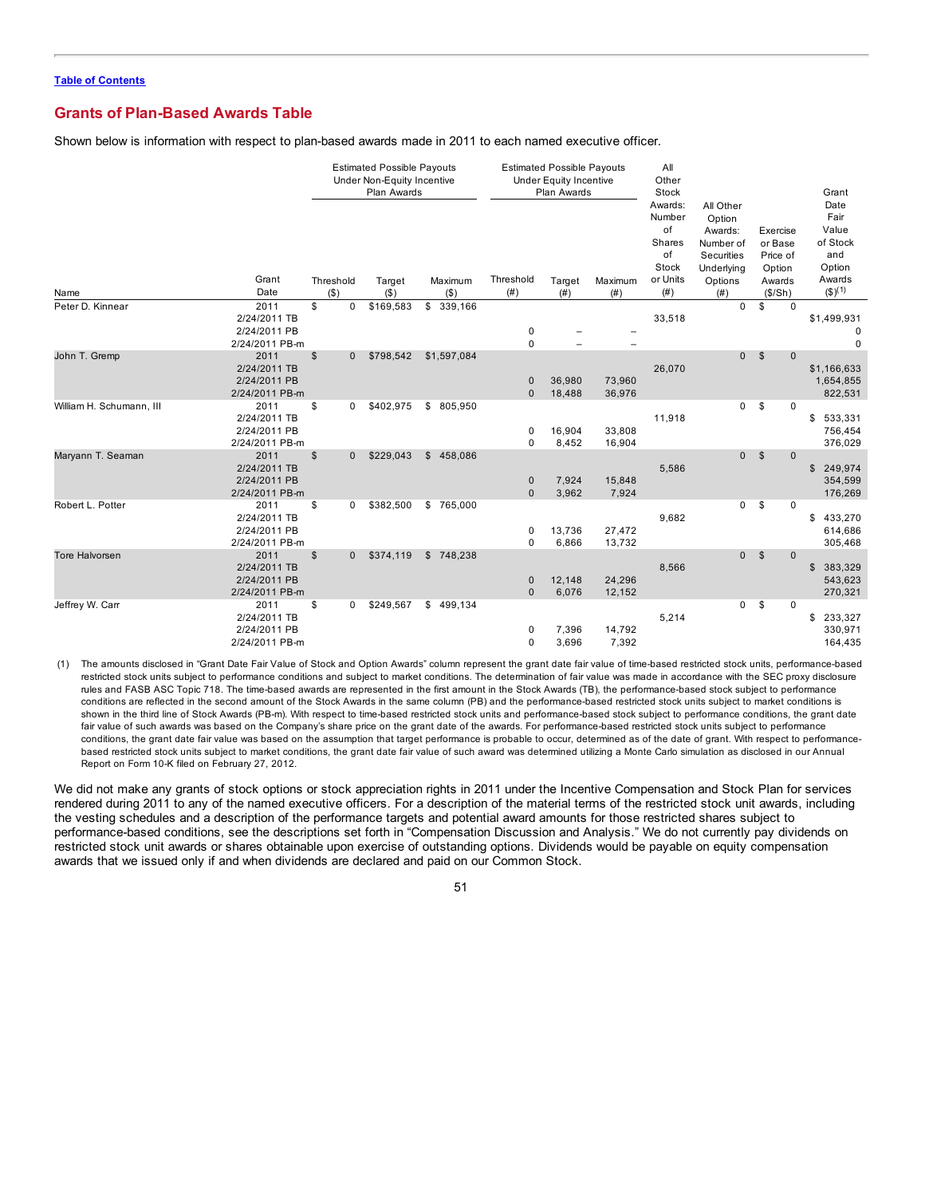[Table of Contents](#)

## Grants of Plan-Based Awards Table

Shown below is information with respect to plan-based awards made in 2011 to each named executive officer.

| Name | Grant Date | Estimated Possible Payouts Under Non-Equity Incentive Plan Awards | | | Estimated Possible Payouts Under Equity Incentive Plan Awards | | | All Other Stock Awards: Number of Shares of Stock or Units (#) | All Other Option Awards: Number of Securities Underlying Options (#) | Exercise or Base Price of Option Awards ($/Sh) | Grant Date Fair Value of Stock and Option Awards ($)[1] |
|---|---|---|---|---|---|---|---|---|---|---|---|
| | | Threshold ($) | Target ($) | Maximum ($) | Threshold (#) | Target (#) | Maximum (#) | | | | |
| Peter D. Kinnear | 2011 | $ 0 | $169,583 | $ 339,166 | | | | | 0 | $ 0 | |
| | 2/24/2011 TB | | | | | | | 33,518 | | | $1,499,931 |
| | 2/24/2011 PB | | | | 0 | – | – | | | | 0 |
| | 2/24/2011 PB-m | | | | 0 | – | – | | | | 0 |
| John T. Gremp | 2011 | $ 0 | $798,542 | $1,597,084 | | | | | 0 | $ 0 | |
| | 2/24/2011 TB | | | | | | | 26,070 | | | $1,166,633 |
| | 2/24/2011 PB | | | | 0 | 36,980 | 73,960 | | | | 1,654,855 |
| | 2/24/2011 PB-m | | | | 0 | 18,488 | 36,976 | | | | 822,531 |
| William H. Schumann, III | 2011 | $ 0 | $402,975 | $ 805,950 | | | | | 0 | $ 0 | |
| | 2/24/2011 TB | | | | | | | 11,918 | | | $ 533,331 |
| | 2/24/2011 PB | | | | 0 | 16,904 | 33,808 | | | | 756,454 |
| | 2/24/2011 PB-m | | | | 0 | 8,452 | 16,904 | | | | 376,029 |
| Maryann T. Seaman | 2011 | $ 0 | $229,043 | $ 458,086 | | | | | 0 | $ 0 | |
| | 2/24/2011 TB | | | | | | | 5,586 | | | $ 249,974 |
| | 2/24/2011 PB | | | | 0 | 7,924 | 15,848 | | | | 354,599 |
| | 2/24/2011 PB-m | | | | 0 | 3,962 | 7,924 | | | | 176,269 |
| Robert L. Potter | 2011 | $ 0 | $382,500 | $ 765,000 | | | | | 0 | $ 0 | |
| | 2/24/2011 TB | | | | | | | 9,682 | | | $ 433,270 |
| | 2/24/2011 PB | | | | 0 | 13,736 | 27,472 | | | | 614,686 |
| | 2/24/2011 PB-m | | | | 0 | 6,866 | 13,732 | | | | 305,468 |
| Tore Halvorsen | 2011 | $ 0 | $374,119 | $ 748,238 | | | | | 0 | $ 0 | |
| | 2/24/2011 TB | | | | | | | 8,566 | | | $ 383,329 |
| | 2/24/2011 PB | | | | 0 | 12,148 | 24,296 | | | | 543,623 |
| | 2/24/2011 PB-m | | | | 0 | 6,076 | 12,152 | | | | 270,321 |
| Jeffrey W. Carr | 2011 | $ 0 | $249,567 | $ 499,134 | | | | | 0 | $ 0 | |
| | 2/24/2011 TB | | | | | | | 5,214 | | | $ 233,327 |
| | 2/24/2011 PB | | | | 0 | 7,396 | 14,792 | | | | 330,971 |
| | 2/24/2011 PB-m | | | | 0 | 3,696 | 7,392 | | | | 164,435 |

(1) The amounts disclosed in "Grant Date Fair Value of Stock and Option Awards" column represent the grant date fair value of time-based restricted stock units, performance-based restricted stock units subject to performance conditions and subject to market conditions. The determination of fair value was made in accordance with the SEC proxy disclosure rules and FASB ASC Topic 718. The time-based awards are represented in the first amount in the Stock Awards (TB), the performance-based stock subject to performance conditions are reflected in the second amount of the Stock Awards in the same column (PB) and the performance-based restricted stock units subject to market conditions is shown in the third line of Stock Awards (PB-m). With respect to time-based restricted stock units and performance-based stock subject to performance conditions, the grant date fair value of such awards was based on the Company's share price on the grant date of the awards. For performance-based restricted stock units subject to performance conditions, the grant date fair value was based on the assumption that target performance is probable to occur, determined as of the date of grant. With respect to performance-based restricted stock units subject to market conditions, the grant date fair value of such award was determined utilizing a Monte Carlo simulation as disclosed in our Annual Report on Form 10-K filed on February 27, 2012.

We did not make any grants of stock options or stock appreciation rights in 2011 under the Incentive Compensation and Stock Plan for services rendered during 2011 to any of the named executive officers. For a description of the material terms of the restricted stock unit awards, including the vesting schedules and a description of the performance targets and potential award amounts for those restricted shares subject to performance-based conditions, see the descriptions set forth in "Compensation Discussion and Analysis." We do not currently pay dividends on restricted stock unit awards or shares obtainable upon exercise of outstanding options. Dividends would be payable on equity compensation awards that we issued only if and when dividends are declared and paid on our Common Stock.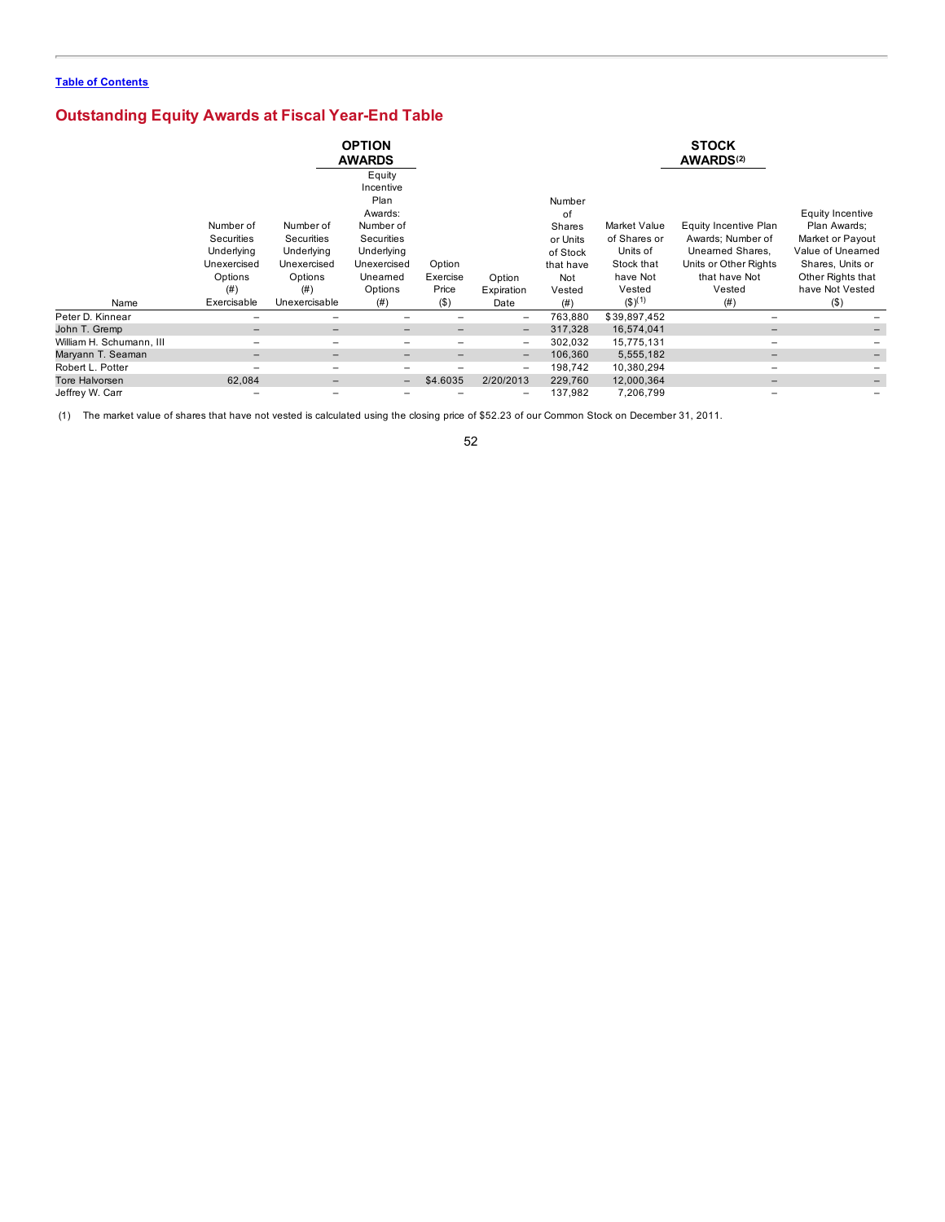[Table of Contents](#)

## Outstanding Equity Awards at Fiscal Year-End Table

| | OPTION AWARDS | | | | | STOCK AWARDS(2) | | | |
|---|---|---|---|---|---|---|---|---|---|
| Name | Number of Securities Underlying Unexercised Options (#) Exercisable | Number of Securities Underlying Unexercised Options (#) Unexercisable | Equity Incentive Plan Awards: Number of Securities Underlying Unexercised Unearned Options (#) | Option Exercise Price ($) | Option Expiration Date | Number of Shares or Units of Stock that have Not Vested (#) | Market Value of Shares or Units of Stock that have Not Vested ($)(1) | Equity Incentive Plan Awards; Number of Unearned Shares, Units or Other Rights that have Not Vested (#) | Equity Incentive Plan Awards; Market or Payout Value of Unearned Shares, Units or Other Rights that have Not Vested ($) |
| Peter D. Kinnear | – | – | – | – | – | 763,880 | $39,897,452 | – | – |
| John T. Gremp | – | – | – | – | – | 317,328 | 16,574,041 | – | – |
| William H. Schumann, III | – | – | – | – | – | 302,032 | 15,775,131 | – | – |
| Maryann T. Seaman | – | – | – | – | – | 106,360 | 5,555,182 | – | – |
| Robert L. Potter | – | – | – | – | – | 198,742 | 10,380,294 | – | – |
| Tore Halvorsen | 62,084 | – | – | $4.6035 | 2/20/2013 | 229,760 | 12,000,364 | – | – |
| Jeffrey W. Carr | – | – | – | – | – | 137,982 | 7,206,799 | – | – |

(1) The market value of shares that have not vested is calculated using the closing price of $52.23 of our Common Stock on December 31, 2011.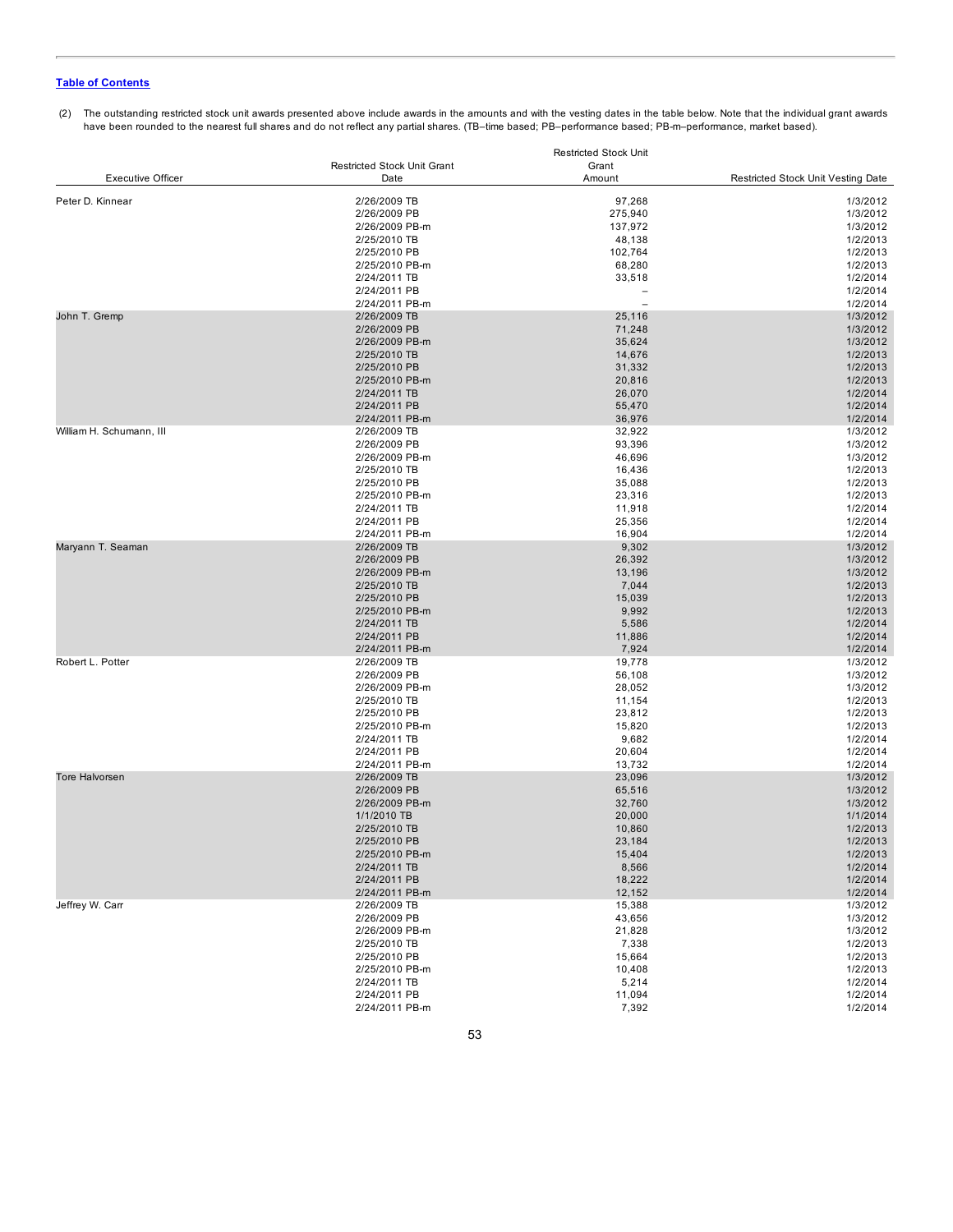[Table of Contents](#)

(2) The outstanding restricted stock unit awards presented above include awards in the amounts and with the vesting dates in the table below. Note that the individual grant awards have been rounded to the nearest full shares and do not reflect any partial shares. (TB–time based; PB–performance based; PB-m–performance, market based).

| Executive Officer | Restricted Stock Unit Grant Date | Restricted Stock Unit Grant Amount | Restricted Stock Unit Vesting Date |
|---|---|---|---|
| Peter D. Kinnear | 2/26/2009 TB | 97,268 | 1/3/2012 |
| | 2/26/2009 PB | 275,940 | 1/3/2012 |
| | 2/26/2009 PB-m | 137,972 | 1/3/2012 |
| | 2/25/2010 TB | 48,138 | 1/2/2013 |
| | 2/25/2010 PB | 102,764 | 1/2/2013 |
| | 2/25/2010 PB-m | 68,280 | 1/2/2013 |
| | 2/24/2011 TB | 33,518 | 1/2/2014 |
| | 2/24/2011 PB | – | 1/2/2014 |
| | 2/24/2011 PB-m | – | 1/2/2014 |
| John T. Gremp | 2/26/2009 TB | 25,116 | 1/3/2012 |
| | 2/26/2009 PB | 71,248 | 1/3/2012 |
| | 2/26/2009 PB-m | 35,624 | 1/3/2012 |
| | 2/25/2010 TB | 14,676 | 1/2/2013 |
| | 2/25/2010 PB | 31,332 | 1/2/2013 |
| | 2/25/2010 PB-m | 20,816 | 1/2/2013 |
| | 2/24/2011 TB | 26,070 | 1/2/2014 |
| | 2/24/2011 PB | 55,470 | 1/2/2014 |
| | 2/24/2011 PB-m | 36,976 | 1/2/2014 |
| William H. Schumann, III | 2/26/2009 TB | 32,922 | 1/3/2012 |
| | 2/26/2009 PB | 93,396 | 1/3/2012 |
| | 2/26/2009 PB-m | 46,696 | 1/3/2012 |
| | 2/25/2010 TB | 16,436 | 1/2/2013 |
| | 2/25/2010 PB | 35,088 | 1/2/2013 |
| | 2/25/2010 PB-m | 23,316 | 1/2/2013 |
| | 2/24/2011 TB | 11,918 | 1/2/2014 |
| | 2/24/2011 PB | 25,356 | 1/2/2014 |
| | 2/24/2011 PB-m | 16,904 | 1/2/2014 |
| Maryann T. Seaman | 2/26/2009 TB | 9,302 | 1/3/2012 |
| | 2/26/2009 PB | 26,392 | 1/3/2012 |
| | 2/26/2009 PB-m | 13,196 | 1/3/2012 |
| | 2/25/2010 TB | 7,044 | 1/2/2013 |
| | 2/25/2010 PB | 15,039 | 1/2/2013 |
| | 2/25/2010 PB-m | 9,992 | 1/2/2013 |
| | 2/24/2011 TB | 5,586 | 1/2/2014 |
| | 2/24/2011 PB | 11,886 | 1/2/2014 |
| | 2/24/2011 PB-m | 7,924 | 1/2/2014 |
| Robert L. Potter | 2/26/2009 TB | 19,778 | 1/3/2012 |
| | 2/26/2009 PB | 56,108 | 1/3/2012 |
| | 2/26/2009 PB-m | 28,052 | 1/3/2012 |
| | 2/25/2010 TB | 11,154 | 1/2/2013 |
| | 2/25/2010 PB | 23,812 | 1/2/2013 |
| | 2/25/2010 PB-m | 15,820 | 1/2/2013 |
| | 2/24/2011 TB | 9,682 | 1/2/2014 |
| | 2/24/2011 PB | 20,604 | 1/2/2014 |
| | 2/24/2011 PB-m | 13,732 | 1/2/2014 |
| Tore Halvorsen | 2/26/2009 TB | 23,096 | 1/3/2012 |
| | 2/26/2009 PB | 65,516 | 1/3/2012 |
| | 2/26/2009 PB-m | 32,760 | 1/3/2012 |
| | 1/1/2010 TB | 20,000 | 1/1/2014 |
| | 2/25/2010 TB | 10,860 | 1/2/2013 |
| | 2/25/2010 PB | 23,184 | 1/2/2013 |
| | 2/25/2010 PB-m | 15,404 | 1/2/2013 |
| | 2/24/2011 TB | 8,566 | 1/2/2014 |
| | 2/24/2011 PB | 18,222 | 1/2/2014 |
| | 2/24/2011 PB-m | 12,152 | 1/2/2014 |
| Jeffrey W. Carr | 2/26/2009 TB | 15,388 | 1/3/2012 |
| | 2/26/2009 PB | 43,656 | 1/3/2012 |
| | 2/26/2009 PB-m | 21,828 | 1/3/2012 |
| | 2/25/2010 TB | 7,338 | 1/2/2013 |
| | 2/25/2010 PB | 15,664 | 1/2/2013 |
| | 2/25/2010 PB-m | 10,408 | 1/2/2013 |
| | 2/24/2011 TB | 5,214 | 1/2/2014 |
| | 2/24/2011 PB | 11,094 | 1/2/2014 |
| | 2/24/2011 PB-m | 7,392 | 1/2/2014 |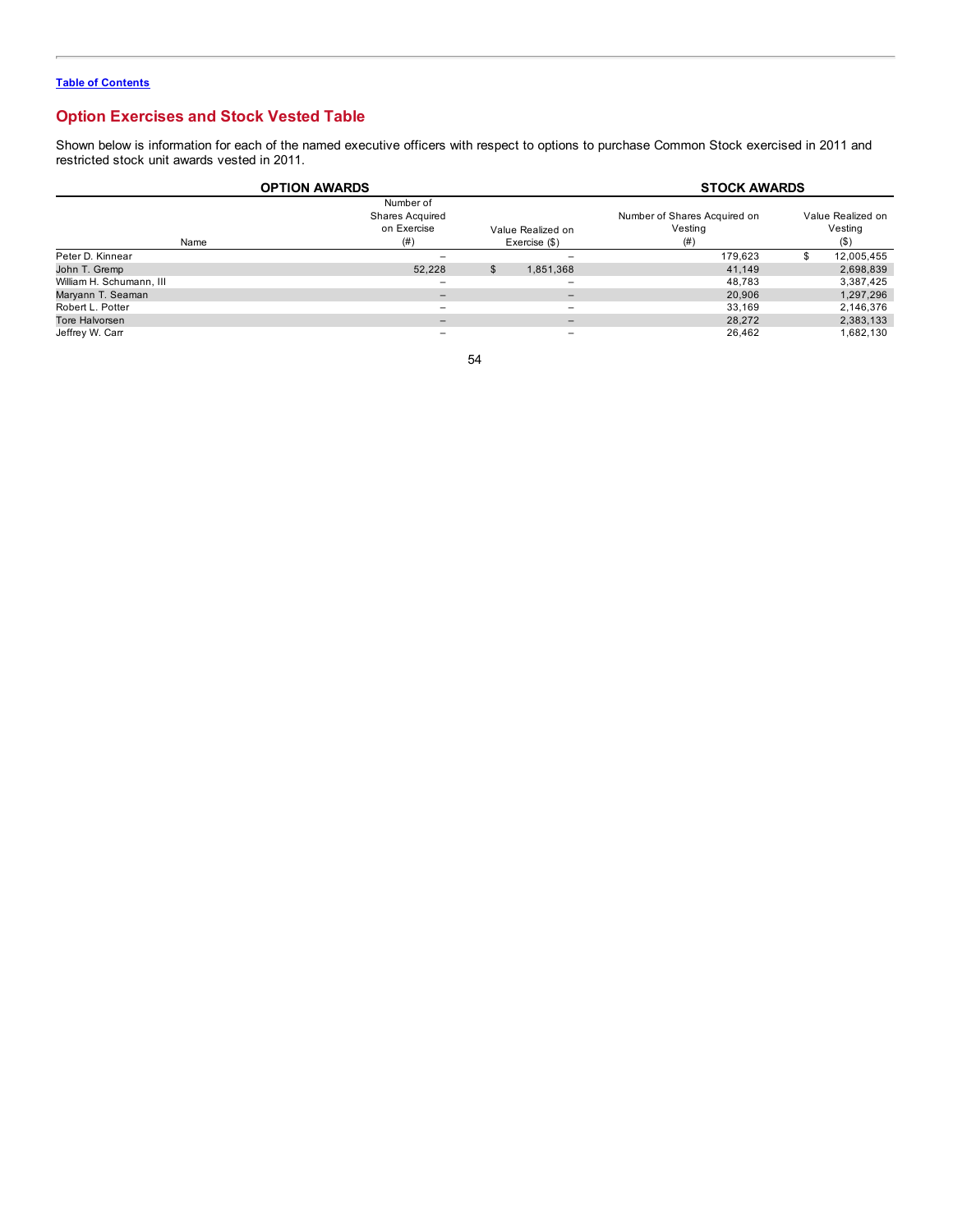[Table of Contents](#)

## Option Exercises and Stock Vested Table

Shown below is information for each of the named executive officers with respect to options to purchase Common Stock exercised in 2011 and restricted stock unit awards vested in 2011.

| | OPTION AWARDS | | STOCK AWARDS | |
|---|---|---|---|---|
| Name | Number of Shares Acquired on Exercise (#) | Value Realized on Exercise ($) | Number of Shares Acquired on Vesting (#) | Value Realized on Vesting ($) |
| Peter D. Kinnear | – | – | 179,623 | $ 12,005,455 |
| John T. Gremp | 52,228 | $ 1,851,368 | 41,149 | 2,698,839 |
| William H. Schumann, III | – | – | 48,783 | 3,387,425 |
| Maryann T. Seaman | – | – | 20,906 | 1,297,296 |
| Robert L. Potter | – | – | 33,169 | 2,146,376 |
| Tore Halvorsen | – | – | 28,272 | 2,383,133 |
| Jeffrey W. Carr | – | – | 26,462 | 1,682,130 |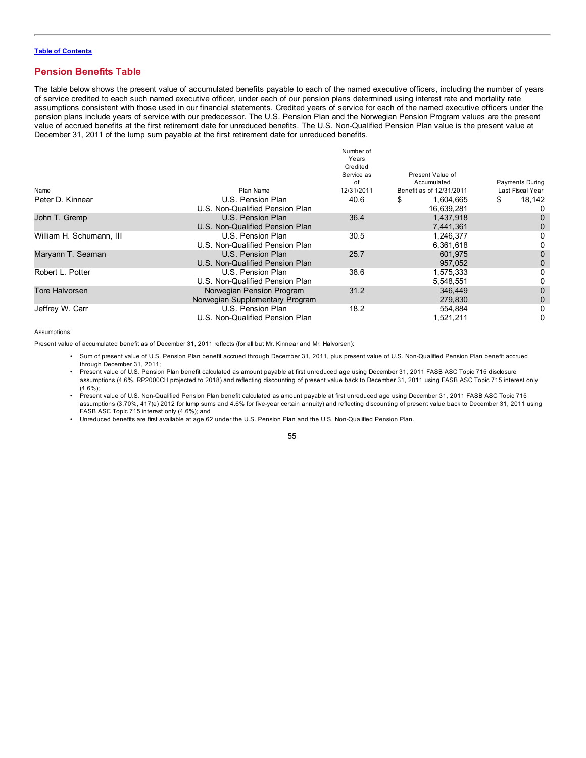[Table of Contents](#)

## Pension Benefits Table

The table below shows the present value of accumulated benefits payable to each of the named executive officers, including the number of years of service credited to each such named executive officer, under each of our pension plans determined using interest rate and mortality rate assumptions consistent with those used in our financial statements. Credited years of service for each of the named executive officers under the pension plans include years of service with our predecessor. The U.S. Pension Plan and the Norwegian Pension Program values are the present value of accrued benefits at the first retirement date for unreduced benefits. The U.S. Non-Qualified Pension Plan value is the present value at December 31, 2011 of the lump sum payable at the first retirement date for unreduced benefits.

| Name | Plan Name | Number of Years Credited Service as of 12/31/2011 | Present Value of Accumulated Benefit as of 12/31/2011 | Payments During Last Fiscal Year |
|---|---|---|---|---|
| Peter D. Kinnear | U.S. Pension Plan | 40.6 | $ 1,604,665 | $ 18,142 |
| | U.S. Non-Qualified Pension Plan | | 16,639,281 | 0 |
| John T. Gremp | U.S. Pension Plan | 36.4 | 1,437,918 | 0 |
| | U.S. Non-Qualified Pension Plan | | 7,441,361 | 0 |
| William H. Schumann, III | U.S. Pension Plan | 30.5 | 1,246,377 | 0 |
| | U.S. Non-Qualified Pension Plan | | 6,361,618 | 0 |
| Maryann T. Seaman | U.S. Pension Plan | 25.7 | 601,975 | 0 |
| | U.S. Non-Qualified Pension Plan | | 957,052 | 0 |
| Robert L. Potter | U.S. Pension Plan | 38.6 | 1,575,333 | 0 |
| | U.S. Non-Qualified Pension Plan | | 5,548,551 | 0 |
| Tore Halvorsen | Norwegian Pension Program | 31.2 | 346,449 | 0 |
| | Norwegian Supplementary Program | | 279,830 | 0 |
| Jeffrey W. Carr | U.S. Pension Plan | 18.2 | 554,884 | 0 |
| | U.S. Non-Qualified Pension Plan | | 1,521,211 | 0 |

Assumptions:

Present value of accumulated benefit as of December 31, 2011 reflects (for all but Mr. Kinnear and Mr. Halvorsen):

- Sum of present value of U.S. Pension Plan benefit accrued through December 31, 2011, plus present value of U.S. Non-Qualified Pension Plan benefit accrued through December 31, 2011;
- Present value of U.S. Pension Plan benefit calculated as amount payable at first unreduced age using December 31, 2011 FASB ASC Topic 715 disclosure assumptions (4.6%, RP2000CH projected to 2018) and reflecting discounting of present value back to December 31, 2011 using FASB ASC Topic 715 interest only (4.6%);
- Present value of U.S. Non-Qualified Pension Plan benefit calculated as amount payable at first unreduced age using December 31, 2011 FASB ASC Topic 715 assumptions (3.70%, 417(e) 2012 for lump sums and 4.6% for five-year certain annuity) and reflecting discounting of present value back to December 31, 2011 using FASB ASC Topic 715 interest only (4.6%); and
- Unreduced benefits are first available at age 62 under the U.S. Pension Plan and the U.S. Non-Qualified Pension Plan.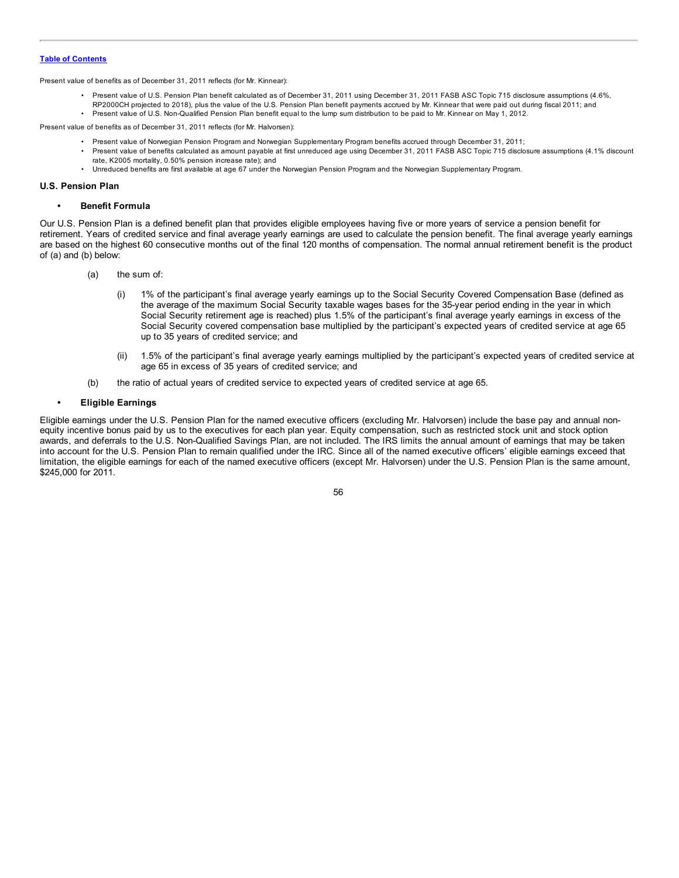Present value of benefits as of December 31, 2011 reflects (for Mr. Kinnear):

- Present value of U.S. Pension Plan benefit calculated as of December 31, 2011 using December 31, 2011 FASB ASC Topic 715 disclosure assumptions (4.6%, RP2000CH projected to 2018), plus the value of the U.S. Pension Plan benefit payments accrued by Mr. Kinnear that were paid out during fiscal 2011; and
- Present value of U.S. Non-Qualified Pension Plan benefit equal to the lump sum distribution to be paid to Mr. Kinnear on May 1, 2012.

Present value of benefits as of December 31, 2011 reflects (for Mr. Halvorsen):

- Present value of Norwegian Pension Program and Norwegian Supplementary Program benefits accrued through December 31, 2011;
- Present value of benefits calculated as amount payable at first unreduced age using December 31, 2011 FASB ASC Topic 715 disclosure assumptions (4.1% discount rate, K2005 mortality, 0.50% pension increase rate); and
- Unreduced benefits are first available at age 67 under the Norwegian Pension Program and the Norwegian Supplementary Program.

### U.S. Pension Plan

- **Benefit Formula**

Our U.S. Pension Plan is a defined benefit plan that provides eligible employees having five or more years of service a pension benefit for retirement. Years of credited service and final average yearly earnings are used to calculate the pension benefit. The final average yearly earnings are based on the highest 60 consecutive months out of the final 120 months of compensation. The normal annual retirement benefit is the product of (a) and (b) below:

(a) the sum of:

(i) 1% of the participant's final average yearly earnings up to the Social Security Covered Compensation Base (defined as the average of the maximum Social Security taxable wages bases for the 35-year period ending in the year in which Social Security retirement age is reached) plus 1.5% of the participant's final average yearly earnings in excess of the Social Security covered compensation base multiplied by the participant's expected years of credited service at age 65 up to 35 years of credited service; and

(ii) 1.5% of the participant's final average yearly earnings multiplied by the participant's expected years of credited service at age 65 in excess of 35 years of credited service; and

(b) the ratio of actual years of credited service to expected years of credited service at age 65.

- **Eligible Earnings**

Eligible earnings under the U.S. Pension Plan for the named executive officers (excluding Mr. Halvorsen) include the base pay and annual non-equity incentive bonus paid by us to the executives for each plan year. Equity compensation, such as restricted stock unit and stock option awards, and deferrals to the U.S. Non-Qualified Savings Plan, are not included. The IRS limits the annual amount of earnings that may be taken into account for the U.S. Pension Plan to remain qualified under the IRC. Since all of the named executive officers' eligible earnings exceed that limitation, the eligible earnings for each of the named executive officers (except Mr. Halvorsen) under the U.S. Pension Plan is the same amount, $245,000 for 2011.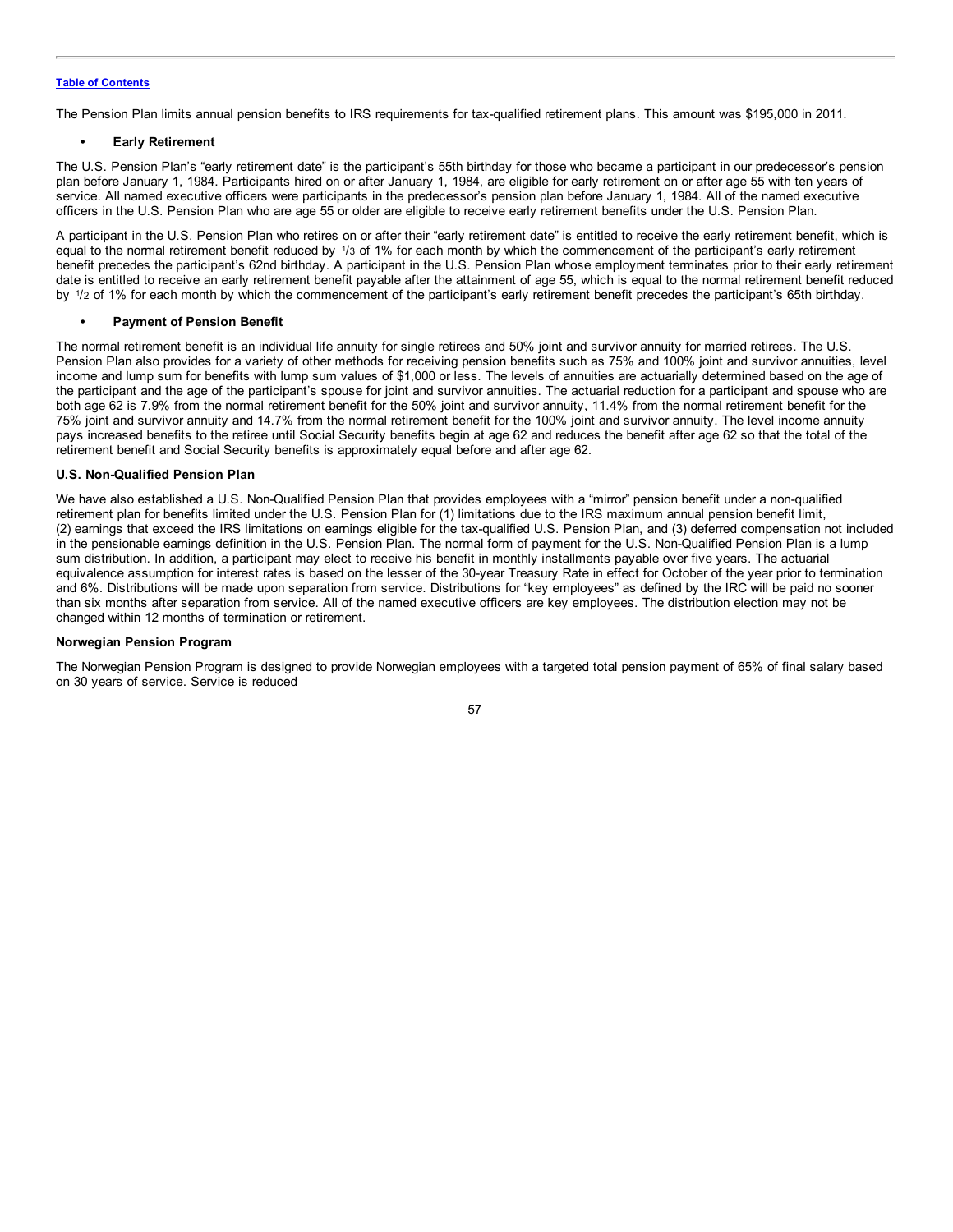The Pension Plan limits annual pension benefits to IRS requirements for tax-qualified retirement plans. This amount was $195,000 in 2011.

- **Early Retirement**

The U.S. Pension Plan's "early retirement date" is the participant's 55th birthday for those who became a participant in our predecessor's pension plan before January 1, 1984. Participants hired on or after January 1, 1984, are eligible for early retirement on or after age 55 with ten years of service. All named executive officers were participants in the predecessor's pension plan before January 1, 1984. All of the named executive officers in the U.S. Pension Plan who are age 55 or older are eligible to receive early retirement benefits under the U.S. Pension Plan.

A participant in the U.S. Pension Plan who retires on or after their "early retirement date" is entitled to receive the early retirement benefit, which is equal to the normal retirement benefit reduced by 1/3 of 1% for each month by which the commencement of the participant's early retirement benefit precedes the participant's 62nd birthday. A participant in the U.S. Pension Plan whose employment terminates prior to their early retirement date is entitled to receive an early retirement benefit payable after the attainment of age 55, which is equal to the normal retirement benefit reduced by 1/2 of 1% for each month by which the commencement of the participant's early retirement benefit precedes the participant's 65th birthday.

- **Payment of Pension Benefit**

The normal retirement benefit is an individual life annuity for single retirees and 50% joint and survivor annuity for married retirees. The U.S. Pension Plan also provides for a variety of other methods for receiving pension benefits such as 75% and 100% joint and survivor annuities, level income and lump sum for benefits with lump sum values of $1,000 or less. The levels of annuities are actuarially determined based on the age of the participant and the age of the participant's spouse for joint and survivor annuities. The actuarial reduction for a participant and spouse who are both age 62 is 7.9% from the normal retirement benefit for the 50% joint and survivor annuity, 11.4% from the normal retirement benefit for the 75% joint and survivor annuity and 14.7% from the normal retirement benefit for the 100% joint and survivor annuity. The level income annuity pays increased benefits to the retiree until Social Security benefits begin at age 62 and reduces the benefit after age 62 so that the total of the retirement benefit and Social Security benefits is approximately equal before and after age 62.

**U.S. Non-Qualified Pension Plan**

We have also established a U.S. Non-Qualified Pension Plan that provides employees with a "mirror" pension benefit under a non-qualified retirement plan for benefits limited under the U.S. Pension Plan for (1) limitations due to the IRS maximum annual pension benefit limit, (2) earnings that exceed the IRS limitations on earnings eligible for the tax-qualified U.S. Pension Plan, and (3) deferred compensation not included in the pensionable earnings definition in the U.S. Pension Plan. The normal form of payment for the U.S. Non-Qualified Pension Plan is a lump sum distribution. In addition, a participant may elect to receive his benefit in monthly installments payable over five years. The actuarial equivalence assumption for interest rates is based on the lesser of the 30-year Treasury Rate in effect for October of the year prior to termination and 6%. Distributions will be made upon separation from service. Distributions for "key employees" as defined by the IRC will be paid no sooner than six months after separation from service. All of the named executive officers are key employees. The distribution election may not be changed within 12 months of termination or retirement.

**Norwegian Pension Program**

The Norwegian Pension Program is designed to provide Norwegian employees with a targeted total pension payment of 65% of final salary based on 30 years of service. Service is reduced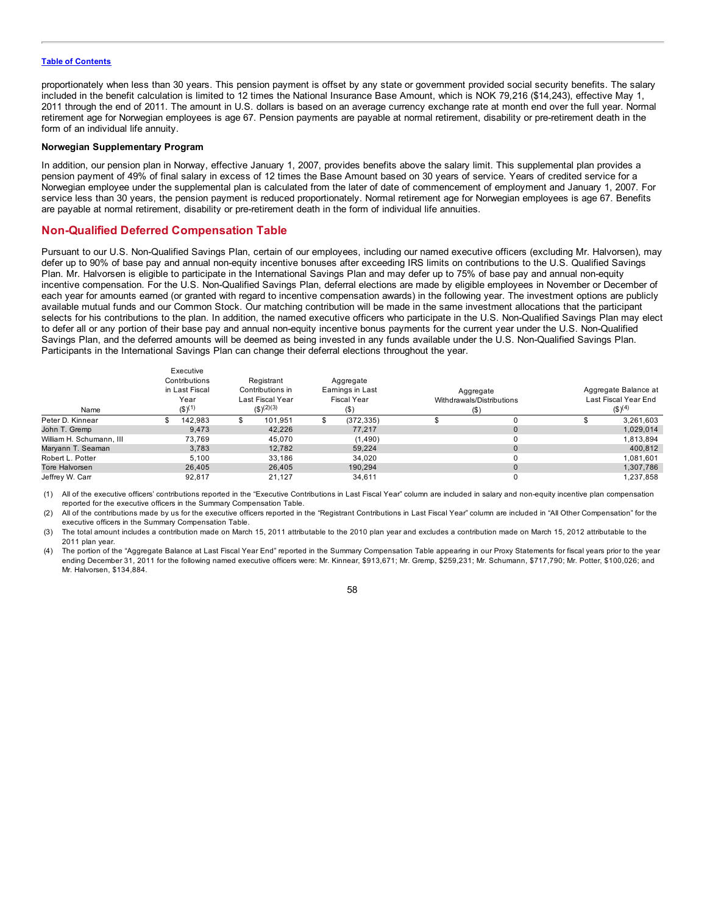[Table of Contents](#)

proportionately when less than 30 years. This pension payment is offset by any state or government provided social security benefits. The salary included in the benefit calculation is limited to 12 times the National Insurance Base Amount, which is NOK 79,216 ($14,243), effective May 1, 2011 through the end of 2011. The amount in U.S. dollars is based on an average currency exchange rate at month end over the full year. Normal retirement age for Norwegian employees is age 67. Pension payments are payable at normal retirement, disability or pre-retirement death in the form of an individual life annuity.

**Norwegian Supplementary Program**

In addition, our pension plan in Norway, effective January 1, 2007, provides benefits above the salary limit. This supplemental plan provides a pension payment of 49% of final salary in excess of 12 times the Base Amount based on 30 years of service. Years of credited service for a Norwegian employee under the supplemental plan is calculated from the later of date of commencement of employment and January 1, 2007. For service less than 30 years, the pension payment is reduced proportionately. Normal retirement age for Norwegian employees is age 67. Benefits are payable at normal retirement, disability or pre-retirement death in the form of individual life annuities.

## Non-Qualified Deferred Compensation Table

Pursuant to our U.S. Non-Qualified Savings Plan, certain of our employees, including our named executive officers (excluding Mr. Halvorsen), may defer up to 90% of base pay and annual non-equity incentive bonuses after exceeding IRS limits on contributions to the U.S. Qualified Savings Plan. Mr. Halvorsen is eligible to participate in the International Savings Plan and may defer up to 75% of base pay and annual non-equity incentive compensation. For the U.S. Non-Qualified Savings Plan, deferral elections are made by eligible employees in November or December of each year for amounts earned (or granted with regard to incentive compensation awards) in the following year. The investment options are publicly available mutual funds and our Common Stock. Our matching contribution will be made in the same investment allocations that the participant selects for his contributions to the plan. In addition, the named executive officers who participate in the U.S. Non-Qualified Savings Plan may elect to defer all or any portion of their base pay and annual non-equity incentive bonus payments for the current year under the U.S. Non-Qualified Savings Plan, and the deferred amounts will be deemed as being invested in any funds available under the U.S. Non-Qualified Savings Plan. Participants in the International Savings Plan can change their deferral elections throughout the year.

| Name | Executive Contributions in Last Fiscal Year ($)(1) | Registrant Contributions in Last Fiscal Year ($)(2)(3) | Aggregate Earnings in Last Fiscal Year ($) | Aggregate Withdrawals/Distributions ($) | Aggregate Balance at Last Fiscal Year End ($)(4) |
|---|---|---|---|---|---|
| Peter D. Kinnear | $ 142,983 | $ 101,951 | $ (372,335) | $ 0 | $ 3,261,603 |
| John T. Gremp | 9,473 | 42,226 | 77,217 | 0 | 1,029,014 |
| William H. Schumann, III | 73,769 | 45,070 | (1,490) | 0 | 1,813,894 |
| Maryann T. Seaman | 3,783 | 12,782 | 59,224 | 0 | 400,812 |
| Robert L. Potter | 5,100 | 33,186 | 34,020 | 0 | 1,081,601 |
| Tore Halvorsen | 26,405 | 26,405 | 190,294 | 0 | 1,307,786 |
| Jeffrey W. Carr | 92,817 | 21,127 | 34,611 | 0 | 1,237,858 |

(1) All of the executive officers' contributions reported in the "Executive Contributions in Last Fiscal Year" column are included in salary and non-equity incentive plan compensation reported for the executive officers in the Summary Compensation Table.

(2) All of the contributions made by us for the executive officers reported in the "Registrant Contributions in Last Fiscal Year" column are included in "All Other Compensation" for the executive officers in the Summary Compensation Table.

(3) The total amount includes a contribution made on March 15, 2011 attributable to the 2010 plan year and excludes a contribution made on March 15, 2012 attributable to the 2011 plan year.

(4) The portion of the "Aggregate Balance at Last Fiscal Year End" reported in the Summary Compensation Table appearing in our Proxy Statements for fiscal years prior to the year ending December 31, 2011 for the following named executive officers were: Mr. Kinnear, $913,671; Mr. Gremp, $259,231; Mr. Schumann, $717,790; Mr. Potter, $100,026; and Mr. Halvorsen, $134,884.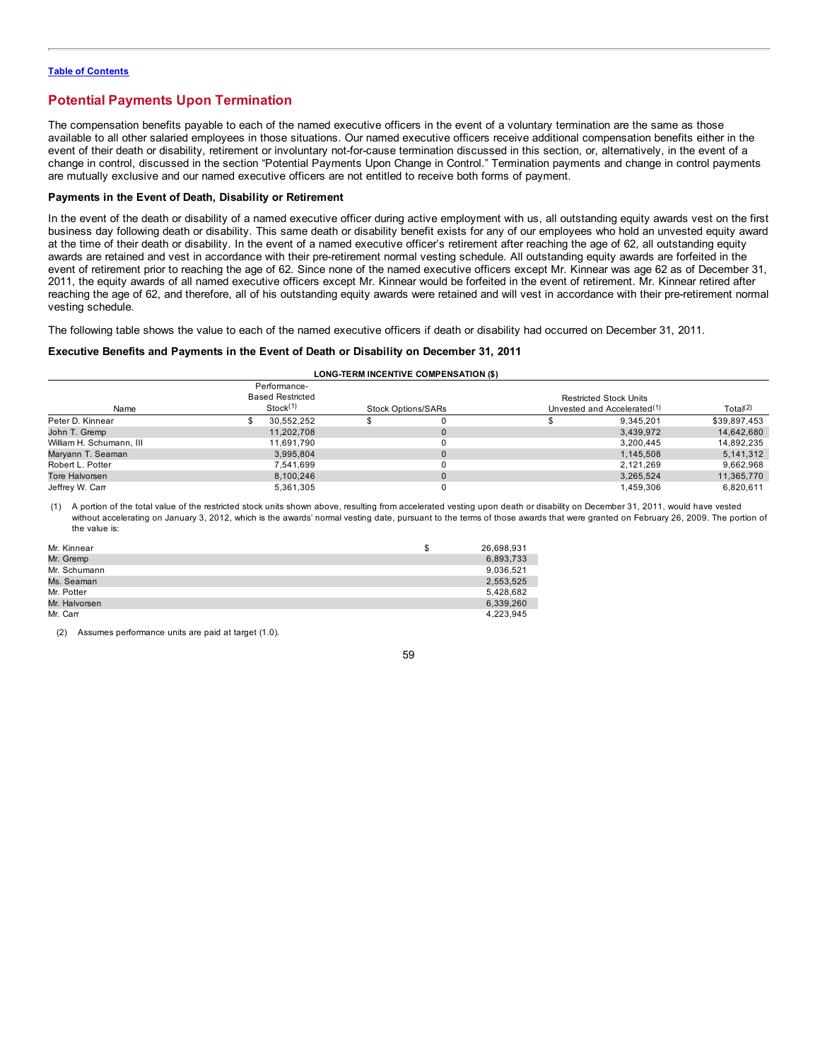[Table of Contents](#)

## Potential Payments Upon Termination

The compensation benefits payable to each of the named executive officers in the event of a voluntary termination are the same as those available to all other salaried employees in those situations. Our named executive officers receive additional compensation benefits either in the event of their death or disability, retirement or involuntary not-for-cause termination discussed in this section, or, alternatively, in the event of a change in control, discussed in the section "Potential Payments Upon Change in Control." Termination payments and change in control payments are mutually exclusive and our named executive officers are not entitled to receive both forms of payment.

### Payments in the Event of Death, Disability or Retirement

In the event of the death or disability of a named executive officer during active employment with us, all outstanding equity awards vest on the first business day following death or disability. This same death or disability benefit exists for any of our employees who hold an unvested equity award at the time of their death or disability. In the event of a named executive officer's retirement after reaching the age of 62, all outstanding equity awards are retained and vest in accordance with their pre-retirement normal vesting schedule. All outstanding equity awards are forfeited in the event of retirement prior to reaching the age of 62. Since none of the named executive officers except Mr. Kinnear was age 62 as of December 31, 2011, the equity awards of all named executive officers except Mr. Kinnear would be forfeited in the event of retirement. Mr. Kinnear retired after reaching the age of 62, and therefore, all of his outstanding equity awards were retained and will vest in accordance with their pre-retirement normal vesting schedule.

The following table shows the value to each of the named executive officers if death or disability had occurred on December 31, 2011.

### Executive Benefits and Payments in the Event of Death or Disability on December 31, 2011

| | LONG-TERM INCENTIVE COMPENSATION ($) | | | |
|---|---|---|---|---|
| Name | Performance-Based Restricted Stock[1] | Stock Options/SARs | Restricted Stock Units Unvested and Accelerated[1] | Total[2] |
| Peter D. Kinnear | $ 30,552,252 | $ 0 | $ 9,345,201 | $39,897,453 |
| John T. Gremp | 11,202,708 | 0 | 3,439,972 | 14,642,680 |
| William H. Schumann, III | 11,691,790 | 0 | 3,200,445 | 14,892,235 |
| Maryann T. Seaman | 3,995,804 | 0 | 1,145,508 | 5,141,312 |
| Robert L. Potter | 7,541,699 | 0 | 2,121,269 | 9,662,968 |
| Tore Halvorsen | 8,100,246 | 0 | 3,265,524 | 11,365,770 |
| Jeffrey W. Carr | 5,361,305 | 0 | 1,459,306 | 6,820,611 |

(1) A portion of the total value of the restricted stock units shown above, resulting from accelerated vesting upon death or disability on December 31, 2011, would have vested without accelerating on January 3, 2012, which is the awards' normal vesting date, pursuant to the terms of those awards that were granted on February 26, 2009. The portion of the value is:

| | |
|---|---|
| Mr. Kinnear | $ 26,698,931 |
| Mr. Gremp | 6,893,733 |
| Mr. Schumann | 9,036,521 |
| Ms. Seaman | 2,553,525 |
| Mr. Potter | 5,428,682 |
| Mr. Halvorsen | 6,339,260 |
| Mr. Carr | 4,223,945 |

(2) Assumes performance units are paid at target (1.0).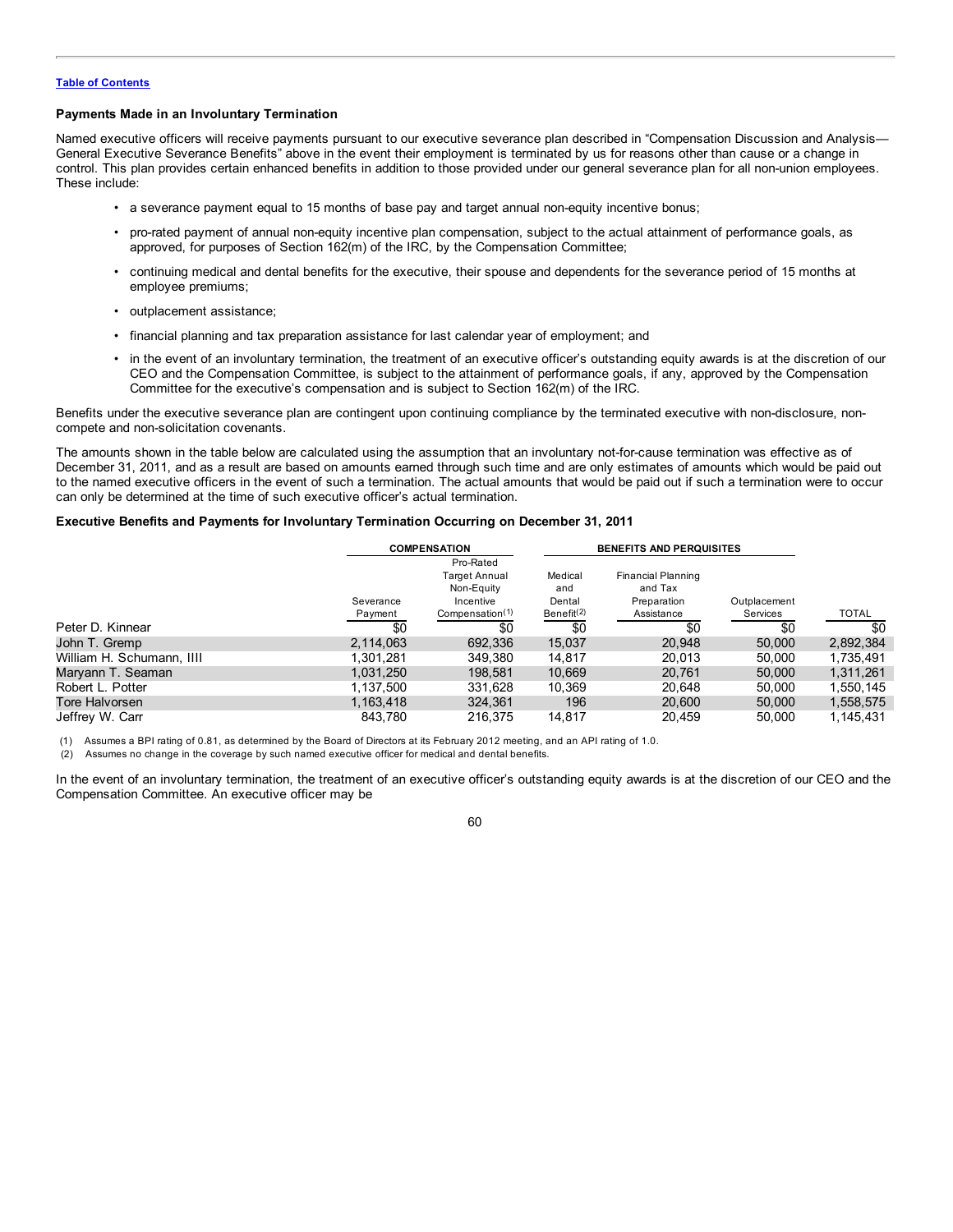[Table of Contents](#)

### Payments Made in an Involuntary Termination

Named executive officers will receive payments pursuant to our executive severance plan described in "Compensation Discussion and Analysis—General Executive Severance Benefits" above in the event their employment is terminated by us for reasons other than cause or a change in control. This plan provides certain enhanced benefits in addition to those provided under our general severance plan for all non-union employees. These include:

- a severance payment equal to 15 months of base pay and target annual non-equity incentive bonus;
- pro-rated payment of annual non-equity incentive plan compensation, subject to the actual attainment of performance goals, as approved, for purposes of Section 162(m) of the IRC, by the Compensation Committee;
- continuing medical and dental benefits for the executive, their spouse and dependents for the severance period of 15 months at employee premiums;
- outplacement assistance;
- financial planning and tax preparation assistance for last calendar year of employment; and
- in the event of an involuntary termination, the treatment of an executive officer's outstanding equity awards is at the discretion of our CEO and the Compensation Committee, is subject to the attainment of performance goals, if any, approved by the Compensation Committee for the executive's compensation and is subject to Section 162(m) of the IRC.

Benefits under the executive severance plan are contingent upon continuing compliance by the terminated executive with non-disclosure, non-compete and non-solicitation covenants.

The amounts shown in the table below are calculated using the assumption that an involuntary not-for-cause termination was effective as of December 31, 2011, and as a result are based on amounts earned through such time and are only estimates of amounts which would be paid out to the named executive officers in the event of such a termination. The actual amounts that would be paid out if such a termination were to occur can only be determined at the time of such executive officer's actual termination.

### Executive Benefits and Payments for Involuntary Termination Occurring on December 31, 2011

| | COMPENSATION | | BENEFITS AND PERQUISITES | | | |
|---|---|---|---|---|---|---|
| | Severance Payment | Pro-Rated Target Annual Non-Equity Incentive Compensation(1) | Medical and Dental Benefit(2) | Financial Planning and Tax Preparation Assistance | Outplacement Services | TOTAL |
| Peter D. Kinnear | $0 | $0 | $0 | $0 | $0 | $0 |
| John T. Gremp | 2,114,063 | 692,336 | 15,037 | 20,948 | 50,000 | 2,892,384 |
| William H. Schumann, IIII | 1,301,281 | 349,380 | 14,817 | 20,013 | 50,000 | 1,735,491 |
| Maryann T. Seaman | 1,031,250 | 198,581 | 10,669 | 20,761 | 50,000 | 1,311,261 |
| Robert L. Potter | 1,137,500 | 331,628 | 10,369 | 20,648 | 50,000 | 1,550,145 |
| Tore Halvorsen | 1,163,418 | 324,361 | 196 | 20,600 | 50,000 | 1,558,575 |
| Jeffrey W. Carr | 843,780 | 216,375 | 14,817 | 20,459 | 50,000 | 1,145,431 |

(1) Assumes a BPI rating of 0.81, as determined by the Board of Directors at its February 2012 meeting, and an API rating of 1.0.

(2) Assumes no change in the coverage by such named executive officer for medical and dental benefits.

In the event of an involuntary termination, the treatment of an executive officer's outstanding equity awards is at the discretion of our CEO and the Compensation Committee. An executive officer may be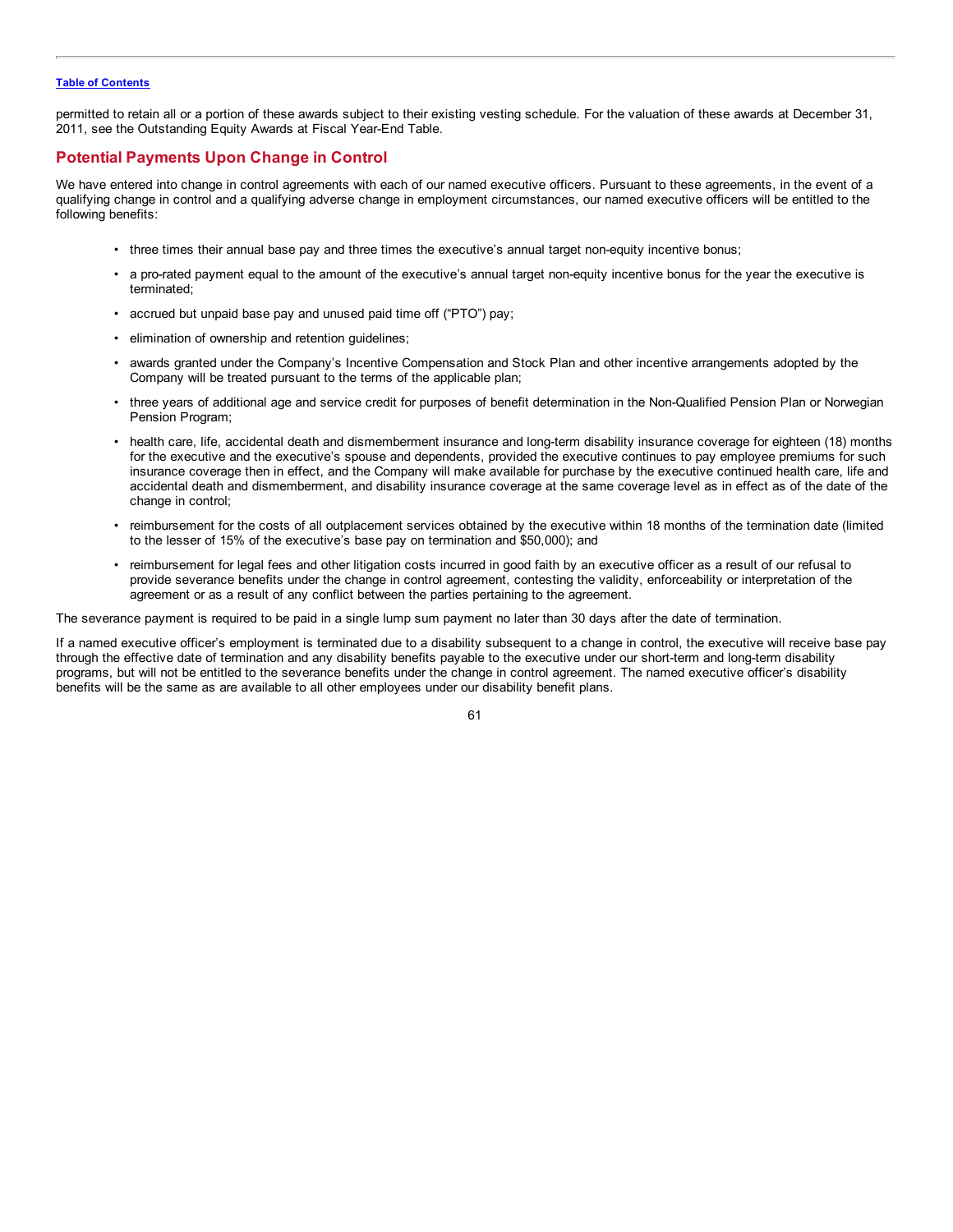permitted to retain all or a portion of these awards subject to their existing vesting schedule. For the valuation of these awards at December 31, 2011, see the Outstanding Equity Awards at Fiscal Year-End Table.

## Potential Payments Upon Change in Control

We have entered into change in control agreements with each of our named executive officers. Pursuant to these agreements, in the event of a qualifying change in control and a qualifying adverse change in employment circumstances, our named executive officers will be entitled to the following benefits:

- three times their annual base pay and three times the executive's annual target non-equity incentive bonus;
- a pro-rated payment equal to the amount of the executive's annual target non-equity incentive bonus for the year the executive is terminated;
- accrued but unpaid base pay and unused paid time off ("PTO") pay;
- elimination of ownership and retention guidelines;
- awards granted under the Company's Incentive Compensation and Stock Plan and other incentive arrangements adopted by the Company will be treated pursuant to the terms of the applicable plan;
- three years of additional age and service credit for purposes of benefit determination in the Non-Qualified Pension Plan or Norwegian Pension Program;
- health care, life, accidental death and dismemberment insurance and long-term disability insurance coverage for eighteen (18) months for the executive and the executive's spouse and dependents, provided the executive continues to pay employee premiums for such insurance coverage then in effect, and the Company will make available for purchase by the executive continued health care, life and accidental death and dismemberment, and disability insurance coverage at the same coverage level as in effect as of the date of the change in control;
- reimbursement for the costs of all outplacement services obtained by the executive within 18 months of the termination date (limited to the lesser of 15% of the executive's base pay on termination and $50,000); and
- reimbursement for legal fees and other litigation costs incurred in good faith by an executive officer as a result of our refusal to provide severance benefits under the change in control agreement, contesting the validity, enforceability or interpretation of the agreement or as a result of any conflict between the parties pertaining to the agreement.

The severance payment is required to be paid in a single lump sum payment no later than 30 days after the date of termination.

If a named executive officer's employment is terminated due to a disability subsequent to a change in control, the executive will receive base pay through the effective date of termination and any disability benefits payable to the executive under our short-term and long-term disability programs, but will not be entitled to the severance benefits under the change in control agreement. The named executive officer's disability benefits will be the same as are available to all other employees under our disability benefit plans.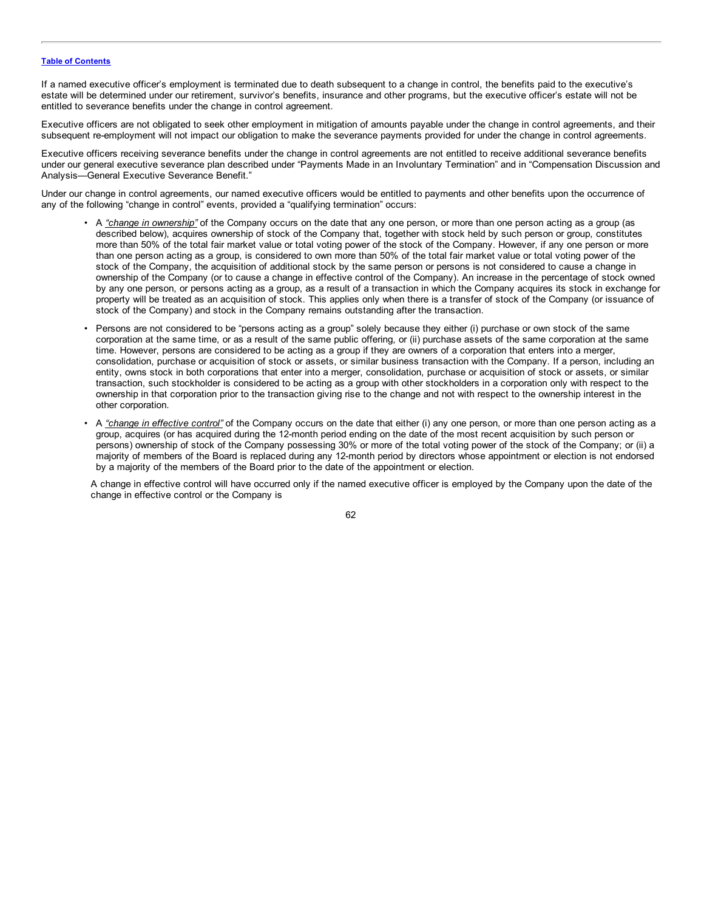If a named executive officer's employment is terminated due to death subsequent to a change in control, the benefits paid to the executive's estate will be determined under our retirement, survivor's benefits, insurance and other programs, but the executive officer's estate will not be entitled to severance benefits under the change in control agreement.

Executive officers are not obligated to seek other employment in mitigation of amounts payable under the change in control agreements, and their subsequent re-employment will not impact our obligation to make the severance payments provided for under the change in control agreements.

Executive officers receiving severance benefits under the change in control agreements are not entitled to receive additional severance benefits under our general executive severance plan described under "Payments Made in an Involuntary Termination" and in "Compensation Discussion and Analysis—General Executive Severance Benefit."

Under our change in control agreements, our named executive officers would be entitled to payments and other benefits upon the occurrence of any of the following "change in control" events, provided a "qualifying termination" occurs:

- A *"change in ownership"* of the Company occurs on the date that any one person, or more than one person acting as a group (as described below), acquires ownership of stock of the Company that, together with stock held by such person or group, constitutes more than 50% of the total fair market value or total voting power of the stock of the Company. However, if any one person or more than one person acting as a group, is considered to own more than 50% of the total fair market value or total voting power of the stock of the Company, the acquisition of additional stock by the same person or persons is not considered to cause a change in ownership of the Company (or to cause a change in effective control of the Company). An increase in the percentage of stock owned by any one person, or persons acting as a group, as a result of a transaction in which the Company acquires its stock in exchange for property will be treated as an acquisition of stock. This applies only when there is a transfer of stock of the Company (or issuance of stock of the Company) and stock in the Company remains outstanding after the transaction.
- Persons are not considered to be "persons acting as a group" solely because they either (i) purchase or own stock of the same corporation at the same time, or as a result of the same public offering, or (ii) purchase assets of the same corporation at the same time. However, persons are considered to be acting as a group if they are owners of a corporation that enters into a merger, consolidation, purchase or acquisition of stock or assets, or similar business transaction with the Company. If a person, including an entity, owns stock in both corporations that enter into a merger, consolidation, purchase or acquisition of stock or assets, or similar transaction, such stockholder is considered to be acting as a group with other stockholders in a corporation only with respect to the ownership in that corporation prior to the transaction giving rise to the change and not with respect to the ownership interest in the other corporation.
- A *"change in effective control"* of the Company occurs on the date that either (i) any one person, or more than one person acting as a group, acquires (or has acquired during the 12-month period ending on the date of the most recent acquisition by such person or persons) ownership of stock of the Company possessing 30% or more of the total voting power of the stock of the Company; or (ii) a majority of members of the Board is replaced during any 12-month period by directors whose appointment or election is not endorsed by a majority of the members of the Board prior to the date of the appointment or election.

  A change in effective control will have occurred only if the named executive officer is employed by the Company upon the date of the change in effective control or the Company is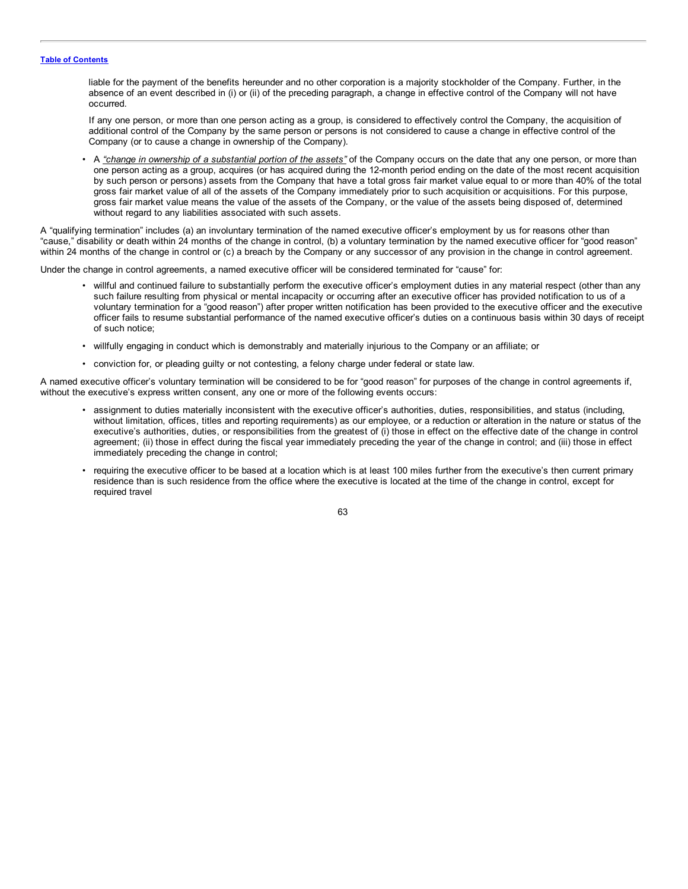liable for the payment of the benefits hereunder and no other corporation is a majority stockholder of the Company. Further, in the absence of an event described in (i) or (ii) of the preceding paragraph, a change in effective control of the Company will not have occurred.

If any one person, or more than one person acting as a group, is considered to effectively control the Company, the acquisition of additional control of the Company by the same person or persons is not considered to cause a change in effective control of the Company (or to cause a change in ownership of the Company).

- A *"change in ownership of a substantial portion of the assets"* of the Company occurs on the date that any one person, or more than one person acting as a group, acquires (or has acquired during the 12-month period ending on the date of the most recent acquisition by such person or persons) assets from the Company that have a total gross fair market value equal to or more than 40% of the total gross fair market value of all of the assets of the Company immediately prior to such acquisition or acquisitions. For this purpose, gross fair market value means the value of the assets of the Company, or the value of the assets being disposed of, determined without regard to any liabilities associated with such assets.

A "qualifying termination" includes (a) an involuntary termination of the named executive officer's employment by us for reasons other than "cause," disability or death within 24 months of the change in control, (b) a voluntary termination by the named executive officer for "good reason" within 24 months of the change in control or (c) a breach by the Company or any successor of any provision in the change in control agreement.

Under the change in control agreements, a named executive officer will be considered terminated for "cause" for:

- willful and continued failure to substantially perform the executive officer's employment duties in any material respect (other than any such failure resulting from physical or mental incapacity or occurring after an executive officer has provided notification to us of a voluntary termination for a "good reason") after proper written notification has been provided to the executive officer and the executive officer fails to resume substantial performance of the named executive officer's duties on a continuous basis within 30 days of receipt of such notice;
- willfully engaging in conduct which is demonstrably and materially injurious to the Company or an affiliate; or
- conviction for, or pleading guilty or not contesting, a felony charge under federal or state law.

A named executive officer's voluntary termination will be considered to be for "good reason" for purposes of the change in control agreements if, without the executive's express written consent, any one or more of the following events occurs:

- assignment to duties materially inconsistent with the executive officer's authorities, duties, responsibilities, and status (including, without limitation, offices, titles and reporting requirements) as our employee, or a reduction or alteration in the nature or status of the executive's authorities, duties, or responsibilities from the greatest of (i) those in effect on the effective date of the change in control agreement; (ii) those in effect during the fiscal year immediately preceding the year of the change in control; and (iii) those in effect immediately preceding the change in control;
- requiring the executive officer to be based at a location which is at least 100 miles further from the executive's then current primary residence than is such residence from the office where the executive is located at the time of the change in control, except for required travel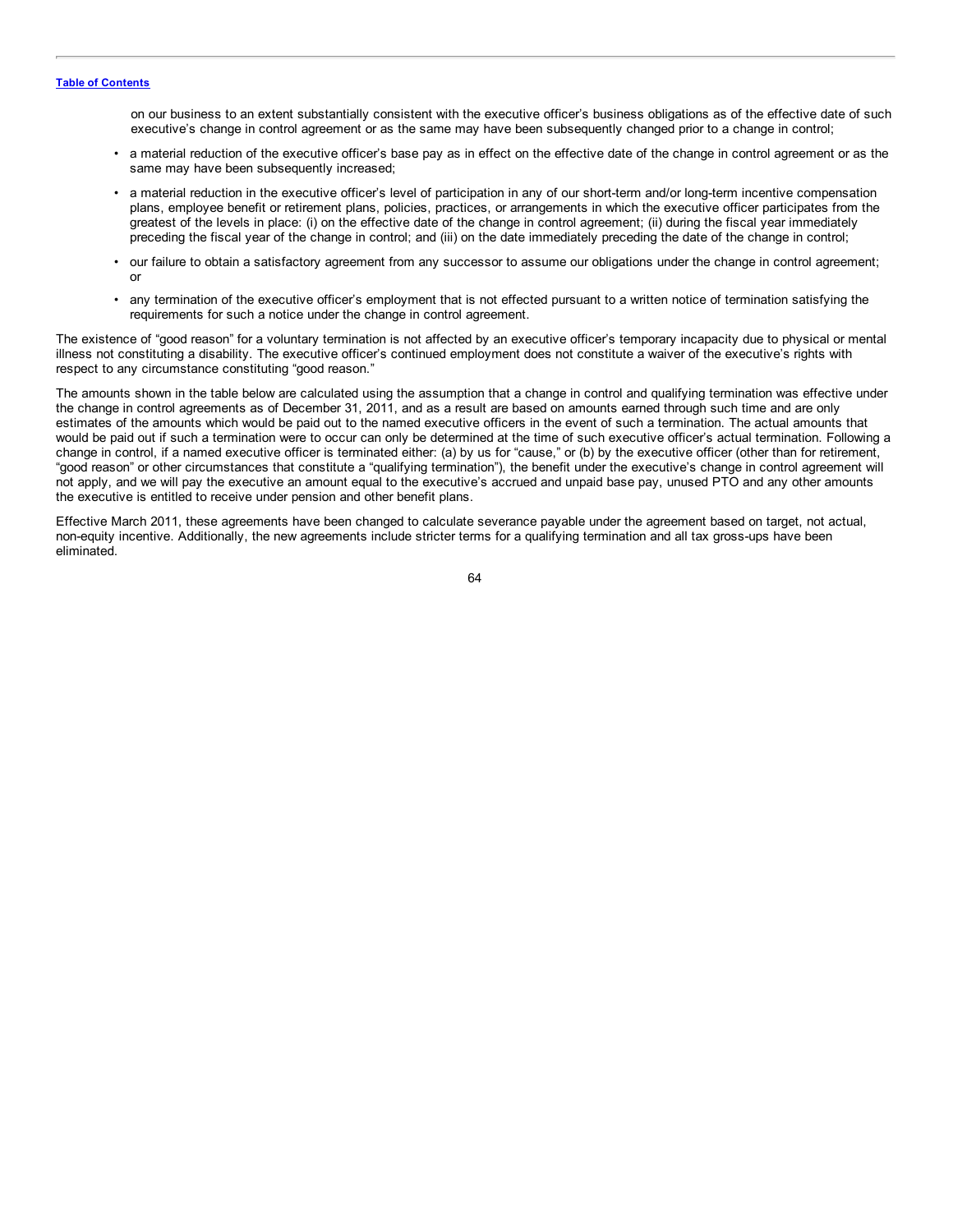on our business to an extent substantially consistent with the executive officer's business obligations as of the effective date of such executive's change in control agreement or as the same may have been subsequently changed prior to a change in control;

- a material reduction of the executive officer's base pay as in effect on the effective date of the change in control agreement or as the same may have been subsequently increased;
- a material reduction in the executive officer's level of participation in any of our short-term and/or long-term incentive compensation plans, employee benefit or retirement plans, policies, practices, or arrangements in which the executive officer participates from the greatest of the levels in place: (i) on the effective date of the change in control agreement; (ii) during the fiscal year immediately preceding the fiscal year of the change in control; and (iii) on the date immediately preceding the date of the change in control;
- our failure to obtain a satisfactory agreement from any successor to assume our obligations under the change in control agreement; or
- any termination of the executive officer's employment that is not effected pursuant to a written notice of termination satisfying the requirements for such a notice under the change in control agreement.

The existence of "good reason" for a voluntary termination is not affected by an executive officer's temporary incapacity due to physical or mental illness not constituting a disability. The executive officer's continued employment does not constitute a waiver of the executive's rights with respect to any circumstance constituting "good reason."

The amounts shown in the table below are calculated using the assumption that a change in control and qualifying termination was effective under the change in control agreements as of December 31, 2011, and as a result are based on amounts earned through such time and are only estimates of the amounts which would be paid out to the named executive officers in the event of such a termination. The actual amounts that would be paid out if such a termination were to occur can only be determined at the time of such executive officer's actual termination. Following a change in control, if a named executive officer is terminated either: (a) by us for "cause," or (b) by the executive officer (other than for retirement, "good reason" or other circumstances that constitute a "qualifying termination"), the benefit under the executive's change in control agreement will not apply, and we will pay the executive an amount equal to the executive's accrued and unpaid base pay, unused PTO and any other amounts the executive is entitled to receive under pension and other benefit plans.

Effective March 2011, these agreements have been changed to calculate severance payable under the agreement based on target, not actual, non-equity incentive. Additionally, the new agreements include stricter terms for a qualifying termination and all tax gross-ups have been eliminated.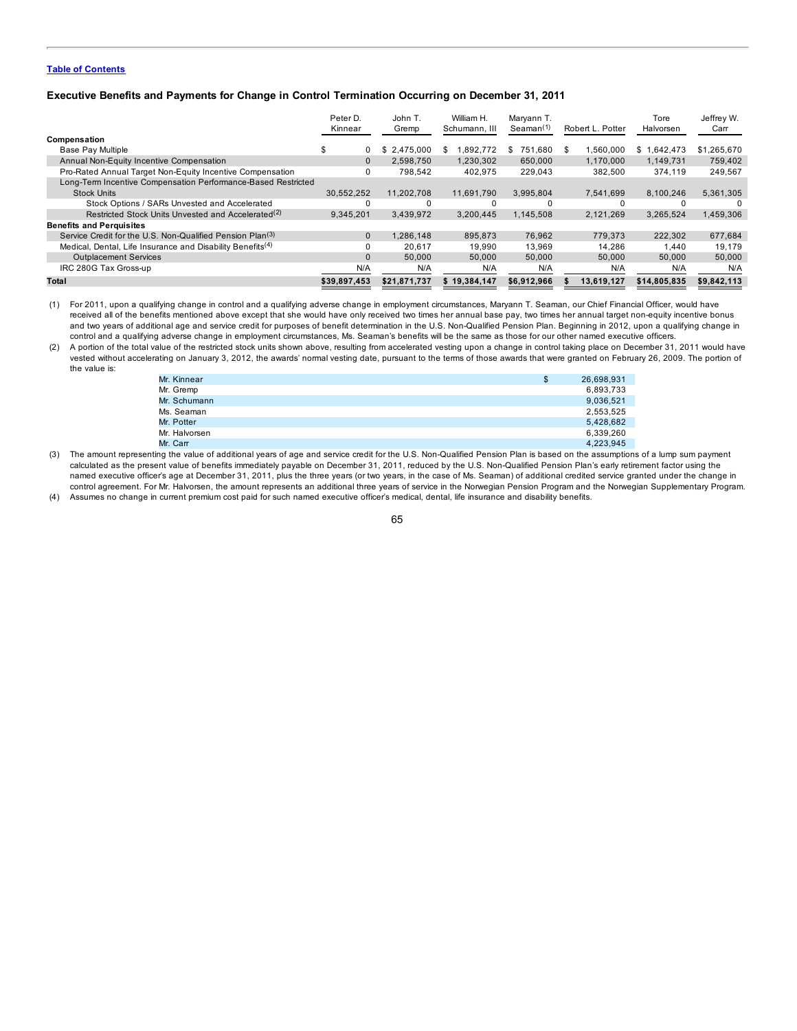[Table of Contents](#)

### Executive Benefits and Payments for Change in Control Termination Occurring on December 31, 2011

| | Peter D. Kinnear | John T. Gremp | William H. Schumann, III | Maryann T. Seaman[(1)] | Robert L. Potter | Tore Halvorsen | Jeffrey W. Carr |
|---|---|---|---|---|---|---|---|
| **Compensation** | | | | | | | |
| Base Pay Multiple | $ 0 | $ 2,475,000 | $ 1,892,772 | $ 751,680 | $ 1,560,000 | $ 1,642,473 | $1,265,670 |
| Annual Non-Equity Incentive Compensation | 0 | 2,598,750 | 1,230,302 | 650,000 | 1,170,000 | 1,149,731 | 759,402 |
| Pro-Rated Annual Target Non-Equity Incentive Compensation | 0 | 798,542 | 402,975 | 229,043 | 382,500 | 374,119 | 249,567 |
| Long-Term Incentive Compensation Performance-Based Restricted Stock Units | 30,552,252 | 11,202,708 | 11,691,790 | 3,995,804 | 7,541,699 | 8,100,246 | 5,361,305 |
| Stock Options / SARs Unvested and Accelerated | 0 | 0 | 0 | 0 | 0 | 0 | 0 |
| Restricted Stock Units Unvested and Accelerated[(2)] | 9,345,201 | 3,439,972 | 3,200,445 | 1,145,508 | 2,121,269 | 3,265,524 | 1,459,306 |
| **Benefits and Perquisites** | | | | | | | |
| Service Credit for the U.S. Non-Qualified Pension Plan[(3)] | 0 | 1,286,148 | 895,873 | 76,962 | 779,373 | 222,302 | 677,684 |
| Medical, Dental, Life Insurance and Disability Benefits[(4)] | 0 | 20,617 | 19,990 | 13,969 | 14,286 | 1,440 | 19,179 |
| Outplacement Services | 0 | 50,000 | 50,000 | 50,000 | 50,000 | 50,000 | 50,000 |
| IRC 280G Tax Gross-up | N/A | N/A | N/A | N/A | N/A | N/A | N/A |
| **Total** | **$39,897,453** | **$21,871,737** | **$ 19,384,147** | **$6,912,966** | **$ 13,619,127** | **$14,805,835** | **$9,842,113** |

(1) For 2011, upon a qualifying change in control and a qualifying adverse change in employment circumstances, Maryann T. Seaman, our Chief Financial Officer, would have received all of the benefits mentioned above except that she would have only received two times her annual base pay, two times her annual target non-equity incentive bonus and two years of additional age and service credit for purposes of benefit determination in the U.S. Non-Qualified Pension Plan. Beginning in 2012, upon a qualifying change in control and a qualifying adverse change in employment circumstances, Ms. Seaman's benefits will be the same as those for our other named executive officers.

(2) A portion of the total value of the restricted stock units shown above, resulting from accelerated vesting upon a change in control taking place on December 31, 2011 would have vested without accelerating on January 3, 2012, the awards' normal vesting date, pursuant to the terms of those awards that were granted on February 26, 2009. The portion of the value is:

| | |
|---|---|
| Mr. Kinnear | $ 26,698,931 |
| Mr. Gremp | 6,893,733 |
| Mr. Schumann | 9,036,521 |
| Ms. Seaman | 2,553,525 |
| Mr. Potter | 5,428,682 |
| Mr. Halvorsen | 6,339,260 |
| Mr. Carr | 4,223,945 |

(3) The amount representing the value of additional years of age and service credit for the U.S. Non-Qualified Pension Plan is based on the assumptions of a lump sum payment calculated as the present value of benefits immediately payable on December 31, 2011, reduced by the U.S. Non-Qualified Pension Plan's early retirement factor using the named executive officer's age at December 31, 2011, plus the three years (or two years, in the case of Ms. Seaman) of additional credited service granted under the change in control agreement. For Mr. Halvorsen, the amount represents an additional three years of service in the Norwegian Pension Program and the Norwegian Supplementary Program.

(4) Assumes no change in current premium cost paid for such named executive officer's medical, dental, life insurance and disability benefits.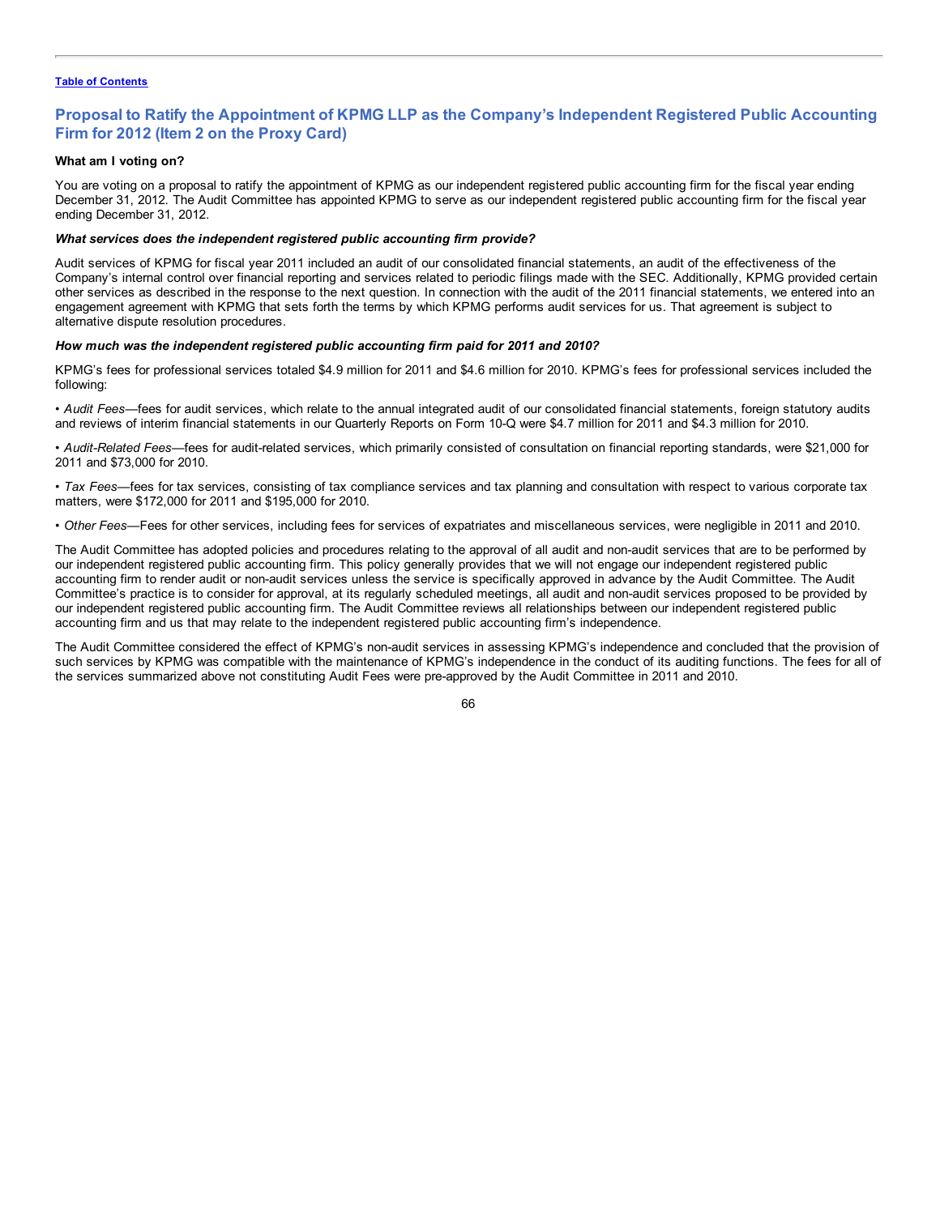## Proposal to Ratify the Appointment of KPMG LLP as the Company's Independent Registered Public Accounting Firm for 2012 (Item 2 on the Proxy Card)

**What am I voting on?**

You are voting on a proposal to ratify the appointment of KPMG as our independent registered public accounting firm for the fiscal year ending December 31, 2012. The Audit Committee has appointed KPMG to serve as our independent registered public accounting firm for the fiscal year ending December 31, 2012.

***What services does the independent registered public accounting firm provide?***

Audit services of KPMG for fiscal year 2011 included an audit of our consolidated financial statements, an audit of the effectiveness of the Company's internal control over financial reporting and services related to periodic filings made with the SEC. Additionally, KPMG provided certain other services as described in the response to the next question. In connection with the audit of the 2011 financial statements, we entered into an engagement agreement with KPMG that sets forth the terms by which KPMG performs audit services for us. That agreement is subject to alternative dispute resolution procedures.

***How much was the independent registered public accounting firm paid for 2011 and 2010?***

KPMG's fees for professional services totaled $4.9 million for 2011 and $4.6 million for 2010. KPMG's fees for professional services included the following:

• *Audit Fees*—fees for audit services, which relate to the annual integrated audit of our consolidated financial statements, foreign statutory audits and reviews of interim financial statements in our Quarterly Reports on Form 10-Q were $4.7 million for 2011 and $4.3 million for 2010.

• *Audit-Related Fees*—fees for audit-related services, which primarily consisted of consultation on financial reporting standards, were $21,000 for 2011 and $73,000 for 2010.

• *Tax Fees*—fees for tax services, consisting of tax compliance services and tax planning and consultation with respect to various corporate tax matters, were $172,000 for 2011 and $195,000 for 2010.

• *Other Fees*—Fees for other services, including fees for services of expatriates and miscellaneous services, were negligible in 2011 and 2010.

The Audit Committee has adopted policies and procedures relating to the approval of all audit and non-audit services that are to be performed by our independent registered public accounting firm. This policy generally provides that we will not engage our independent registered public accounting firm to render audit or non-audit services unless the service is specifically approved in advance by the Audit Committee. The Audit Committee's practice is to consider for approval, at its regularly scheduled meetings, all audit and non-audit services proposed to be provided by our independent registered public accounting firm. The Audit Committee reviews all relationships between our independent registered public accounting firm and us that may relate to the independent registered public accounting firm's independence.

The Audit Committee considered the effect of KPMG's non-audit services in assessing KPMG's independence and concluded that the provision of such services by KPMG was compatible with the maintenance of KPMG's independence in the conduct of its auditing functions. The fees for all of the services summarized above not constituting Audit Fees were pre-approved by the Audit Committee in 2011 and 2010.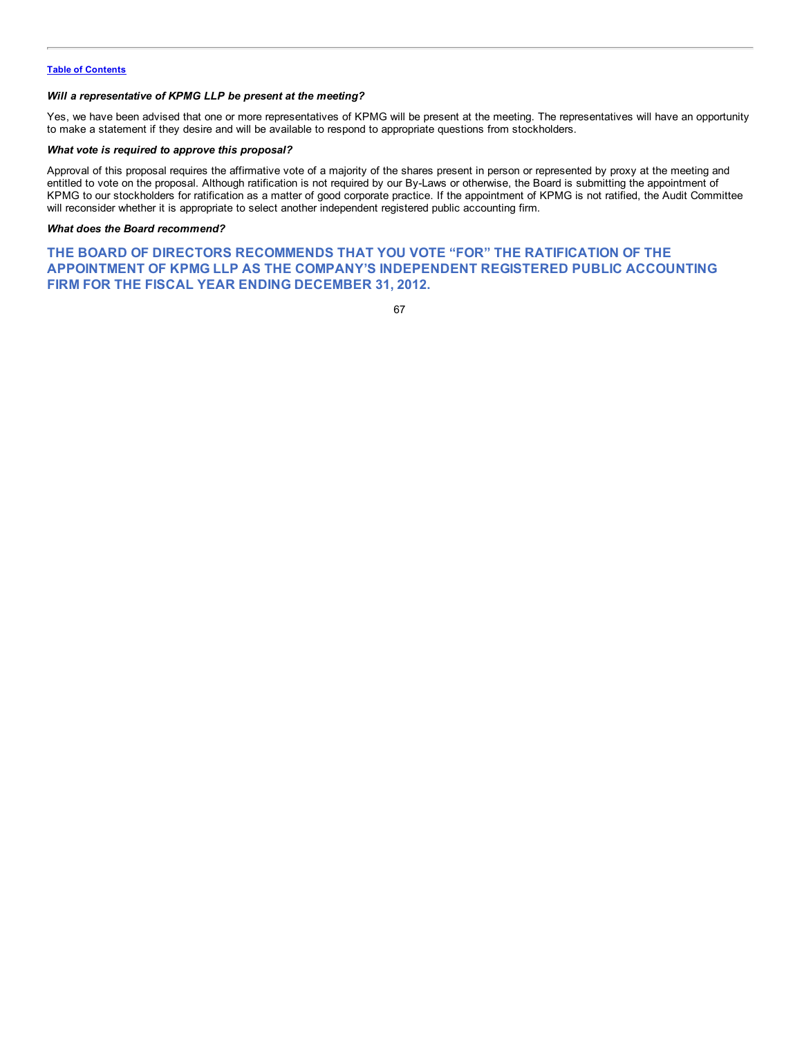***Will a representative of KPMG LLP be present at the meeting?***

Yes, we have been advised that one or more representatives of KPMG will be present at the meeting. The representatives will have an opportunity to make a statement if they desire and will be available to respond to appropriate questions from stockholders.

***What vote is required to approve this proposal?***

Approval of this proposal requires the affirmative vote of a majority of the shares present in person or represented by proxy at the meeting and entitled to vote on the proposal. Although ratification is not required by our By-Laws or otherwise, the Board is submitting the appointment of KPMG to our stockholders for ratification as a matter of good corporate practice. If the appointment of KPMG is not ratified, the Audit Committee will reconsider whether it is appropriate to select another independent registered public accounting firm.

***What does the Board recommend?***

**THE BOARD OF DIRECTORS RECOMMENDS THAT YOU VOTE "FOR" THE RATIFICATION OF THE APPOINTMENT OF KPMG LLP AS THE COMPANY'S INDEPENDENT REGISTERED PUBLIC ACCOUNTING FIRM FOR THE FISCAL YEAR ENDING DECEMBER 31, 2012.**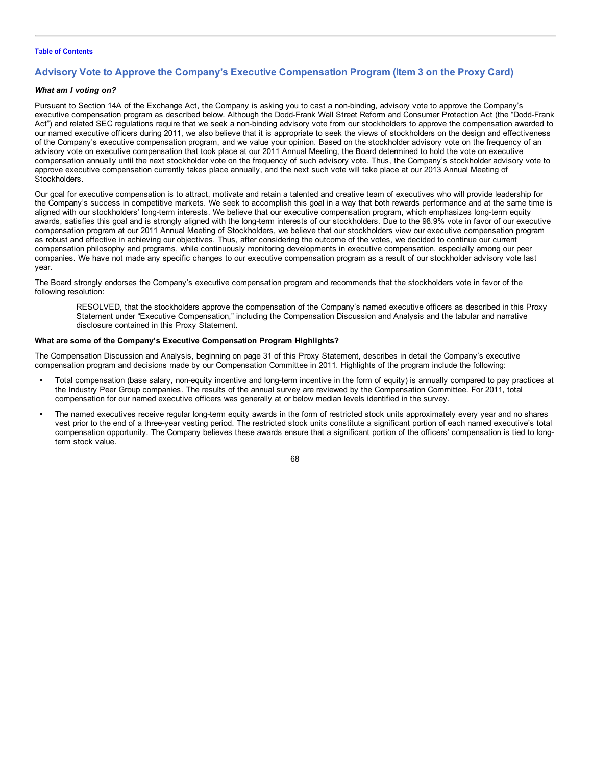[Table of Contents](#)

## Advisory Vote to Approve the Company's Executive Compensation Program (Item 3 on the Proxy Card)

### *What am I voting on?*

Pursuant to Section 14A of the Exchange Act, the Company is asking you to cast a non-binding, advisory vote to approve the Company's executive compensation program as described below. Although the Dodd-Frank Wall Street Reform and Consumer Protection Act (the "Dodd-Frank Act") and related SEC regulations require that we seek a non-binding advisory vote from our stockholders to approve the compensation awarded to our named executive officers during 2011, we also believe that it is appropriate to seek the views of stockholders on the design and effectiveness of the Company's executive compensation program, and we value your opinion. Based on the stockholder advisory vote on the frequency of an advisory vote on executive compensation that took place at our 2011 Annual Meeting, the Board determined to hold the vote on executive compensation annually until the next stockholder vote on the frequency of such advisory vote. Thus, the Company's stockholder advisory vote to approve executive compensation currently takes place annually, and the next such vote will take place at our 2013 Annual Meeting of Stockholders.

Our goal for executive compensation is to attract, motivate and retain a talented and creative team of executives who will provide leadership for the Company's success in competitive markets. We seek to accomplish this goal in a way that both rewards performance and at the same time is aligned with our stockholders' long-term interests. We believe that our executive compensation program, which emphasizes long-term equity awards, satisfies this goal and is strongly aligned with the long-term interests of our stockholders. Due to the 98.9% vote in favor of our executive compensation program at our 2011 Annual Meeting of Stockholders, we believe that our stockholders view our executive compensation program as robust and effective in achieving our objectives. Thus, after considering the outcome of the votes, we decided to continue our current compensation philosophy and programs, while continuously monitoring developments in executive compensation, especially among our peer companies. We have not made any specific changes to our executive compensation program as a result of our stockholder advisory vote last year.

The Board strongly endorses the Company's executive compensation program and recommends that the stockholders vote in favor of the following resolution:

> RESOLVED, that the stockholders approve the compensation of the Company's named executive officers as described in this Proxy Statement under "Executive Compensation," including the Compensation Discussion and Analysis and the tabular and narrative disclosure contained in this Proxy Statement.

### **What are some of the Company's Executive Compensation Program Highlights?**

The Compensation Discussion and Analysis, beginning on page 31 of this Proxy Statement, describes in detail the Company's executive compensation program and decisions made by our Compensation Committee in 2011. Highlights of the program include the following:

- Total compensation (base salary, non-equity incentive and long-term incentive in the form of equity) is annually compared to pay practices at the Industry Peer Group companies. The results of the annual survey are reviewed by the Compensation Committee. For 2011, total compensation for our named executive officers was generally at or below median levels identified in the survey.
- The named executives receive regular long-term equity awards in the form of restricted stock units approximately every year and no shares vest prior to the end of a three-year vesting period. The restricted stock units constitute a significant portion of each named executive's total compensation opportunity. The Company believes these awards ensure that a significant portion of the officers' compensation is tied to long-term stock value.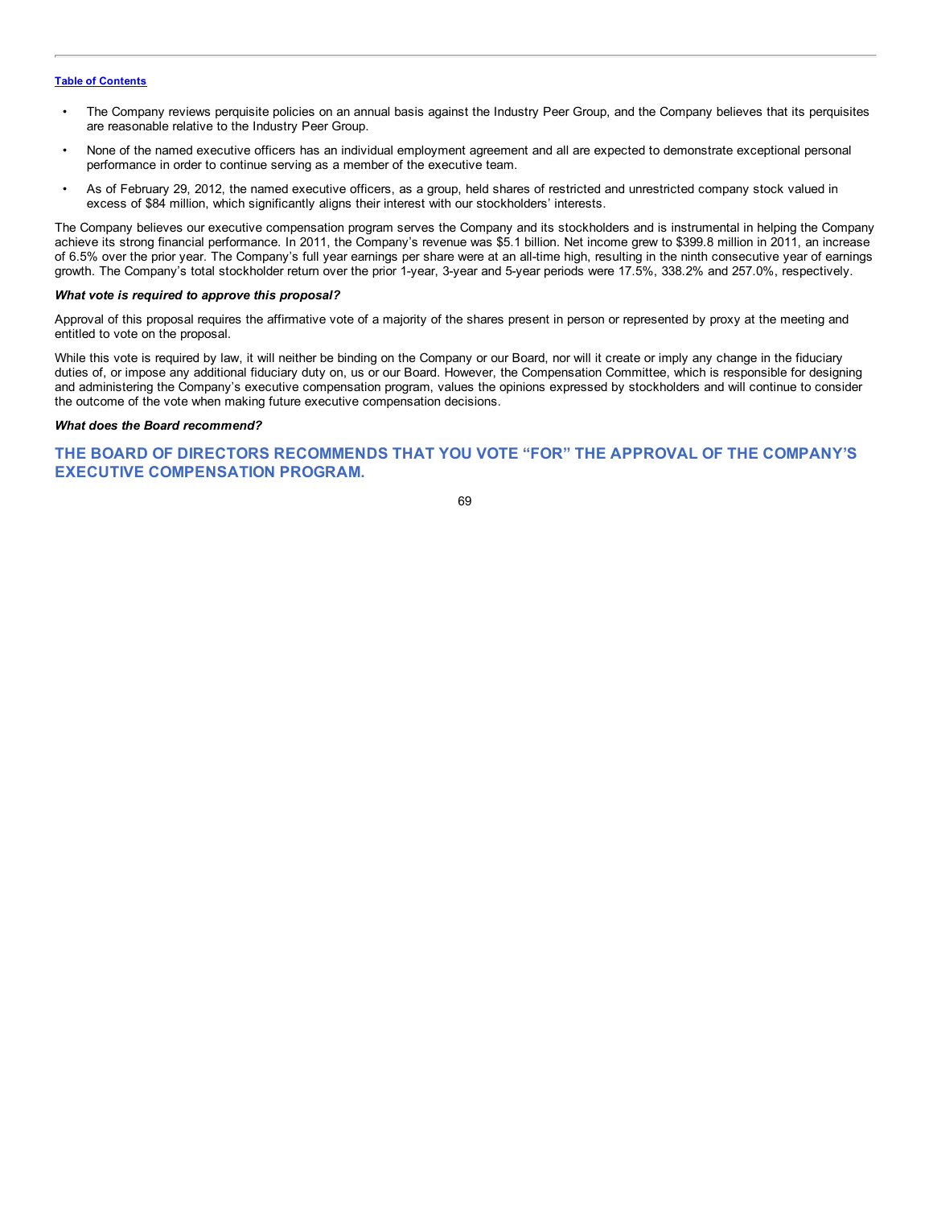- The Company reviews perquisite policies on an annual basis against the Industry Peer Group, and the Company believes that its perquisites are reasonable relative to the Industry Peer Group.
- None of the named executive officers has an individual employment agreement and all are expected to demonstrate exceptional personal performance in order to continue serving as a member of the executive team.
- As of February 29, 2012, the named executive officers, as a group, held shares of restricted and unrestricted company stock valued in excess of $84 million, which significantly aligns their interest with our stockholders' interests.

The Company believes our executive compensation program serves the Company and its stockholders and is instrumental in helping the Company achieve its strong financial performance. In 2011, the Company's revenue was $5.1 billion. Net income grew to $399.8 million in 2011, an increase of 6.5% over the prior year. The Company's full year earnings per share were at an all-time high, resulting in the ninth consecutive year of earnings growth. The Company's total stockholder return over the prior 1-year, 3-year and 5-year periods were 17.5%, 338.2% and 257.0%, respectively.

***What vote is required to approve this proposal?***

Approval of this proposal requires the affirmative vote of a majority of the shares present in person or represented by proxy at the meeting and entitled to vote on the proposal.

While this vote is required by law, it will neither be binding on the Company or our Board, nor will it create or imply any change in the fiduciary duties of, or impose any additional fiduciary duty on, us or our Board. However, the Compensation Committee, which is responsible for designing and administering the Company's executive compensation program, values the opinions expressed by stockholders and will continue to consider the outcome of the vote when making future executive compensation decisions.

***What does the Board recommend?***

**THE BOARD OF DIRECTORS RECOMMENDS THAT YOU VOTE "FOR" THE APPROVAL OF THE COMPANY'S EXECUTIVE COMPENSATION PROGRAM.**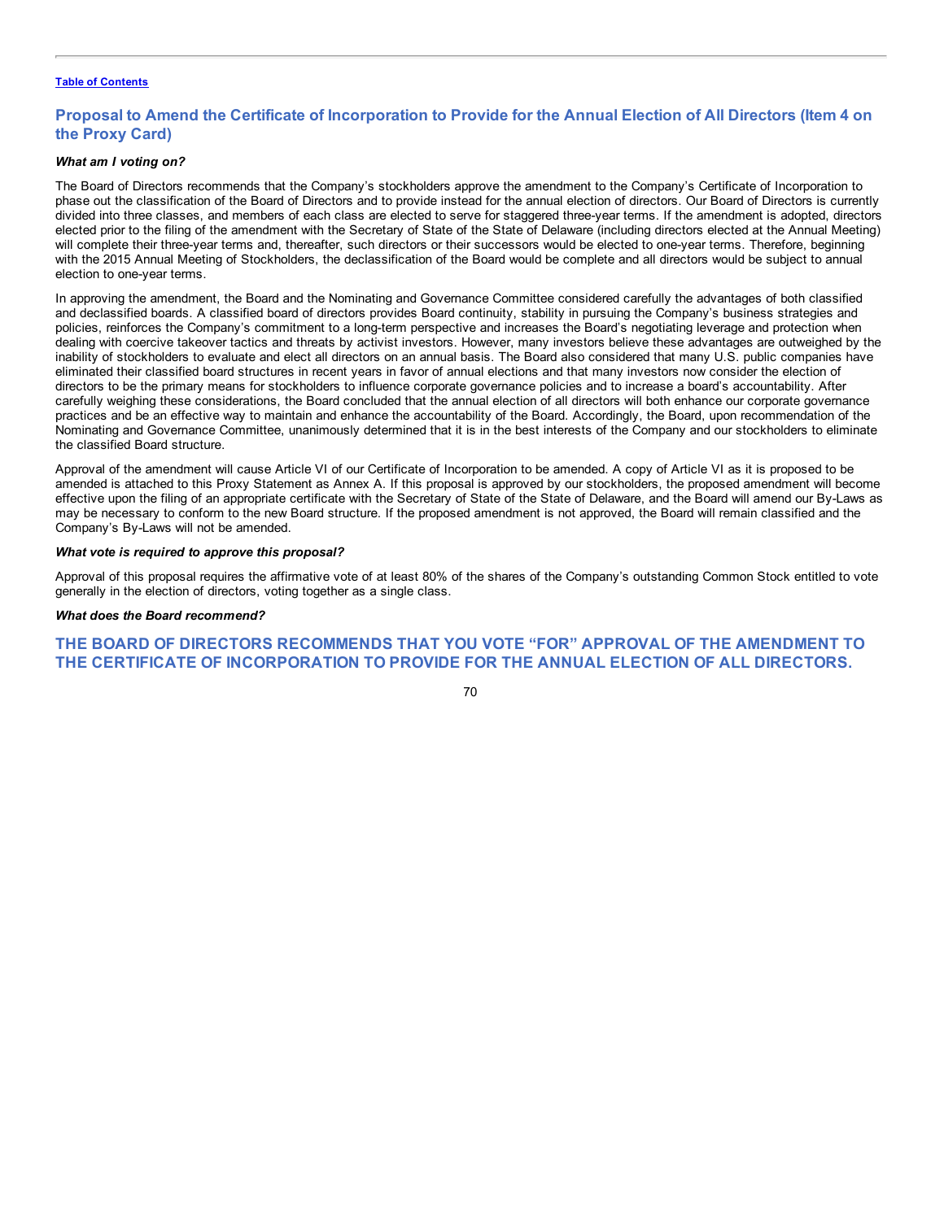## Proposal to Amend the Certificate of Incorporation to Provide for the Annual Election of All Directors (Item 4 on the Proxy Card)

***What am I voting on?***

The Board of Directors recommends that the Company's stockholders approve the amendment to the Company's Certificate of Incorporation to phase out the classification of the Board of Directors and to provide instead for the annual election of directors. Our Board of Directors is currently divided into three classes, and members of each class are elected to serve for staggered three-year terms. If the amendment is adopted, directors elected prior to the filing of the amendment with the Secretary of State of the State of Delaware (including directors elected at the Annual Meeting) will complete their three-year terms and, thereafter, such directors or their successors would be elected to one-year terms. Therefore, beginning with the 2015 Annual Meeting of Stockholders, the declassification of the Board would be complete and all directors would be subject to annual election to one-year terms.

In approving the amendment, the Board and the Nominating and Governance Committee considered carefully the advantages of both classified and declassified boards. A classified board of directors provides Board continuity, stability in pursuing the Company's business strategies and policies, reinforces the Company's commitment to a long-term perspective and increases the Board's negotiating leverage and protection when dealing with coercive takeover tactics and threats by activist investors. However, many investors believe these advantages are outweighed by the inability of stockholders to evaluate and elect all directors on an annual basis. The Board also considered that many U.S. public companies have eliminated their classified board structures in recent years in favor of annual elections and that many investors now consider the election of directors to be the primary means for stockholders to influence corporate governance policies and to increase a board's accountability. After carefully weighing these considerations, the Board concluded that the annual election of all directors will both enhance our corporate governance practices and be an effective way to maintain and enhance the accountability of the Board. Accordingly, the Board, upon recommendation of the Nominating and Governance Committee, unanimously determined that it is in the best interests of the Company and our stockholders to eliminate the classified Board structure.

Approval of the amendment will cause Article VI of our Certificate of Incorporation to be amended. A copy of Article VI as it is proposed to be amended is attached to this Proxy Statement as Annex A. If this proposal is approved by our stockholders, the proposed amendment will become effective upon the filing of an appropriate certificate with the Secretary of State of the State of Delaware, and the Board will amend our By-Laws as may be necessary to conform to the new Board structure. If the proposed amendment is not approved, the Board will remain classified and the Company's By-Laws will not be amended.

***What vote is required to approve this proposal?***

Approval of this proposal requires the affirmative vote of at least 80% of the shares of the Company's outstanding Common Stock entitled to vote generally in the election of directors, voting together as a single class.

***What does the Board recommend?***

### THE BOARD OF DIRECTORS RECOMMENDS THAT YOU VOTE "FOR" APPROVAL OF THE AMENDMENT TO THE CERTIFICATE OF INCORPORATION TO PROVIDE FOR THE ANNUAL ELECTION OF ALL DIRECTORS.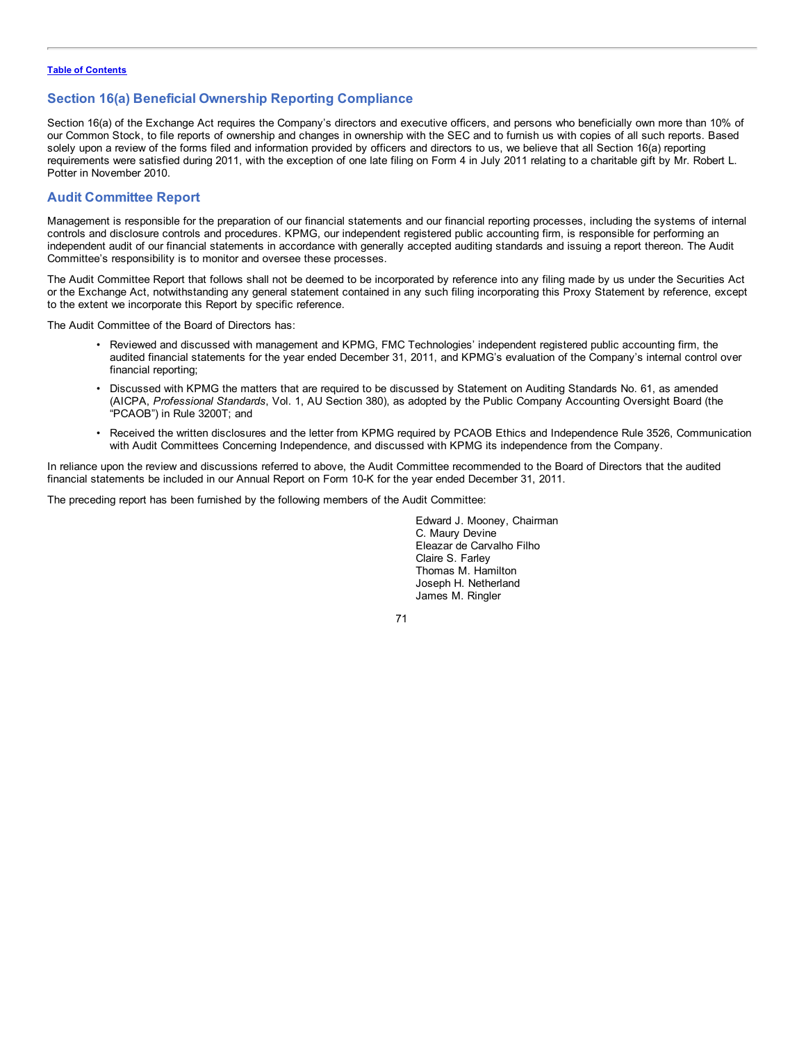[Table of Contents](#)

## Section 16(a) Beneficial Ownership Reporting Compliance

Section 16(a) of the Exchange Act requires the Company's directors and executive officers, and persons who beneficially own more than 10% of our Common Stock, to file reports of ownership and changes in ownership with the SEC and to furnish us with copies of all such reports. Based solely upon a review of the forms filed and information provided by officers and directors to us, we believe that all Section 16(a) reporting requirements were satisfied during 2011, with the exception of one late filing on Form 4 in July 2011 relating to a charitable gift by Mr. Robert L. Potter in November 2010.

## Audit Committee Report

Management is responsible for the preparation of our financial statements and our financial reporting processes, including the systems of internal controls and disclosure controls and procedures. KPMG, our independent registered public accounting firm, is responsible for performing an independent audit of our financial statements in accordance with generally accepted auditing standards and issuing a report thereon. The Audit Committee's responsibility is to monitor and oversee these processes.

The Audit Committee Report that follows shall not be deemed to be incorporated by reference into any filing made by us under the Securities Act or the Exchange Act, notwithstanding any general statement contained in any such filing incorporating this Proxy Statement by reference, except to the extent we incorporate this Report by specific reference.

The Audit Committee of the Board of Directors has:

- Reviewed and discussed with management and KPMG, FMC Technologies' independent registered public accounting firm, the audited financial statements for the year ended December 31, 2011, and KPMG's evaluation of the Company's internal control over financial reporting;
- Discussed with KPMG the matters that are required to be discussed by Statement on Auditing Standards No. 61, as amended (AICPA, *Professional Standards*, Vol. 1, AU Section 380), as adopted by the Public Company Accounting Oversight Board (the "PCAOB") in Rule 3200T; and
- Received the written disclosures and the letter from KPMG required by PCAOB Ethics and Independence Rule 3526, Communication with Audit Committees Concerning Independence, and discussed with KPMG its independence from the Company.

In reliance upon the review and discussions referred to above, the Audit Committee recommended to the Board of Directors that the audited financial statements be included in our Annual Report on Form 10-K for the year ended December 31, 2011.

The preceding report has been furnished by the following members of the Audit Committee:

Edward J. Mooney, Chairman
C. Maury Devine
Eleazar de Carvalho Filho
Claire S. Farley
Thomas M. Hamilton
Joseph H. Netherland
James M. Ringler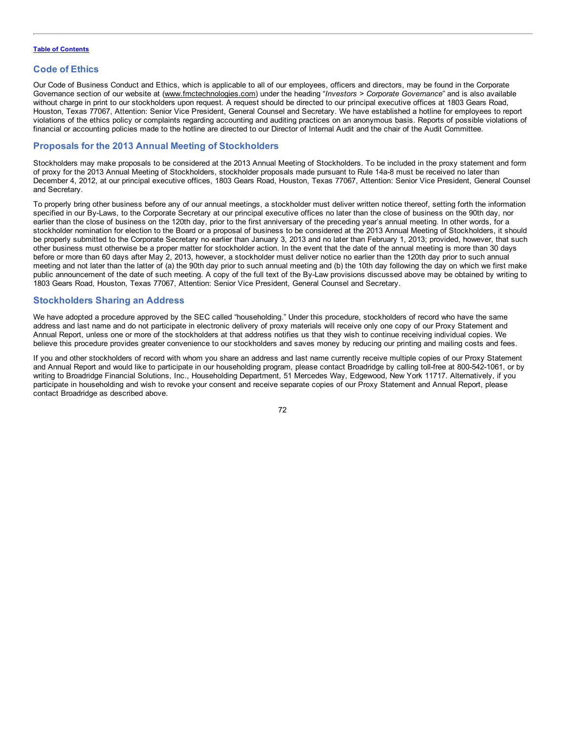## Code of Ethics

Our Code of Business Conduct and Ethics, which is applicable to all of our employees, officers and directors, may be found in the Corporate Governance section of our website at (www.fmctechnologies.com) under the heading "*Investors > Corporate Governance*" and is also available without charge in print to our stockholders upon request. A request should be directed to our principal executive offices at 1803 Gears Road, Houston, Texas 77067, Attention: Senior Vice President, General Counsel and Secretary. We have established a hotline for employees to report violations of the ethics policy or complaints regarding accounting and auditing practices on an anonymous basis. Reports of possible violations of financial or accounting policies made to the hotline are directed to our Director of Internal Audit and the chair of the Audit Committee.

## Proposals for the 2013 Annual Meeting of Stockholders

Stockholders may make proposals to be considered at the 2013 Annual Meeting of Stockholders. To be included in the proxy statement and form of proxy for the 2013 Annual Meeting of Stockholders, stockholder proposals made pursuant to Rule 14a-8 must be received no later than December 4, 2012, at our principal executive offices, 1803 Gears Road, Houston, Texas 77067, Attention: Senior Vice President, General Counsel and Secretary.

To properly bring other business before any of our annual meetings, a stockholder must deliver written notice thereof, setting forth the information specified in our By-Laws, to the Corporate Secretary at our principal executive offices no later than the close of business on the 90th day, nor earlier than the close of business on the 120th day, prior to the first anniversary of the preceding year's annual meeting. In other words, for a stockholder nomination for election to the Board or a proposal of business to be considered at the 2013 Annual Meeting of Stockholders, it should be properly submitted to the Corporate Secretary no earlier than January 3, 2013 and no later than February 1, 2013; provided, however, that such other business must otherwise be a proper matter for stockholder action. In the event that the date of the annual meeting is more than 30 days before or more than 60 days after May 2, 2013, however, a stockholder must deliver notice no earlier than the 120th day prior to such annual meeting and not later than the latter of (a) the 90th day prior to such annual meeting and (b) the 10th day following the day on which we first make public announcement of the date of such meeting. A copy of the full text of the By-Law provisions discussed above may be obtained by writing to 1803 Gears Road, Houston, Texas 77067, Attention: Senior Vice President, General Counsel and Secretary.

## Stockholders Sharing an Address

We have adopted a procedure approved by the SEC called "householding." Under this procedure, stockholders of record who have the same address and last name and do not participate in electronic delivery of proxy materials will receive only one copy of our Proxy Statement and Annual Report, unless one or more of the stockholders at that address notifies us that they wish to continue receiving individual copies. We believe this procedure provides greater convenience to our stockholders and saves money by reducing our printing and mailing costs and fees.

If you and other stockholders of record with whom you share an address and last name currently receive multiple copies of our Proxy Statement and Annual Report and would like to participate in our householding program, please contact Broadridge by calling toll-free at 800-542-1061, or by writing to Broadridge Financial Solutions, Inc., Householding Department, 51 Mercedes Way, Edgewood, New York 11717. Alternatively, if you participate in householding and wish to revoke your consent and receive separate copies of our Proxy Statement and Annual Report, please contact Broadridge as described above.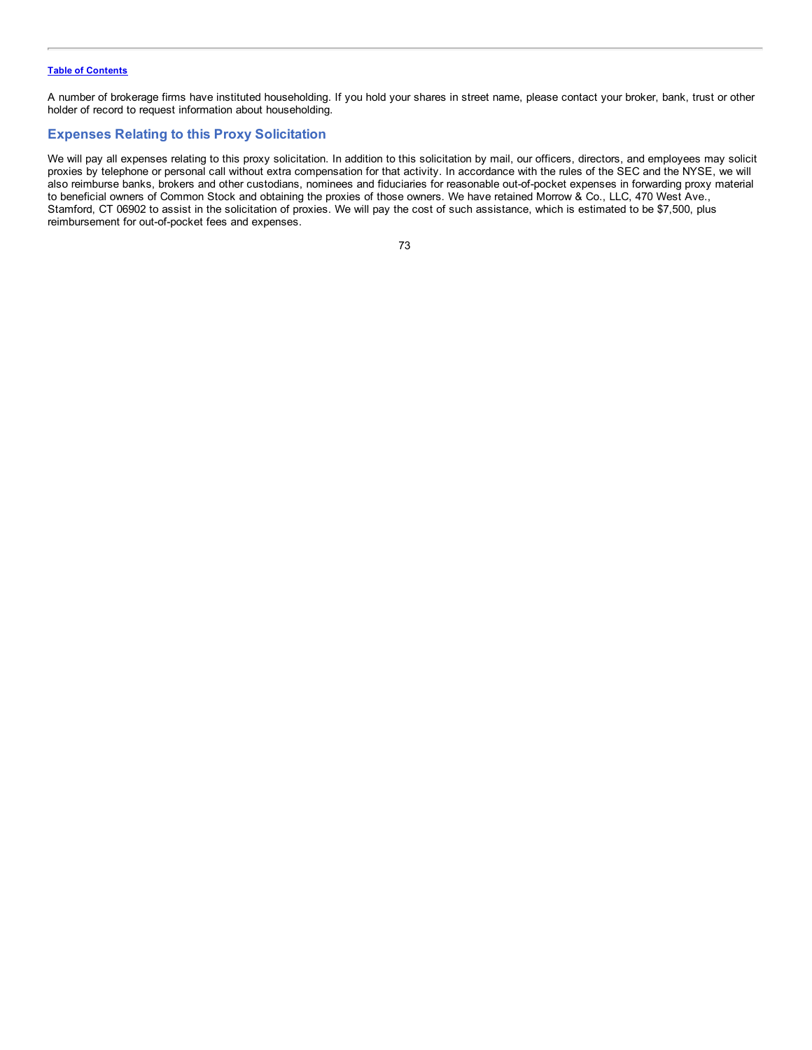A number of brokerage firms have instituted householding. If you hold your shares in street name, please contact your broker, bank, trust or other holder of record to request information about householding.

## Expenses Relating to this Proxy Solicitation

We will pay all expenses relating to this proxy solicitation. In addition to this solicitation by mail, our officers, directors, and employees may solicit proxies by telephone or personal call without extra compensation for that activity. In accordance with the rules of the SEC and the NYSE, we will also reimburse banks, brokers and other custodians, nominees and fiduciaries for reasonable out-of-pocket expenses in forwarding proxy material to beneficial owners of Common Stock and obtaining the proxies of those owners. We have retained Morrow & Co., LLC, 470 West Ave., Stamford, CT 06902 to assist in the solicitation of proxies. We will pay the cost of such assistance, which is estimated to be $7,500, plus reimbursement for out-of-pocket fees and expenses.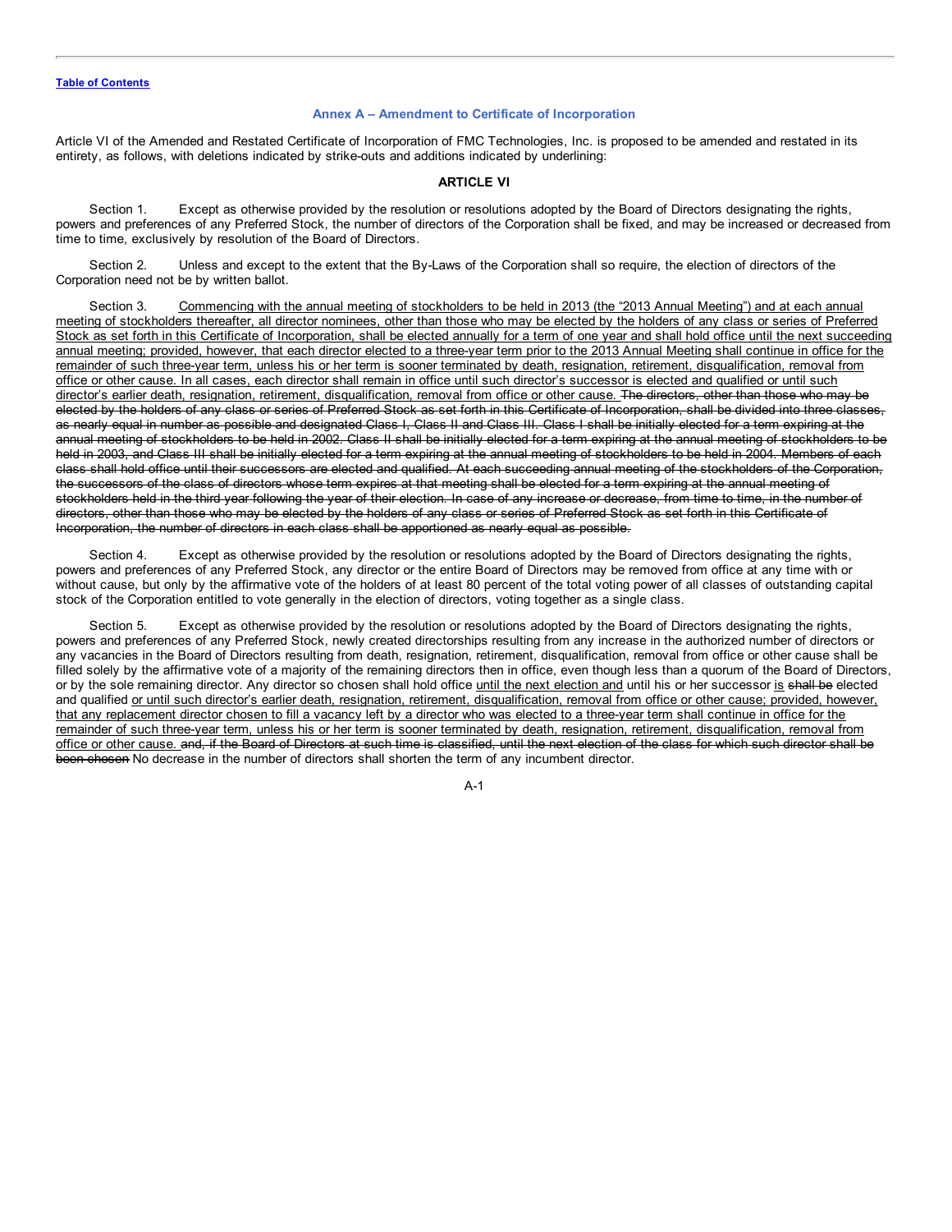## Annex A – Amendment to Certificate of Incorporation

Article VI of the Amended and Restated Certificate of Incorporation of FMC Technologies, Inc. is proposed to be amended and restated in its entirety, as follows, with deletions indicated by strike-outs and additions indicated by underlining:

### ARTICLE VI

Section 1. Except as otherwise provided by the resolution or resolutions adopted by the Board of Directors designating the rights, powers and preferences of any Preferred Stock, the number of directors of the Corporation shall be fixed, and may be increased or decreased from time to time, exclusively by resolution of the Board of Directors.

Section 2. Unless and except to the extent that the By-Laws of the Corporation shall so require, the election of directors of the Corporation need not be by written ballot.

Section 3. <u>Commencing with the annual meeting of stockholders to be held in 2013 (the "2013 Annual Meeting") and at each annual meeting of stockholders thereafter, all director nominees, other than those who may be elected by the holders of any class or series of Preferred Stock as set forth in this Certificate of Incorporation, shall be elected annually for a term of one year and shall hold office until the next succeeding annual meeting; provided, however, that each director elected to a three-year term prior to the 2013 Annual Meeting shall continue in office for the remainder of such three-year term, unless his or her term is sooner terminated by death, resignation, retirement, disqualification, removal from office or other cause. In all cases, each director shall remain in office until such director's successor is elected and qualified or until such director's earlier death, resignation, retirement, disqualification, removal from office or other cause.</u> ~~The directors, other than those who may be elected by the holders of any class or series of Preferred Stock as set forth in this Certificate of Incorporation, shall be divided into three classes, as nearly equal in number as possible and designated Class I, Class II and Class III. Class I shall be initially elected for a term expiring at the annual meeting of stockholders to be held in 2002. Class II shall be initially elected for a term expiring at the annual meeting of stockholders to be held in 2003, and Class III shall be initially elected for a term expiring at the annual meeting of stockholders to be held in 2004. Members of each class shall hold office until their successors are elected and qualified. At each succeeding annual meeting of the stockholders of the Corporation, the successors of the class of directors whose term expires at that meeting shall be elected for a term expiring at the annual meeting of stockholders held in the third year following the year of their election. In case of any increase or decrease, from time to time, in the number of directors, other than those who may be elected by the holders of any class or series of Preferred Stock as set forth in this Certificate of Incorporation, the number of directors in each class shall be apportioned as nearly equal as possible.~~

Section 4. Except as otherwise provided by the resolution or resolutions adopted by the Board of Directors designating the rights, powers and preferences of any Preferred Stock, any director or the entire Board of Directors may be removed from office at any time with or without cause, but only by the affirmative vote of the holders of at least 80 percent of the total voting power of all classes of outstanding capital stock of the Corporation entitled to vote generally in the election of directors, voting together as a single class.

Section 5. Except as otherwise provided by the resolution or resolutions adopted by the Board of Directors designating the rights, powers and preferences of any Preferred Stock, newly created directorships resulting from any increase in the authorized number of directors or any vacancies in the Board of Directors resulting from death, resignation, retirement, disqualification, removal from office or other cause shall be filled solely by the affirmative vote of a majority of the remaining directors then in office, even though less than a quorum of the Board of Directors, or by the sole remaining director. Any director so chosen shall hold office <u>until the next election and</u> until his or her successor <u>is</u> ~~shall be~~ elected and qualified <u>or until such director's earlier death, resignation, retirement, disqualification, removal from office or other cause; provided, however, that any replacement director chosen to fill a vacancy left by a director who was elected to a three-year term shall continue in office for the remainder of such three-year term, unless his or her term is sooner terminated by death, resignation, retirement, disqualification, removal from office or other cause.</u> ~~and, if the Board of Directors at such time is classified, until the next election of the class for which such director shall be been chosen~~ No decrease in the number of directors shall shorten the term of any incumbent director.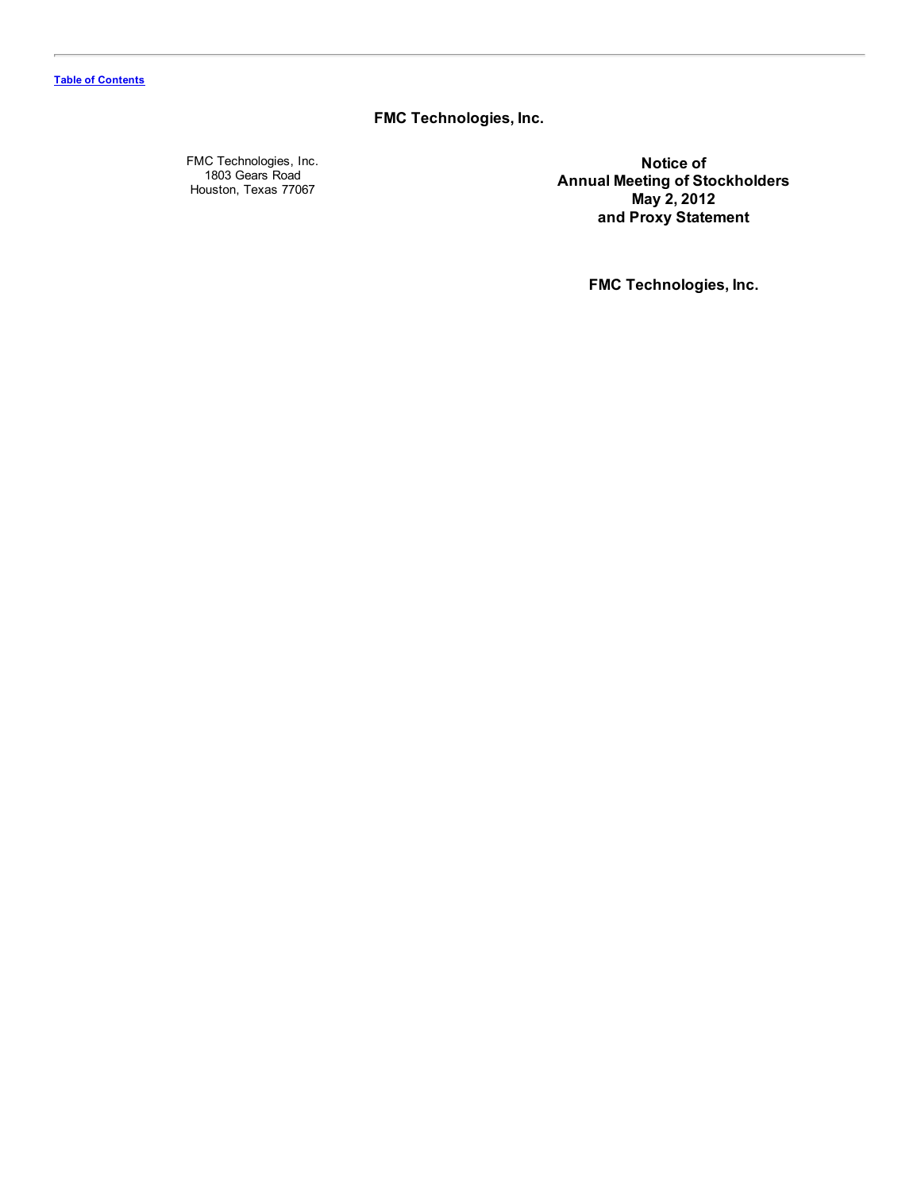[Table of Contents](#)

# FMC Technologies, Inc.

FMC Technologies, Inc.
1803 Gears Road
Houston, Texas 77067

**Notice of**
**Annual Meeting of Stockholders**
**May 2, 2012**
**and Proxy Statement**

**FMC Technologies, Inc.**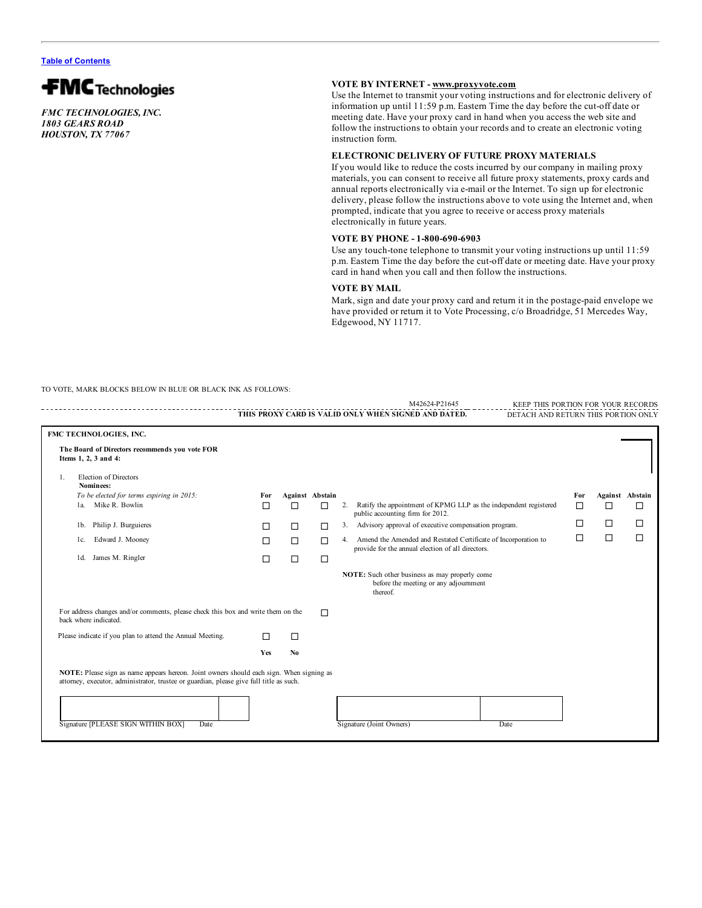Table of Contents

**FMC Technologies**

*FMC TECHNOLOGIES, INC.*
*1803 GEARS ROAD*
*HOUSTON, TX 77067*

**VOTE BY INTERNET - www.proxyvote.com**
Use the Internet to transmit your voting instructions and for electronic delivery of information up until 11:59 p.m. Eastern Time the day before the cut-off date or meeting date. Have your proxy card in hand when you access the web site and follow the instructions to obtain your records and to create an electronic voting instruction form.

**ELECTRONIC DELIVERY OF FUTURE PROXY MATERIALS**
If you would like to reduce the costs incurred by our company in mailing proxy materials, you can consent to receive all future proxy statements, proxy cards and annual reports electronically via e-mail or the Internet. To sign up for electronic delivery, please follow the instructions above to vote using the Internet and, when prompted, indicate that you agree to receive or access proxy materials electronically in future years.

**VOTE BY PHONE - 1-800-690-6903**
Use any touch-tone telephone to transmit your voting instructions up until 11:59 p.m. Eastern Time the day before the cut-off date or meeting date. Have your proxy card in hand when you call and then follow the instructions.

**VOTE BY MAIL**
Mark, sign and date your proxy card and return it in the postage-paid envelope we have provided or return it to Vote Processing, c/o Broadridge, 51 Mercedes Way, Edgewood, NY 11717.

TO VOTE, MARK BLOCKS BELOW IN BLUE OR BLACK INK AS FOLLOWS:

M42624-P21645 KEEP THIS PORTION FOR YOUR RECORDS

**THIS PROXY CARD IS VALID ONLY WHEN SIGNED AND DATED.** DETACH AND RETURN THIS PORTION ONLY

**FMC TECHNOLOGIES, INC.**

**The Board of Directors recommends you vote FOR Items 1, 2, 3 and 4:**

1. Election of Directors
   **Nominees:**

| *To be elected for terms expiring in 2015:* | For | Against | Abstain |
|---|---|---|---|
| 1a. Mike R. Bowlin | ☐ | ☐ | ☐ |
| 1b. Philip J. Burguieres | ☐ | ☐ | ☐ |
| 1c. Edward J. Mooney | ☐ | ☐ | ☐ |
| 1d. James M. Ringler | ☐ | ☐ | ☐ |

| | For | Against | Abstain |
|---|---|---|---|
| 2. Ratify the appointment of KPMG LLP as the independent registered public accounting firm for 2012. | ☐ | ☐ | ☐ |
| 3. Advisory approval of executive compensation program. | ☐ | ☐ | ☐ |
| 4. Amend the Amended and Restated Certificate of Incorporation to provide for the annual election of all directors. | ☐ | ☐ | ☐ |

**NOTE:** Such other business as may properly come before the meeting or any adjournment thereof.

For address changes and/or comments, please check this box and write them on the back where indicated. ☐

Please indicate if you plan to attend the Annual Meeting. ☐ Yes ☐ No

**NOTE:** Please sign as name appears hereon. Joint owners should each sign. When signing as attorney, executor, administrator, trustee or guardian, please give full title as such.

Signature [PLEASE SIGN WITHIN BOX] Date

Signature (Joint Owners) Date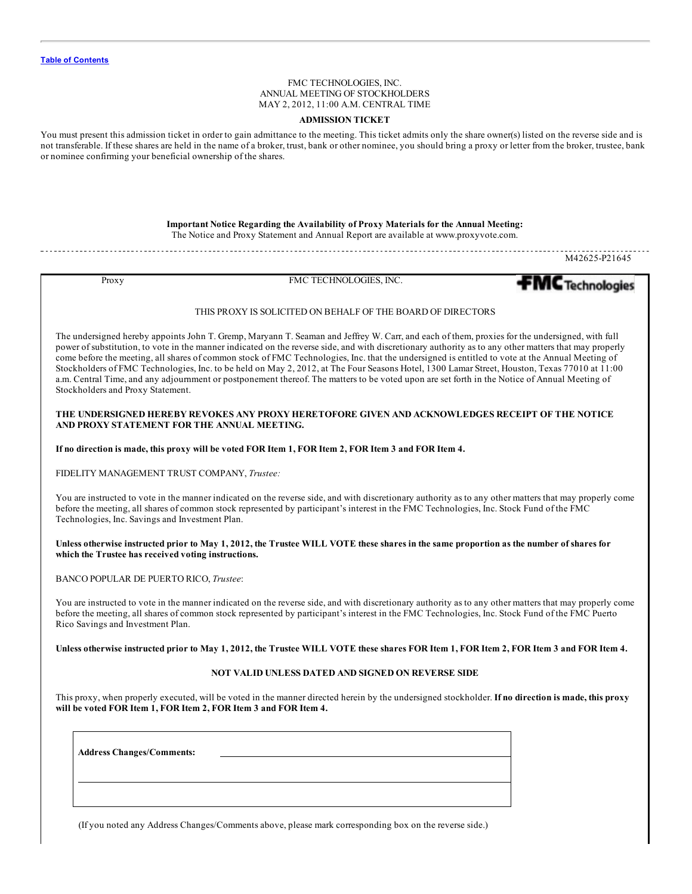[Table of Contents](#)

FMC TECHNOLOGIES, INC.
ANNUAL MEETING OF STOCKHOLDERS
MAY 2, 2012, 11:00 A.M. CENTRAL TIME

**ADMISSION TICKET**

You must present this admission ticket in order to gain admittance to the meeting. This ticket admits only the share owner(s) listed on the reverse side and is not transferable. If these shares are held in the name of a broker, trust, bank or other nominee, you should bring a proxy or letter from the broker, trustee, bank or nominee confirming your beneficial ownership of the shares.

**Important Notice Regarding the Availability of Proxy Materials for the Annual Meeting:**
The Notice and Proxy Statement and Annual Report are available at www.proxyvote.com.

M42625-P21645

Proxy FMC TECHNOLOGIES, INC. FMC Technologies

THIS PROXY IS SOLICITED ON BEHALF OF THE BOARD OF DIRECTORS

The undersigned hereby appoints John T. Gremp, Maryann T. Seaman and Jeffrey W. Carr, and each of them, proxies for the undersigned, with full power of substitution, to vote in the manner indicated on the reverse side, and with discretionary authority as to any other matters that may properly come before the meeting, all shares of common stock of FMC Technologies, Inc. that the undersigned is entitled to vote at the Annual Meeting of Stockholders of FMC Technologies, Inc. to be held on May 2, 2012, at The Four Seasons Hotel, 1300 Lamar Street, Houston, Texas 77010 at 11:00 a.m. Central Time, and any adjournment or postponement thereof. The matters to be voted upon are set forth in the Notice of Annual Meeting of Stockholders and Proxy Statement.

**THE UNDERSIGNED HEREBY REVOKES ANY PROXY HERETOFORE GIVEN AND ACKNOWLEDGES RECEIPT OF THE NOTICE AND PROXY STATEMENT FOR THE ANNUAL MEETING.**

**If no direction is made, this proxy will be voted FOR Item 1, FOR Item 2, FOR Item 3 and FOR Item 4.**

FIDELITY MANAGEMENT TRUST COMPANY, *Trustee:*

You are instructed to vote in the manner indicated on the reverse side, and with discretionary authority as to any other matters that may properly come before the meeting, all shares of common stock represented by participant's interest in the FMC Technologies, Inc. Stock Fund of the FMC Technologies, Inc. Savings and Investment Plan.

**Unless otherwise instructed prior to May 1, 2012, the Trustee WILL VOTE these shares in the same proportion as the number of shares for which the Trustee has received voting instructions.**

BANCO POPULAR DE PUERTO RICO, *Trustee*:

You are instructed to vote in the manner indicated on the reverse side, and with discretionary authority as to any other matters that may properly come before the meeting, all shares of common stock represented by participant's interest in the FMC Technologies, Inc. Stock Fund of the FMC Puerto Rico Savings and Investment Plan.

**Unless otherwise instructed prior to May 1, 2012, the Trustee WILL VOTE these shares FOR Item 1, FOR Item 2, FOR Item 3 and FOR Item 4.**

**NOT VALID UNLESS DATED AND SIGNED ON REVERSE SIDE**

This proxy, when properly executed, will be voted in the manner directed herein by the undersigned stockholder. **If no direction is made, this proxy will be voted FOR Item 1, FOR Item 2, FOR Item 3 and FOR Item 4.**

| **Address Changes/Comments:** | |
|---|---|
| | |
| | |

(If you noted any Address Changes/Comments above, please mark corresponding box on the reverse side.)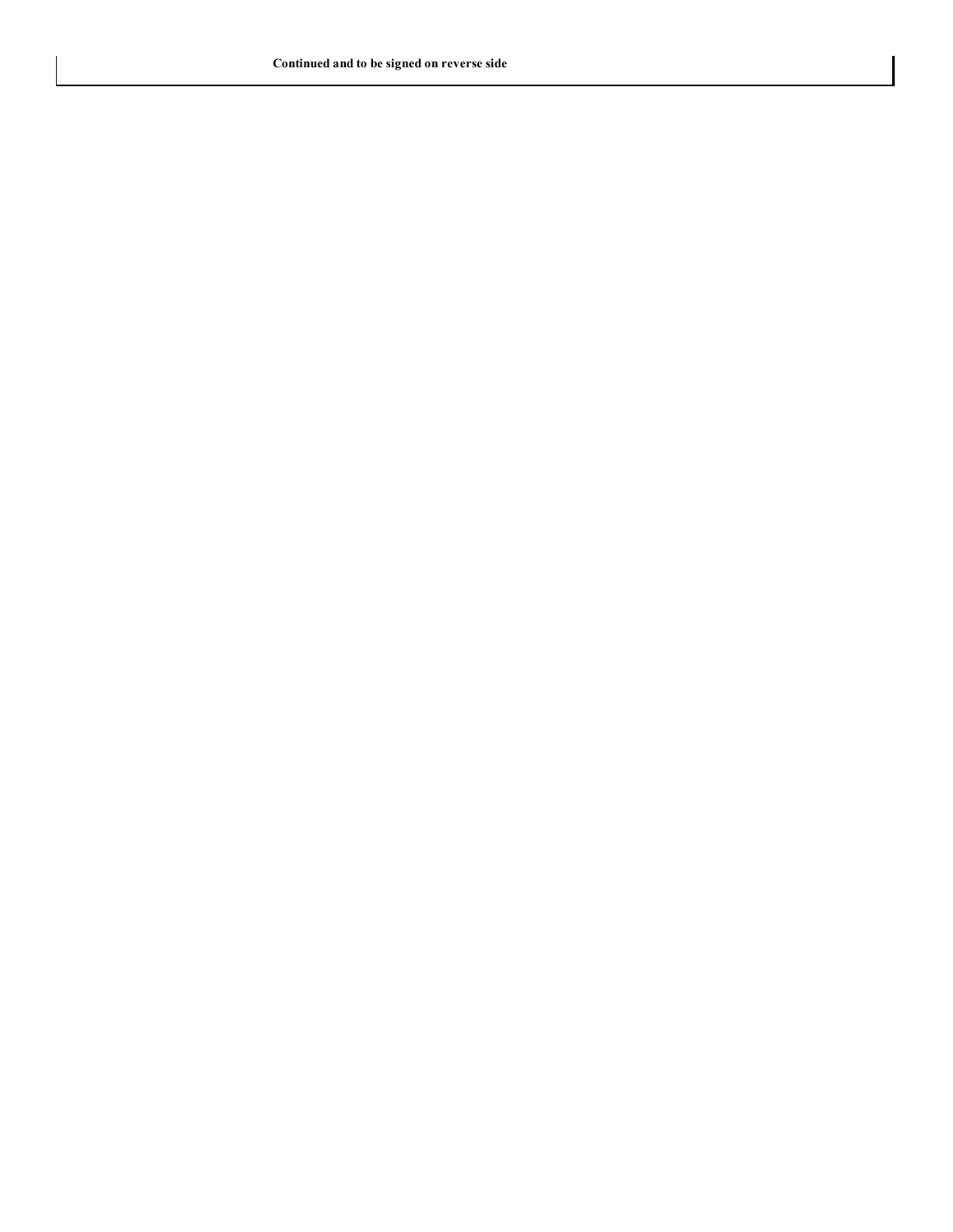**Continued and to be signed on reverse side**